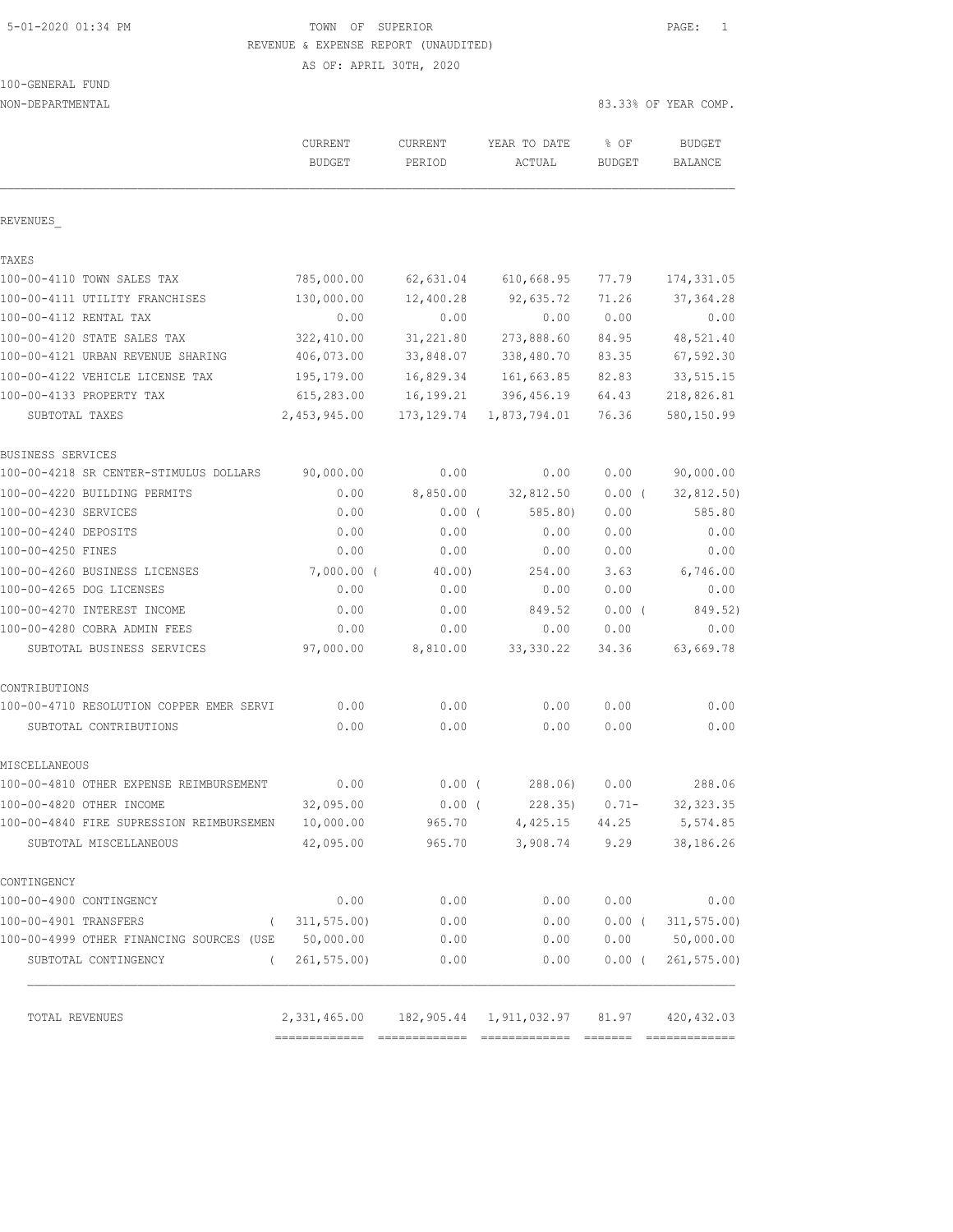5-01-2020 01:34 PM

# TOWN OF SUPERIOR

REVENUE & EXPENSE REPORT (UNAUDITED)

AS OF: APRIL 30TH, 2020

100-GENERAL FUND

NON-DEPARTMENTAL — 83.33% OF YEAR COMP.

| | CURRENT BUDGET | CURRENT PERIOD | YEAR TO DATE ACTUAL | % OF BUDGET | BUDGET BALANCE |
|---|---|---|---|---|---|
| **REVENUES** | | | | | |
| **TAXES** | | | | | |
| 100-00-4110 TOWN SALES TAX | 785,000.00 | 62,631.04 | 610,668.95 | 77.79 | 174,331.05 |
| 100-00-4111 UTILITY FRANCHISES | 130,000.00 | 12,400.28 | 92,635.72 | 71.26 | 37,364.28 |
| 100-00-4112 RENTAL TAX | 0.00 | 0.00 | 0.00 | 0.00 | 0.00 |
| 100-00-4120 STATE SALES TAX | 322,410.00 | 31,221.80 | 273,888.60 | 84.95 | 48,521.40 |
| 100-00-4121 URBAN REVENUE SHARING | 406,073.00 | 33,848.07 | 338,480.70 | 83.35 | 67,592.30 |
| 100-00-4122 VEHICLE LICENSE TAX | 195,179.00 | 16,829.34 | 161,663.85 | 82.83 | 33,515.15 |
| 100-00-4133 PROPERTY TAX | 615,283.00 | 16,199.21 | 396,456.19 | 64.43 | 218,826.81 |
| SUBTOTAL TAXES | 2,453,945.00 | 173,129.74 | 1,873,794.01 | 76.36 | 580,150.99 |
| **BUSINESS SERVICES** | | | | | |
| 100-00-4218 SR CENTER-STIMULUS DOLLARS | 90,000.00 | 0.00 | 0.00 | 0.00 | 90,000.00 |
| 100-00-4220 BUILDING PERMITS | 0.00 | 8,850.00 | 32,812.50 | 0.00 | ( 32,812.50) |
| 100-00-4230 SERVICES | 0.00 | 0.00 | ( 585.80) | 0.00 | 585.80 |
| 100-00-4240 DEPOSITS | 0.00 | 0.00 | 0.00 | 0.00 | 0.00 |
| 100-00-4250 FINES | 0.00 | 0.00 | 0.00 | 0.00 | 0.00 |
| 100-00-4260 BUSINESS LICENSES | 7,000.00 | ( 40.00) | 254.00 | 3.63 | 6,746.00 |
| 100-00-4265 DOG LICENSES | 0.00 | 0.00 | 0.00 | 0.00 | 0.00 |
| 100-00-4270 INTEREST INCOME | 0.00 | 0.00 | 849.52 | 0.00 | ( 849.52) |
| 100-00-4280 COBRA ADMIN FEES | 0.00 | 0.00 | 0.00 | 0.00 | 0.00 |
| SUBTOTAL BUSINESS SERVICES | 97,000.00 | 8,810.00 | 33,330.22 | 34.36 | 63,669.78 |
| **CONTRIBUTIONS** | | | | | |
| 100-00-4710 RESOLUTION COPPER EMER SERVI | 0.00 | 0.00 | 0.00 | 0.00 | 0.00 |
| SUBTOTAL CONTRIBUTIONS | 0.00 | 0.00 | 0.00 | 0.00 | 0.00 |
| **MISCELLANEOUS** | | | | | |
| 100-00-4810 OTHER EXPENSE REIMBURSEMENT | 0.00 | 0.00 | ( 288.06) | 0.00 | 288.06 |
| 100-00-4820 OTHER INCOME | 32,095.00 | 0.00 | ( 228.35) | 0.71- | 32,323.35 |
| 100-00-4840 FIRE SUPRESSION REIMBURSEMEN | 10,000.00 | 965.70 | 4,425.15 | 44.25 | 5,574.85 |
| SUBTOTAL MISCELLANEOUS | 42,095.00 | 965.70 | 3,908.74 | 9.29 | 38,186.26 |
| **CONTINGENCY** | | | | | |
| 100-00-4900 CONTINGENCY | 0.00 | 0.00 | 0.00 | 0.00 | 0.00 |
| 100-00-4901 TRANSFERS | ( 311,575.00) | 0.00 | 0.00 | 0.00 | ( 311,575.00) |
| 100-00-4999 OTHER FINANCING SOURCES (USE | 50,000.00 | 0.00 | 0.00 | 0.00 | 50,000.00 |
| SUBTOTAL CONTINGENCY | ( 261,575.00) | 0.00 | 0.00 | 0.00 | ( 261,575.00) |
| TOTAL REVENUES | 2,331,465.00 | 182,905.44 | 1,911,032.97 | 81.97 | 420,432.03 |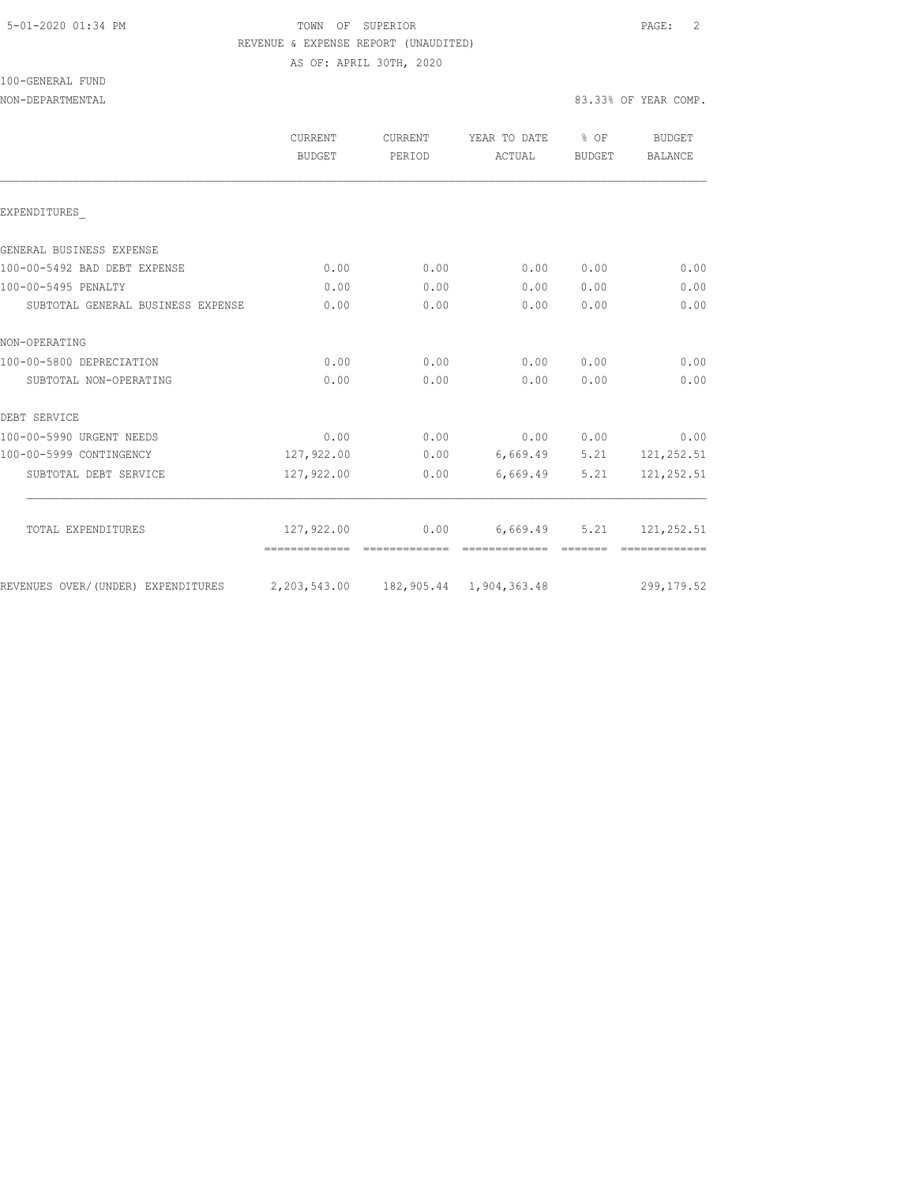TOWN OF SUPERIOR
REVENUE & EXPENSE REPORT (UNAUDITED)
AS OF: APRIL 30TH, 2020

100-GENERAL FUND
NON-DEPARTMENTAL

83.33% OF YEAR COMP.

| | CURRENT BUDGET | CURRENT PERIOD | YEAR TO DATE ACTUAL | % OF BUDGET | BUDGET BALANCE |
|---|---|---|---|---|---|
| EXPENDITURES_ | | | | | |
| GENERAL BUSINESS EXPENSE | | | | | |
| 100-00-5492 BAD DEBT EXPENSE | 0.00 | 0.00 | 0.00 | 0.00 | 0.00 |
| 100-00-5495 PENALTY | 0.00 | 0.00 | 0.00 | 0.00 | 0.00 |
| SUBTOTAL GENERAL BUSINESS EXPENSE | 0.00 | 0.00 | 0.00 | 0.00 | 0.00 |
| NON-OPERATING | | | | | |
| 100-00-5800 DEPRECIATION | 0.00 | 0.00 | 0.00 | 0.00 | 0.00 |
| SUBTOTAL NON-OPERATING | 0.00 | 0.00 | 0.00 | 0.00 | 0.00 |
| DEBT SERVICE | | | | | |
| 100-00-5990 URGENT NEEDS | 0.00 | 0.00 | 0.00 | 0.00 | 0.00 |
| 100-00-5999 CONTINGENCY | 127,922.00 | 0.00 | 6,669.49 | 5.21 | 121,252.51 |
| SUBTOTAL DEBT SERVICE | 127,922.00 | 0.00 | 6,669.49 | 5.21 | 121,252.51 |
| TOTAL EXPENDITURES | 127,922.00 | 0.00 | 6,669.49 | 5.21 | 121,252.51 |
| REVENUES OVER/(UNDER) EXPENDITURES | 2,203,543.00 | 182,905.44 | 1,904,363.48 | | 299,179.52 |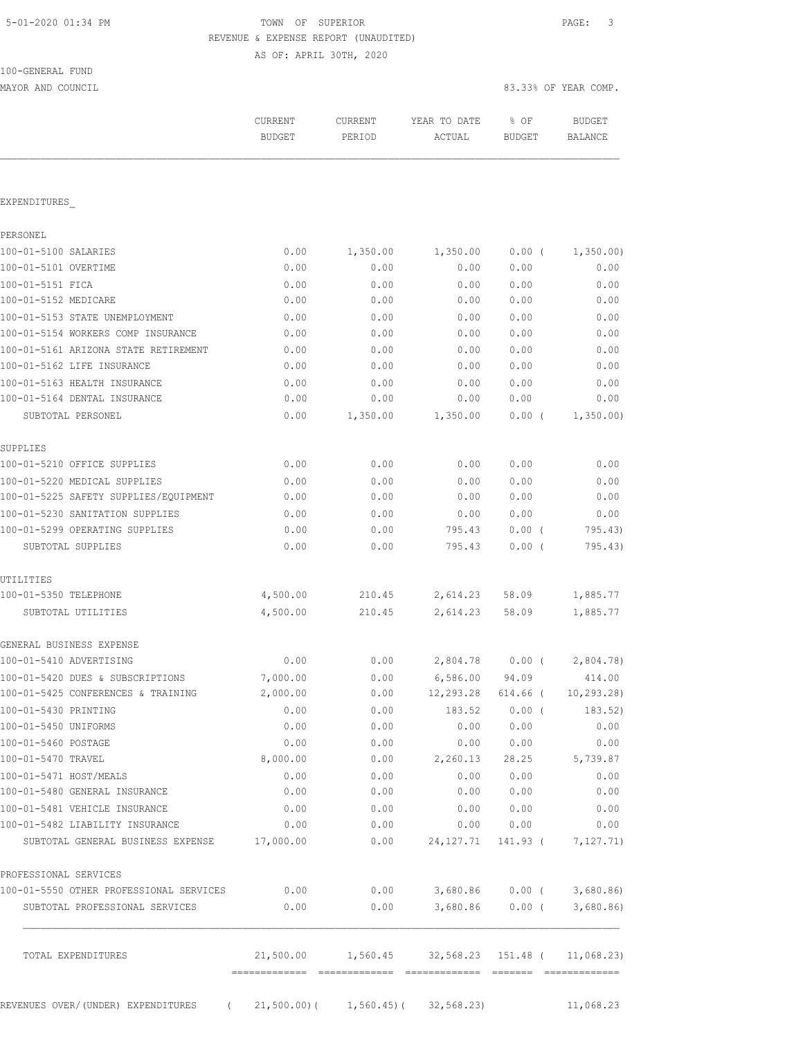5-01-2020 01:34 PM

TOWN OF SUPERIOR

REVENUE & EXPENSE REPORT (UNAUDITED)

AS OF: APRIL 30TH, 2020

100-GENERAL FUND

MAYOR AND COUNCIL — 83.33% OF YEAR COMP.

| | CURRENT BUDGET | CURRENT PERIOD | YEAR TO DATE ACTUAL | % OF BUDGET | BUDGET BALANCE |
|---|---|---|---|---|---|
| **EXPENDITURES** | | | | | |
| **PERSONEL** | | | | | |
| 100-01-5100 SALARIES | 0.00 | 1,350.00 | 1,350.00 | 0.00 ( | 1,350.00) |
| 100-01-5101 OVERTIME | 0.00 | 0.00 | 0.00 | 0.00 | 0.00 |
| 100-01-5151 FICA | 0.00 | 0.00 | 0.00 | 0.00 | 0.00 |
| 100-01-5152 MEDICARE | 0.00 | 0.00 | 0.00 | 0.00 | 0.00 |
| 100-01-5153 STATE UNEMPLOYMENT | 0.00 | 0.00 | 0.00 | 0.00 | 0.00 |
| 100-01-5154 WORKERS COMP INSURANCE | 0.00 | 0.00 | 0.00 | 0.00 | 0.00 |
| 100-01-5161 ARIZONA STATE RETIREMENT | 0.00 | 0.00 | 0.00 | 0.00 | 0.00 |
| 100-01-5162 LIFE INSURANCE | 0.00 | 0.00 | 0.00 | 0.00 | 0.00 |
| 100-01-5163 HEALTH INSURANCE | 0.00 | 0.00 | 0.00 | 0.00 | 0.00 |
| 100-01-5164 DENTAL INSURANCE | 0.00 | 0.00 | 0.00 | 0.00 | 0.00 |
| SUBTOTAL PERSONEL | 0.00 | 1,350.00 | 1,350.00 | 0.00 ( | 1,350.00) |
| **SUPPLIES** | | | | | |
| 100-01-5210 OFFICE SUPPLIES | 0.00 | 0.00 | 0.00 | 0.00 | 0.00 |
| 100-01-5220 MEDICAL SUPPLIES | 0.00 | 0.00 | 0.00 | 0.00 | 0.00 |
| 100-01-5225 SAFETY SUPPLIES/EQUIPMENT | 0.00 | 0.00 | 0.00 | 0.00 | 0.00 |
| 100-01-5230 SANITATION SUPPLIES | 0.00 | 0.00 | 0.00 | 0.00 | 0.00 |
| 100-01-5299 OPERATING SUPPLIES | 0.00 | 0.00 | 795.43 | 0.00 ( | 795.43) |
| SUBTOTAL SUPPLIES | 0.00 | 0.00 | 795.43 | 0.00 ( | 795.43) |
| **UTILITIES** | | | | | |
| 100-01-5350 TELEPHONE | 4,500.00 | 210.45 | 2,614.23 | 58.09 | 1,885.77 |
| SUBTOTAL UTILITIES | 4,500.00 | 210.45 | 2,614.23 | 58.09 | 1,885.77 |
| **GENERAL BUSINESS EXPENSE** | | | | | |
| 100-01-5410 ADVERTISING | 0.00 | 0.00 | 2,804.78 | 0.00 ( | 2,804.78) |
| 100-01-5420 DUES & SUBSCRIPTIONS | 7,000.00 | 0.00 | 6,586.00 | 94.09 | 414.00 |
| 100-01-5425 CONFERENCES & TRAINING | 2,000.00 | 0.00 | 12,293.28 | 614.66 ( | 10,293.28) |
| 100-01-5430 PRINTING | 0.00 | 0.00 | 183.52 | 0.00 ( | 183.52) |
| 100-01-5450 UNIFORMS | 0.00 | 0.00 | 0.00 | 0.00 | 0.00 |
| 100-01-5460 POSTAGE | 0.00 | 0.00 | 0.00 | 0.00 | 0.00 |
| 100-01-5470 TRAVEL | 8,000.00 | 0.00 | 2,260.13 | 28.25 | 5,739.87 |
| 100-01-5471 HOST/MEALS | 0.00 | 0.00 | 0.00 | 0.00 | 0.00 |
| 100-01-5480 GENERAL INSURANCE | 0.00 | 0.00 | 0.00 | 0.00 | 0.00 |
| 100-01-5481 VEHICLE INSURANCE | 0.00 | 0.00 | 0.00 | 0.00 | 0.00 |
| 100-01-5482 LIABILITY INSURANCE | 0.00 | 0.00 | 0.00 | 0.00 | 0.00 |
| SUBTOTAL GENERAL BUSINESS EXPENSE | 17,000.00 | 0.00 | 24,127.71 | 141.93 ( | 7,127.71) |
| **PROFESSIONAL SERVICES** | | | | | |
| 100-01-5550 OTHER PROFESSIONAL SERVICES | 0.00 | 0.00 | 3,680.86 | 0.00 ( | 3,680.86) |
| SUBTOTAL PROFESSIONAL SERVICES | 0.00 | 0.00 | 3,680.86 | 0.00 ( | 3,680.86) |
| TOTAL EXPENDITURES | 21,500.00 | 1,560.45 | 32,568.23 | 151.48 ( | 11,068.23) |
| REVENUES OVER/(UNDER) EXPENDITURES | ( 21,500.00)( | 1,560.45)( | 32,568.23) | | 11,068.23 |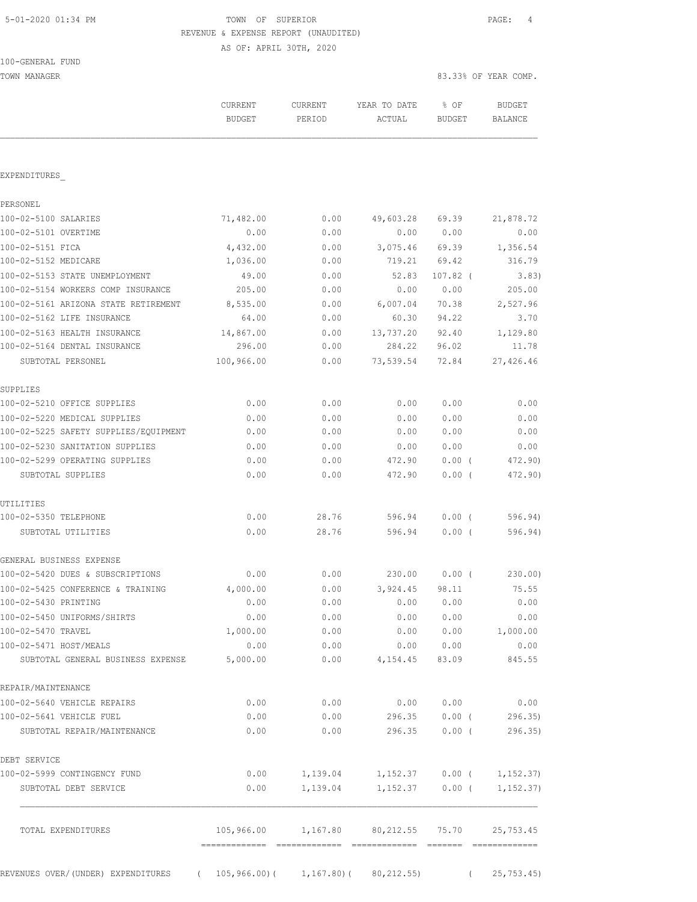TOWN OF SUPERIOR
REVENUE & EXPENSE REPORT (UNAUDITED)
AS OF: APRIL 30TH, 2020

100-GENERAL FUND
TOWN MANAGER — 83.33% OF YEAR COMP.

| | CURRENT BUDGET | CURRENT PERIOD | YEAR TO DATE ACTUAL | % OF BUDGET | BUDGET BALANCE |
|---|---|---|---|---|---|
| **EXPENDITURES** | | | | | |
| PERSONEL | | | | | |
| 100-02-5100 SALARIES | 71,482.00 | 0.00 | 49,603.28 | 69.39 | 21,878.72 |
| 100-02-5101 OVERTIME | 0.00 | 0.00 | 0.00 | 0.00 | 0.00 |
| 100-02-5151 FICA | 4,432.00 | 0.00 | 3,075.46 | 69.39 | 1,356.54 |
| 100-02-5152 MEDICARE | 1,036.00 | 0.00 | 719.21 | 69.42 | 316.79 |
| 100-02-5153 STATE UNEMPLOYMENT | 49.00 | 0.00 | 52.83 | 107.82 | ( 3.83) |
| 100-02-5154 WORKERS COMP INSURANCE | 205.00 | 0.00 | 0.00 | 0.00 | 205.00 |
| 100-02-5161 ARIZONA STATE RETIREMENT | 8,535.00 | 0.00 | 6,007.04 | 70.38 | 2,527.96 |
| 100-02-5162 LIFE INSURANCE | 64.00 | 0.00 | 60.30 | 94.22 | 3.70 |
| 100-02-5163 HEALTH INSURANCE | 14,867.00 | 0.00 | 13,737.20 | 92.40 | 1,129.80 |
| 100-02-5164 DENTAL INSURANCE | 296.00 | 0.00 | 284.22 | 96.02 | 11.78 |
| SUBTOTAL PERSONEL | 100,966.00 | 0.00 | 73,539.54 | 72.84 | 27,426.46 |
| SUPPLIES | | | | | |
| 100-02-5210 OFFICE SUPPLIES | 0.00 | 0.00 | 0.00 | 0.00 | 0.00 |
| 100-02-5220 MEDICAL SUPPLIES | 0.00 | 0.00 | 0.00 | 0.00 | 0.00 |
| 100-02-5225 SAFETY SUPPLIES/EQUIPMENT | 0.00 | 0.00 | 0.00 | 0.00 | 0.00 |
| 100-02-5230 SANITATION SUPPLIES | 0.00 | 0.00 | 0.00 | 0.00 | 0.00 |
| 100-02-5299 OPERATING SUPPLIES | 0.00 | 0.00 | 472.90 | 0.00 | ( 472.90) |
| SUBTOTAL SUPPLIES | 0.00 | 0.00 | 472.90 | 0.00 | ( 472.90) |
| UTILITIES | | | | | |
| 100-02-5350 TELEPHONE | 0.00 | 28.76 | 596.94 | 0.00 | ( 596.94) |
| SUBTOTAL UTILITIES | 0.00 | 28.76 | 596.94 | 0.00 | ( 596.94) |
| GENERAL BUSINESS EXPENSE | | | | | |
| 100-02-5420 DUES & SUBSCRIPTIONS | 0.00 | 0.00 | 230.00 | 0.00 | ( 230.00) |
| 100-02-5425 CONFERENCE & TRAINING | 4,000.00 | 0.00 | 3,924.45 | 98.11 | 75.55 |
| 100-02-5430 PRINTING | 0.00 | 0.00 | 0.00 | 0.00 | 0.00 |
| 100-02-5450 UNIFORMS/SHIRTS | 0.00 | 0.00 | 0.00 | 0.00 | 0.00 |
| 100-02-5470 TRAVEL | 1,000.00 | 0.00 | 0.00 | 0.00 | 1,000.00 |
| 100-02-5471 HOST/MEALS | 0.00 | 0.00 | 0.00 | 0.00 | 0.00 |
| SUBTOTAL GENERAL BUSINESS EXPENSE | 5,000.00 | 0.00 | 4,154.45 | 83.09 | 845.55 |
| REPAIR/MAINTENANCE | | | | | |
| 100-02-5640 VEHICLE REPAIRS | 0.00 | 0.00 | 0.00 | 0.00 | 0.00 |
| 100-02-5641 VEHICLE FUEL | 0.00 | 0.00 | 296.35 | 0.00 | ( 296.35) |
| SUBTOTAL REPAIR/MAINTENANCE | 0.00 | 0.00 | 296.35 | 0.00 | ( 296.35) |
| DEBT SERVICE | | | | | |
| 100-02-5999 CONTINGENCY FUND | 0.00 | 1,139.04 | 1,152.37 | 0.00 | ( 1,152.37) |
| SUBTOTAL DEBT SERVICE | 0.00 | 1,139.04 | 1,152.37 | 0.00 | ( 1,152.37) |
| TOTAL EXPENDITURES | 105,966.00 | 1,167.80 | 80,212.55 | 75.70 | 25,753.45 |
| REVENUES OVER/(UNDER) EXPENDITURES | ( 105,966.00) | ( 1,167.80) | ( 80,212.55) | | ( 25,753.45) |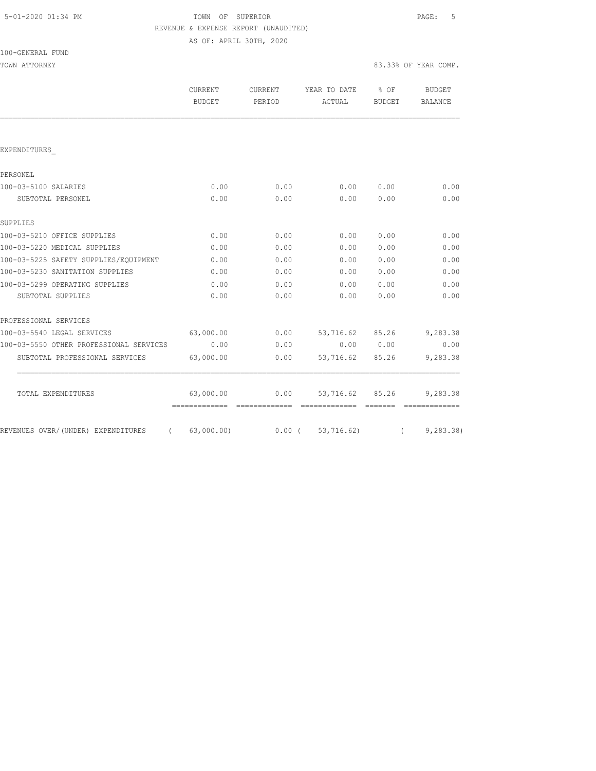5-01-2020 01:34 PM

TOWN OF SUPERIOR

REVENUE & EXPENSE REPORT (UNAUDITED)

AS OF: APRIL 30TH, 2020

100-GENERAL FUND

TOWN ATTORNEY

83.33% OF YEAR COMP.

| | CURRENT BUDGET | CURRENT PERIOD | YEAR TO DATE ACTUAL | % OF BUDGET | BUDGET BALANCE |
|---|---|---|---|---|---|
| EXPENDITURES_ | | | | | |
| PERSONEL | | | | | |
| 100-03-5100 SALARIES | 0.00 | 0.00 | 0.00 | 0.00 | 0.00 |
| SUBTOTAL PERSONEL | 0.00 | 0.00 | 0.00 | 0.00 | 0.00 |
| SUPPLIES | | | | | |
| 100-03-5210 OFFICE SUPPLIES | 0.00 | 0.00 | 0.00 | 0.00 | 0.00 |
| 100-03-5220 MEDICAL SUPPLIES | 0.00 | 0.00 | 0.00 | 0.00 | 0.00 |
| 100-03-5225 SAFETY SUPPLIES/EQUIPMENT | 0.00 | 0.00 | 0.00 | 0.00 | 0.00 |
| 100-03-5230 SANITATION SUPPLIES | 0.00 | 0.00 | 0.00 | 0.00 | 0.00 |
| 100-03-5299 OPERATING SUPPLIES | 0.00 | 0.00 | 0.00 | 0.00 | 0.00 |
| SUBTOTAL SUPPLIES | 0.00 | 0.00 | 0.00 | 0.00 | 0.00 |
| PROFESSIONAL SERVICES | | | | | |
| 100-03-5540 LEGAL SERVICES | 63,000.00 | 0.00 | 53,716.62 | 85.26 | 9,283.38 |
| 100-03-5550 OTHER PROFESSIONAL SERVICES | 0.00 | 0.00 | 0.00 | 0.00 | 0.00 |
| SUBTOTAL PROFESSIONAL SERVICES | 63,000.00 | 0.00 | 53,716.62 | 85.26 | 9,283.38 |
| TOTAL EXPENDITURES | 63,000.00 | 0.00 | 53,716.62 | 85.26 | 9,283.38 |
| REVENUES OVER/(UNDER) EXPENDITURES | ( 63,000.00) | 0.00 | ( 53,716.62) | | ( 9,283.38) |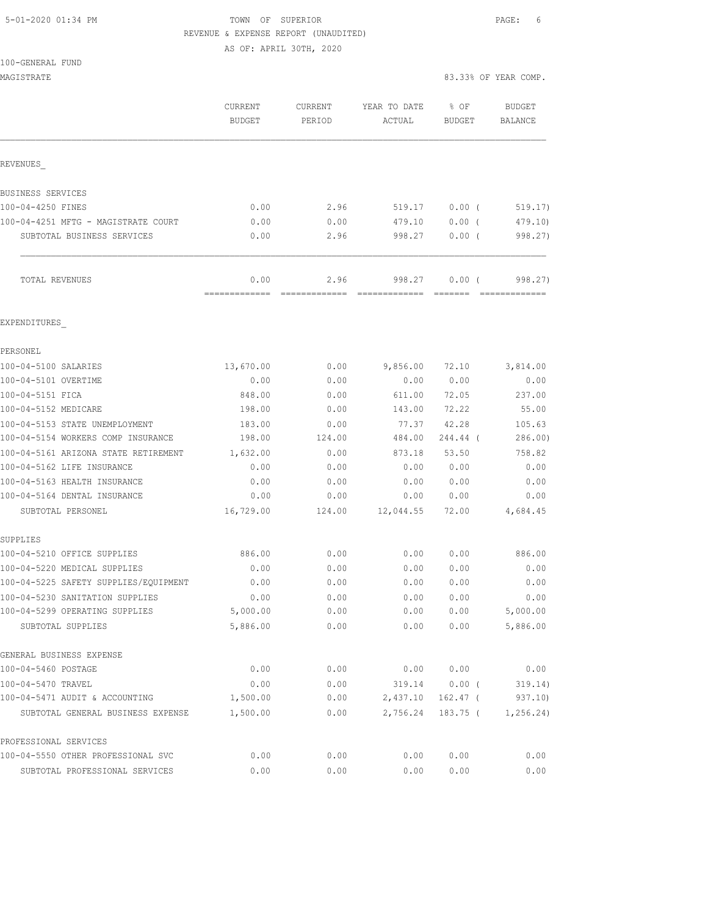5-01-2020 01:34 PM

TOWN OF SUPERIOR

REVENUE & EXPENSE REPORT (UNAUDITED)

AS OF: APRIL 30TH, 2020

100-GENERAL FUND

MAGISTRATE

83.33% OF YEAR COMP.

| | CURRENT BUDGET | CURRENT PERIOD | YEAR TO DATE ACTUAL | % OF BUDGET | BUDGET BALANCE |
|---|---|---|---|---|---|
| REVENUES_ | | | | | |
| BUSINESS SERVICES | | | | | |
| 100-04-4250 FINES | 0.00 | 2.96 | 519.17 | 0.00 ( | 519.17) |
| 100-04-4251 MFTG - MAGISTRATE COURT | 0.00 | 0.00 | 479.10 | 0.00 ( | 479.10) |
| SUBTOTAL BUSINESS SERVICES | 0.00 | 2.96 | 998.27 | 0.00 ( | 998.27) |
| TOTAL REVENUES | 0.00 | 2.96 | 998.27 | 0.00 ( | 998.27) |
| EXPENDITURES_ | | | | | |
| PERSONEL | | | | | |
| 100-04-5100 SALARIES | 13,670.00 | 0.00 | 9,856.00 | 72.10 | 3,814.00 |
| 100-04-5101 OVERTIME | 0.00 | 0.00 | 0.00 | 0.00 | 0.00 |
| 100-04-5151 FICA | 848.00 | 0.00 | 611.00 | 72.05 | 237.00 |
| 100-04-5152 MEDICARE | 198.00 | 0.00 | 143.00 | 72.22 | 55.00 |
| 100-04-5153 STATE UNEMPLOYMENT | 183.00 | 0.00 | 77.37 | 42.28 | 105.63 |
| 100-04-5154 WORKERS COMP INSURANCE | 198.00 | 124.00 | 484.00 | 244.44 ( | 286.00) |
| 100-04-5161 ARIZONA STATE RETIREMENT | 1,632.00 | 0.00 | 873.18 | 53.50 | 758.82 |
| 100-04-5162 LIFE INSURANCE | 0.00 | 0.00 | 0.00 | 0.00 | 0.00 |
| 100-04-5163 HEALTH INSURANCE | 0.00 | 0.00 | 0.00 | 0.00 | 0.00 |
| 100-04-5164 DENTAL INSURANCE | 0.00 | 0.00 | 0.00 | 0.00 | 0.00 |
| SUBTOTAL PERSONEL | 16,729.00 | 124.00 | 12,044.55 | 72.00 | 4,684.45 |
| SUPPLIES | | | | | |
| 100-04-5210 OFFICE SUPPLIES | 886.00 | 0.00 | 0.00 | 0.00 | 886.00 |
| 100-04-5220 MEDICAL SUPPLIES | 0.00 | 0.00 | 0.00 | 0.00 | 0.00 |
| 100-04-5225 SAFETY SUPPLIES/EQUIPMENT | 0.00 | 0.00 | 0.00 | 0.00 | 0.00 |
| 100-04-5230 SANITATION SUPPLIES | 0.00 | 0.00 | 0.00 | 0.00 | 0.00 |
| 100-04-5299 OPERATING SUPPLIES | 5,000.00 | 0.00 | 0.00 | 0.00 | 5,000.00 |
| SUBTOTAL SUPPLIES | 5,886.00 | 0.00 | 0.00 | 0.00 | 5,886.00 |
| GENERAL BUSINESS EXPENSE | | | | | |
| 100-04-5460 POSTAGE | 0.00 | 0.00 | 0.00 | 0.00 | 0.00 |
| 100-04-5470 TRAVEL | 0.00 | 0.00 | 319.14 | 0.00 ( | 319.14) |
| 100-04-5471 AUDIT & ACCOUNTING | 1,500.00 | 0.00 | 2,437.10 | 162.47 ( | 937.10) |
| SUBTOTAL GENERAL BUSINESS EXPENSE | 1,500.00 | 0.00 | 2,756.24 | 183.75 ( | 1,256.24) |
| PROFESSIONAL SERVICES | | | | | |
| 100-04-5550 OTHER PROFESSIONAL SVC | 0.00 | 0.00 | 0.00 | 0.00 | 0.00 |
| SUBTOTAL PROFESSIONAL SERVICES | 0.00 | 0.00 | 0.00 | 0.00 | 0.00 |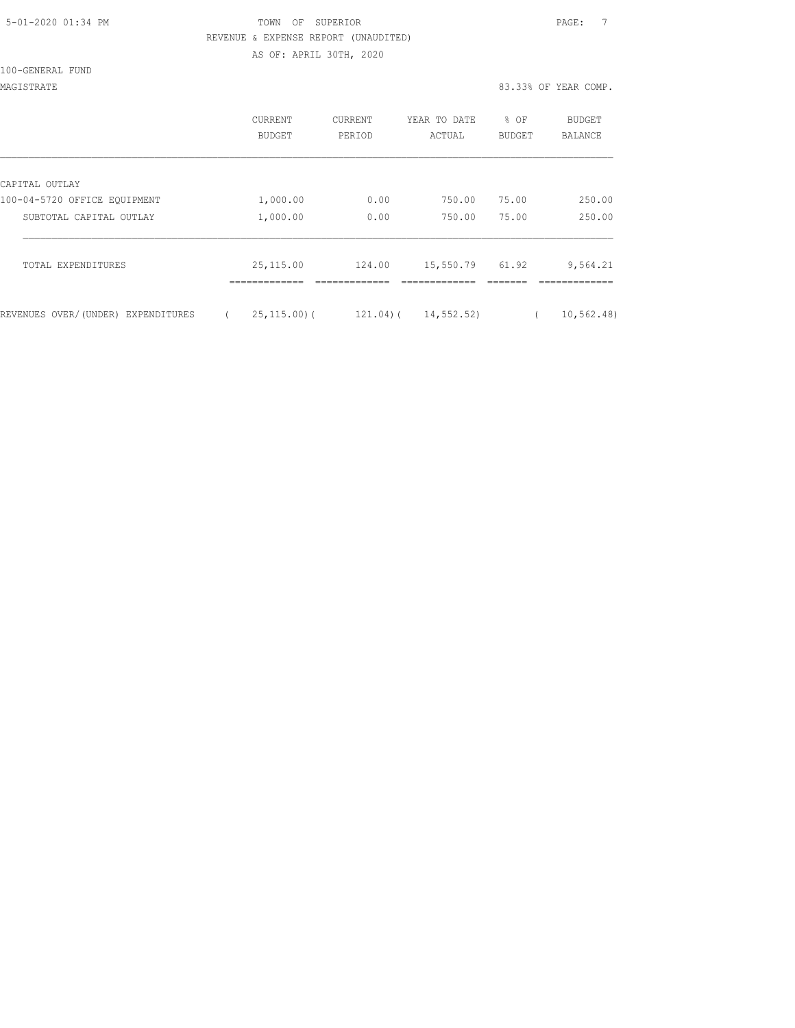TOWN OF SUPERIOR

REVENUE & EXPENSE REPORT (UNAUDITED)

AS OF: APRIL 30TH, 2020

100-GENERAL FUND

MAGISTRATE

83.33% OF YEAR COMP.

| | CURRENT BUDGET | CURRENT PERIOD | YEAR TO DATE ACTUAL | % OF BUDGET | BUDGET BALANCE |
|---|---|---|---|---|---|
| CAPITAL OUTLAY | | | | | |
| 100-04-5720 OFFICE EQUIPMENT | 1,000.00 | 0.00 | 750.00 | 75.00 | 250.00 |
| SUBTOTAL CAPITAL OUTLAY | 1,000.00 | 0.00 | 750.00 | 75.00 | 250.00 |
| TOTAL EXPENDITURES | 25,115.00 | 124.00 | 15,550.79 | 61.92 | 9,564.21 |
| REVENUES OVER/(UNDER) EXPENDITURES | ( 25,115.00) | ( 121.04) | ( 14,552.52) | | ( 10,562.48) |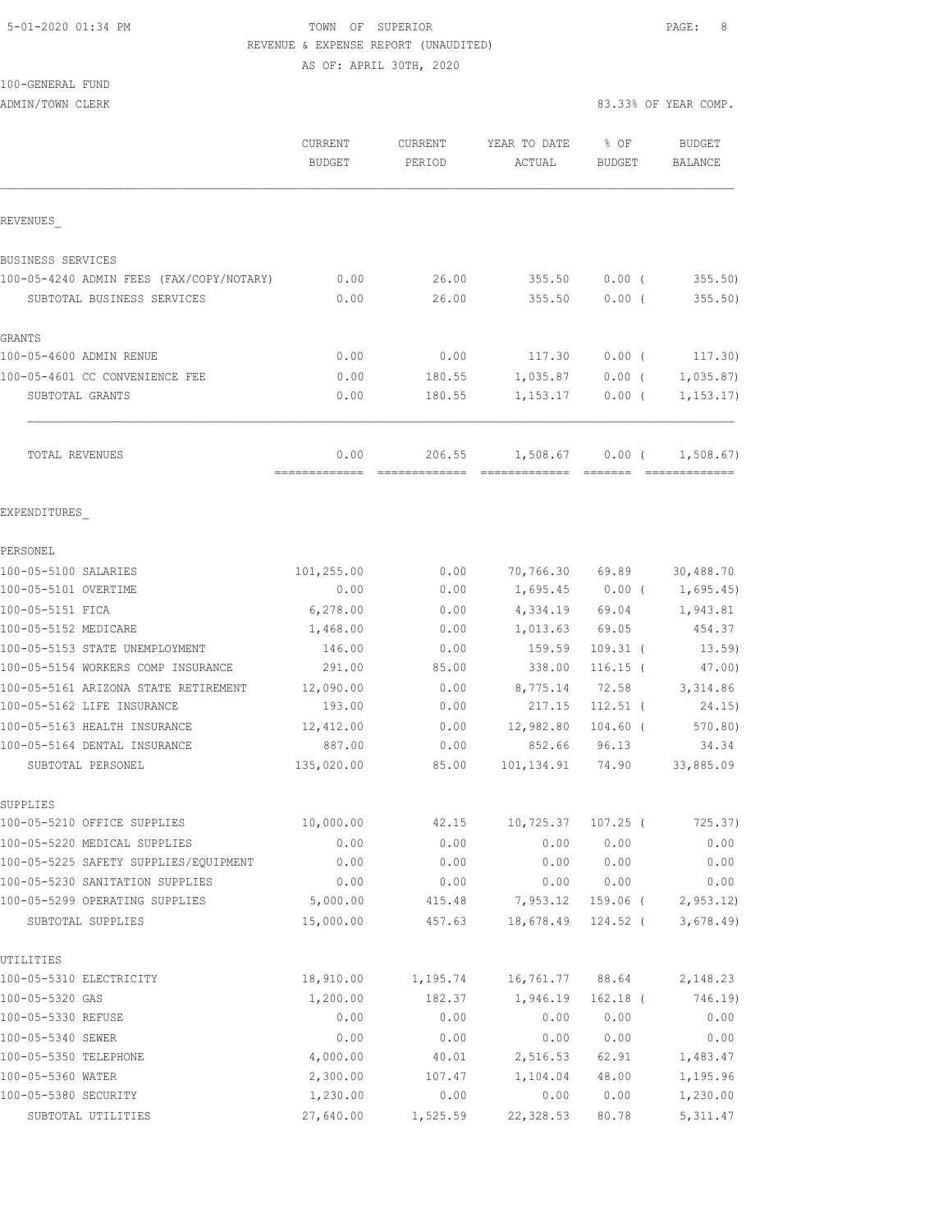5-01-2020 01:34 PM

TOWN OF SUPERIOR

REVENUE & EXPENSE REPORT (UNAUDITED)

AS OF: APRIL 30TH, 2020

100-GENERAL FUND

ADMIN/TOWN CLERK — 83.33% OF YEAR COMP.

| | CURRENT BUDGET | CURRENT PERIOD | YEAR TO DATE ACTUAL | % OF BUDGET | BUDGET BALANCE |
|---|---|---|---|---|---|
| **REVENUES** | | | | | |
| BUSINESS SERVICES | | | | | |
| 100-05-4240 ADMIN FEES (FAX/COPY/NOTARY) | 0.00 | 26.00 | 355.50 | 0.00 ( | 355.50) |
| SUBTOTAL BUSINESS SERVICES | 0.00 | 26.00 | 355.50 | 0.00 ( | 355.50) |
| GRANTS | | | | | |
| 100-05-4600 ADMIN RENUE | 0.00 | 0.00 | 117.30 | 0.00 ( | 117.30) |
| 100-05-4601 CC CONVENIENCE FEE | 0.00 | 180.55 | 1,035.87 | 0.00 ( | 1,035.87) |
| SUBTOTAL GRANTS | 0.00 | 180.55 | 1,153.17 | 0.00 ( | 1,153.17) |
| TOTAL REVENUES | 0.00 | 206.55 | 1,508.67 | 0.00 ( | 1,508.67) |
| **EXPENDITURES** | | | | | |
| PERSONEL | | | | | |
| 100-05-5100 SALARIES | 101,255.00 | 0.00 | 70,766.30 | 69.89 | 30,488.70 |
| 100-05-5101 OVERTIME | 0.00 | 0.00 | 1,695.45 | 0.00 ( | 1,695.45) |
| 100-05-5151 FICA | 6,278.00 | 0.00 | 4,334.19 | 69.04 | 1,943.81 |
| 100-05-5152 MEDICARE | 1,468.00 | 0.00 | 1,013.63 | 69.05 | 454.37 |
| 100-05-5153 STATE UNEMPLOYMENT | 146.00 | 0.00 | 159.59 | 109.31 ( | 13.59) |
| 100-05-5154 WORKERS COMP INSURANCE | 291.00 | 85.00 | 338.00 | 116.15 ( | 47.00) |
| 100-05-5161 ARIZONA STATE RETIREMENT | 12,090.00 | 0.00 | 8,775.14 | 72.58 | 3,314.86 |
| 100-05-5162 LIFE INSURANCE | 193.00 | 0.00 | 217.15 | 112.51 ( | 24.15) |
| 100-05-5163 HEALTH INSURANCE | 12,412.00 | 0.00 | 12,982.80 | 104.60 ( | 570.80) |
| 100-05-5164 DENTAL INSURANCE | 887.00 | 0.00 | 852.66 | 96.13 | 34.34 |
| SUBTOTAL PERSONEL | 135,020.00 | 85.00 | 101,134.91 | 74.90 | 33,885.09 |
| SUPPLIES | | | | | |
| 100-05-5210 OFFICE SUPPLIES | 10,000.00 | 42.15 | 10,725.37 | 107.25 ( | 725.37) |
| 100-05-5220 MEDICAL SUPPLIES | 0.00 | 0.00 | 0.00 | 0.00 | 0.00 |
| 100-05-5225 SAFETY SUPPLIES/EQUIPMENT | 0.00 | 0.00 | 0.00 | 0.00 | 0.00 |
| 100-05-5230 SANITATION SUPPLIES | 0.00 | 0.00 | 0.00 | 0.00 | 0.00 |
| 100-05-5299 OPERATING SUPPLIES | 5,000.00 | 415.48 | 7,953.12 | 159.06 ( | 2,953.12) |
| SUBTOTAL SUPPLIES | 15,000.00 | 457.63 | 18,678.49 | 124.52 ( | 3,678.49) |
| UTILITIES | | | | | |
| 100-05-5310 ELECTRICITY | 18,910.00 | 1,195.74 | 16,761.77 | 88.64 | 2,148.23 |
| 100-05-5320 GAS | 1,200.00 | 182.37 | 1,946.19 | 162.18 ( | 746.19) |
| 100-05-5330 REFUSE | 0.00 | 0.00 | 0.00 | 0.00 | 0.00 |
| 100-05-5340 SEWER | 0.00 | 0.00 | 0.00 | 0.00 | 0.00 |
| 100-05-5350 TELEPHONE | 4,000.00 | 40.01 | 2,516.53 | 62.91 | 1,483.47 |
| 100-05-5360 WATER | 2,300.00 | 107.47 | 1,104.04 | 48.00 | 1,195.96 |
| 100-05-5380 SECURITY | 1,230.00 | 0.00 | 0.00 | 0.00 | 1,230.00 |
| SUBTOTAL UTILITIES | 27,640.00 | 1,525.59 | 22,328.53 | 80.78 | 5,311.47 |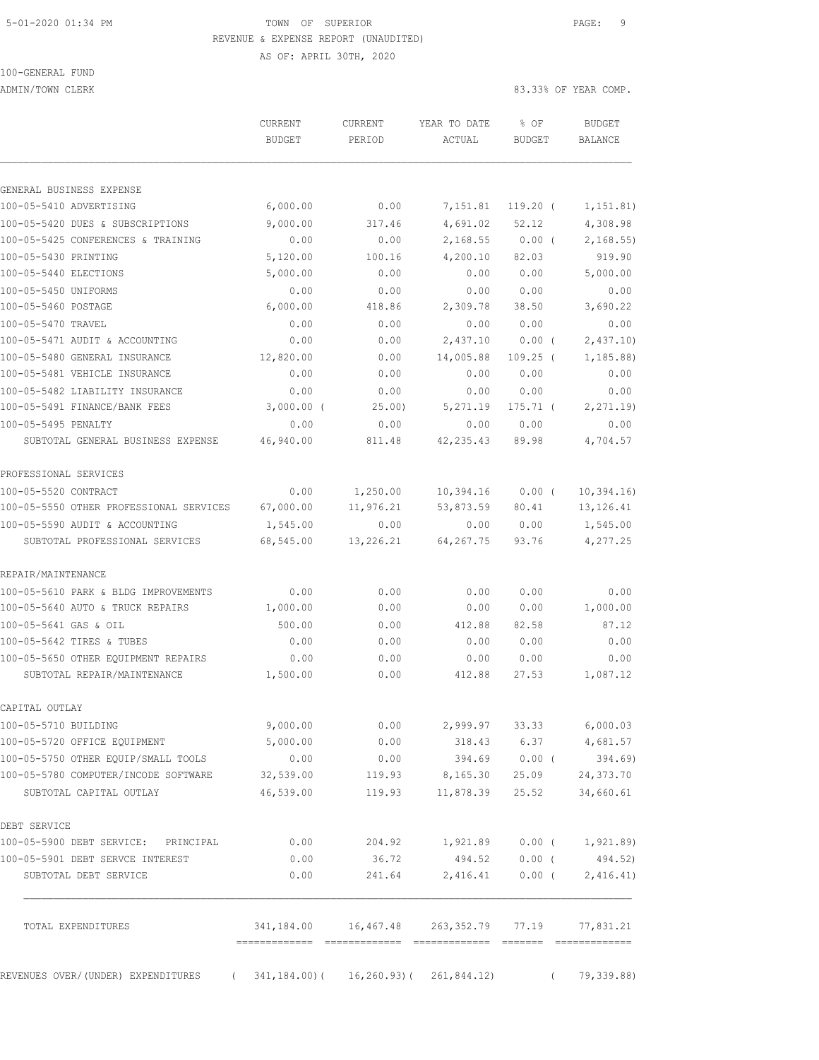TOWN OF SUPERIOR

REVENUE & EXPENSE REPORT (UNAUDITED)

AS OF: APRIL 30TH, 2020

100-GENERAL FUND

ADMIN/TOWN CLERK — 83.33% OF YEAR COMP.

| | CURRENT BUDGET | CURRENT PERIOD | YEAR TO DATE ACTUAL | % OF BUDGET | BUDGET BALANCE |
|---|---|---|---|---|---|
| **GENERAL BUSINESS EXPENSE** | | | | | |
| 100-05-5410 ADVERTISING | 6,000.00 | 0.00 | 7,151.81 | 119.20 ( | 1,151.81) |
| 100-05-5420 DUES & SUBSCRIPTIONS | 9,000.00 | 317.46 | 4,691.02 | 52.12 | 4,308.98 |
| 100-05-5425 CONFERENCES & TRAINING | 0.00 | 0.00 | 2,168.55 | 0.00 ( | 2,168.55) |
| 100-05-5430 PRINTING | 5,120.00 | 100.16 | 4,200.10 | 82.03 | 919.90 |
| 100-05-5440 ELECTIONS | 5,000.00 | 0.00 | 0.00 | 0.00 | 5,000.00 |
| 100-05-5450 UNIFORMS | 0.00 | 0.00 | 0.00 | 0.00 | 0.00 |
| 100-05-5460 POSTAGE | 6,000.00 | 418.86 | 2,309.78 | 38.50 | 3,690.22 |
| 100-05-5470 TRAVEL | 0.00 | 0.00 | 0.00 | 0.00 | 0.00 |
| 100-05-5471 AUDIT & ACCOUNTING | 0.00 | 0.00 | 2,437.10 | 0.00 ( | 2,437.10) |
| 100-05-5480 GENERAL INSURANCE | 12,820.00 | 0.00 | 14,005.88 | 109.25 ( | 1,185.88) |
| 100-05-5481 VEHICLE INSURANCE | 0.00 | 0.00 | 0.00 | 0.00 | 0.00 |
| 100-05-5482 LIABILITY INSURANCE | 0.00 | 0.00 | 0.00 | 0.00 | 0.00 |
| 100-05-5491 FINANCE/BANK FEES | 3,000.00 ( | 25.00) | 5,271.19 | 175.71 ( | 2,271.19) |
| 100-05-5495 PENALTY | 0.00 | 0.00 | 0.00 | 0.00 | 0.00 |
| SUBTOTAL GENERAL BUSINESS EXPENSE | 46,940.00 | 811.48 | 42,235.43 | 89.98 | 4,704.57 |
| **PROFESSIONAL SERVICES** | | | | | |
| 100-05-5520 CONTRACT | 0.00 | 1,250.00 | 10,394.16 | 0.00 ( | 10,394.16) |
| 100-05-5550 OTHER PROFESSIONAL SERVICES | 67,000.00 | 11,976.21 | 53,873.59 | 80.41 | 13,126.41 |
| 100-05-5590 AUDIT & ACCOUNTING | 1,545.00 | 0.00 | 0.00 | 0.00 | 1,545.00 |
| SUBTOTAL PROFESSIONAL SERVICES | 68,545.00 | 13,226.21 | 64,267.75 | 93.76 | 4,277.25 |
| **REPAIR/MAINTENANCE** | | | | | |
| 100-05-5610 PARK & BLDG IMPROVEMENTS | 0.00 | 0.00 | 0.00 | 0.00 | 0.00 |
| 100-05-5640 AUTO & TRUCK REPAIRS | 1,000.00 | 0.00 | 0.00 | 0.00 | 1,000.00 |
| 100-05-5641 GAS & OIL | 500.00 | 0.00 | 412.88 | 82.58 | 87.12 |
| 100-05-5642 TIRES & TUBES | 0.00 | 0.00 | 0.00 | 0.00 | 0.00 |
| 100-05-5650 OTHER EQUIPMENT REPAIRS | 0.00 | 0.00 | 0.00 | 0.00 | 0.00 |
| SUBTOTAL REPAIR/MAINTENANCE | 1,500.00 | 0.00 | 412.88 | 27.53 | 1,087.12 |
| **CAPITAL OUTLAY** | | | | | |
| 100-05-5710 BUILDING | 9,000.00 | 0.00 | 2,999.97 | 33.33 | 6,000.03 |
| 100-05-5720 OFFICE EQUIPMENT | 5,000.00 | 0.00 | 318.43 | 6.37 | 4,681.57 |
| 100-05-5750 OTHER EQUIP/SMALL TOOLS | 0.00 | 0.00 | 394.69 | 0.00 ( | 394.69) |
| 100-05-5780 COMPUTER/INCODE SOFTWARE | 32,539.00 | 119.93 | 8,165.30 | 25.09 | 24,373.70 |
| SUBTOTAL CAPITAL OUTLAY | 46,539.00 | 119.93 | 11,878.39 | 25.52 | 34,660.61 |
| **DEBT SERVICE** | | | | | |
| 100-05-5900 DEBT SERVICE: PRINCIPAL | 0.00 | 204.92 | 1,921.89 | 0.00 ( | 1,921.89) |
| 100-05-5901 DEBT SERVCE INTEREST | 0.00 | 36.72 | 494.52 | 0.00 ( | 494.52) |
| SUBTOTAL DEBT SERVICE | 0.00 | 241.64 | 2,416.41 | 0.00 ( | 2,416.41) |
| TOTAL EXPENDITURES | 341,184.00 | 16,467.48 | 263,352.79 | 77.19 | 77,831.21 |
| REVENUES OVER/(UNDER) EXPENDITURES | ( 341,184.00)( | 16,260.93)( | 261,844.12) | ( | 79,339.88) |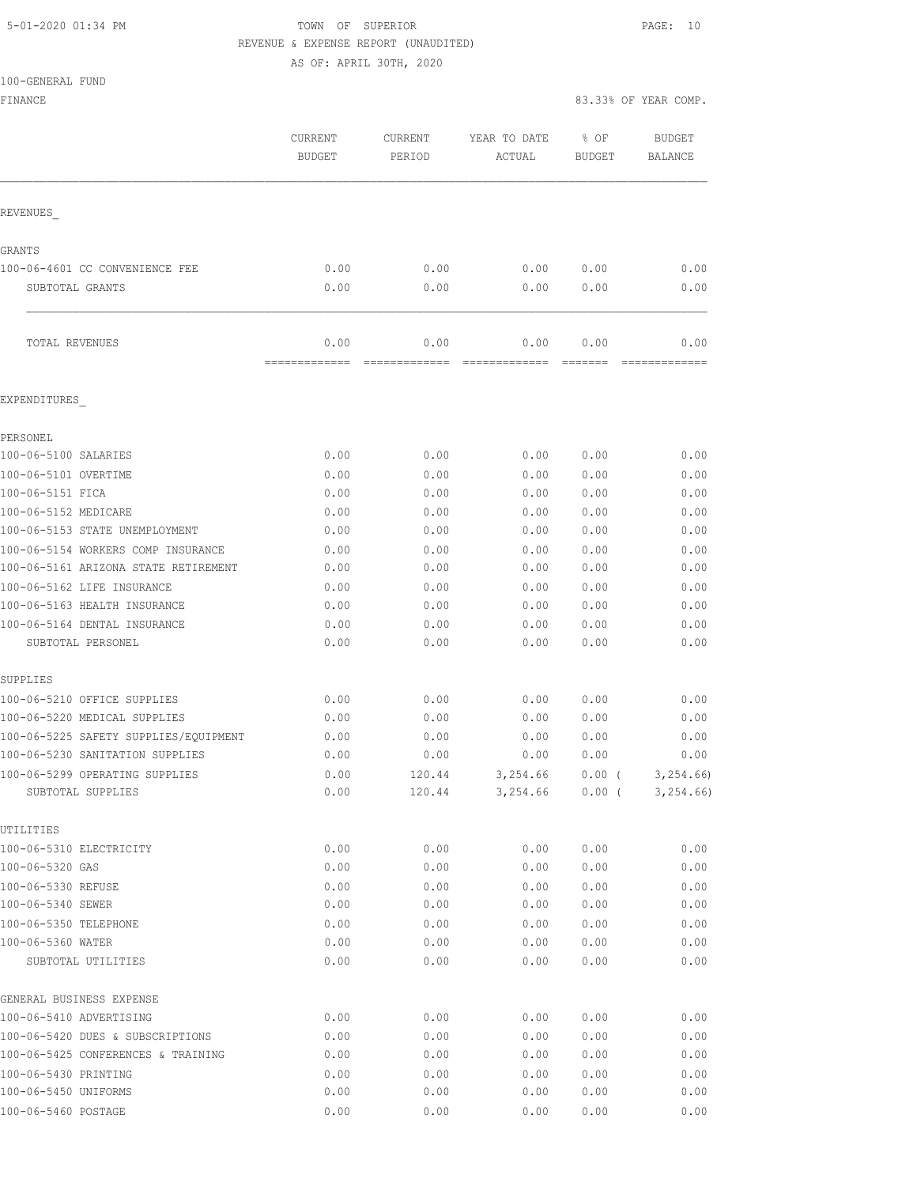TOWN OF SUPERIOR
REVENUE & EXPENSE REPORT (UNAUDITED)
AS OF: APRIL 30TH, 2020

5-01-2020 01:34 PM

100-GENERAL FUND
FINANCE

83.33% OF YEAR COMP.

| | CURRENT BUDGET | CURRENT PERIOD | YEAR TO DATE ACTUAL | % OF BUDGET | BUDGET BALANCE |
|---|---|---|---|---|---|
| **REVENUES** | | | | | |
| **GRANTS** | | | | | |
| 100-06-4601 CC CONVENIENCE FEE | 0.00 | 0.00 | 0.00 | 0.00 | 0.00 |
| SUBTOTAL GRANTS | 0.00 | 0.00 | 0.00 | 0.00 | 0.00 |
| TOTAL REVENUES | 0.00 | 0.00 | 0.00 | 0.00 | 0.00 |
| **EXPENDITURES** | | | | | |
| **PERSONEL** | | | | | |
| 100-06-5100 SALARIES | 0.00 | 0.00 | 0.00 | 0.00 | 0.00 |
| 100-06-5101 OVERTIME | 0.00 | 0.00 | 0.00 | 0.00 | 0.00 |
| 100-06-5151 FICA | 0.00 | 0.00 | 0.00 | 0.00 | 0.00 |
| 100-06-5152 MEDICARE | 0.00 | 0.00 | 0.00 | 0.00 | 0.00 |
| 100-06-5153 STATE UNEMPLOYMENT | 0.00 | 0.00 | 0.00 | 0.00 | 0.00 |
| 100-06-5154 WORKERS COMP INSURANCE | 0.00 | 0.00 | 0.00 | 0.00 | 0.00 |
| 100-06-5161 ARIZONA STATE RETIREMENT | 0.00 | 0.00 | 0.00 | 0.00 | 0.00 |
| 100-06-5162 LIFE INSURANCE | 0.00 | 0.00 | 0.00 | 0.00 | 0.00 |
| 100-06-5163 HEALTH INSURANCE | 0.00 | 0.00 | 0.00 | 0.00 | 0.00 |
| 100-06-5164 DENTAL INSURANCE | 0.00 | 0.00 | 0.00 | 0.00 | 0.00 |
| SUBTOTAL PERSONEL | 0.00 | 0.00 | 0.00 | 0.00 | 0.00 |
| **SUPPLIES** | | | | | |
| 100-06-5210 OFFICE SUPPLIES | 0.00 | 0.00 | 0.00 | 0.00 | 0.00 |
| 100-06-5220 MEDICAL SUPPLIES | 0.00 | 0.00 | 0.00 | 0.00 | 0.00 |
| 100-06-5225 SAFETY SUPPLIES/EQUIPMENT | 0.00 | 0.00 | 0.00 | 0.00 | 0.00 |
| 100-06-5230 SANITATION SUPPLIES | 0.00 | 0.00 | 0.00 | 0.00 | 0.00 |
| 100-06-5299 OPERATING SUPPLIES | 0.00 | 120.44 | 3,254.66 | 0.00 | ( 3,254.66) |
| SUBTOTAL SUPPLIES | 0.00 | 120.44 | 3,254.66 | 0.00 | ( 3,254.66) |
| **UTILITIES** | | | | | |
| 100-06-5310 ELECTRICITY | 0.00 | 0.00 | 0.00 | 0.00 | 0.00 |
| 100-06-5320 GAS | 0.00 | 0.00 | 0.00 | 0.00 | 0.00 |
| 100-06-5330 REFUSE | 0.00 | 0.00 | 0.00 | 0.00 | 0.00 |
| 100-06-5340 SEWER | 0.00 | 0.00 | 0.00 | 0.00 | 0.00 |
| 100-06-5350 TELEPHONE | 0.00 | 0.00 | 0.00 | 0.00 | 0.00 |
| 100-06-5360 WATER | 0.00 | 0.00 | 0.00 | 0.00 | 0.00 |
| SUBTOTAL UTILITIES | 0.00 | 0.00 | 0.00 | 0.00 | 0.00 |
| **GENERAL BUSINESS EXPENSE** | | | | | |
| 100-06-5410 ADVERTISING | 0.00 | 0.00 | 0.00 | 0.00 | 0.00 |
| 100-06-5420 DUES & SUBSCRIPTIONS | 0.00 | 0.00 | 0.00 | 0.00 | 0.00 |
| 100-06-5425 CONFERENCES & TRAINING | 0.00 | 0.00 | 0.00 | 0.00 | 0.00 |
| 100-06-5430 PRINTING | 0.00 | 0.00 | 0.00 | 0.00 | 0.00 |
| 100-06-5450 UNIFORMS | 0.00 | 0.00 | 0.00 | 0.00 | 0.00 |
| 100-06-5460 POSTAGE | 0.00 | 0.00 | 0.00 | 0.00 | 0.00 |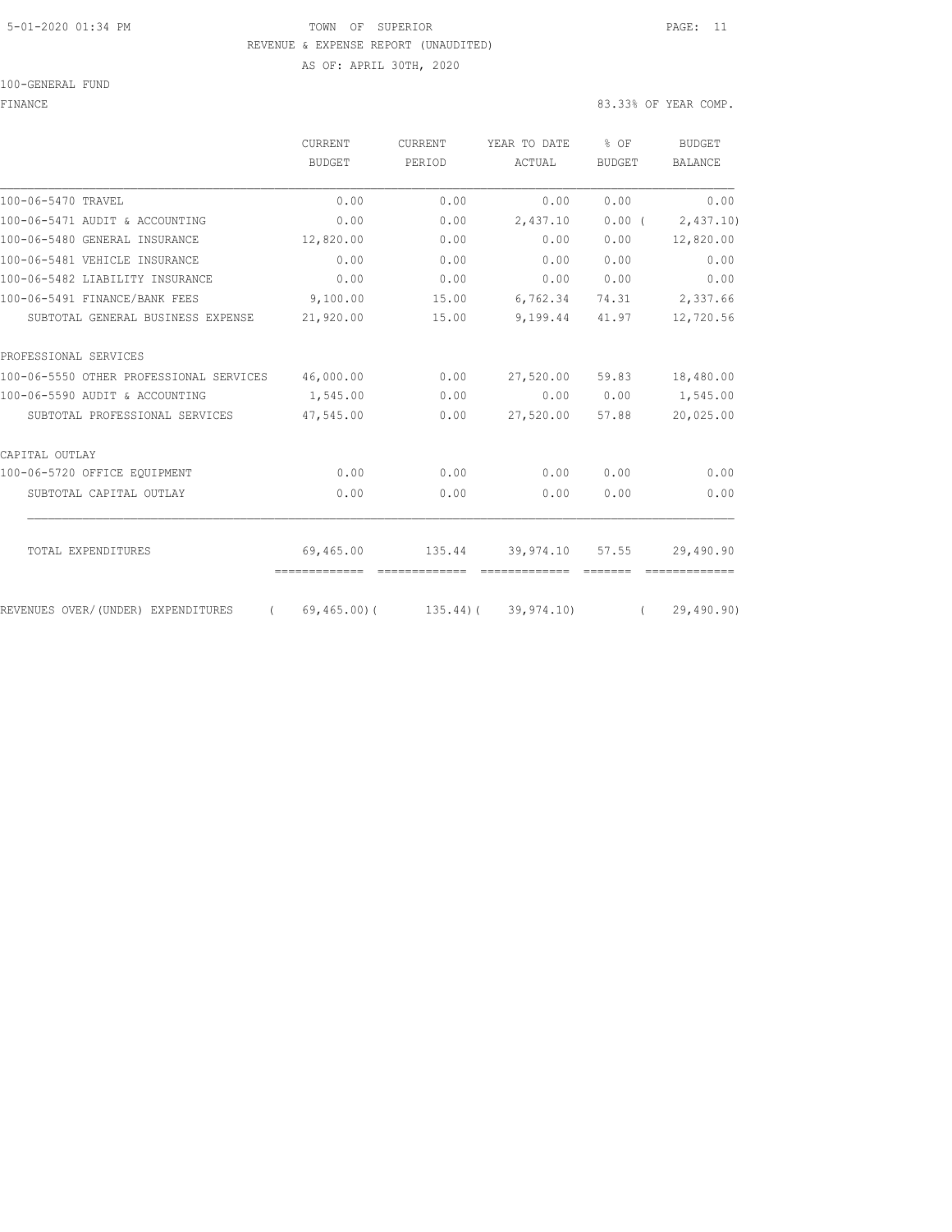TOWN OF SUPERIOR

REVENUE & EXPENSE REPORT (UNAUDITED)

AS OF: APRIL 30TH, 2020

100-GENERAL FUND

FINANCE

83.33% OF YEAR COMP.

| | CURRENT BUDGET | CURRENT PERIOD | YEAR TO DATE ACTUAL | % OF BUDGET | BUDGET BALANCE |
|---|---|---|---|---|---|
| 100-06-5470 TRAVEL | 0.00 | 0.00 | 0.00 | 0.00 | 0.00 |
| 100-06-5471 AUDIT & ACCOUNTING | 0.00 | 0.00 | 2,437.10 | 0.00 | ( 2,437.10) |
| 100-06-5480 GENERAL INSURANCE | 12,820.00 | 0.00 | 0.00 | 0.00 | 12,820.00 |
| 100-06-5481 VEHICLE INSURANCE | 0.00 | 0.00 | 0.00 | 0.00 | 0.00 |
| 100-06-5482 LIABILITY INSURANCE | 0.00 | 0.00 | 0.00 | 0.00 | 0.00 |
| 100-06-5491 FINANCE/BANK FEES | 9,100.00 | 15.00 | 6,762.34 | 74.31 | 2,337.66 |
| SUBTOTAL GENERAL BUSINESS EXPENSE | 21,920.00 | 15.00 | 9,199.44 | 41.97 | 12,720.56 |
| PROFESSIONAL SERVICES | | | | | |
| 100-06-5550 OTHER PROFESSIONAL SERVICES | 46,000.00 | 0.00 | 27,520.00 | 59.83 | 18,480.00 |
| 100-06-5590 AUDIT & ACCOUNTING | 1,545.00 | 0.00 | 0.00 | 0.00 | 1,545.00 |
| SUBTOTAL PROFESSIONAL SERVICES | 47,545.00 | 0.00 | 27,520.00 | 57.88 | 20,025.00 |
| CAPITAL OUTLAY | | | | | |
| 100-06-5720 OFFICE EQUIPMENT | 0.00 | 0.00 | 0.00 | 0.00 | 0.00 |
| SUBTOTAL CAPITAL OUTLAY | 0.00 | 0.00 | 0.00 | 0.00 | 0.00 |
| TOTAL EXPENDITURES | 69,465.00 | 135.44 | 39,974.10 | 57.55 | 29,490.90 |
| REVENUES OVER/(UNDER) EXPENDITURES | ( 69,465.00) | ( 135.44) | ( 39,974.10) | | ( 29,490.90) |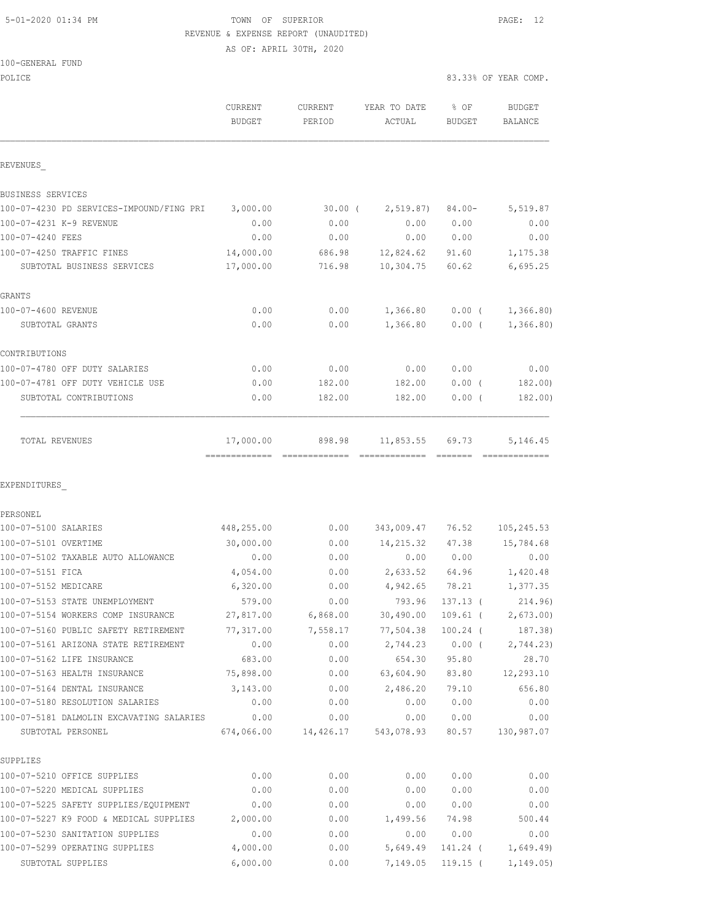5-01-2020 01:34 PM

TOWN OF SUPERIOR
REVENUE & EXPENSE REPORT (UNAUDITED)
AS OF: APRIL 30TH, 2020

100-GENERAL FUND
POLICE

83.33% OF YEAR COMP.

| | CURRENT BUDGET | CURRENT PERIOD | YEAR TO DATE ACTUAL | % OF BUDGET | BUDGET BALANCE |
|---|---|---|---|---|---|
| REVENUES_ | | | | | |
| BUSINESS SERVICES | | | | | |
| 100-07-4230 PD SERVICES-IMPOUND/FING PRI | 3,000.00 | 30.00 | ( 2,519.87) | 84.00- | 5,519.87 |
| 100-07-4231 K-9 REVENUE | 0.00 | 0.00 | 0.00 | 0.00 | 0.00 |
| 100-07-4240 FEES | 0.00 | 0.00 | 0.00 | 0.00 | 0.00 |
| 100-07-4250 TRAFFIC FINES | 14,000.00 | 686.98 | 12,824.62 | 91.60 | 1,175.38 |
| SUBTOTAL BUSINESS SERVICES | 17,000.00 | 716.98 | 10,304.75 | 60.62 | 6,695.25 |
| GRANTS | | | | | |
| 100-07-4600 REVENUE | 0.00 | 0.00 | 1,366.80 | 0.00 | ( 1,366.80) |
| SUBTOTAL GRANTS | 0.00 | 0.00 | 1,366.80 | 0.00 | ( 1,366.80) |
| CONTRIBUTIONS | | | | | |
| 100-07-4780 OFF DUTY SALARIES | 0.00 | 0.00 | 0.00 | 0.00 | 0.00 |
| 100-07-4781 OFF DUTY VEHICLE USE | 0.00 | 182.00 | 182.00 | 0.00 | ( 182.00) |
| SUBTOTAL CONTRIBUTIONS | 0.00 | 182.00 | 182.00 | 0.00 | ( 182.00) |
| TOTAL REVENUES | 17,000.00 | 898.98 | 11,853.55 | 69.73 | 5,146.45 |
| EXPENDITURES_ | | | | | |
| PERSONEL | | | | | |
| 100-07-5100 SALARIES | 448,255.00 | 0.00 | 343,009.47 | 76.52 | 105,245.53 |
| 100-07-5101 OVERTIME | 30,000.00 | 0.00 | 14,215.32 | 47.38 | 15,784.68 |
| 100-07-5102 TAXABLE AUTO ALLOWANCE | 0.00 | 0.00 | 0.00 | 0.00 | 0.00 |
| 100-07-5151 FICA | 4,054.00 | 0.00 | 2,633.52 | 64.96 | 1,420.48 |
| 100-07-5152 MEDICARE | 6,320.00 | 0.00 | 4,942.65 | 78.21 | 1,377.35 |
| 100-07-5153 STATE UNEMPLOYMENT | 579.00 | 0.00 | 793.96 | 137.13 | ( 214.96) |
| 100-07-5154 WORKERS COMP INSURANCE | 27,817.00 | 6,868.00 | 30,490.00 | 109.61 | ( 2,673.00) |
| 100-07-5160 PUBLIC SAFETY RETIREMENT | 77,317.00 | 7,558.17 | 77,504.38 | 100.24 | ( 187.38) |
| 100-07-5161 ARIZONA STATE RETIREMENT | 0.00 | 0.00 | 2,744.23 | 0.00 | ( 2,744.23) |
| 100-07-5162 LIFE INSURANCE | 683.00 | 0.00 | 654.30 | 95.80 | 28.70 |
| 100-07-5163 HEALTH INSURANCE | 75,898.00 | 0.00 | 63,604.90 | 83.80 | 12,293.10 |
| 100-07-5164 DENTAL INSURANCE | 3,143.00 | 0.00 | 2,486.20 | 79.10 | 656.80 |
| 100-07-5180 RESOLUTION SALARIES | 0.00 | 0.00 | 0.00 | 0.00 | 0.00 |
| 100-07-5181 DALMOLIN EXCAVATING SALARIES | 0.00 | 0.00 | 0.00 | 0.00 | 0.00 |
| SUBTOTAL PERSONEL | 674,066.00 | 14,426.17 | 543,078.93 | 80.57 | 130,987.07 |
| SUPPLIES | | | | | |
| 100-07-5210 OFFICE SUPPLIES | 0.00 | 0.00 | 0.00 | 0.00 | 0.00 |
| 100-07-5220 MEDICAL SUPPLIES | 0.00 | 0.00 | 0.00 | 0.00 | 0.00 |
| 100-07-5225 SAFETY SUPPLIES/EQUIPMENT | 0.00 | 0.00 | 0.00 | 0.00 | 0.00 |
| 100-07-5227 K9 FOOD & MEDICAL SUPPLIES | 2,000.00 | 0.00 | 1,499.56 | 74.98 | 500.44 |
| 100-07-5230 SANITATION SUPPLIES | 0.00 | 0.00 | 0.00 | 0.00 | 0.00 |
| 100-07-5299 OPERATING SUPPLIES | 4,000.00 | 0.00 | 5,649.49 | 141.24 | ( 1,649.49) |
| SUBTOTAL SUPPLIES | 6,000.00 | 0.00 | 7,149.05 | 119.15 | ( 1,149.05) |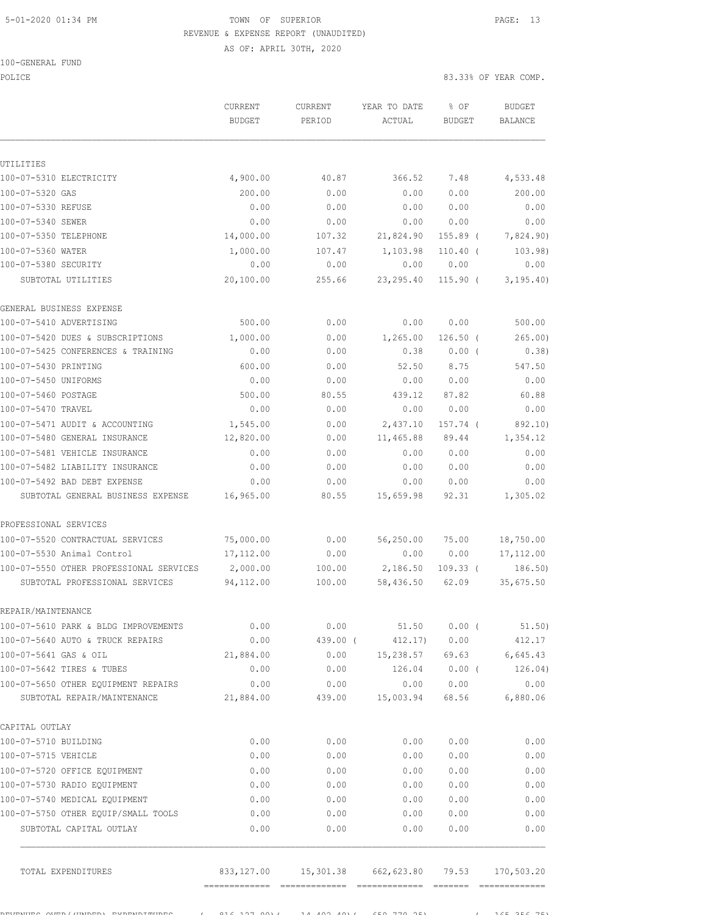5-01-2020 01:34 PM

TOWN OF SUPERIOR

REVENUE & EXPENSE REPORT (UNAUDITED)

AS OF: APRIL 30TH, 2020

100-GENERAL FUND

POLICE

83.33% OF YEAR COMP.

| | CURRENT BUDGET | CURRENT PERIOD | YEAR TO DATE ACTUAL | % OF BUDGET | BUDGET BALANCE |
|---|---|---|---|---|---|
| **UTILITIES** | | | | | |
| 100-07-5310 ELECTRICITY | 4,900.00 | 40.87 | 366.52 | 7.48 | 4,533.48 |
| 100-07-5320 GAS | 200.00 | 0.00 | 0.00 | 0.00 | 200.00 |
| 100-07-5330 REFUSE | 0.00 | 0.00 | 0.00 | 0.00 | 0.00 |
| 100-07-5340 SEWER | 0.00 | 0.00 | 0.00 | 0.00 | 0.00 |
| 100-07-5350 TELEPHONE | 14,000.00 | 107.32 | 21,824.90 | 155.89 ( | 7,824.90) |
| 100-07-5360 WATER | 1,000.00 | 107.47 | 1,103.98 | 110.40 ( | 103.98) |
| 100-07-5380 SECURITY | 0.00 | 0.00 | 0.00 | 0.00 | 0.00 |
| SUBTOTAL UTILITIES | 20,100.00 | 255.66 | 23,295.40 | 115.90 ( | 3,195.40) |
| **GENERAL BUSINESS EXPENSE** | | | | | |
| 100-07-5410 ADVERTISING | 500.00 | 0.00 | 0.00 | 0.00 | 500.00 |
| 100-07-5420 DUES & SUBSCRIPTIONS | 1,000.00 | 0.00 | 1,265.00 | 126.50 ( | 265.00) |
| 100-07-5425 CONFERENCES & TRAINING | 0.00 | 0.00 | 0.38 | 0.00 ( | 0.38) |
| 100-07-5430 PRINTING | 600.00 | 0.00 | 52.50 | 8.75 | 547.50 |
| 100-07-5450 UNIFORMS | 0.00 | 0.00 | 0.00 | 0.00 | 0.00 |
| 100-07-5460 POSTAGE | 500.00 | 80.55 | 439.12 | 87.82 | 60.88 |
| 100-07-5470 TRAVEL | 0.00 | 0.00 | 0.00 | 0.00 | 0.00 |
| 100-07-5471 AUDIT & ACCOUNTING | 1,545.00 | 0.00 | 2,437.10 | 157.74 ( | 892.10) |
| 100-07-5480 GENERAL INSURANCE | 12,820.00 | 0.00 | 11,465.88 | 89.44 | 1,354.12 |
| 100-07-5481 VEHICLE INSURANCE | 0.00 | 0.00 | 0.00 | 0.00 | 0.00 |
| 100-07-5482 LIABILITY INSURANCE | 0.00 | 0.00 | 0.00 | 0.00 | 0.00 |
| 100-07-5492 BAD DEBT EXPENSE | 0.00 | 0.00 | 0.00 | 0.00 | 0.00 |
| SUBTOTAL GENERAL BUSINESS EXPENSE | 16,965.00 | 80.55 | 15,659.98 | 92.31 | 1,305.02 |
| **PROFESSIONAL SERVICES** | | | | | |
| 100-07-5520 CONTRACTUAL SERVICES | 75,000.00 | 0.00 | 56,250.00 | 75.00 | 18,750.00 |
| 100-07-5530 Animal Control | 17,112.00 | 0.00 | 0.00 | 0.00 | 17,112.00 |
| 100-07-5550 OTHER PROFESSIONAL SERVICES | 2,000.00 | 100.00 | 2,186.50 | 109.33 ( | 186.50) |
| SUBTOTAL PROFESSIONAL SERVICES | 94,112.00 | 100.00 | 58,436.50 | 62.09 | 35,675.50 |
| **REPAIR/MAINTENANCE** | | | | | |
| 100-07-5610 PARK & BLDG IMPROVEMENTS | 0.00 | 0.00 | 51.50 | 0.00 ( | 51.50) |
| 100-07-5640 AUTO & TRUCK REPAIRS | 0.00 | 439.00 ( | 412.17) | 0.00 | 412.17 |
| 100-07-5641 GAS & OIL | 21,884.00 | 0.00 | 15,238.57 | 69.63 | 6,645.43 |
| 100-07-5642 TIRES & TUBES | 0.00 | 0.00 | 126.04 | 0.00 ( | 126.04) |
| 100-07-5650 OTHER EQUIPMENT REPAIRS | 0.00 | 0.00 | 0.00 | 0.00 | 0.00 |
| SUBTOTAL REPAIR/MAINTENANCE | 21,884.00 | 439.00 | 15,003.94 | 68.56 | 6,880.06 |
| **CAPITAL OUTLAY** | | | | | |
| 100-07-5710 BUILDING | 0.00 | 0.00 | 0.00 | 0.00 | 0.00 |
| 100-07-5715 VEHICLE | 0.00 | 0.00 | 0.00 | 0.00 | 0.00 |
| 100-07-5720 OFFICE EQUIPMENT | 0.00 | 0.00 | 0.00 | 0.00 | 0.00 |
| 100-07-5730 RADIO EQUIPMENT | 0.00 | 0.00 | 0.00 | 0.00 | 0.00 |
| 100-07-5740 MEDICAL EQUIPMENT | 0.00 | 0.00 | 0.00 | 0.00 | 0.00 |
| 100-07-5750 OTHER EQUIP/SMALL TOOLS | 0.00 | 0.00 | 0.00 | 0.00 | 0.00 |
| SUBTOTAL CAPITAL OUTLAY | 0.00 | 0.00 | 0.00 | 0.00 | 0.00 |
| TOTAL EXPENDITURES | 833,127.00 | 15,301.38 | 662,623.80 | 79.53 | 170,503.20 |
| REVENUES OVER/(UNDER) EXPENDITURES | ( 816,127.00)( | 14,402.40)( | 650,770.25) | ( | 165,356.75) |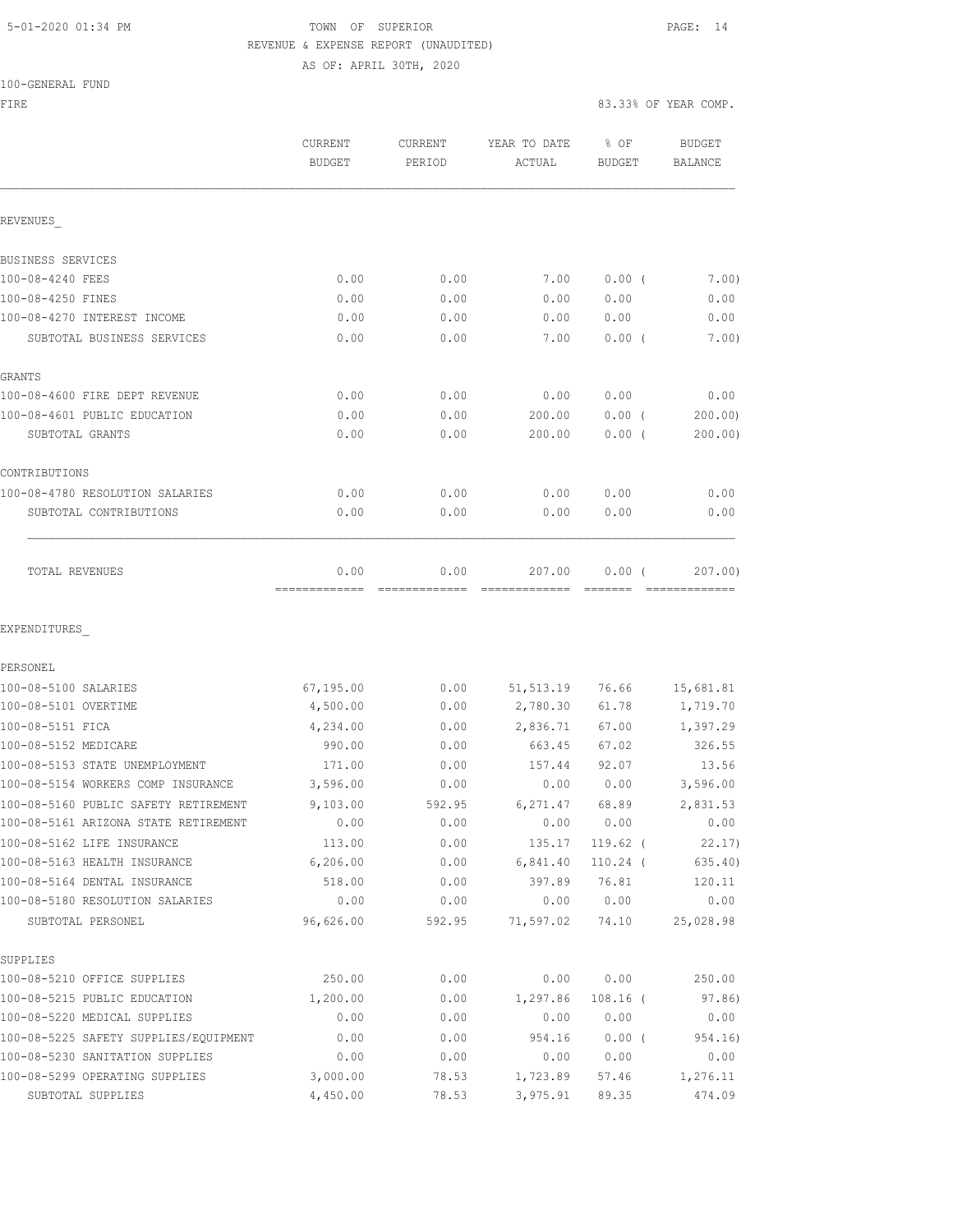TOWN OF SUPERIOR
REVENUE & EXPENSE REPORT (UNAUDITED)
AS OF: APRIL 30TH, 2020

100-GENERAL FUND
FIRE

83.33% OF YEAR COMP.

| | CURRENT BUDGET | CURRENT PERIOD | YEAR TO DATE ACTUAL | % OF BUDGET | BUDGET BALANCE |
|---|---|---|---|---|---|
| **REVENUES** | | | | | |
| BUSINESS SERVICES | | | | | |
| 100-08-4240 FEES | 0.00 | 0.00 | 7.00 | 0.00 ( | 7.00) |
| 100-08-4250 FINES | 0.00 | 0.00 | 0.00 | 0.00 | 0.00 |
| 100-08-4270 INTEREST INCOME | 0.00 | 0.00 | 0.00 | 0.00 | 0.00 |
| SUBTOTAL BUSINESS SERVICES | 0.00 | 0.00 | 7.00 | 0.00 ( | 7.00) |
| GRANTS | | | | | |
| 100-08-4600 FIRE DEPT REVENUE | 0.00 | 0.00 | 0.00 | 0.00 | 0.00 |
| 100-08-4601 PUBLIC EDUCATION | 0.00 | 0.00 | 200.00 | 0.00 ( | 200.00) |
| SUBTOTAL GRANTS | 0.00 | 0.00 | 200.00 | 0.00 ( | 200.00) |
| CONTRIBUTIONS | | | | | |
| 100-08-4780 RESOLUTION SALARIES | 0.00 | 0.00 | 0.00 | 0.00 | 0.00 |
| SUBTOTAL CONTRIBUTIONS | 0.00 | 0.00 | 0.00 | 0.00 | 0.00 |
| TOTAL REVENUES | 0.00 | 0.00 | 207.00 | 0.00 ( | 207.00) |
| **EXPENDITURES** | | | | | |
| PERSONEL | | | | | |
| 100-08-5100 SALARIES | 67,195.00 | 0.00 | 51,513.19 | 76.66 | 15,681.81 |
| 100-08-5101 OVERTIME | 4,500.00 | 0.00 | 2,780.30 | 61.78 | 1,719.70 |
| 100-08-5151 FICA | 4,234.00 | 0.00 | 2,836.71 | 67.00 | 1,397.29 |
| 100-08-5152 MEDICARE | 990.00 | 0.00 | 663.45 | 67.02 | 326.55 |
| 100-08-5153 STATE UNEMPLOYMENT | 171.00 | 0.00 | 157.44 | 92.07 | 13.56 |
| 100-08-5154 WORKERS COMP INSURANCE | 3,596.00 | 0.00 | 0.00 | 0.00 | 3,596.00 |
| 100-08-5160 PUBLIC SAFETY RETIREMENT | 9,103.00 | 592.95 | 6,271.47 | 68.89 | 2,831.53 |
| 100-08-5161 ARIZONA STATE RETIREMENT | 0.00 | 0.00 | 0.00 | 0.00 | 0.00 |
| 100-08-5162 LIFE INSURANCE | 113.00 | 0.00 | 135.17 | 119.62 ( | 22.17) |
| 100-08-5163 HEALTH INSURANCE | 6,206.00 | 0.00 | 6,841.40 | 110.24 ( | 635.40) |
| 100-08-5164 DENTAL INSURANCE | 518.00 | 0.00 | 397.89 | 76.81 | 120.11 |
| 100-08-5180 RESOLUTION SALARIES | 0.00 | 0.00 | 0.00 | 0.00 | 0.00 |
| SUBTOTAL PERSONEL | 96,626.00 | 592.95 | 71,597.02 | 74.10 | 25,028.98 |
| SUPPLIES | | | | | |
| 100-08-5210 OFFICE SUPPLIES | 250.00 | 0.00 | 0.00 | 0.00 | 250.00 |
| 100-08-5215 PUBLIC EDUCATION | 1,200.00 | 0.00 | 1,297.86 | 108.16 ( | 97.86) |
| 100-08-5220 MEDICAL SUPPLIES | 0.00 | 0.00 | 0.00 | 0.00 | 0.00 |
| 100-08-5225 SAFETY SUPPLIES/EQUIPMENT | 0.00 | 0.00 | 954.16 | 0.00 ( | 954.16) |
| 100-08-5230 SANITATION SUPPLIES | 0.00 | 0.00 | 0.00 | 0.00 | 0.00 |
| 100-08-5299 OPERATING SUPPLIES | 3,000.00 | 78.53 | 1,723.89 | 57.46 | 1,276.11 |
| SUBTOTAL SUPPLIES | 4,450.00 | 78.53 | 3,975.91 | 89.35 | 474.09 |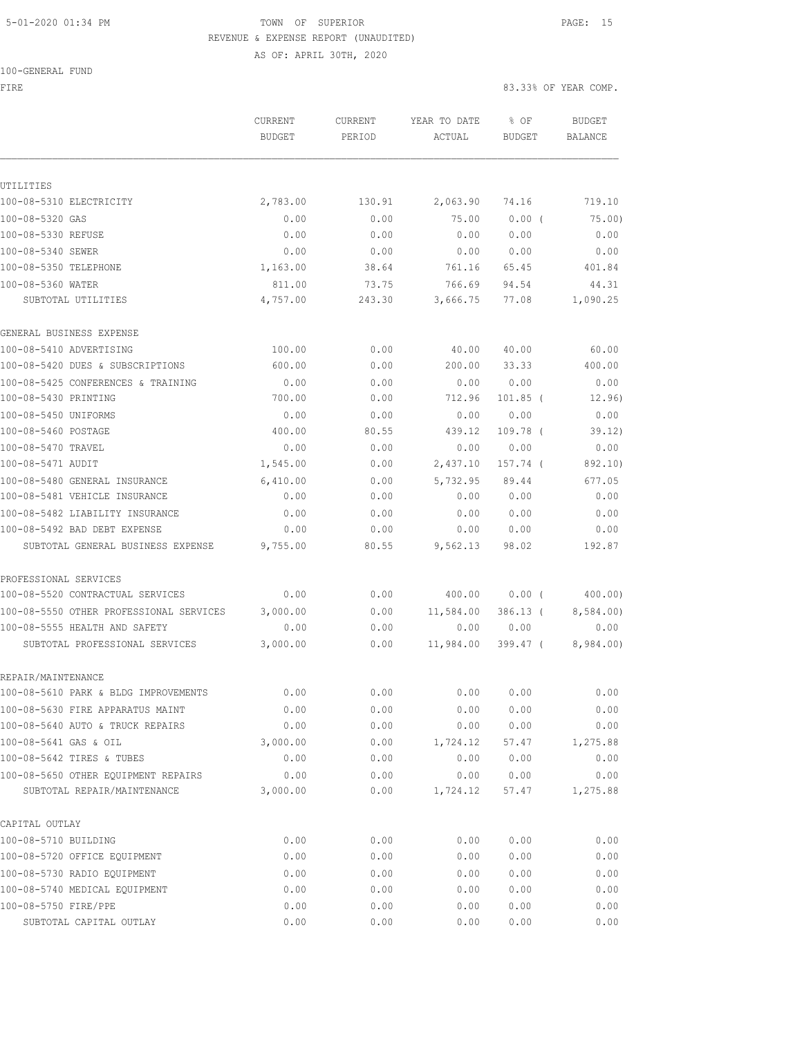TOWN OF SUPERIOR
REVENUE & EXPENSE REPORT (UNAUDITED)
AS OF: APRIL 30TH, 2020

100-GENERAL FUND

FIRE — 83.33% OF YEAR COMP.

| | CURRENT BUDGET | CURRENT PERIOD | YEAR TO DATE ACTUAL | % OF BUDGET | BUDGET BALANCE |
|---|---|---|---|---|---|
| **UTILITIES** | | | | | |
| 100-08-5310 ELECTRICITY | 2,783.00 | 130.91 | 2,063.90 | 74.16 | 719.10 |
| 100-08-5320 GAS | 0.00 | 0.00 | 75.00 | 0.00 ( | 75.00) |
| 100-08-5330 REFUSE | 0.00 | 0.00 | 0.00 | 0.00 | 0.00 |
| 100-08-5340 SEWER | 0.00 | 0.00 | 0.00 | 0.00 | 0.00 |
| 100-08-5350 TELEPHONE | 1,163.00 | 38.64 | 761.16 | 65.45 | 401.84 |
| 100-08-5360 WATER | 811.00 | 73.75 | 766.69 | 94.54 | 44.31 |
| SUBTOTAL UTILITIES | 4,757.00 | 243.30 | 3,666.75 | 77.08 | 1,090.25 |
| **GENERAL BUSINESS EXPENSE** | | | | | |
| 100-08-5410 ADVERTISING | 100.00 | 0.00 | 40.00 | 40.00 | 60.00 |
| 100-08-5420 DUES & SUBSCRIPTIONS | 600.00 | 0.00 | 200.00 | 33.33 | 400.00 |
| 100-08-5425 CONFERENCES & TRAINING | 0.00 | 0.00 | 0.00 | 0.00 | 0.00 |
| 100-08-5430 PRINTING | 700.00 | 0.00 | 712.96 | 101.85 ( | 12.96) |
| 100-08-5450 UNIFORMS | 0.00 | 0.00 | 0.00 | 0.00 | 0.00 |
| 100-08-5460 POSTAGE | 400.00 | 80.55 | 439.12 | 109.78 ( | 39.12) |
| 100-08-5470 TRAVEL | 0.00 | 0.00 | 0.00 | 0.00 | 0.00 |
| 100-08-5471 AUDIT | 1,545.00 | 0.00 | 2,437.10 | 157.74 ( | 892.10) |
| 100-08-5480 GENERAL INSURANCE | 6,410.00 | 0.00 | 5,732.95 | 89.44 | 677.05 |
| 100-08-5481 VEHICLE INSURANCE | 0.00 | 0.00 | 0.00 | 0.00 | 0.00 |
| 100-08-5482 LIABILITY INSURANCE | 0.00 | 0.00 | 0.00 | 0.00 | 0.00 |
| 100-08-5492 BAD DEBT EXPENSE | 0.00 | 0.00 | 0.00 | 0.00 | 0.00 |
| SUBTOTAL GENERAL BUSINESS EXPENSE | 9,755.00 | 80.55 | 9,562.13 | 98.02 | 192.87 |
| **PROFESSIONAL SERVICES** | | | | | |
| 100-08-5520 CONTRACTUAL SERVICES | 0.00 | 0.00 | 400.00 | 0.00 ( | 400.00) |
| 100-08-5550 OTHER PROFESSIONAL SERVICES | 3,000.00 | 0.00 | 11,584.00 | 386.13 ( | 8,584.00) |
| 100-08-5555 HEALTH AND SAFETY | 0.00 | 0.00 | 0.00 | 0.00 | 0.00 |
| SUBTOTAL PROFESSIONAL SERVICES | 3,000.00 | 0.00 | 11,984.00 | 399.47 ( | 8,984.00) |
| **REPAIR/MAINTENANCE** | | | | | |
| 100-08-5610 PARK & BLDG IMPROVEMENTS | 0.00 | 0.00 | 0.00 | 0.00 | 0.00 |
| 100-08-5630 FIRE APPARATUS MAINT | 0.00 | 0.00 | 0.00 | 0.00 | 0.00 |
| 100-08-5640 AUTO & TRUCK REPAIRS | 0.00 | 0.00 | 0.00 | 0.00 | 0.00 |
| 100-08-5641 GAS & OIL | 3,000.00 | 0.00 | 1,724.12 | 57.47 | 1,275.88 |
| 100-08-5642 TIRES & TUBES | 0.00 | 0.00 | 0.00 | 0.00 | 0.00 |
| 100-08-5650 OTHER EQUIPMENT REPAIRS | 0.00 | 0.00 | 0.00 | 0.00 | 0.00 |
| SUBTOTAL REPAIR/MAINTENANCE | 3,000.00 | 0.00 | 1,724.12 | 57.47 | 1,275.88 |
| **CAPITAL OUTLAY** | | | | | |
| 100-08-5710 BUILDING | 0.00 | 0.00 | 0.00 | 0.00 | 0.00 |
| 100-08-5720 OFFICE EQUIPMENT | 0.00 | 0.00 | 0.00 | 0.00 | 0.00 |
| 100-08-5730 RADIO EQUIPMENT | 0.00 | 0.00 | 0.00 | 0.00 | 0.00 |
| 100-08-5740 MEDICAL EQUIPMENT | 0.00 | 0.00 | 0.00 | 0.00 | 0.00 |
| 100-08-5750 FIRE/PPE | 0.00 | 0.00 | 0.00 | 0.00 | 0.00 |
| SUBTOTAL CAPITAL OUTLAY | 0.00 | 0.00 | 0.00 | 0.00 | 0.00 |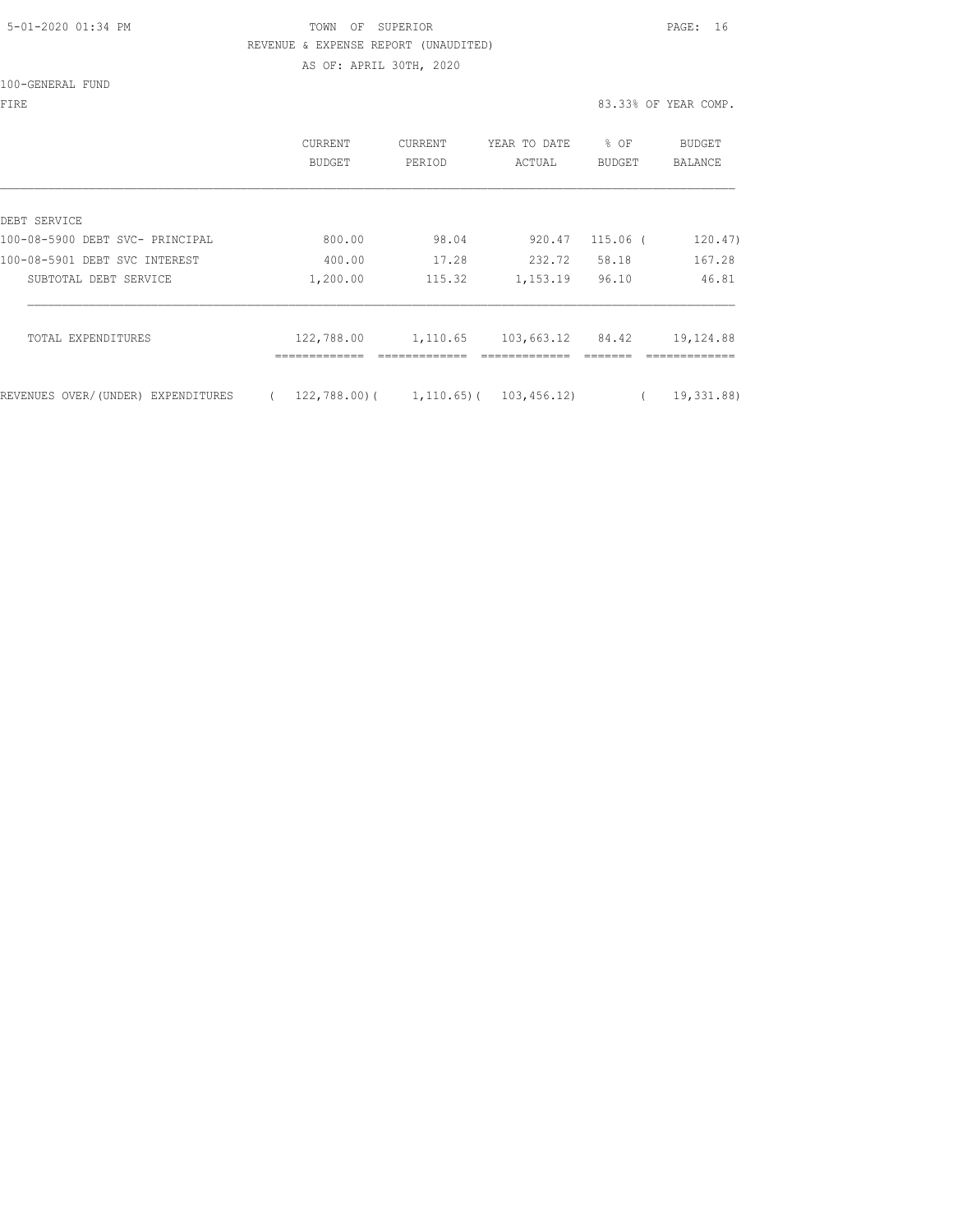TOWN OF SUPERIOR

REVENUE & EXPENSE REPORT (UNAUDITED)

AS OF: APRIL 30TH, 2020

100-GENERAL FUND

FIRE — 83.33% OF YEAR COMP.

| | CURRENT BUDGET | CURRENT PERIOD | YEAR TO DATE ACTUAL | % OF BUDGET | BUDGET BALANCE |
|---|---|---|---|---|---|
| DEBT SERVICE | | | | | |
| 100-08-5900 DEBT SVC- PRINCIPAL | 800.00 | 98.04 | 920.47 | 115.06 | ( 120.47) |
| 100-08-5901 DEBT SVC INTEREST | 400.00 | 17.28 | 232.72 | 58.18 | 167.28 |
| SUBTOTAL DEBT SERVICE | 1,200.00 | 115.32 | 1,153.19 | 96.10 | 46.81 |
| TOTAL EXPENDITURES | 122,788.00 | 1,110.65 | 103,663.12 | 84.42 | 19,124.88 |
| REVENUES OVER/(UNDER) EXPENDITURES | ( 122,788.00) | ( 1,110.65) | ( 103,456.12) | | ( 19,331.88) |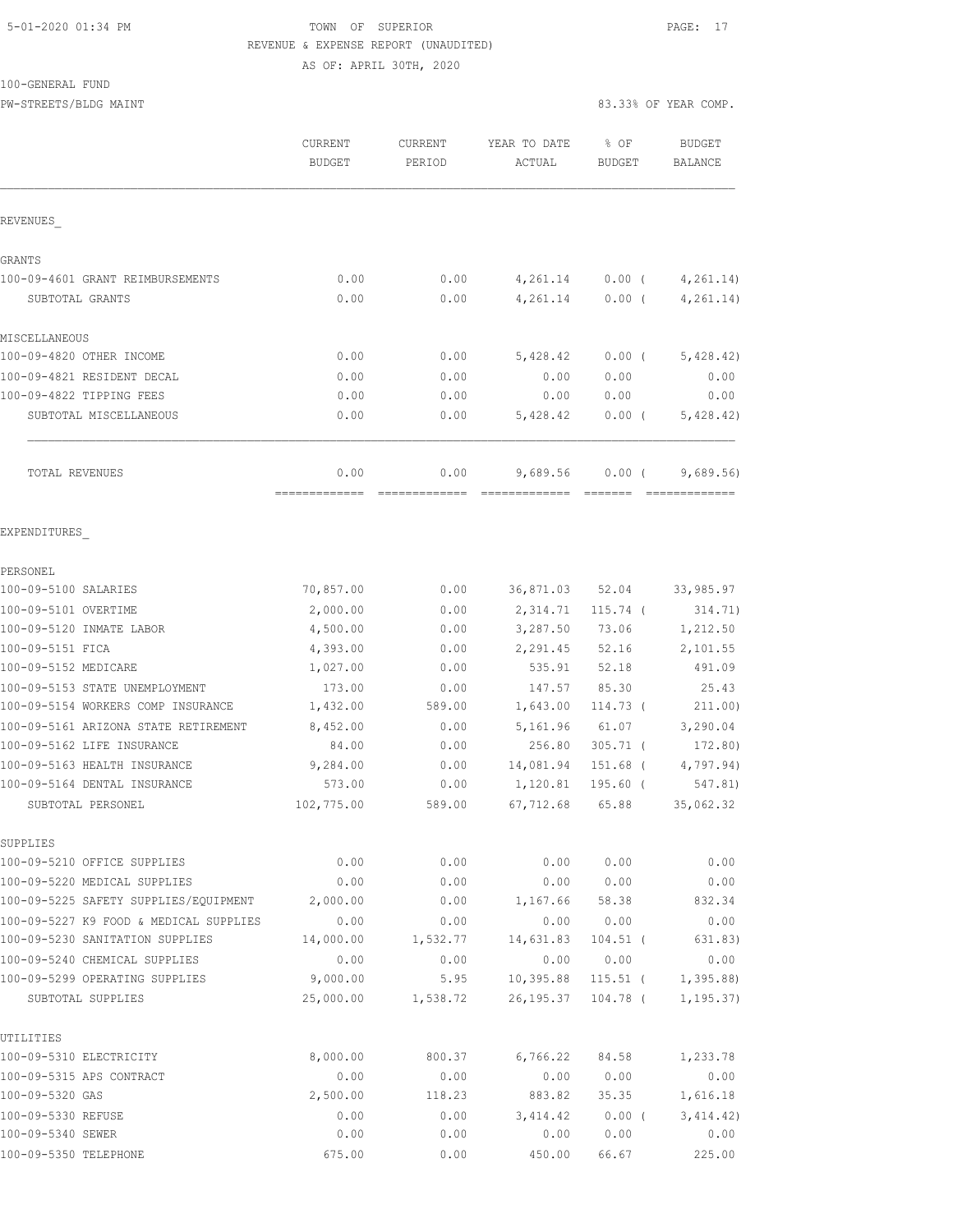5-01-2020 01:34 PM

TOWN OF SUPERIOR

REVENUE & EXPENSE REPORT (UNAUDITED)

AS OF: APRIL 30TH, 2020

100-GENERAL FUND

PW-STREETS/BLDG MAINT

83.33% OF YEAR COMP.

| | CURRENT BUDGET | CURRENT PERIOD | YEAR TO DATE ACTUAL | % OF BUDGET | BUDGET BALANCE |
|---|---|---|---|---|---|
| REVENUES_ | | | | | |
| GRANTS | | | | | |
| 100-09-4601 GRANT REIMBURSEMENTS | 0.00 | 0.00 | 4,261.14 | 0.00 ( | 4,261.14) |
| SUBTOTAL GRANTS | 0.00 | 0.00 | 4,261.14 | 0.00 ( | 4,261.14) |
| MISCELLANEOUS | | | | | |
| 100-09-4820 OTHER INCOME | 0.00 | 0.00 | 5,428.42 | 0.00 ( | 5,428.42) |
| 100-09-4821 RESIDENT DECAL | 0.00 | 0.00 | 0.00 | 0.00 | 0.00 |
| 100-09-4822 TIPPING FEES | 0.00 | 0.00 | 0.00 | 0.00 | 0.00 |
| SUBTOTAL MISCELLANEOUS | 0.00 | 0.00 | 5,428.42 | 0.00 ( | 5,428.42) |
| TOTAL REVENUES | 0.00 | 0.00 | 9,689.56 | 0.00 ( | 9,689.56) |
| EXPENDITURES_ | | | | | |
| PERSONEL | | | | | |
| 100-09-5100 SALARIES | 70,857.00 | 0.00 | 36,871.03 | 52.04 | 33,985.97 |
| 100-09-5101 OVERTIME | 2,000.00 | 0.00 | 2,314.71 | 115.74 ( | 314.71) |
| 100-09-5120 INMATE LABOR | 4,500.00 | 0.00 | 3,287.50 | 73.06 | 1,212.50 |
| 100-09-5151 FICA | 4,393.00 | 0.00 | 2,291.45 | 52.16 | 2,101.55 |
| 100-09-5152 MEDICARE | 1,027.00 | 0.00 | 535.91 | 52.18 | 491.09 |
| 100-09-5153 STATE UNEMPLOYMENT | 173.00 | 0.00 | 147.57 | 85.30 | 25.43 |
| 100-09-5154 WORKERS COMP INSURANCE | 1,432.00 | 589.00 | 1,643.00 | 114.73 ( | 211.00) |
| 100-09-5161 ARIZONA STATE RETIREMENT | 8,452.00 | 0.00 | 5,161.96 | 61.07 | 3,290.04 |
| 100-09-5162 LIFE INSURANCE | 84.00 | 0.00 | 256.80 | 305.71 ( | 172.80) |
| 100-09-5163 HEALTH INSURANCE | 9,284.00 | 0.00 | 14,081.94 | 151.68 ( | 4,797.94) |
| 100-09-5164 DENTAL INSURANCE | 573.00 | 0.00 | 1,120.81 | 195.60 ( | 547.81) |
| SUBTOTAL PERSONEL | 102,775.00 | 589.00 | 67,712.68 | 65.88 | 35,062.32 |
| SUPPLIES | | | | | |
| 100-09-5210 OFFICE SUPPLIES | 0.00 | 0.00 | 0.00 | 0.00 | 0.00 |
| 100-09-5220 MEDICAL SUPPLIES | 0.00 | 0.00 | 0.00 | 0.00 | 0.00 |
| 100-09-5225 SAFETY SUPPLIES/EQUIPMENT | 2,000.00 | 0.00 | 1,167.66 | 58.38 | 832.34 |
| 100-09-5227 K9 FOOD & MEDICAL SUPPLIES | 0.00 | 0.00 | 0.00 | 0.00 | 0.00 |
| 100-09-5230 SANITATION SUPPLIES | 14,000.00 | 1,532.77 | 14,631.83 | 104.51 ( | 631.83) |
| 100-09-5240 CHEMICAL SUPPLIES | 0.00 | 0.00 | 0.00 | 0.00 | 0.00 |
| 100-09-5299 OPERATING SUPPLIES | 9,000.00 | 5.95 | 10,395.88 | 115.51 ( | 1,395.88) |
| SUBTOTAL SUPPLIES | 25,000.00 | 1,538.72 | 26,195.37 | 104.78 ( | 1,195.37) |
| UTILITIES | | | | | |
| 100-09-5310 ELECTRICITY | 8,000.00 | 800.37 | 6,766.22 | 84.58 | 1,233.78 |
| 100-09-5315 APS CONTRACT | 0.00 | 0.00 | 0.00 | 0.00 | 0.00 |
| 100-09-5320 GAS | 2,500.00 | 118.23 | 883.82 | 35.35 | 1,616.18 |
| 100-09-5330 REFUSE | 0.00 | 0.00 | 3,414.42 | 0.00 ( | 3,414.42) |
| 100-09-5340 SEWER | 0.00 | 0.00 | 0.00 | 0.00 | 0.00 |
| 100-09-5350 TELEPHONE | 675.00 | 0.00 | 450.00 | 66.67 | 225.00 |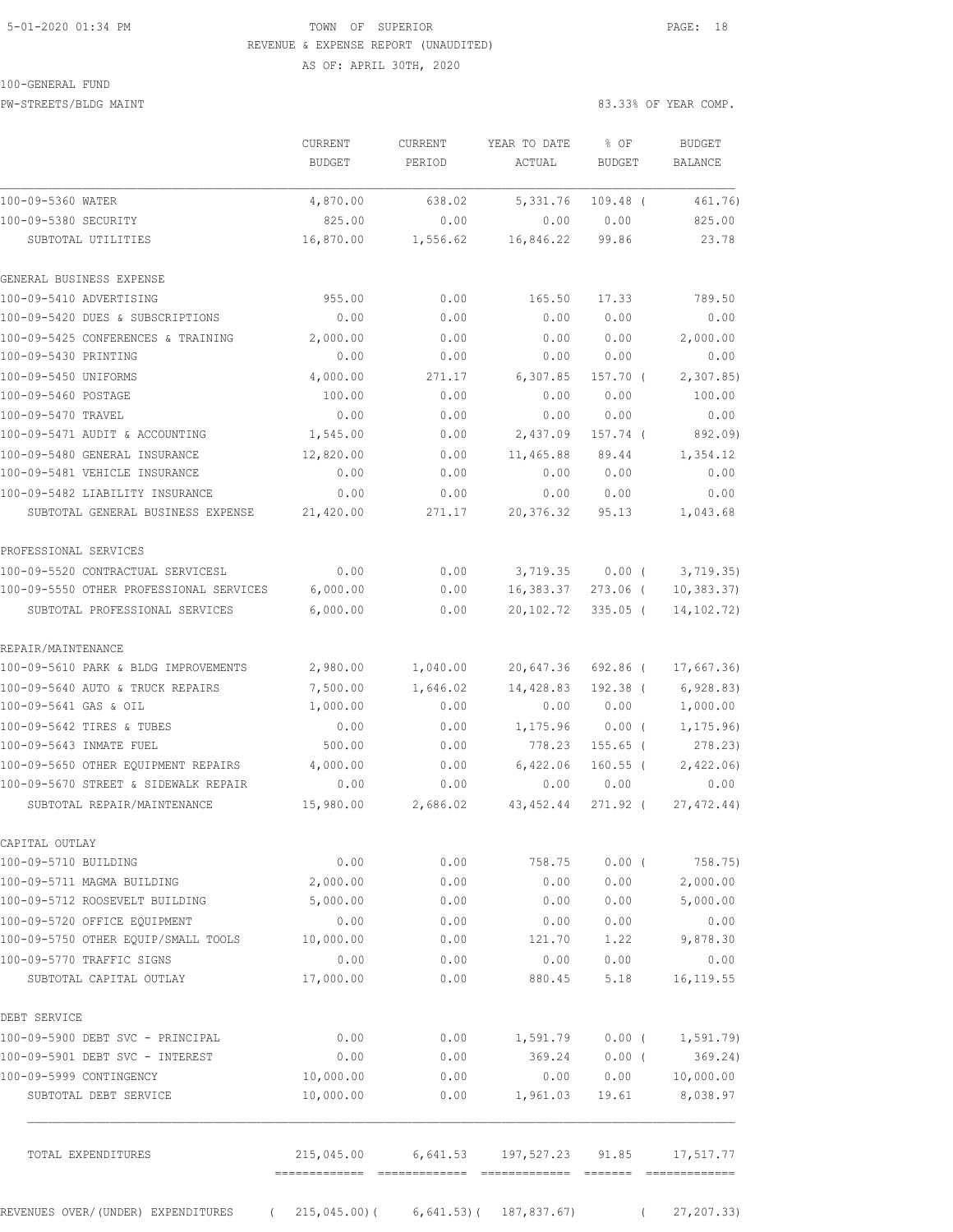TOWN OF SUPERIOR

REVENUE & EXPENSE REPORT (UNAUDITED)

AS OF: APRIL 30TH, 2020

100-GENERAL FUND

PW-STREETS/BLDG MAINT

83.33% OF YEAR COMP.

| | CURRENT BUDGET | CURRENT PERIOD | YEAR TO DATE ACTUAL | % OF BUDGET | BUDGET BALANCE |
|---|---|---|---|---|---|
| 100-09-5360 WATER | 4,870.00 | 638.02 | 5,331.76 | 109.48 ( | 461.76) |
| 100-09-5380 SECURITY | 825.00 | 0.00 | 0.00 | 0.00 | 825.00 |
| SUBTOTAL UTILITIES | 16,870.00 | 1,556.62 | 16,846.22 | 99.86 | 23.78 |
| GENERAL BUSINESS EXPENSE | | | | | |
| 100-09-5410 ADVERTISING | 955.00 | 0.00 | 165.50 | 17.33 | 789.50 |
| 100-09-5420 DUES & SUBSCRIPTIONS | 0.00 | 0.00 | 0.00 | 0.00 | 0.00 |
| 100-09-5425 CONFERENCES & TRAINING | 2,000.00 | 0.00 | 0.00 | 0.00 | 2,000.00 |
| 100-09-5430 PRINTING | 0.00 | 0.00 | 0.00 | 0.00 | 0.00 |
| 100-09-5450 UNIFORMS | 4,000.00 | 271.17 | 6,307.85 | 157.70 ( | 2,307.85) |
| 100-09-5460 POSTAGE | 100.00 | 0.00 | 0.00 | 0.00 | 100.00 |
| 100-09-5470 TRAVEL | 0.00 | 0.00 | 0.00 | 0.00 | 0.00 |
| 100-09-5471 AUDIT & ACCOUNTING | 1,545.00 | 0.00 | 2,437.09 | 157.74 ( | 892.09) |
| 100-09-5480 GENERAL INSURANCE | 12,820.00 | 0.00 | 11,465.88 | 89.44 | 1,354.12 |
| 100-09-5481 VEHICLE INSURANCE | 0.00 | 0.00 | 0.00 | 0.00 | 0.00 |
| 100-09-5482 LIABILITY INSURANCE | 0.00 | 0.00 | 0.00 | 0.00 | 0.00 |
| SUBTOTAL GENERAL BUSINESS EXPENSE | 21,420.00 | 271.17 | 20,376.32 | 95.13 | 1,043.68 |
| PROFESSIONAL SERVICES | | | | | |
| 100-09-5520 CONTRACTUAL SERVICESL | 0.00 | 0.00 | 3,719.35 | 0.00 ( | 3,719.35) |
| 100-09-5550 OTHER PROFESSIONAL SERVICES | 6,000.00 | 0.00 | 16,383.37 | 273.06 ( | 10,383.37) |
| SUBTOTAL PROFESSIONAL SERVICES | 6,000.00 | 0.00 | 20,102.72 | 335.05 ( | 14,102.72) |
| REPAIR/MAINTENANCE | | | | | |
| 100-09-5610 PARK & BLDG IMPROVEMENTS | 2,980.00 | 1,040.00 | 20,647.36 | 692.86 ( | 17,667.36) |
| 100-09-5640 AUTO & TRUCK REPAIRS | 7,500.00 | 1,646.02 | 14,428.83 | 192.38 ( | 6,928.83) |
| 100-09-5641 GAS & OIL | 1,000.00 | 0.00 | 0.00 | 0.00 | 1,000.00 |
| 100-09-5642 TIRES & TUBES | 0.00 | 0.00 | 1,175.96 | 0.00 ( | 1,175.96) |
| 100-09-5643 INMATE FUEL | 500.00 | 0.00 | 778.23 | 155.65 ( | 278.23) |
| 100-09-5650 OTHER EQUIPMENT REPAIRS | 4,000.00 | 0.00 | 6,422.06 | 160.55 ( | 2,422.06) |
| 100-09-5670 STREET & SIDEWALK REPAIR | 0.00 | 0.00 | 0.00 | 0.00 | 0.00 |
| SUBTOTAL REPAIR/MAINTENANCE | 15,980.00 | 2,686.02 | 43,452.44 | 271.92 ( | 27,472.44) |
| CAPITAL OUTLAY | | | | | |
| 100-09-5710 BUILDING | 0.00 | 0.00 | 758.75 | 0.00 ( | 758.75) |
| 100-09-5711 MAGMA BUILDING | 2,000.00 | 0.00 | 0.00 | 0.00 | 2,000.00 |
| 100-09-5712 ROOSEVELT BUILDING | 5,000.00 | 0.00 | 0.00 | 0.00 | 5,000.00 |
| 100-09-5720 OFFICE EQUIPMENT | 0.00 | 0.00 | 0.00 | 0.00 | 0.00 |
| 100-09-5750 OTHER EQUIP/SMALL TOOLS | 10,000.00 | 0.00 | 121.70 | 1.22 | 9,878.30 |
| 100-09-5770 TRAFFIC SIGNS | 0.00 | 0.00 | 0.00 | 0.00 | 0.00 |
| SUBTOTAL CAPITAL OUTLAY | 17,000.00 | 0.00 | 880.45 | 5.18 | 16,119.55 |
| DEBT SERVICE | | | | | |
| 100-09-5900 DEBT SVC - PRINCIPAL | 0.00 | 0.00 | 1,591.79 | 0.00 ( | 1,591.79) |
| 100-09-5901 DEBT SVC - INTEREST | 0.00 | 0.00 | 369.24 | 0.00 ( | 369.24) |
| 100-09-5999 CONTINGENCY | 10,000.00 | 0.00 | 0.00 | 0.00 | 10,000.00 |
| SUBTOTAL DEBT SERVICE | 10,000.00 | 0.00 | 1,961.03 | 19.61 | 8,038.97 |
| TOTAL EXPENDITURES | 215,045.00 | 6,641.53 | 197,527.23 | 91.85 | 17,517.77 |
| REVENUES OVER/(UNDER) EXPENDITURES | ( 215,045.00)( | 6,641.53)( | 187,837.67) | ( | 27,207.33) |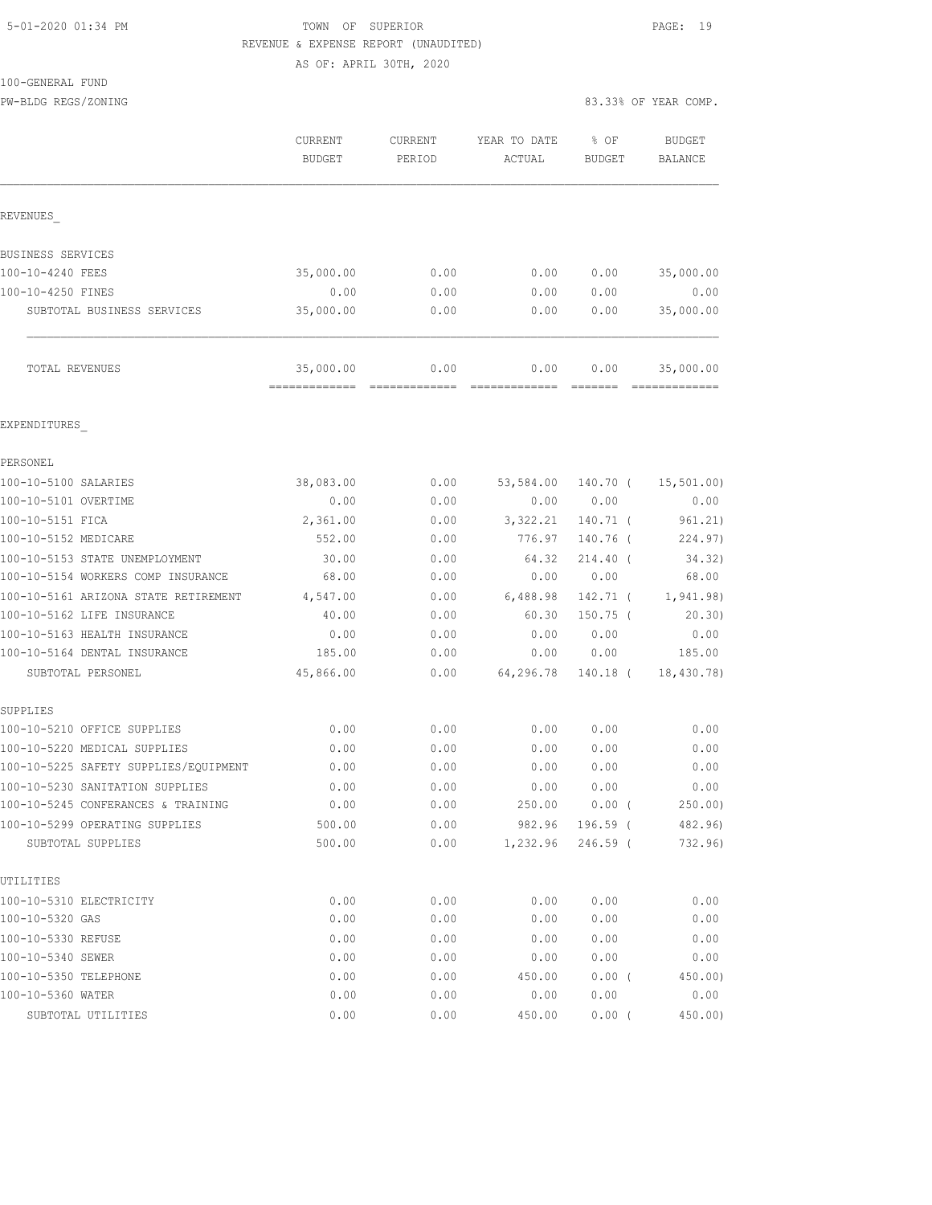TOWN OF SUPERIOR
REVENUE & EXPENSE REPORT (UNAUDITED)
AS OF: APRIL 30TH, 2020

100-GENERAL FUND
PW-BLDG REGS/ZONING — 83.33% OF YEAR COMP.

| | CURRENT BUDGET | CURRENT PERIOD | YEAR TO DATE ACTUAL | % OF BUDGET | BUDGET BALANCE |
|---|---|---|---|---|---|
| **REVENUES** | | | | | |
| BUSINESS SERVICES | | | | | |
| 100-10-4240 FEES | 35,000.00 | 0.00 | 0.00 | 0.00 | 35,000.00 |
| 100-10-4250 FINES | 0.00 | 0.00 | 0.00 | 0.00 | 0.00 |
| SUBTOTAL BUSINESS SERVICES | 35,000.00 | 0.00 | 0.00 | 0.00 | 35,000.00 |
| TOTAL REVENUES | 35,000.00 | 0.00 | 0.00 | 0.00 | 35,000.00 |
| **EXPENDITURES** | | | | | |
| PERSONEL | | | | | |
| 100-10-5100 SALARIES | 38,083.00 | 0.00 | 53,584.00 | 140.70 | ( 15,501.00) |
| 100-10-5101 OVERTIME | 0.00 | 0.00 | 0.00 | 0.00 | 0.00 |
| 100-10-5151 FICA | 2,361.00 | 0.00 | 3,322.21 | 140.71 | ( 961.21) |
| 100-10-5152 MEDICARE | 552.00 | 0.00 | 776.97 | 140.76 | ( 224.97) |
| 100-10-5153 STATE UNEMPLOYMENT | 30.00 | 0.00 | 64.32 | 214.40 | ( 34.32) |
| 100-10-5154 WORKERS COMP INSURANCE | 68.00 | 0.00 | 0.00 | 0.00 | 68.00 |
| 100-10-5161 ARIZONA STATE RETIREMENT | 4,547.00 | 0.00 | 6,488.98 | 142.71 | ( 1,941.98) |
| 100-10-5162 LIFE INSURANCE | 40.00 | 0.00 | 60.30 | 150.75 | ( 20.30) |
| 100-10-5163 HEALTH INSURANCE | 0.00 | 0.00 | 0.00 | 0.00 | 0.00 |
| 100-10-5164 DENTAL INSURANCE | 185.00 | 0.00 | 0.00 | 0.00 | 185.00 |
| SUBTOTAL PERSONEL | 45,866.00 | 0.00 | 64,296.78 | 140.18 | ( 18,430.78) |
| SUPPLIES | | | | | |
| 100-10-5210 OFFICE SUPPLIES | 0.00 | 0.00 | 0.00 | 0.00 | 0.00 |
| 100-10-5220 MEDICAL SUPPLIES | 0.00 | 0.00 | 0.00 | 0.00 | 0.00 |
| 100-10-5225 SAFETY SUPPLIES/EQUIPMENT | 0.00 | 0.00 | 0.00 | 0.00 | 0.00 |
| 100-10-5230 SANITATION SUPPLIES | 0.00 | 0.00 | 0.00 | 0.00 | 0.00 |
| 100-10-5245 CONFERANCES & TRAINING | 0.00 | 0.00 | 250.00 | 0.00 | ( 250.00) |
| 100-10-5299 OPERATING SUPPLIES | 500.00 | 0.00 | 982.96 | 196.59 | ( 482.96) |
| SUBTOTAL SUPPLIES | 500.00 | 0.00 | 1,232.96 | 246.59 | ( 732.96) |
| UTILITIES | | | | | |
| 100-10-5310 ELECTRICITY | 0.00 | 0.00 | 0.00 | 0.00 | 0.00 |
| 100-10-5320 GAS | 0.00 | 0.00 | 0.00 | 0.00 | 0.00 |
| 100-10-5330 REFUSE | 0.00 | 0.00 | 0.00 | 0.00 | 0.00 |
| 100-10-5340 SEWER | 0.00 | 0.00 | 0.00 | 0.00 | 0.00 |
| 100-10-5350 TELEPHONE | 0.00 | 0.00 | 450.00 | 0.00 | ( 450.00) |
| 100-10-5360 WATER | 0.00 | 0.00 | 0.00 | 0.00 | 0.00 |
| SUBTOTAL UTILITIES | 0.00 | 0.00 | 450.00 | 0.00 | ( 450.00) |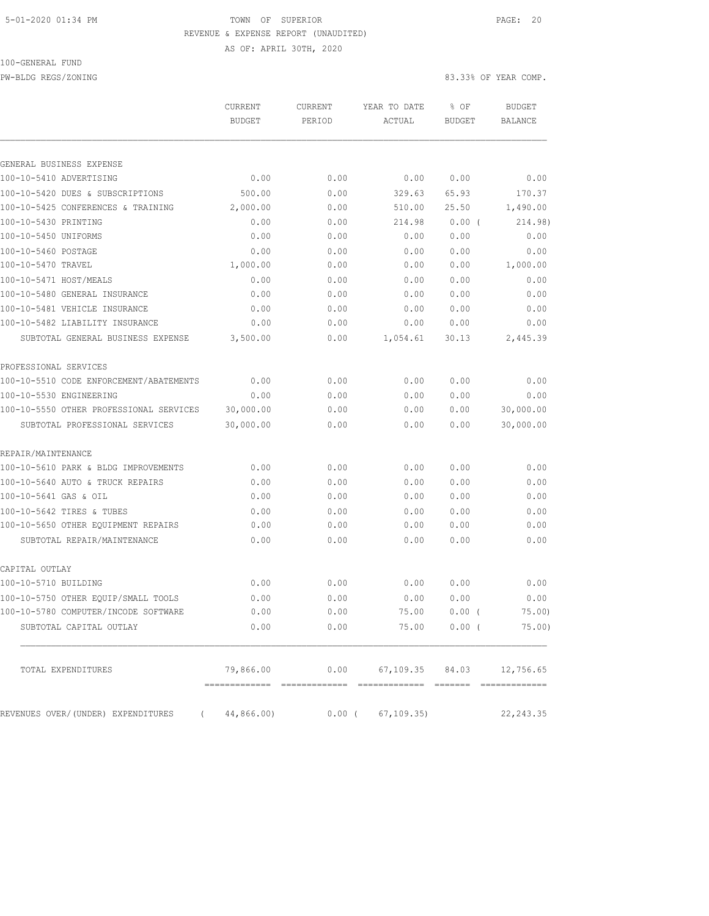TOWN OF SUPERIOR

REVENUE & EXPENSE REPORT (UNAUDITED)

AS OF: APRIL 30TH, 2020

100-GENERAL FUND

PW-BLDG REGS/ZONING

83.33% OF YEAR COMP.

| | CURRENT BUDGET | CURRENT PERIOD | YEAR TO DATE ACTUAL | % OF BUDGET | BUDGET BALANCE |
|---|---|---|---|---|---|
| GENERAL BUSINESS EXPENSE | | | | | |
| 100-10-5410 ADVERTISING | 0.00 | 0.00 | 0.00 | 0.00 | 0.00 |
| 100-10-5420 DUES & SUBSCRIPTIONS | 500.00 | 0.00 | 329.63 | 65.93 | 170.37 |
| 100-10-5425 CONFERENCES & TRAINING | 2,000.00 | 0.00 | 510.00 | 25.50 | 1,490.00 |
| 100-10-5430 PRINTING | 0.00 | 0.00 | 214.98 | 0.00 ( | 214.98) |
| 100-10-5450 UNIFORMS | 0.00 | 0.00 | 0.00 | 0.00 | 0.00 |
| 100-10-5460 POSTAGE | 0.00 | 0.00 | 0.00 | 0.00 | 0.00 |
| 100-10-5470 TRAVEL | 1,000.00 | 0.00 | 0.00 | 0.00 | 1,000.00 |
| 100-10-5471 HOST/MEALS | 0.00 | 0.00 | 0.00 | 0.00 | 0.00 |
| 100-10-5480 GENERAL INSURANCE | 0.00 | 0.00 | 0.00 | 0.00 | 0.00 |
| 100-10-5481 VEHICLE INSURANCE | 0.00 | 0.00 | 0.00 | 0.00 | 0.00 |
| 100-10-5482 LIABILITY INSURANCE | 0.00 | 0.00 | 0.00 | 0.00 | 0.00 |
| SUBTOTAL GENERAL BUSINESS EXPENSE | 3,500.00 | 0.00 | 1,054.61 | 30.13 | 2,445.39 |
| PROFESSIONAL SERVICES | | | | | |
| 100-10-5510 CODE ENFORCEMENT/ABATEMENTS | 0.00 | 0.00 | 0.00 | 0.00 | 0.00 |
| 100-10-5530 ENGINEERING | 0.00 | 0.00 | 0.00 | 0.00 | 0.00 |
| 100-10-5550 OTHER PROFESSIONAL SERVICES | 30,000.00 | 0.00 | 0.00 | 0.00 | 30,000.00 |
| SUBTOTAL PROFESSIONAL SERVICES | 30,000.00 | 0.00 | 0.00 | 0.00 | 30,000.00 |
| REPAIR/MAINTENANCE | | | | | |
| 100-10-5610 PARK & BLDG IMPROVEMENTS | 0.00 | 0.00 | 0.00 | 0.00 | 0.00 |
| 100-10-5640 AUTO & TRUCK REPAIRS | 0.00 | 0.00 | 0.00 | 0.00 | 0.00 |
| 100-10-5641 GAS & OIL | 0.00 | 0.00 | 0.00 | 0.00 | 0.00 |
| 100-10-5642 TIRES & TUBES | 0.00 | 0.00 | 0.00 | 0.00 | 0.00 |
| 100-10-5650 OTHER EQUIPMENT REPAIRS | 0.00 | 0.00 | 0.00 | 0.00 | 0.00 |
| SUBTOTAL REPAIR/MAINTENANCE | 0.00 | 0.00 | 0.00 | 0.00 | 0.00 |
| CAPITAL OUTLAY | | | | | |
| 100-10-5710 BUILDING | 0.00 | 0.00 | 0.00 | 0.00 | 0.00 |
| 100-10-5750 OTHER EQUIP/SMALL TOOLS | 0.00 | 0.00 | 0.00 | 0.00 | 0.00 |
| 100-10-5780 COMPUTER/INCODE SOFTWARE | 0.00 | 0.00 | 75.00 | 0.00 ( | 75.00) |
| SUBTOTAL CAPITAL OUTLAY | 0.00 | 0.00 | 75.00 | 0.00 ( | 75.00) |
| TOTAL EXPENDITURES | 79,866.00 | 0.00 | 67,109.35 | 84.03 | 12,756.65 |
| REVENUES OVER/(UNDER) EXPENDITURES | ( 44,866.00) | 0.00 ( | 67,109.35) | | 22,243.35 |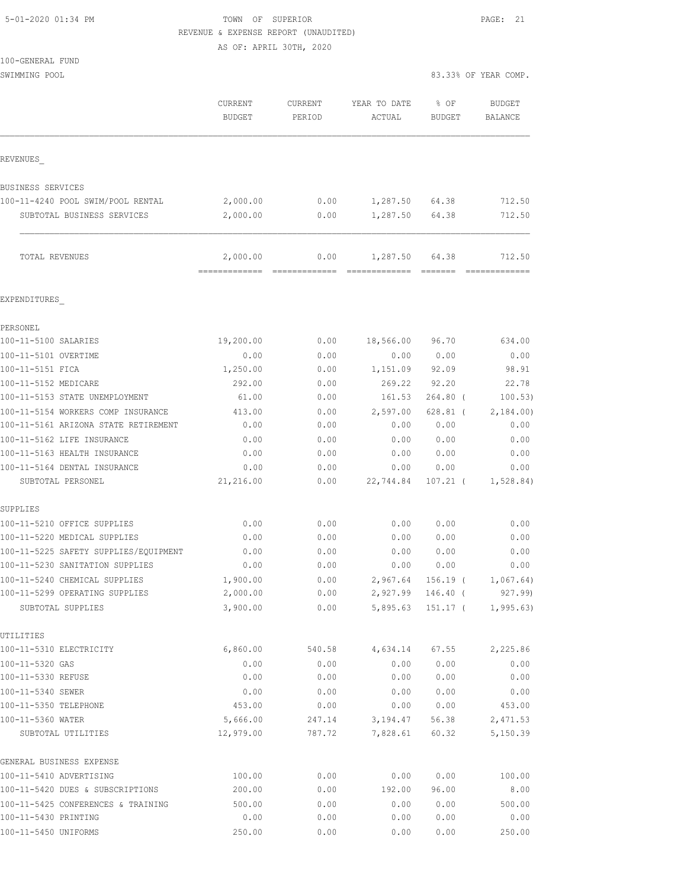5-01-2020 01:34 PM

TOWN OF SUPERIOR

REVENUE & EXPENSE REPORT (UNAUDITED)

AS OF: APRIL 30TH, 2020

100-GENERAL FUND

SWIMMING POOL

83.33% OF YEAR COMP.

| | CURRENT BUDGET | CURRENT PERIOD | YEAR TO DATE ACTUAL | % OF BUDGET | BUDGET BALANCE |
|---|---|---|---|---|---|
| **REVENUES** | | | | | |
| BUSINESS SERVICES | | | | | |
| 100-11-4240 POOL SWIM/POOL RENTAL | 2,000.00 | 0.00 | 1,287.50 | 64.38 | 712.50 |
| SUBTOTAL BUSINESS SERVICES | 2,000.00 | 0.00 | 1,287.50 | 64.38 | 712.50 |
| TOTAL REVENUES | 2,000.00 | 0.00 | 1,287.50 | 64.38 | 712.50 |
| **EXPENDITURES** | | | | | |
| PERSONEL | | | | | |
| 100-11-5100 SALARIES | 19,200.00 | 0.00 | 18,566.00 | 96.70 | 634.00 |
| 100-11-5101 OVERTIME | 0.00 | 0.00 | 0.00 | 0.00 | 0.00 |
| 100-11-5151 FICA | 1,250.00 | 0.00 | 1,151.09 | 92.09 | 98.91 |
| 100-11-5152 MEDICARE | 292.00 | 0.00 | 269.22 | 92.20 | 22.78 |
| 100-11-5153 STATE UNEMPLOYMENT | 61.00 | 0.00 | 161.53 | 264.80 | ( 100.53) |
| 100-11-5154 WORKERS COMP INSURANCE | 413.00 | 0.00 | 2,597.00 | 628.81 | ( 2,184.00) |
| 100-11-5161 ARIZONA STATE RETIREMENT | 0.00 | 0.00 | 0.00 | 0.00 | 0.00 |
| 100-11-5162 LIFE INSURANCE | 0.00 | 0.00 | 0.00 | 0.00 | 0.00 |
| 100-11-5163 HEALTH INSURANCE | 0.00 | 0.00 | 0.00 | 0.00 | 0.00 |
| 100-11-5164 DENTAL INSURANCE | 0.00 | 0.00 | 0.00 | 0.00 | 0.00 |
| SUBTOTAL PERSONEL | 21,216.00 | 0.00 | 22,744.84 | 107.21 | ( 1,528.84) |
| SUPPLIES | | | | | |
| 100-11-5210 OFFICE SUPPLIES | 0.00 | 0.00 | 0.00 | 0.00 | 0.00 |
| 100-11-5220 MEDICAL SUPPLIES | 0.00 | 0.00 | 0.00 | 0.00 | 0.00 |
| 100-11-5225 SAFETY SUPPLIES/EQUIPMENT | 0.00 | 0.00 | 0.00 | 0.00 | 0.00 |
| 100-11-5230 SANITATION SUPPLIES | 0.00 | 0.00 | 0.00 | 0.00 | 0.00 |
| 100-11-5240 CHEMICAL SUPPLIES | 1,900.00 | 0.00 | 2,967.64 | 156.19 | ( 1,067.64) |
| 100-11-5299 OPERATING SUPPLIES | 2,000.00 | 0.00 | 2,927.99 | 146.40 | ( 927.99) |
| SUBTOTAL SUPPLIES | 3,900.00 | 0.00 | 5,895.63 | 151.17 | ( 1,995.63) |
| UTILITIES | | | | | |
| 100-11-5310 ELECTRICITY | 6,860.00 | 540.58 | 4,634.14 | 67.55 | 2,225.86 |
| 100-11-5320 GAS | 0.00 | 0.00 | 0.00 | 0.00 | 0.00 |
| 100-11-5330 REFUSE | 0.00 | 0.00 | 0.00 | 0.00 | 0.00 |
| 100-11-5340 SEWER | 0.00 | 0.00 | 0.00 | 0.00 | 0.00 |
| 100-11-5350 TELEPHONE | 453.00 | 0.00 | 0.00 | 0.00 | 453.00 |
| 100-11-5360 WATER | 5,666.00 | 247.14 | 3,194.47 | 56.38 | 2,471.53 |
| SUBTOTAL UTILITIES | 12,979.00 | 787.72 | 7,828.61 | 60.32 | 5,150.39 |
| GENERAL BUSINESS EXPENSE | | | | | |
| 100-11-5410 ADVERTISING | 100.00 | 0.00 | 0.00 | 0.00 | 100.00 |
| 100-11-5420 DUES & SUBSCRIPTIONS | 200.00 | 0.00 | 192.00 | 96.00 | 8.00 |
| 100-11-5425 CONFERENCES & TRAINING | 500.00 | 0.00 | 0.00 | 0.00 | 500.00 |
| 100-11-5430 PRINTING | 0.00 | 0.00 | 0.00 | 0.00 | 0.00 |
| 100-11-5450 UNIFORMS | 250.00 | 0.00 | 0.00 | 0.00 | 250.00 |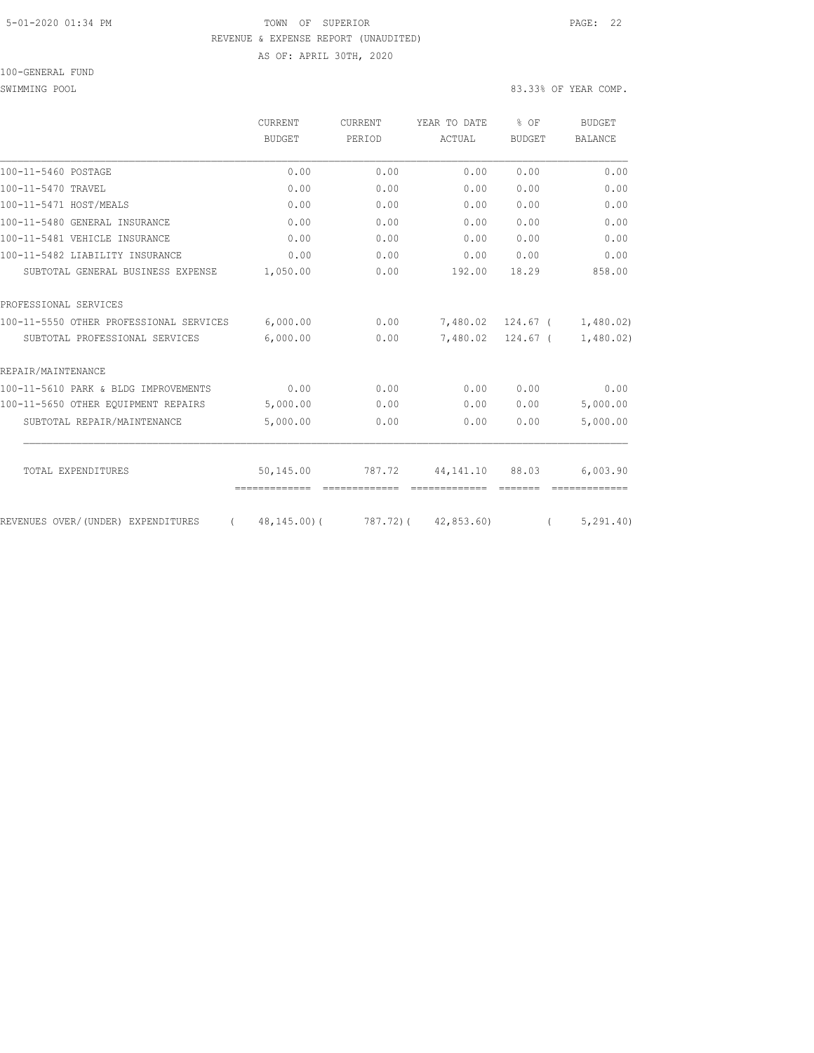5-01-2020 01:34 PM TOWN OF SUPERIOR

REVENUE & EXPENSE REPORT (UNAUDITED)

AS OF: APRIL 30TH, 2020

100-GENERAL FUND

SWIMMING POOL — 83.33% OF YEAR COMP.

| | CURRENT BUDGET | CURRENT PERIOD | YEAR TO DATE ACTUAL | % OF BUDGET | BUDGET BALANCE |
|---|---|---|---|---|---|
| 100-11-5460 POSTAGE | 0.00 | 0.00 | 0.00 | 0.00 | 0.00 |
| 100-11-5470 TRAVEL | 0.00 | 0.00 | 0.00 | 0.00 | 0.00 |
| 100-11-5471 HOST/MEALS | 0.00 | 0.00 | 0.00 | 0.00 | 0.00 |
| 100-11-5480 GENERAL INSURANCE | 0.00 | 0.00 | 0.00 | 0.00 | 0.00 |
| 100-11-5481 VEHICLE INSURANCE | 0.00 | 0.00 | 0.00 | 0.00 | 0.00 |
| 100-11-5482 LIABILITY INSURANCE | 0.00 | 0.00 | 0.00 | 0.00 | 0.00 |
| SUBTOTAL GENERAL BUSINESS EXPENSE | 1,050.00 | 0.00 | 192.00 | 18.29 | 858.00 |
| PROFESSIONAL SERVICES | | | | | |
| 100-11-5550 OTHER PROFESSIONAL SERVICES | 6,000.00 | 0.00 | 7,480.02 | 124.67 | ( 1,480.02) |
| SUBTOTAL PROFESSIONAL SERVICES | 6,000.00 | 0.00 | 7,480.02 | 124.67 | ( 1,480.02) |
| REPAIR/MAINTENANCE | | | | | |
| 100-11-5610 PARK & BLDG IMPROVEMENTS | 0.00 | 0.00 | 0.00 | 0.00 | 0.00 |
| 100-11-5650 OTHER EQUIPMENT REPAIRS | 5,000.00 | 0.00 | 0.00 | 0.00 | 5,000.00 |
| SUBTOTAL REPAIR/MAINTENANCE | 5,000.00 | 0.00 | 0.00 | 0.00 | 5,000.00 |
| TOTAL EXPENDITURES | 50,145.00 | 787.72 | 44,141.10 | 88.03 | 6,003.90 |
| REVENUES OVER/(UNDER) EXPENDITURES | ( 48,145.00) | ( 787.72) | ( 42,853.60) | | ( 5,291.40) |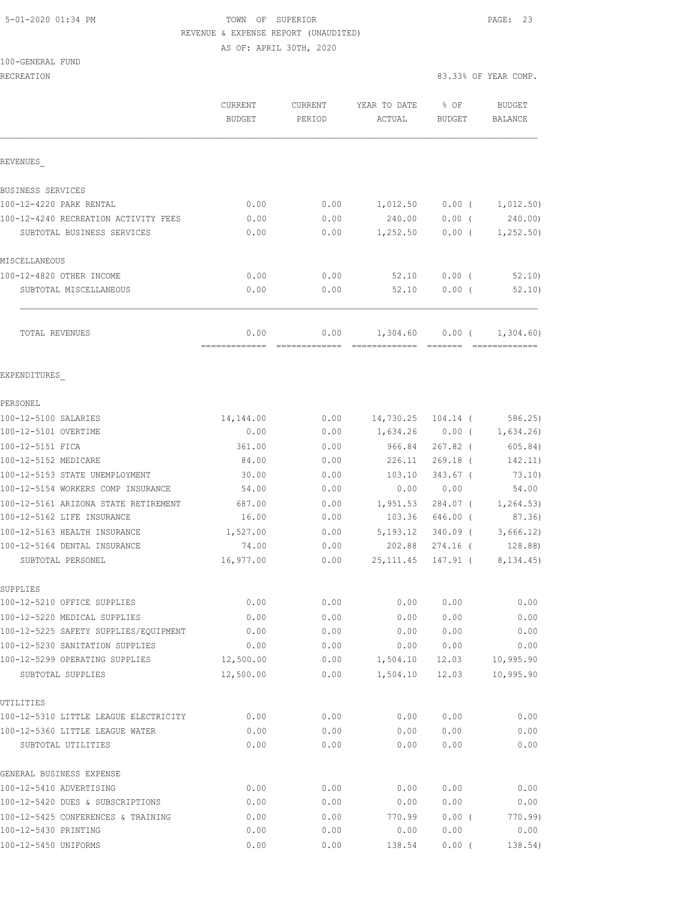TOWN OF SUPERIOR
REVENUE & EXPENSE REPORT (UNAUDITED)
AS OF: APRIL 30TH, 2020

100-GENERAL FUND
RECREATION — 83.33% OF YEAR COMP.

| | CURRENT BUDGET | CURRENT PERIOD | YEAR TO DATE ACTUAL | % OF BUDGET | BUDGET BALANCE |
|---|---|---|---|---|---|
| **REVENUES_** | | | | | |
| **BUSINESS SERVICES** | | | | | |
| 100-12-4220 PARK RENTAL | 0.00 | 0.00 | 1,012.50 | 0.00 ( | 1,012.50) |
| 100-12-4240 RECREATION ACTIVITY FEES | 0.00 | 0.00 | 240.00 | 0.00 ( | 240.00) |
| SUBTOTAL BUSINESS SERVICES | 0.00 | 0.00 | 1,252.50 | 0.00 ( | 1,252.50) |
| **MISCELLANEOUS** | | | | | |
| 100-12-4820 OTHER INCOME | 0.00 | 0.00 | 52.10 | 0.00 ( | 52.10) |
| SUBTOTAL MISCELLANEOUS | 0.00 | 0.00 | 52.10 | 0.00 ( | 52.10) |
| TOTAL REVENUES | 0.00 | 0.00 | 1,304.60 | 0.00 ( | 1,304.60) |
| **EXPENDITURES_** | | | | | |
| **PERSONEL** | | | | | |
| 100-12-5100 SALARIES | 14,144.00 | 0.00 | 14,730.25 | 104.14 ( | 586.25) |
| 100-12-5101 OVERTIME | 0.00 | 0.00 | 1,634.26 | 0.00 ( | 1,634.26) |
| 100-12-5151 FICA | 361.00 | 0.00 | 966.84 | 267.82 ( | 605.84) |
| 100-12-5152 MEDICARE | 84.00 | 0.00 | 226.11 | 269.18 ( | 142.11) |
| 100-12-5153 STATE UNEMPLOYMENT | 30.00 | 0.00 | 103.10 | 343.67 ( | 73.10) |
| 100-12-5154 WORKERS COMP INSURANCE | 54.00 | 0.00 | 0.00 | 0.00 | 54.00 |
| 100-12-5161 ARIZONA STATE RETIREMENT | 687.00 | 0.00 | 1,951.53 | 284.07 ( | 1,264.53) |
| 100-12-5162 LIFE INSURANCE | 16.00 | 0.00 | 103.36 | 646.00 ( | 87.36) |
| 100-12-5163 HEALTH INSURANCE | 1,527.00 | 0.00 | 5,193.12 | 340.09 ( | 3,666.12) |
| 100-12-5164 DENTAL INSURANCE | 74.00 | 0.00 | 202.88 | 274.16 ( | 128.88) |
| SUBTOTAL PERSONEL | 16,977.00 | 0.00 | 25,111.45 | 147.91 ( | 8,134.45) |
| **SUPPLIES** | | | | | |
| 100-12-5210 OFFICE SUPPLIES | 0.00 | 0.00 | 0.00 | 0.00 | 0.00 |
| 100-12-5220 MEDICAL SUPPLIES | 0.00 | 0.00 | 0.00 | 0.00 | 0.00 |
| 100-12-5225 SAFETY SUPPLIES/EQUIPMENT | 0.00 | 0.00 | 0.00 | 0.00 | 0.00 |
| 100-12-5230 SANITATION SUPPLIES | 0.00 | 0.00 | 0.00 | 0.00 | 0.00 |
| 100-12-5299 OPERATING SUPPLIES | 12,500.00 | 0.00 | 1,504.10 | 12.03 | 10,995.90 |
| SUBTOTAL SUPPLIES | 12,500.00 | 0.00 | 1,504.10 | 12.03 | 10,995.90 |
| **UTILITIES** | | | | | |
| 100-12-5310 LITTLE LEAGUE ELECTRICITY | 0.00 | 0.00 | 0.00 | 0.00 | 0.00 |
| 100-12-5360 LITTLE LEAGUE WATER | 0.00 | 0.00 | 0.00 | 0.00 | 0.00 |
| SUBTOTAL UTILITIES | 0.00 | 0.00 | 0.00 | 0.00 | 0.00 |
| **GENERAL BUSINESS EXPENSE** | | | | | |
| 100-12-5410 ADVERTISING | 0.00 | 0.00 | 0.00 | 0.00 | 0.00 |
| 100-12-5420 DUES & SUBSCRIPTIONS | 0.00 | 0.00 | 0.00 | 0.00 | 0.00 |
| 100-12-5425 CONFERENCES & TRAINING | 0.00 | 0.00 | 770.99 | 0.00 ( | 770.99) |
| 100-12-5430 PRINTING | 0.00 | 0.00 | 0.00 | 0.00 | 0.00 |
| 100-12-5450 UNIFORMS | 0.00 | 0.00 | 138.54 | 0.00 ( | 138.54) |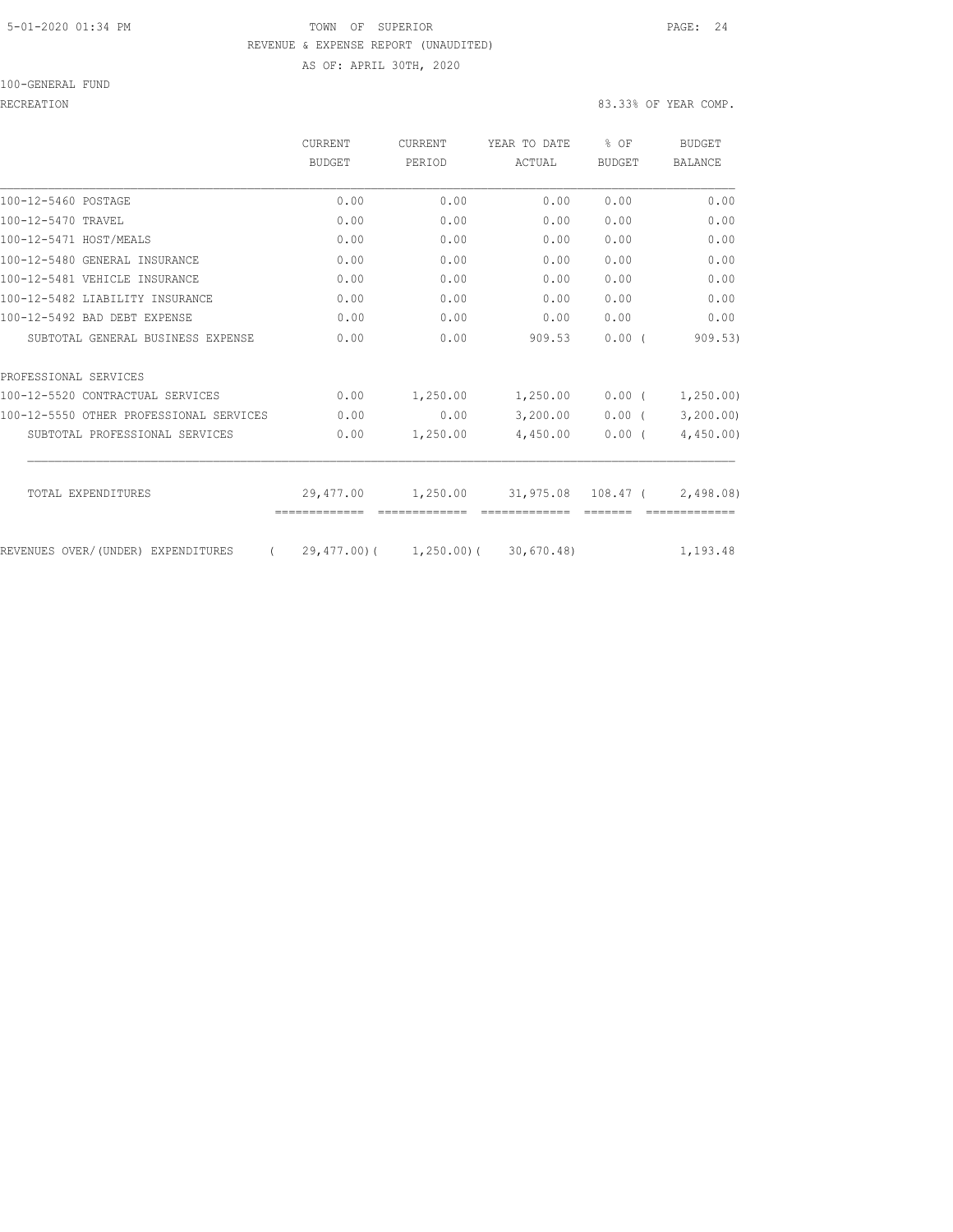TOWN OF SUPERIOR

REVENUE & EXPENSE REPORT (UNAUDITED)

AS OF: APRIL 30TH, 2020

100-GENERAL FUND

RECREATION

83.33% OF YEAR COMP.

| | CURRENT BUDGET | CURRENT PERIOD | YEAR TO DATE ACTUAL | % OF BUDGET | BUDGET BALANCE |
|---|---|---|---|---|---|
| 100-12-5460 POSTAGE | 0.00 | 0.00 | 0.00 | 0.00 | 0.00 |
| 100-12-5470 TRAVEL | 0.00 | 0.00 | 0.00 | 0.00 | 0.00 |
| 100-12-5471 HOST/MEALS | 0.00 | 0.00 | 0.00 | 0.00 | 0.00 |
| 100-12-5480 GENERAL INSURANCE | 0.00 | 0.00 | 0.00 | 0.00 | 0.00 |
| 100-12-5481 VEHICLE INSURANCE | 0.00 | 0.00 | 0.00 | 0.00 | 0.00 |
| 100-12-5482 LIABILITY INSURANCE | 0.00 | 0.00 | 0.00 | 0.00 | 0.00 |
| 100-12-5492 BAD DEBT EXPENSE | 0.00 | 0.00 | 0.00 | 0.00 | 0.00 |
| SUBTOTAL GENERAL BUSINESS EXPENSE | 0.00 | 0.00 | 909.53 | 0.00 ( | 909.53) |
| PROFESSIONAL SERVICES | | | | | |
| 100-12-5520 CONTRACTUAL SERVICES | 0.00 | 1,250.00 | 1,250.00 | 0.00 ( | 1,250.00) |
| 100-12-5550 OTHER PROFESSIONAL SERVICES | 0.00 | 0.00 | 3,200.00 | 0.00 ( | 3,200.00) |
| SUBTOTAL PROFESSIONAL SERVICES | 0.00 | 1,250.00 | 4,450.00 | 0.00 ( | 4,450.00) |
| TOTAL EXPENDITURES | 29,477.00 | 1,250.00 | 31,975.08 | 108.47 ( | 2,498.08) |
| REVENUES OVER/(UNDER) EXPENDITURES | ( 29,477.00)( | 1,250.00)( | 30,670.48) | | 1,193.48 |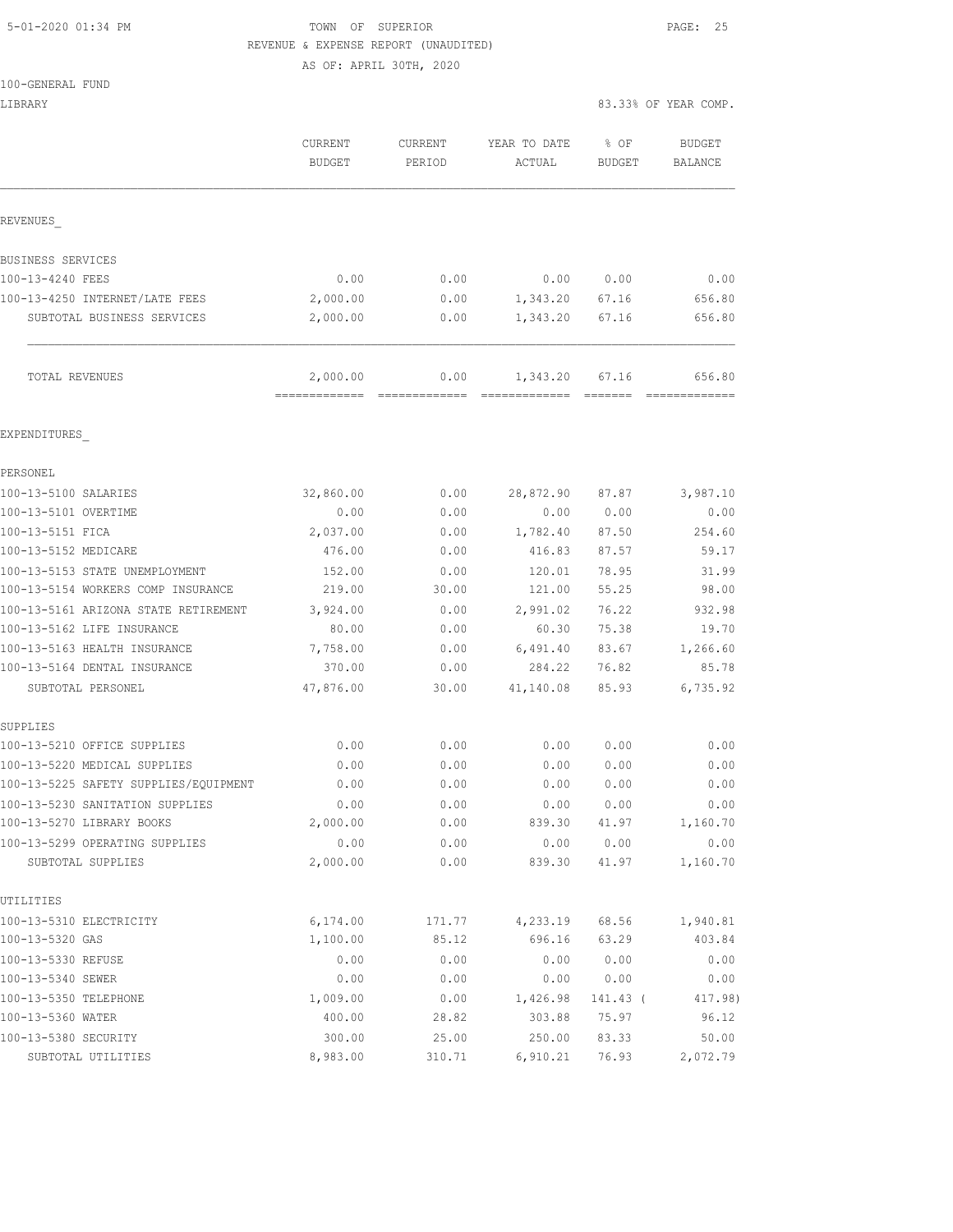5-01-2020 01:34 PM

TOWN OF SUPERIOR
REVENUE & EXPENSE REPORT (UNAUDITED)
AS OF: APRIL 30TH, 2020

100-GENERAL FUND
LIBRARY

83.33% OF YEAR COMP.

| | CURRENT BUDGET | CURRENT PERIOD | YEAR TO DATE ACTUAL | % OF BUDGET | BUDGET BALANCE |
|---|---|---|---|---|---|
| REVENUES_ | | | | | |
| BUSINESS SERVICES | | | | | |
| 100-13-4240 FEES | 0.00 | 0.00 | 0.00 | 0.00 | 0.00 |
| 100-13-4250 INTERNET/LATE FEES | 2,000.00 | 0.00 | 1,343.20 | 67.16 | 656.80 |
| SUBTOTAL BUSINESS SERVICES | 2,000.00 | 0.00 | 1,343.20 | 67.16 | 656.80 |
| TOTAL REVENUES | 2,000.00 | 0.00 | 1,343.20 | 67.16 | 656.80 |
| EXPENDITURES_ | | | | | |
| PERSONEL | | | | | |
| 100-13-5100 SALARIES | 32,860.00 | 0.00 | 28,872.90 | 87.87 | 3,987.10 |
| 100-13-5101 OVERTIME | 0.00 | 0.00 | 0.00 | 0.00 | 0.00 |
| 100-13-5151 FICA | 2,037.00 | 0.00 | 1,782.40 | 87.50 | 254.60 |
| 100-13-5152 MEDICARE | 476.00 | 0.00 | 416.83 | 87.57 | 59.17 |
| 100-13-5153 STATE UNEMPLOYMENT | 152.00 | 0.00 | 120.01 | 78.95 | 31.99 |
| 100-13-5154 WORKERS COMP INSURANCE | 219.00 | 30.00 | 121.00 | 55.25 | 98.00 |
| 100-13-5161 ARIZONA STATE RETIREMENT | 3,924.00 | 0.00 | 2,991.02 | 76.22 | 932.98 |
| 100-13-5162 LIFE INSURANCE | 80.00 | 0.00 | 60.30 | 75.38 | 19.70 |
| 100-13-5163 HEALTH INSURANCE | 7,758.00 | 0.00 | 6,491.40 | 83.67 | 1,266.60 |
| 100-13-5164 DENTAL INSURANCE | 370.00 | 0.00 | 284.22 | 76.82 | 85.78 |
| SUBTOTAL PERSONEL | 47,876.00 | 30.00 | 41,140.08 | 85.93 | 6,735.92 |
| SUPPLIES | | | | | |
| 100-13-5210 OFFICE SUPPLIES | 0.00 | 0.00 | 0.00 | 0.00 | 0.00 |
| 100-13-5220 MEDICAL SUPPLIES | 0.00 | 0.00 | 0.00 | 0.00 | 0.00 |
| 100-13-5225 SAFETY SUPPLIES/EQUIPMENT | 0.00 | 0.00 | 0.00 | 0.00 | 0.00 |
| 100-13-5230 SANITATION SUPPLIES | 0.00 | 0.00 | 0.00 | 0.00 | 0.00 |
| 100-13-5270 LIBRARY BOOKS | 2,000.00 | 0.00 | 839.30 | 41.97 | 1,160.70 |
| 100-13-5299 OPERATING SUPPLIES | 0.00 | 0.00 | 0.00 | 0.00 | 0.00 |
| SUBTOTAL SUPPLIES | 2,000.00 | 0.00 | 839.30 | 41.97 | 1,160.70 |
| UTILITIES | | | | | |
| 100-13-5310 ELECTRICITY | 6,174.00 | 171.77 | 4,233.19 | 68.56 | 1,940.81 |
| 100-13-5320 GAS | 1,100.00 | 85.12 | 696.16 | 63.29 | 403.84 |
| 100-13-5330 REFUSE | 0.00 | 0.00 | 0.00 | 0.00 | 0.00 |
| 100-13-5340 SEWER | 0.00 | 0.00 | 0.00 | 0.00 | 0.00 |
| 100-13-5350 TELEPHONE | 1,009.00 | 0.00 | 1,426.98 | 141.43 | ( 417.98) |
| 100-13-5360 WATER | 400.00 | 28.82 | 303.88 | 75.97 | 96.12 |
| 100-13-5380 SECURITY | 300.00 | 25.00 | 250.00 | 83.33 | 50.00 |
| SUBTOTAL UTILITIES | 8,983.00 | 310.71 | 6,910.21 | 76.93 | 2,072.79 |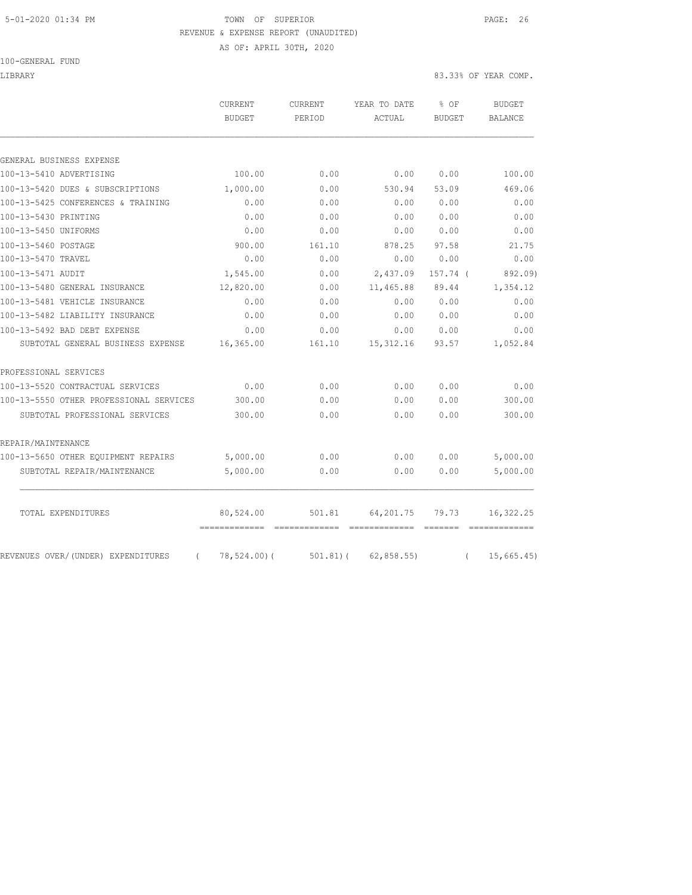TOWN OF SUPERIOR
REVENUE & EXPENSE REPORT (UNAUDITED)
AS OF: APRIL 30TH, 2020

100-GENERAL FUND

LIBRARY — 83.33% OF YEAR COMP.

| | CURRENT BUDGET | CURRENT PERIOD | YEAR TO DATE ACTUAL | % OF BUDGET | BUDGET BALANCE |
|---|---|---|---|---|---|
| **GENERAL BUSINESS EXPENSE** | | | | | |
| 100-13-5410 ADVERTISING | 100.00 | 0.00 | 0.00 | 0.00 | 100.00 |
| 100-13-5420 DUES & SUBSCRIPTIONS | 1,000.00 | 0.00 | 530.94 | 53.09 | 469.06 |
| 100-13-5425 CONFERENCES & TRAINING | 0.00 | 0.00 | 0.00 | 0.00 | 0.00 |
| 100-13-5430 PRINTING | 0.00 | 0.00 | 0.00 | 0.00 | 0.00 |
| 100-13-5450 UNIFORMS | 0.00 | 0.00 | 0.00 | 0.00 | 0.00 |
| 100-13-5460 POSTAGE | 900.00 | 161.10 | 878.25 | 97.58 | 21.75 |
| 100-13-5470 TRAVEL | 0.00 | 0.00 | 0.00 | 0.00 | 0.00 |
| 100-13-5471 AUDIT | 1,545.00 | 0.00 | 2,437.09 | 157.74 | ( 892.09) |
| 100-13-5480 GENERAL INSURANCE | 12,820.00 | 0.00 | 11,465.88 | 89.44 | 1,354.12 |
| 100-13-5481 VEHICLE INSURANCE | 0.00 | 0.00 | 0.00 | 0.00 | 0.00 |
| 100-13-5482 LIABILITY INSURANCE | 0.00 | 0.00 | 0.00 | 0.00 | 0.00 |
| 100-13-5492 BAD DEBT EXPENSE | 0.00 | 0.00 | 0.00 | 0.00 | 0.00 |
| SUBTOTAL GENERAL BUSINESS EXPENSE | 16,365.00 | 161.10 | 15,312.16 | 93.57 | 1,052.84 |
| **PROFESSIONAL SERVICES** | | | | | |
| 100-13-5520 CONTRACTUAL SERVICES | 0.00 | 0.00 | 0.00 | 0.00 | 0.00 |
| 100-13-5550 OTHER PROFESSIONAL SERVICES | 300.00 | 0.00 | 0.00 | 0.00 | 300.00 |
| SUBTOTAL PROFESSIONAL SERVICES | 300.00 | 0.00 | 0.00 | 0.00 | 300.00 |
| **REPAIR/MAINTENANCE** | | | | | |
| 100-13-5650 OTHER EQUIPMENT REPAIRS | 5,000.00 | 0.00 | 0.00 | 0.00 | 5,000.00 |
| SUBTOTAL REPAIR/MAINTENANCE | 5,000.00 | 0.00 | 0.00 | 0.00 | 5,000.00 |
| TOTAL EXPENDITURES | 80,524.00 | 501.81 | 64,201.75 | 79.73 | 16,322.25 |
| REVENUES OVER/(UNDER) EXPENDITURES | ( 78,524.00) | ( 501.81) | ( 62,858.55) | | ( 15,665.45) |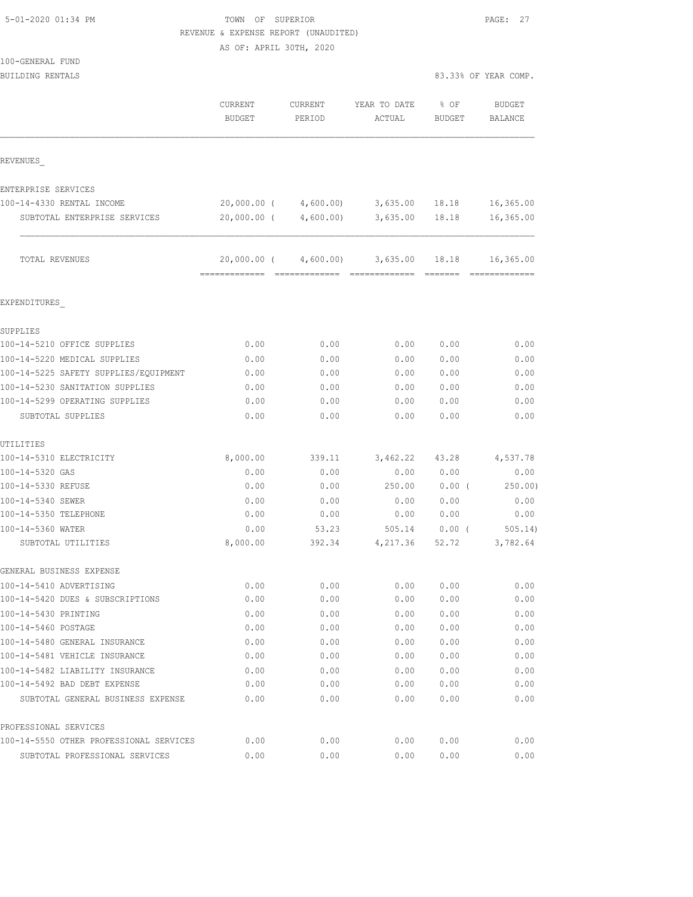TOWN OF SUPERIOR
REVENUE & EXPENSE REPORT (UNAUDITED)
AS OF: APRIL 30TH, 2020

5-01-2020 01:34 PM

100-GENERAL FUND
BUILDING RENTALS

83.33% OF YEAR COMP.

| | CURRENT BUDGET | CURRENT PERIOD | YEAR TO DATE ACTUAL | % OF BUDGET | BUDGET BALANCE |
|---|---|---|---|---|---|
| REVENUES_ | | | | | |
| ENTERPRISE SERVICES | | | | | |
| 100-14-4330 RENTAL INCOME | 20,000.00 | ( 4,600.00) | 3,635.00 | 18.18 | 16,365.00 |
| SUBTOTAL ENTERPRISE SERVICES | 20,000.00 | ( 4,600.00) | 3,635.00 | 18.18 | 16,365.00 |
| TOTAL REVENUES | 20,000.00 | ( 4,600.00) | 3,635.00 | 18.18 | 16,365.00 |
| EXPENDITURES_ | | | | | |
| SUPPLIES | | | | | |
| 100-14-5210 OFFICE SUPPLIES | 0.00 | 0.00 | 0.00 | 0.00 | 0.00 |
| 100-14-5220 MEDICAL SUPPLIES | 0.00 | 0.00 | 0.00 | 0.00 | 0.00 |
| 100-14-5225 SAFETY SUPPLIES/EQUIPMENT | 0.00 | 0.00 | 0.00 | 0.00 | 0.00 |
| 100-14-5230 SANITATION SUPPLIES | 0.00 | 0.00 | 0.00 | 0.00 | 0.00 |
| 100-14-5299 OPERATING SUPPLIES | 0.00 | 0.00 | 0.00 | 0.00 | 0.00 |
| SUBTOTAL SUPPLIES | 0.00 | 0.00 | 0.00 | 0.00 | 0.00 |
| UTILITIES | | | | | |
| 100-14-5310 ELECTRICITY | 8,000.00 | 339.11 | 3,462.22 | 43.28 | 4,537.78 |
| 100-14-5320 GAS | 0.00 | 0.00 | 0.00 | 0.00 | 0.00 |
| 100-14-5330 REFUSE | 0.00 | 0.00 | 250.00 | 0.00 ( | 250.00) |
| 100-14-5340 SEWER | 0.00 | 0.00 | 0.00 | 0.00 | 0.00 |
| 100-14-5350 TELEPHONE | 0.00 | 0.00 | 0.00 | 0.00 | 0.00 |
| 100-14-5360 WATER | 0.00 | 53.23 | 505.14 | 0.00 ( | 505.14) |
| SUBTOTAL UTILITIES | 8,000.00 | 392.34 | 4,217.36 | 52.72 | 3,782.64 |
| GENERAL BUSINESS EXPENSE | | | | | |
| 100-14-5410 ADVERTISING | 0.00 | 0.00 | 0.00 | 0.00 | 0.00 |
| 100-14-5420 DUES & SUBSCRIPTIONS | 0.00 | 0.00 | 0.00 | 0.00 | 0.00 |
| 100-14-5430 PRINTING | 0.00 | 0.00 | 0.00 | 0.00 | 0.00 |
| 100-14-5460 POSTAGE | 0.00 | 0.00 | 0.00 | 0.00 | 0.00 |
| 100-14-5480 GENERAL INSURANCE | 0.00 | 0.00 | 0.00 | 0.00 | 0.00 |
| 100-14-5481 VEHICLE INSURANCE | 0.00 | 0.00 | 0.00 | 0.00 | 0.00 |
| 100-14-5482 LIABILITY INSURANCE | 0.00 | 0.00 | 0.00 | 0.00 | 0.00 |
| 100-14-5492 BAD DEBT EXPENSE | 0.00 | 0.00 | 0.00 | 0.00 | 0.00 |
| SUBTOTAL GENERAL BUSINESS EXPENSE | 0.00 | 0.00 | 0.00 | 0.00 | 0.00 |
| PROFESSIONAL SERVICES | | | | | |
| 100-14-5550 OTHER PROFESSIONAL SERVICES | 0.00 | 0.00 | 0.00 | 0.00 | 0.00 |
| SUBTOTAL PROFESSIONAL SERVICES | 0.00 | 0.00 | 0.00 | 0.00 | 0.00 |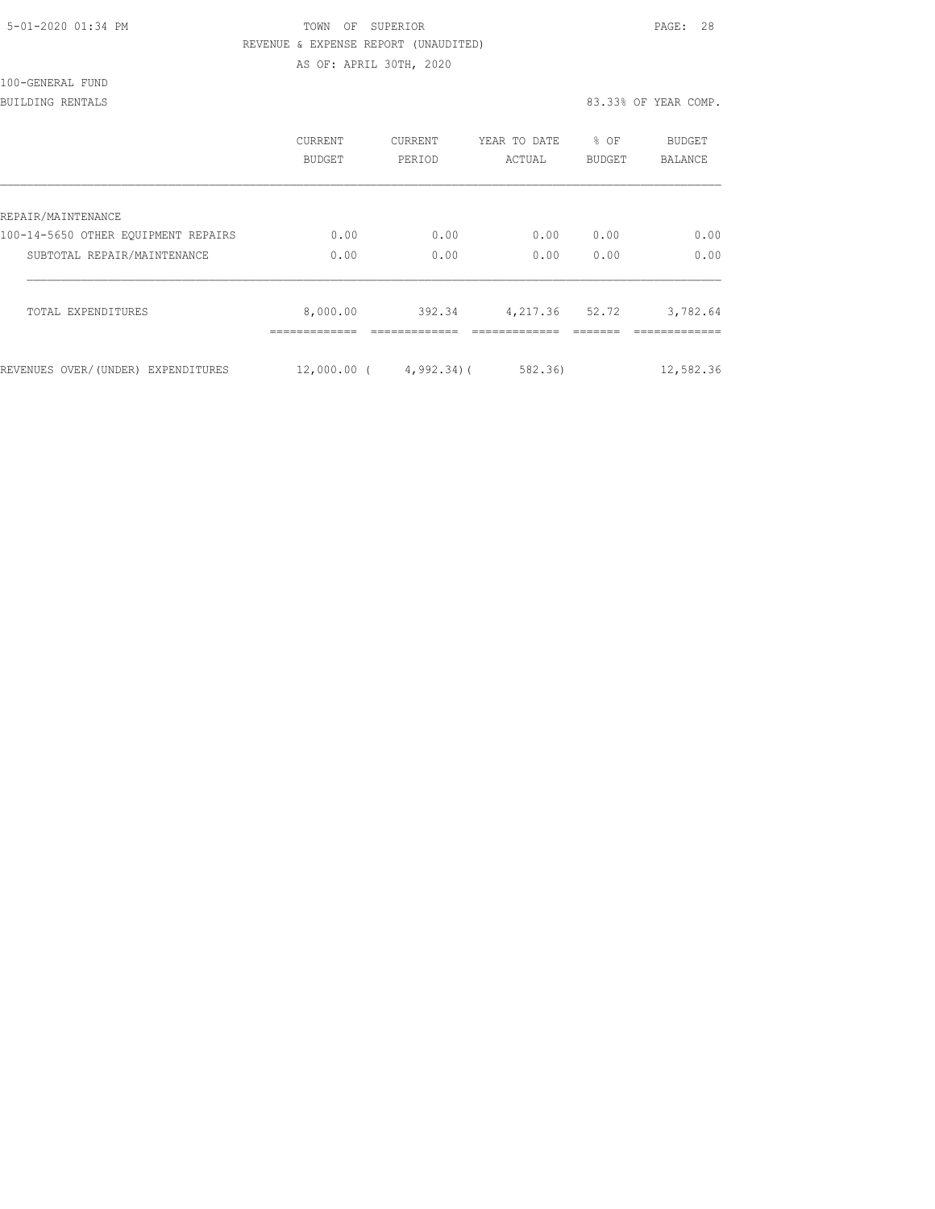TOWN OF SUPERIOR

REVENUE & EXPENSE REPORT (UNAUDITED)

AS OF: APRIL 30TH, 2020

100-GENERAL FUND

BUILDING RENTALS — 83.33% OF YEAR COMP.

| | CURRENT BUDGET | CURRENT PERIOD | YEAR TO DATE ACTUAL | % OF BUDGET | BUDGET BALANCE |
|---|---|---|---|---|---|
| REPAIR/MAINTENANCE | | | | | |
| 100-14-5650 OTHER EQUIPMENT REPAIRS | 0.00 | 0.00 | 0.00 | 0.00 | 0.00 |
| SUBTOTAL REPAIR/MAINTENANCE | 0.00 | 0.00 | 0.00 | 0.00 | 0.00 |
| TOTAL EXPENDITURES | 8,000.00 | 392.34 | 4,217.36 | 52.72 | 3,782.64 |
| REVENUES OVER/(UNDER) EXPENDITURES | 12,000.00 | ( 4,992.34) | ( 582.36) | | 12,582.36 |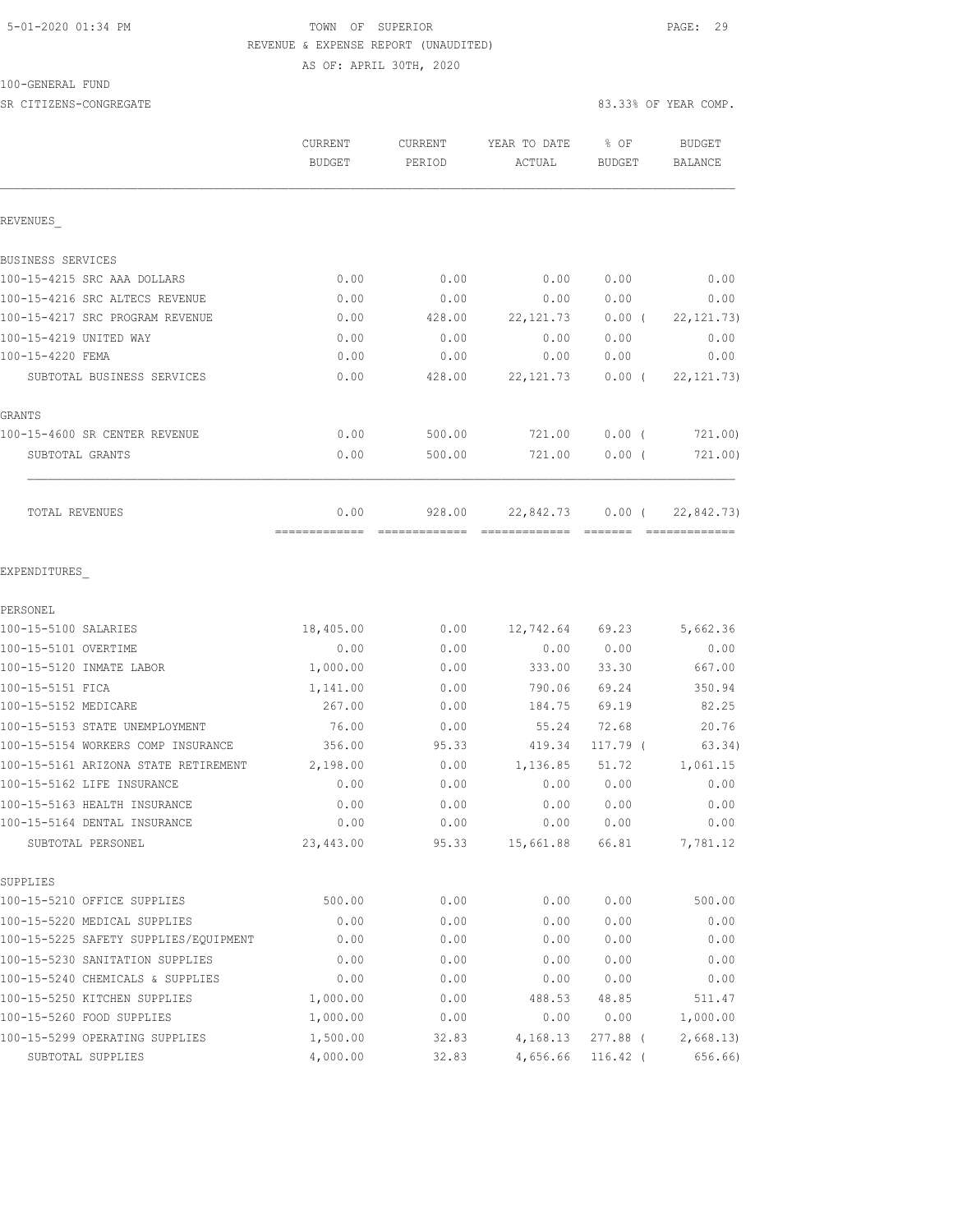TOWN OF SUPERIOR
REVENUE & EXPENSE REPORT (UNAUDITED)
AS OF: APRIL 30TH, 2020

100-GENERAL FUND

SR CITIZENS-CONGREGATE — 83.33% OF YEAR COMP.

| | CURRENT BUDGET | CURRENT PERIOD | YEAR TO DATE ACTUAL | % OF BUDGET | BUDGET BALANCE |
|---|---|---|---|---|---|
| **REVENUES** | | | | | |
| BUSINESS SERVICES | | | | | |
| 100-15-4215 SRC AAA DOLLARS | 0.00 | 0.00 | 0.00 | 0.00 | 0.00 |
| 100-15-4216 SRC ALTECS REVENUE | 0.00 | 0.00 | 0.00 | 0.00 | 0.00 |
| 100-15-4217 SRC PROGRAM REVENUE | 0.00 | 428.00 | 22,121.73 | 0.00 | ( 22,121.73) |
| 100-15-4219 UNITED WAY | 0.00 | 0.00 | 0.00 | 0.00 | 0.00 |
| 100-15-4220 FEMA | 0.00 | 0.00 | 0.00 | 0.00 | 0.00 |
| SUBTOTAL BUSINESS SERVICES | 0.00 | 428.00 | 22,121.73 | 0.00 | ( 22,121.73) |
| GRANTS | | | | | |
| 100-15-4600 SR CENTER REVENUE | 0.00 | 500.00 | 721.00 | 0.00 | ( 721.00) |
| SUBTOTAL GRANTS | 0.00 | 500.00 | 721.00 | 0.00 | ( 721.00) |
| TOTAL REVENUES | 0.00 | 928.00 | 22,842.73 | 0.00 | ( 22,842.73) |
| **EXPENDITURES** | | | | | |
| PERSONEL | | | | | |
| 100-15-5100 SALARIES | 18,405.00 | 0.00 | 12,742.64 | 69.23 | 5,662.36 |
| 100-15-5101 OVERTIME | 0.00 | 0.00 | 0.00 | 0.00 | 0.00 |
| 100-15-5120 INMATE LABOR | 1,000.00 | 0.00 | 333.00 | 33.30 | 667.00 |
| 100-15-5151 FICA | 1,141.00 | 0.00 | 790.06 | 69.24 | 350.94 |
| 100-15-5152 MEDICARE | 267.00 | 0.00 | 184.75 | 69.19 | 82.25 |
| 100-15-5153 STATE UNEMPLOYMENT | 76.00 | 0.00 | 55.24 | 72.68 | 20.76 |
| 100-15-5154 WORKERS COMP INSURANCE | 356.00 | 95.33 | 419.34 | 117.79 | ( 63.34) |
| 100-15-5161 ARIZONA STATE RETIREMENT | 2,198.00 | 0.00 | 1,136.85 | 51.72 | 1,061.15 |
| 100-15-5162 LIFE INSURANCE | 0.00 | 0.00 | 0.00 | 0.00 | 0.00 |
| 100-15-5163 HEALTH INSURANCE | 0.00 | 0.00 | 0.00 | 0.00 | 0.00 |
| 100-15-5164 DENTAL INSURANCE | 0.00 | 0.00 | 0.00 | 0.00 | 0.00 |
| SUBTOTAL PERSONEL | 23,443.00 | 95.33 | 15,661.88 | 66.81 | 7,781.12 |
| SUPPLIES | | | | | |
| 100-15-5210 OFFICE SUPPLIES | 500.00 | 0.00 | 0.00 | 0.00 | 500.00 |
| 100-15-5220 MEDICAL SUPPLIES | 0.00 | 0.00 | 0.00 | 0.00 | 0.00 |
| 100-15-5225 SAFETY SUPPLIES/EQUIPMENT | 0.00 | 0.00 | 0.00 | 0.00 | 0.00 |
| 100-15-5230 SANITATION SUPPLIES | 0.00 | 0.00 | 0.00 | 0.00 | 0.00 |
| 100-15-5240 CHEMICALS & SUPPLIES | 0.00 | 0.00 | 0.00 | 0.00 | 0.00 |
| 100-15-5250 KITCHEN SUPPLIES | 1,000.00 | 0.00 | 488.53 | 48.85 | 511.47 |
| 100-15-5260 FOOD SUPPLIES | 1,000.00 | 0.00 | 0.00 | 0.00 | 1,000.00 |
| 100-15-5299 OPERATING SUPPLIES | 1,500.00 | 32.83 | 4,168.13 | 277.88 | ( 2,668.13) |
| SUBTOTAL SUPPLIES | 4,000.00 | 32.83 | 4,656.66 | 116.42 | ( 656.66) |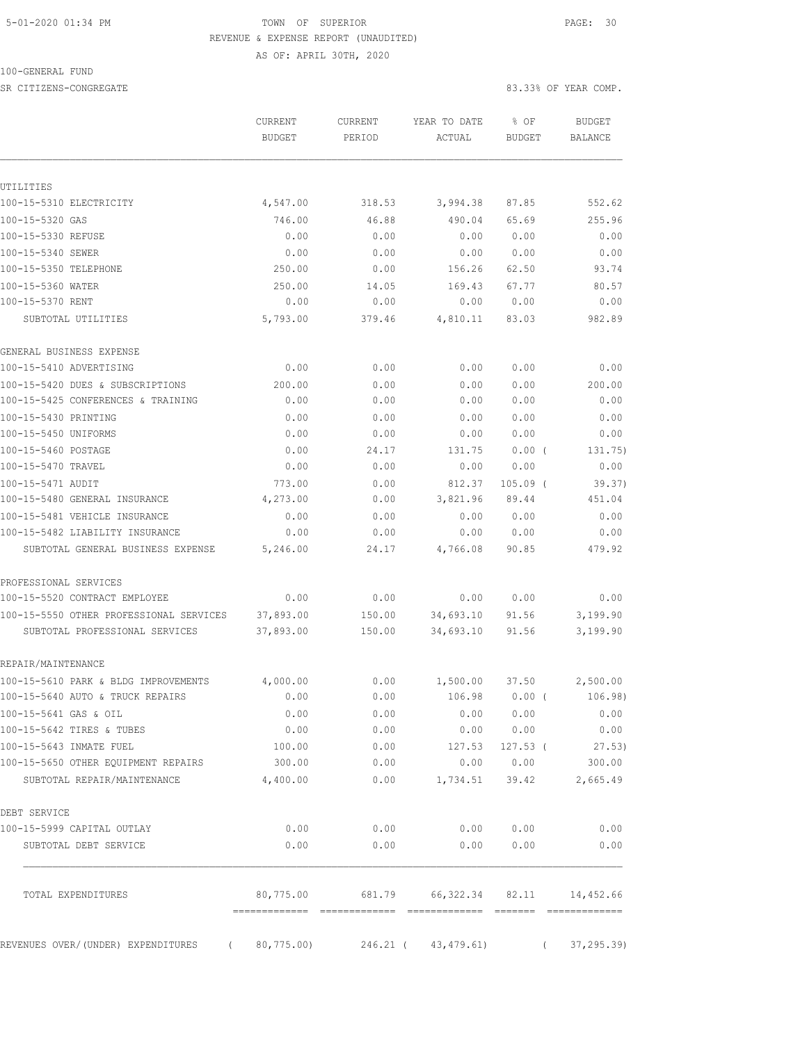TOWN OF SUPERIOR
REVENUE & EXPENSE REPORT (UNAUDITED)
AS OF: APRIL 30TH, 2020

100-GENERAL FUND

SR CITIZENS-CONGREGATE — 83.33% OF YEAR COMP.

| | CURRENT BUDGET | CURRENT PERIOD | YEAR TO DATE ACTUAL | % OF BUDGET | BUDGET BALANCE |
|---|---|---|---|---|---|
| **UTILITIES** | | | | | |
| 100-15-5310 ELECTRICITY | 4,547.00 | 318.53 | 3,994.38 | 87.85 | 552.62 |
| 100-15-5320 GAS | 746.00 | 46.88 | 490.04 | 65.69 | 255.96 |
| 100-15-5330 REFUSE | 0.00 | 0.00 | 0.00 | 0.00 | 0.00 |
| 100-15-5340 SEWER | 0.00 | 0.00 | 0.00 | 0.00 | 0.00 |
| 100-15-5350 TELEPHONE | 250.00 | 0.00 | 156.26 | 62.50 | 93.74 |
| 100-15-5360 WATER | 250.00 | 14.05 | 169.43 | 67.77 | 80.57 |
| 100-15-5370 RENT | 0.00 | 0.00 | 0.00 | 0.00 | 0.00 |
| SUBTOTAL UTILITIES | 5,793.00 | 379.46 | 4,810.11 | 83.03 | 982.89 |
| **GENERAL BUSINESS EXPENSE** | | | | | |
| 100-15-5410 ADVERTISING | 0.00 | 0.00 | 0.00 | 0.00 | 0.00 |
| 100-15-5420 DUES & SUBSCRIPTIONS | 200.00 | 0.00 | 0.00 | 0.00 | 200.00 |
| 100-15-5425 CONFERENCES & TRAINING | 0.00 | 0.00 | 0.00 | 0.00 | 0.00 |
| 100-15-5430 PRINTING | 0.00 | 0.00 | 0.00 | 0.00 | 0.00 |
| 100-15-5450 UNIFORMS | 0.00 | 0.00 | 0.00 | 0.00 | 0.00 |
| 100-15-5460 POSTAGE | 0.00 | 24.17 | 131.75 | 0.00 | ( 131.75) |
| 100-15-5470 TRAVEL | 0.00 | 0.00 | 0.00 | 0.00 | 0.00 |
| 100-15-5471 AUDIT | 773.00 | 0.00 | 812.37 | 105.09 | ( 39.37) |
| 100-15-5480 GENERAL INSURANCE | 4,273.00 | 0.00 | 3,821.96 | 89.44 | 451.04 |
| 100-15-5481 VEHICLE INSURANCE | 0.00 | 0.00 | 0.00 | 0.00 | 0.00 |
| 100-15-5482 LIABILITY INSURANCE | 0.00 | 0.00 | 0.00 | 0.00 | 0.00 |
| SUBTOTAL GENERAL BUSINESS EXPENSE | 5,246.00 | 24.17 | 4,766.08 | 90.85 | 479.92 |
| **PROFESSIONAL SERVICES** | | | | | |
| 100-15-5520 CONTRACT EMPLOYEE | 0.00 | 0.00 | 0.00 | 0.00 | 0.00 |
| 100-15-5550 OTHER PROFESSIONAL SERVICES | 37,893.00 | 150.00 | 34,693.10 | 91.56 | 3,199.90 |
| SUBTOTAL PROFESSIONAL SERVICES | 37,893.00 | 150.00 | 34,693.10 | 91.56 | 3,199.90 |
| **REPAIR/MAINTENANCE** | | | | | |
| 100-15-5610 PARK & BLDG IMPROVEMENTS | 4,000.00 | 0.00 | 1,500.00 | 37.50 | 2,500.00 |
| 100-15-5640 AUTO & TRUCK REPAIRS | 0.00 | 0.00 | 106.98 | 0.00 | ( 106.98) |
| 100-15-5641 GAS & OIL | 0.00 | 0.00 | 0.00 | 0.00 | 0.00 |
| 100-15-5642 TIRES & TUBES | 0.00 | 0.00 | 0.00 | 0.00 | 0.00 |
| 100-15-5643 INMATE FUEL | 100.00 | 0.00 | 127.53 | 127.53 | ( 27.53) |
| 100-15-5650 OTHER EQUIPMENT REPAIRS | 300.00 | 0.00 | 0.00 | 0.00 | 300.00 |
| SUBTOTAL REPAIR/MAINTENANCE | 4,400.00 | 0.00 | 1,734.51 | 39.42 | 2,665.49 |
| **DEBT SERVICE** | | | | | |
| 100-15-5999 CAPITAL OUTLAY | 0.00 | 0.00 | 0.00 | 0.00 | 0.00 |
| SUBTOTAL DEBT SERVICE | 0.00 | 0.00 | 0.00 | 0.00 | 0.00 |
| TOTAL EXPENDITURES | 80,775.00 | 681.79 | 66,322.34 | 82.11 | 14,452.66 |
| REVENUES OVER/(UNDER) EXPENDITURES | ( 80,775.00) | 246.21 | ( 43,479.61) | | ( 37,295.39) |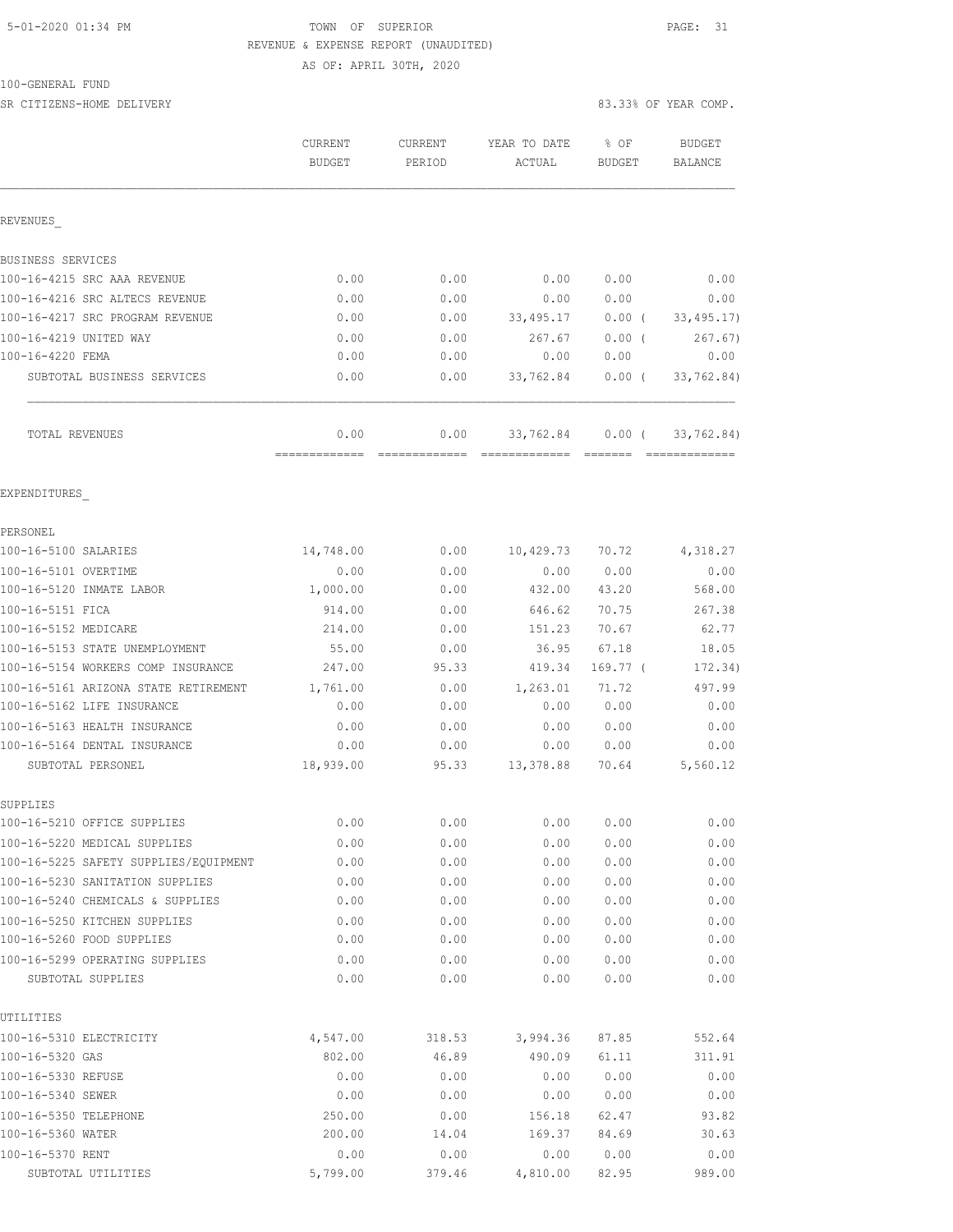5-01-2020 01:34 PM

TOWN OF SUPERIOR

REVENUE & EXPENSE REPORT (UNAUDITED)

AS OF: APRIL 30TH, 2020

100-GENERAL FUND

SR CITIZENS-HOME DELIVERY

83.33% OF YEAR COMP.

| | CURRENT BUDGET | CURRENT PERIOD | YEAR TO DATE ACTUAL | % OF BUDGET | BUDGET BALANCE |
|---|---|---|---|---|---|
| **REVENUES** | | | | | |
| BUSINESS SERVICES | | | | | |
| 100-16-4215 SRC AAA REVENUE | 0.00 | 0.00 | 0.00 | 0.00 | 0.00 |
| 100-16-4216 SRC ALTECS REVENUE | 0.00 | 0.00 | 0.00 | 0.00 | 0.00 |
| 100-16-4217 SRC PROGRAM REVENUE | 0.00 | 0.00 | 33,495.17 | 0.00 ( | 33,495.17) |
| 100-16-4219 UNITED WAY | 0.00 | 0.00 | 267.67 | 0.00 ( | 267.67) |
| 100-16-4220 FEMA | 0.00 | 0.00 | 0.00 | 0.00 | 0.00 |
| SUBTOTAL BUSINESS SERVICES | 0.00 | 0.00 | 33,762.84 | 0.00 ( | 33,762.84) |
| TOTAL REVENUES | 0.00 | 0.00 | 33,762.84 | 0.00 ( | 33,762.84) |
| **EXPENDITURES** | | | | | |
| PERSONEL | | | | | |
| 100-16-5100 SALARIES | 14,748.00 | 0.00 | 10,429.73 | 70.72 | 4,318.27 |
| 100-16-5101 OVERTIME | 0.00 | 0.00 | 0.00 | 0.00 | 0.00 |
| 100-16-5120 INMATE LABOR | 1,000.00 | 0.00 | 432.00 | 43.20 | 568.00 |
| 100-16-5151 FICA | 914.00 | 0.00 | 646.62 | 70.75 | 267.38 |
| 100-16-5152 MEDICARE | 214.00 | 0.00 | 151.23 | 70.67 | 62.77 |
| 100-16-5153 STATE UNEMPLOYMENT | 55.00 | 0.00 | 36.95 | 67.18 | 18.05 |
| 100-16-5154 WORKERS COMP INSURANCE | 247.00 | 95.33 | 419.34 | 169.77 ( | 172.34) |
| 100-16-5161 ARIZONA STATE RETIREMENT | 1,761.00 | 0.00 | 1,263.01 | 71.72 | 497.99 |
| 100-16-5162 LIFE INSURANCE | 0.00 | 0.00 | 0.00 | 0.00 | 0.00 |
| 100-16-5163 HEALTH INSURANCE | 0.00 | 0.00 | 0.00 | 0.00 | 0.00 |
| 100-16-5164 DENTAL INSURANCE | 0.00 | 0.00 | 0.00 | 0.00 | 0.00 |
| SUBTOTAL PERSONEL | 18,939.00 | 95.33 | 13,378.88 | 70.64 | 5,560.12 |
| SUPPLIES | | | | | |
| 100-16-5210 OFFICE SUPPLIES | 0.00 | 0.00 | 0.00 | 0.00 | 0.00 |
| 100-16-5220 MEDICAL SUPPLIES | 0.00 | 0.00 | 0.00 | 0.00 | 0.00 |
| 100-16-5225 SAFETY SUPPLIES/EQUIPMENT | 0.00 | 0.00 | 0.00 | 0.00 | 0.00 |
| 100-16-5230 SANITATION SUPPLIES | 0.00 | 0.00 | 0.00 | 0.00 | 0.00 |
| 100-16-5240 CHEMICALS & SUPPLIES | 0.00 | 0.00 | 0.00 | 0.00 | 0.00 |
| 100-16-5250 KITCHEN SUPPLIES | 0.00 | 0.00 | 0.00 | 0.00 | 0.00 |
| 100-16-5260 FOOD SUPPLIES | 0.00 | 0.00 | 0.00 | 0.00 | 0.00 |
| 100-16-5299 OPERATING SUPPLIES | 0.00 | 0.00 | 0.00 | 0.00 | 0.00 |
| SUBTOTAL SUPPLIES | 0.00 | 0.00 | 0.00 | 0.00 | 0.00 |
| UTILITIES | | | | | |
| 100-16-5310 ELECTRICITY | 4,547.00 | 318.53 | 3,994.36 | 87.85 | 552.64 |
| 100-16-5320 GAS | 802.00 | 46.89 | 490.09 | 61.11 | 311.91 |
| 100-16-5330 REFUSE | 0.00 | 0.00 | 0.00 | 0.00 | 0.00 |
| 100-16-5340 SEWER | 0.00 | 0.00 | 0.00 | 0.00 | 0.00 |
| 100-16-5350 TELEPHONE | 250.00 | 0.00 | 156.18 | 62.47 | 93.82 |
| 100-16-5360 WATER | 200.00 | 14.04 | 169.37 | 84.69 | 30.63 |
| 100-16-5370 RENT | 0.00 | 0.00 | 0.00 | 0.00 | 0.00 |
| SUBTOTAL UTILITIES | 5,799.00 | 379.46 | 4,810.00 | 82.95 | 989.00 |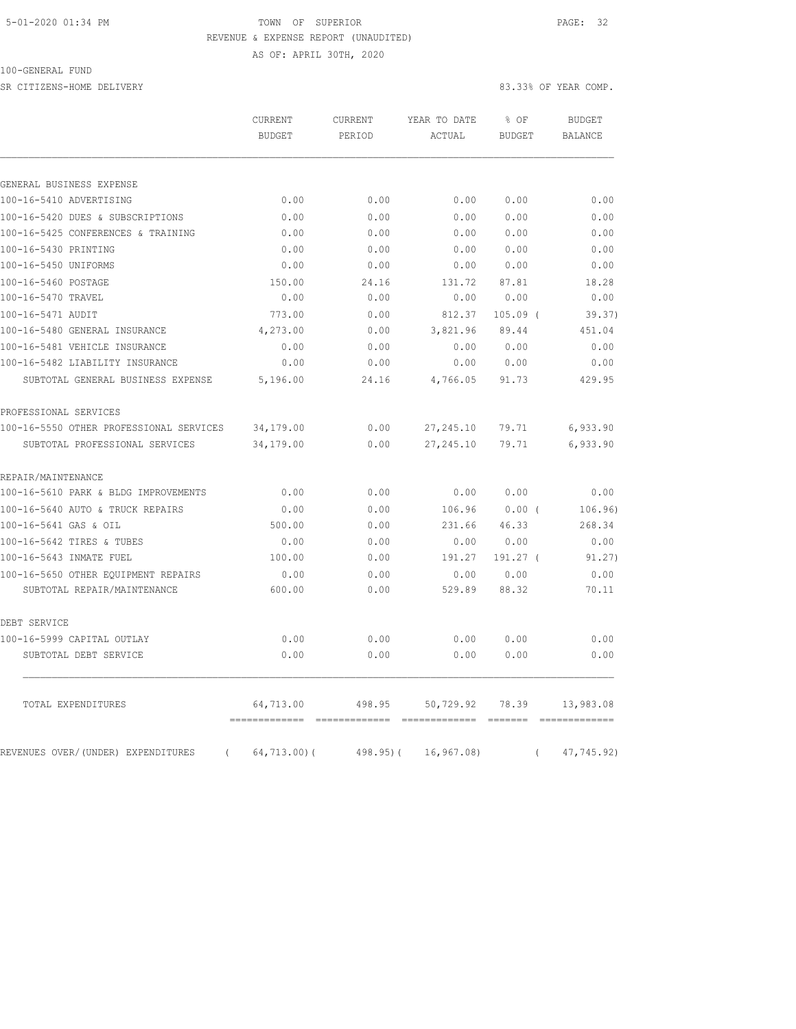TOWN OF SUPERIOR
REVENUE & EXPENSE REPORT (UNAUDITED)
AS OF: APRIL 30TH, 2020

100-GENERAL FUND

SR CITIZENS-HOME DELIVERY — 83.33% OF YEAR COMP.

| | CURRENT BUDGET | CURRENT PERIOD | YEAR TO DATE ACTUAL | % OF BUDGET | BUDGET BALANCE |
|---|---|---|---|---|---|
| **GENERAL BUSINESS EXPENSE** | | | | | |
| 100-16-5410 ADVERTISING | 0.00 | 0.00 | 0.00 | 0.00 | 0.00 |
| 100-16-5420 DUES & SUBSCRIPTIONS | 0.00 | 0.00 | 0.00 | 0.00 | 0.00 |
| 100-16-5425 CONFERENCES & TRAINING | 0.00 | 0.00 | 0.00 | 0.00 | 0.00 |
| 100-16-5430 PRINTING | 0.00 | 0.00 | 0.00 | 0.00 | 0.00 |
| 100-16-5450 UNIFORMS | 0.00 | 0.00 | 0.00 | 0.00 | 0.00 |
| 100-16-5460 POSTAGE | 150.00 | 24.16 | 131.72 | 87.81 | 18.28 |
| 100-16-5470 TRAVEL | 0.00 | 0.00 | 0.00 | 0.00 | 0.00 |
| 100-16-5471 AUDIT | 773.00 | 0.00 | 812.37 | 105.09 ( | 39.37) |
| 100-16-5480 GENERAL INSURANCE | 4,273.00 | 0.00 | 3,821.96 | 89.44 | 451.04 |
| 100-16-5481 VEHICLE INSURANCE | 0.00 | 0.00 | 0.00 | 0.00 | 0.00 |
| 100-16-5482 LIABILITY INSURANCE | 0.00 | 0.00 | 0.00 | 0.00 | 0.00 |
| SUBTOTAL GENERAL BUSINESS EXPENSE | 5,196.00 | 24.16 | 4,766.05 | 91.73 | 429.95 |
| **PROFESSIONAL SERVICES** | | | | | |
| 100-16-5550 OTHER PROFESSIONAL SERVICES | 34,179.00 | 0.00 | 27,245.10 | 79.71 | 6,933.90 |
| SUBTOTAL PROFESSIONAL SERVICES | 34,179.00 | 0.00 | 27,245.10 | 79.71 | 6,933.90 |
| **REPAIR/MAINTENANCE** | | | | | |
| 100-16-5610 PARK & BLDG IMPROVEMENTS | 0.00 | 0.00 | 0.00 | 0.00 | 0.00 |
| 100-16-5640 AUTO & TRUCK REPAIRS | 0.00 | 0.00 | 106.96 | 0.00 ( | 106.96) |
| 100-16-5641 GAS & OIL | 500.00 | 0.00 | 231.66 | 46.33 | 268.34 |
| 100-16-5642 TIRES & TUBES | 0.00 | 0.00 | 0.00 | 0.00 | 0.00 |
| 100-16-5643 INMATE FUEL | 100.00 | 0.00 | 191.27 | 191.27 ( | 91.27) |
| 100-16-5650 OTHER EQUIPMENT REPAIRS | 0.00 | 0.00 | 0.00 | 0.00 | 0.00 |
| SUBTOTAL REPAIR/MAINTENANCE | 600.00 | 0.00 | 529.89 | 88.32 | 70.11 |
| **DEBT SERVICE** | | | | | |
| 100-16-5999 CAPITAL OUTLAY | 0.00 | 0.00 | 0.00 | 0.00 | 0.00 |
| SUBTOTAL DEBT SERVICE | 0.00 | 0.00 | 0.00 | 0.00 | 0.00 |
| TOTAL EXPENDITURES | 64,713.00 | 498.95 | 50,729.92 | 78.39 | 13,983.08 |
| REVENUES OVER/(UNDER) EXPENDITURES | ( 64,713.00)( | 498.95)( | 16,967.08) | ( | 47,745.92) |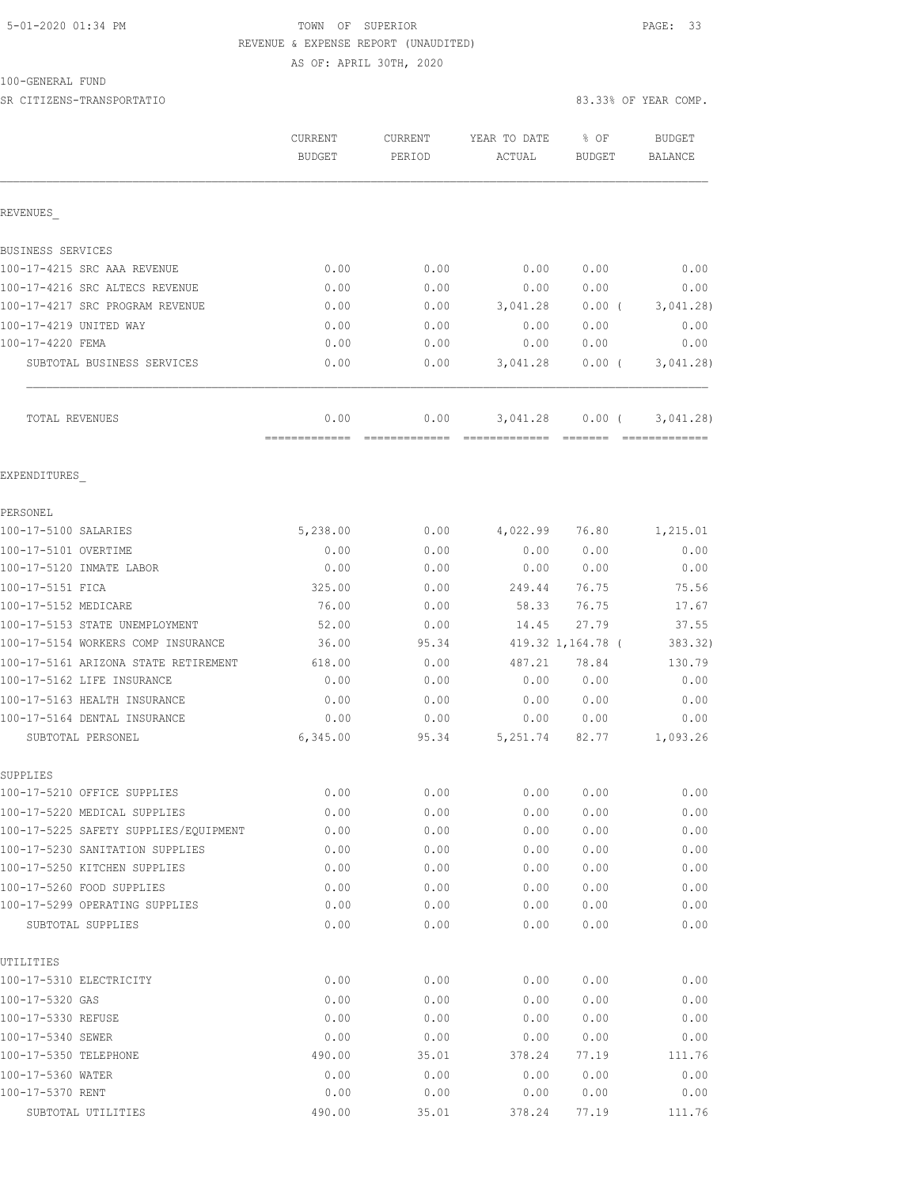TOWN OF SUPERIOR
REVENUE & EXPENSE REPORT (UNAUDITED)
AS OF: APRIL 30TH, 2020

100-GENERAL FUND
SR CITIZENS-TRANSPORTATIO

83.33% OF YEAR COMP.

| | CURRENT BUDGET | CURRENT PERIOD | YEAR TO DATE ACTUAL | % OF BUDGET | BUDGET BALANCE |
|---|---|---|---|---|---|
| REVENUES_ | | | | | |
| BUSINESS SERVICES | | | | | |
| 100-17-4215 SRC AAA REVENUE | 0.00 | 0.00 | 0.00 | 0.00 | 0.00 |
| 100-17-4216 SRC ALTECS REVENUE | 0.00 | 0.00 | 0.00 | 0.00 | 0.00 |
| 100-17-4217 SRC PROGRAM REVENUE | 0.00 | 0.00 | 3,041.28 | 0.00 ( | 3,041.28) |
| 100-17-4219 UNITED WAY | 0.00 | 0.00 | 0.00 | 0.00 | 0.00 |
| 100-17-4220 FEMA | 0.00 | 0.00 | 0.00 | 0.00 | 0.00 |
| SUBTOTAL BUSINESS SERVICES | 0.00 | 0.00 | 3,041.28 | 0.00 ( | 3,041.28) |
| TOTAL REVENUES | 0.00 | 0.00 | 3,041.28 | 0.00 ( | 3,041.28) |
| EXPENDITURES_ | | | | | |
| PERSONEL | | | | | |
| 100-17-5100 SALARIES | 5,238.00 | 0.00 | 4,022.99 | 76.80 | 1,215.01 |
| 100-17-5101 OVERTIME | 0.00 | 0.00 | 0.00 | 0.00 | 0.00 |
| 100-17-5120 INMATE LABOR | 0.00 | 0.00 | 0.00 | 0.00 | 0.00 |
| 100-17-5151 FICA | 325.00 | 0.00 | 249.44 | 76.75 | 75.56 |
| 100-17-5152 MEDICARE | 76.00 | 0.00 | 58.33 | 76.75 | 17.67 |
| 100-17-5153 STATE UNEMPLOYMENT | 52.00 | 0.00 | 14.45 | 27.79 | 37.55 |
| 100-17-5154 WORKERS COMP INSURANCE | 36.00 | 95.34 | 419.32 | 1,164.78 ( | 383.32) |
| 100-17-5161 ARIZONA STATE RETIREMENT | 618.00 | 0.00 | 487.21 | 78.84 | 130.79 |
| 100-17-5162 LIFE INSURANCE | 0.00 | 0.00 | 0.00 | 0.00 | 0.00 |
| 100-17-5163 HEALTH INSURANCE | 0.00 | 0.00 | 0.00 | 0.00 | 0.00 |
| 100-17-5164 DENTAL INSURANCE | 0.00 | 0.00 | 0.00 | 0.00 | 0.00 |
| SUBTOTAL PERSONEL | 6,345.00 | 95.34 | 5,251.74 | 82.77 | 1,093.26 |
| SUPPLIES | | | | | |
| 100-17-5210 OFFICE SUPPLIES | 0.00 | 0.00 | 0.00 | 0.00 | 0.00 |
| 100-17-5220 MEDICAL SUPPLIES | 0.00 | 0.00 | 0.00 | 0.00 | 0.00 |
| 100-17-5225 SAFETY SUPPLIES/EQUIPMENT | 0.00 | 0.00 | 0.00 | 0.00 | 0.00 |
| 100-17-5230 SANITATION SUPPLIES | 0.00 | 0.00 | 0.00 | 0.00 | 0.00 |
| 100-17-5250 KITCHEN SUPPLIES | 0.00 | 0.00 | 0.00 | 0.00 | 0.00 |
| 100-17-5260 FOOD SUPPLIES | 0.00 | 0.00 | 0.00 | 0.00 | 0.00 |
| 100-17-5299 OPERATING SUPPLIES | 0.00 | 0.00 | 0.00 | 0.00 | 0.00 |
| SUBTOTAL SUPPLIES | 0.00 | 0.00 | 0.00 | 0.00 | 0.00 |
| UTILITIES | | | | | |
| 100-17-5310 ELECTRICITY | 0.00 | 0.00 | 0.00 | 0.00 | 0.00 |
| 100-17-5320 GAS | 0.00 | 0.00 | 0.00 | 0.00 | 0.00 |
| 100-17-5330 REFUSE | 0.00 | 0.00 | 0.00 | 0.00 | 0.00 |
| 100-17-5340 SEWER | 0.00 | 0.00 | 0.00 | 0.00 | 0.00 |
| 100-17-5350 TELEPHONE | 490.00 | 35.01 | 378.24 | 77.19 | 111.76 |
| 100-17-5360 WATER | 0.00 | 0.00 | 0.00 | 0.00 | 0.00 |
| 100-17-5370 RENT | 0.00 | 0.00 | 0.00 | 0.00 | 0.00 |
| SUBTOTAL UTILITIES | 490.00 | 35.01 | 378.24 | 77.19 | 111.76 |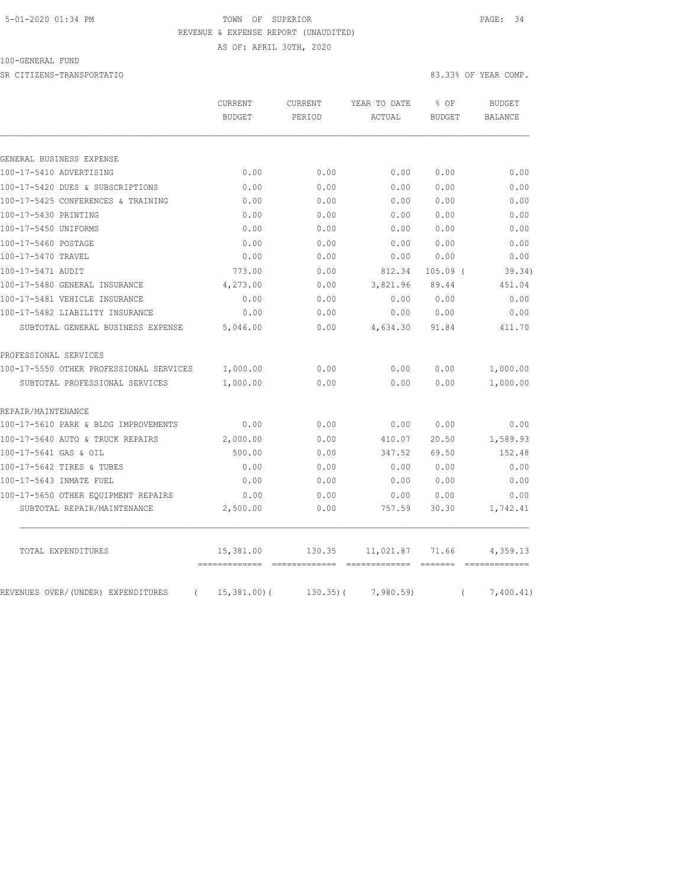TOWN OF SUPERIOR
REVENUE & EXPENSE REPORT (UNAUDITED)
AS OF: APRIL 30TH, 2020

100-GENERAL FUND

SR CITIZENS-TRANSPORTATIO — 83.33% OF YEAR COMP.

| | CURRENT BUDGET | CURRENT PERIOD | YEAR TO DATE ACTUAL | % OF BUDGET | BUDGET BALANCE |
|---|---|---|---|---|---|
| **GENERAL BUSINESS EXPENSE** | | | | | |
| 100-17-5410 ADVERTISING | 0.00 | 0.00 | 0.00 | 0.00 | 0.00 |
| 100-17-5420 DUES & SUBSCRIPTIONS | 0.00 | 0.00 | 0.00 | 0.00 | 0.00 |
| 100-17-5425 CONFERENCES & TRAINING | 0.00 | 0.00 | 0.00 | 0.00 | 0.00 |
| 100-17-5430 PRINTING | 0.00 | 0.00 | 0.00 | 0.00 | 0.00 |
| 100-17-5450 UNIFORMS | 0.00 | 0.00 | 0.00 | 0.00 | 0.00 |
| 100-17-5460 POSTAGE | 0.00 | 0.00 | 0.00 | 0.00 | 0.00 |
| 100-17-5470 TRAVEL | 0.00 | 0.00 | 0.00 | 0.00 | 0.00 |
| 100-17-5471 AUDIT | 773.00 | 0.00 | 812.34 | 105.09 | ( 39.34) |
| 100-17-5480 GENERAL INSURANCE | 4,273.00 | 0.00 | 3,821.96 | 89.44 | 451.04 |
| 100-17-5481 VEHICLE INSURANCE | 0.00 | 0.00 | 0.00 | 0.00 | 0.00 |
| 100-17-5482 LIABILITY INSURANCE | 0.00 | 0.00 | 0.00 | 0.00 | 0.00 |
| SUBTOTAL GENERAL BUSINESS EXPENSE | 5,046.00 | 0.00 | 4,634.30 | 91.84 | 411.70 |
| **PROFESSIONAL SERVICES** | | | | | |
| 100-17-5550 OTHER PROFESSIONAL SERVICES | 1,000.00 | 0.00 | 0.00 | 0.00 | 1,000.00 |
| SUBTOTAL PROFESSIONAL SERVICES | 1,000.00 | 0.00 | 0.00 | 0.00 | 1,000.00 |
| **REPAIR/MAINTENANCE** | | | | | |
| 100-17-5610 PARK & BLDG IMPROVEMENTS | 0.00 | 0.00 | 0.00 | 0.00 | 0.00 |
| 100-17-5640 AUTO & TRUCK REPAIRS | 2,000.00 | 0.00 | 410.07 | 20.50 | 1,589.93 |
| 100-17-5641 GAS & OIL | 500.00 | 0.00 | 347.52 | 69.50 | 152.48 |
| 100-17-5642 TIRES & TUBES | 0.00 | 0.00 | 0.00 | 0.00 | 0.00 |
| 100-17-5643 INMATE FUEL | 0.00 | 0.00 | 0.00 | 0.00 | 0.00 |
| 100-17-5650 OTHER EQUIPMENT REPAIRS | 0.00 | 0.00 | 0.00 | 0.00 | 0.00 |
| SUBTOTAL REPAIR/MAINTENANCE | 2,500.00 | 0.00 | 757.59 | 30.30 | 1,742.41 |
| TOTAL EXPENDITURES | 15,381.00 | 130.35 | 11,021.87 | 71.66 | 4,359.13 |
| REVENUES OVER/(UNDER) EXPENDITURES | ( 15,381.00) | ( 130.35) | ( 7,980.59) | | ( 7,400.41) |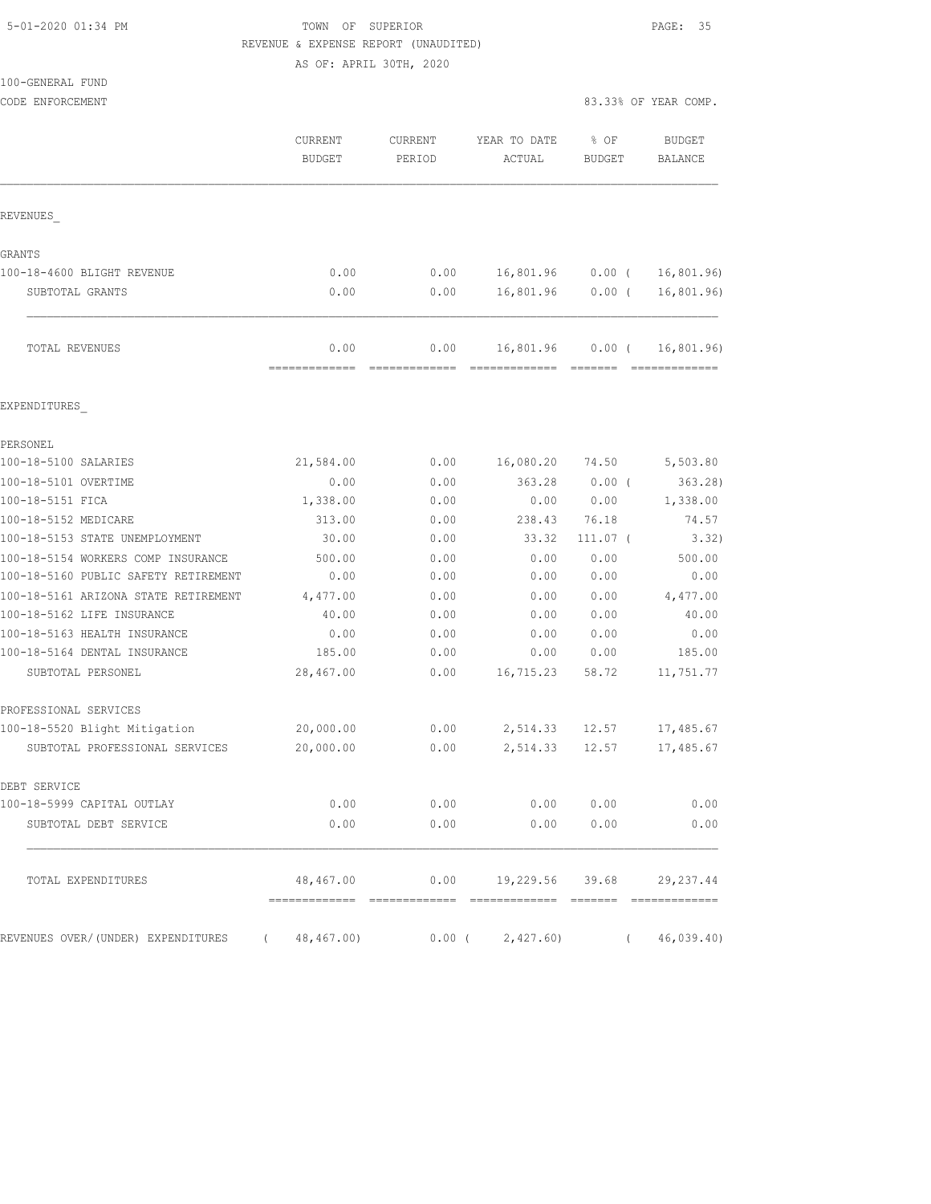TOWN OF SUPERIOR
REVENUE & EXPENSE REPORT (UNAUDITED)
AS OF: APRIL 30TH, 2020

100-GENERAL FUND
CODE ENFORCEMENT — 83.33% OF YEAR COMP.

| | CURRENT BUDGET | CURRENT PERIOD | YEAR TO DATE ACTUAL | % OF BUDGET | BUDGET BALANCE |
|---|---|---|---|---|---|
| **REVENUES_** | | | | | |
| **GRANTS** | | | | | |
| 100-18-4600 BLIGHT REVENUE | 0.00 | 0.00 | 16,801.96 | 0.00 ( | 16,801.96) |
| SUBTOTAL GRANTS | 0.00 | 0.00 | 16,801.96 | 0.00 ( | 16,801.96) |
| TOTAL REVENUES | 0.00 | 0.00 | 16,801.96 | 0.00 ( | 16,801.96) |
| **EXPENDITURES_** | | | | | |
| **PERSONEL** | | | | | |
| 100-18-5100 SALARIES | 21,584.00 | 0.00 | 16,080.20 | 74.50 | 5,503.80 |
| 100-18-5101 OVERTIME | 0.00 | 0.00 | 363.28 | 0.00 ( | 363.28) |
| 100-18-5151 FICA | 1,338.00 | 0.00 | 0.00 | 0.00 | 1,338.00 |
| 100-18-5152 MEDICARE | 313.00 | 0.00 | 238.43 | 76.18 | 74.57 |
| 100-18-5153 STATE UNEMPLOYMENT | 30.00 | 0.00 | 33.32 | 111.07 ( | 3.32) |
| 100-18-5154 WORKERS COMP INSURANCE | 500.00 | 0.00 | 0.00 | 0.00 | 500.00 |
| 100-18-5160 PUBLIC SAFETY RETIREMENT | 0.00 | 0.00 | 0.00 | 0.00 | 0.00 |
| 100-18-5161 ARIZONA STATE RETIREMENT | 4,477.00 | 0.00 | 0.00 | 0.00 | 4,477.00 |
| 100-18-5162 LIFE INSURANCE | 40.00 | 0.00 | 0.00 | 0.00 | 40.00 |
| 100-18-5163 HEALTH INSURANCE | 0.00 | 0.00 | 0.00 | 0.00 | 0.00 |
| 100-18-5164 DENTAL INSURANCE | 185.00 | 0.00 | 0.00 | 0.00 | 185.00 |
| SUBTOTAL PERSONEL | 28,467.00 | 0.00 | 16,715.23 | 58.72 | 11,751.77 |
| **PROFESSIONAL SERVICES** | | | | | |
| 100-18-5520 Blight Mitigation | 20,000.00 | 0.00 | 2,514.33 | 12.57 | 17,485.67 |
| SUBTOTAL PROFESSIONAL SERVICES | 20,000.00 | 0.00 | 2,514.33 | 12.57 | 17,485.67 |
| **DEBT SERVICE** | | | | | |
| 100-18-5999 CAPITAL OUTLAY | 0.00 | 0.00 | 0.00 | 0.00 | 0.00 |
| SUBTOTAL DEBT SERVICE | 0.00 | 0.00 | 0.00 | 0.00 | 0.00 |
| TOTAL EXPENDITURES | 48,467.00 | 0.00 | 19,229.56 | 39.68 | 29,237.44 |
| REVENUES OVER/(UNDER) EXPENDITURES | ( 48,467.00) | 0.00 ( | 2,427.60) | ( | 46,039.40) |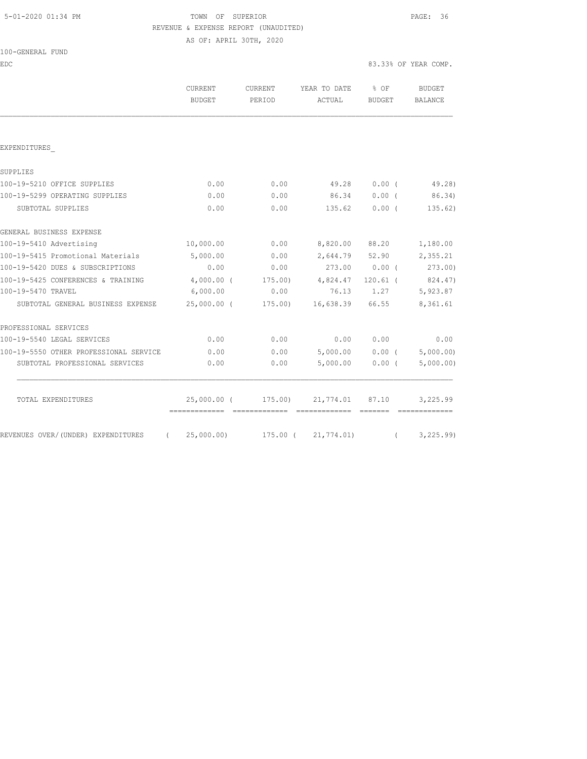TOWN OF SUPERIOR
REVENUE & EXPENSE REPORT (UNAUDITED)
AS OF: APRIL 30TH, 2020

100-GENERAL FUND
EDC

83.33% OF YEAR COMP.

| | CURRENT BUDGET | CURRENT PERIOD | YEAR TO DATE ACTUAL | % OF BUDGET | BUDGET BALANCE |
|---|---|---|---|---|---|
| EXPENDITURES_ | | | | | |
| SUPPLIES | | | | | |
| 100-19-5210 OFFICE SUPPLIES | 0.00 | 0.00 | 49.28 | 0.00 ( | 49.28) |
| 100-19-5299 OPERATING SUPPLIES | 0.00 | 0.00 | 86.34 | 0.00 ( | 86.34) |
| SUBTOTAL SUPPLIES | 0.00 | 0.00 | 135.62 | 0.00 ( | 135.62) |
| GENERAL BUSINESS EXPENSE | | | | | |
| 100-19-5410 Advertising | 10,000.00 | 0.00 | 8,820.00 | 88.20 | 1,180.00 |
| 100-19-5415 Promotional Materials | 5,000.00 | 0.00 | 2,644.79 | 52.90 | 2,355.21 |
| 100-19-5420 DUES & SUBSCRIPTIONS | 0.00 | 0.00 | 273.00 | 0.00 ( | 273.00) |
| 100-19-5425 CONFERENCES & TRAINING | 4,000.00 ( | 175.00) | 4,824.47 | 120.61 ( | 824.47) |
| 100-19-5470 TRAVEL | 6,000.00 | 0.00 | 76.13 | 1.27 | 5,923.87 |
| SUBTOTAL GENERAL BUSINESS EXPENSE | 25,000.00 ( | 175.00) | 16,638.39 | 66.55 | 8,361.61 |
| PROFESSIONAL SERVICES | | | | | |
| 100-19-5540 LEGAL SERVICES | 0.00 | 0.00 | 0.00 | 0.00 | 0.00 |
| 100-19-5550 OTHER PROFESSIONAL SERVICE | 0.00 | 0.00 | 5,000.00 | 0.00 ( | 5,000.00) |
| SUBTOTAL PROFESSIONAL SERVICES | 0.00 | 0.00 | 5,000.00 | 0.00 ( | 5,000.00) |
| TOTAL EXPENDITURES | 25,000.00 ( | 175.00) | 21,774.01 | 87.10 | 3,225.99 |
| REVENUES OVER/(UNDER) EXPENDITURES | ( 25,000.00) | 175.00 ( | 21,774.01) | ( | 3,225.99) |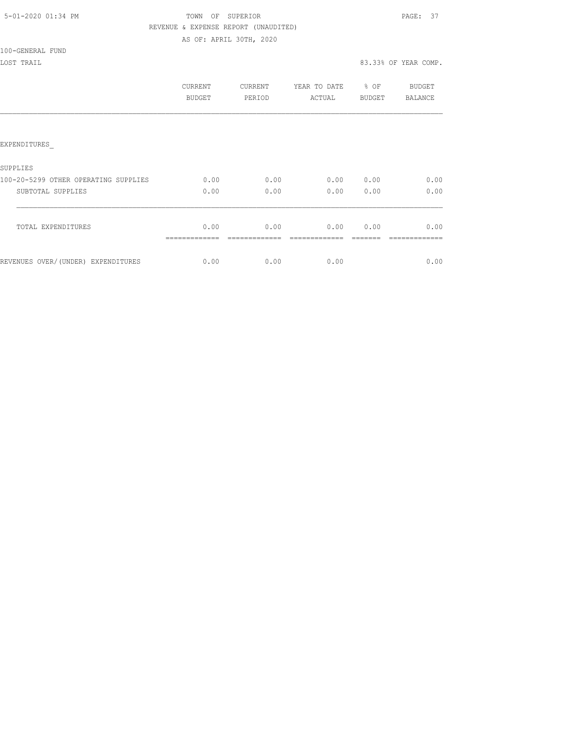TOWN OF SUPERIOR
REVENUE & EXPENSE REPORT (UNAUDITED)
AS OF: APRIL 30TH, 2020

100-GENERAL FUND
LOST TRAIL

83.33% OF YEAR COMP.

| | CURRENT BUDGET | CURRENT PERIOD | YEAR TO DATE ACTUAL | % OF BUDGET | BUDGET BALANCE |
|---|---|---|---|---|---|
| EXPENDITURES_ | | | | | |
| SUPPLIES | | | | | |
| 100-20-5299 OTHER OPERATING SUPPLIES | 0.00 | 0.00 | 0.00 | 0.00 | 0.00 |
| SUBTOTAL SUPPLIES | 0.00 | 0.00 | 0.00 | 0.00 | 0.00 |
| TOTAL EXPENDITURES | 0.00 | 0.00 | 0.00 | 0.00 | 0.00 |
| REVENUES OVER/(UNDER) EXPENDITURES | 0.00 | 0.00 | 0.00 | | 0.00 |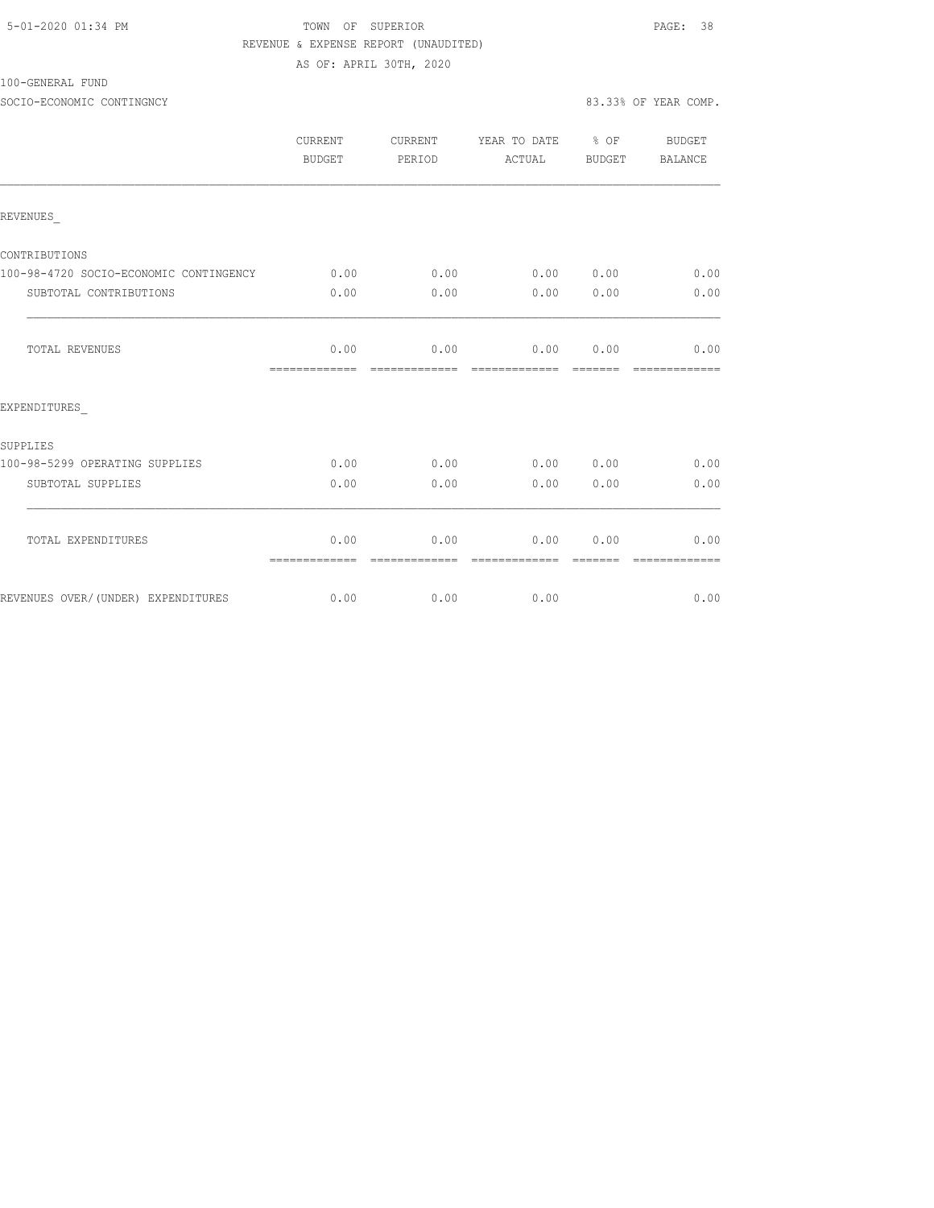5-01-2020 01:34 PM

TOWN OF SUPERIOR

REVENUE & EXPENSE REPORT (UNAUDITED)

AS OF: APRIL 30TH, 2020

100-GENERAL FUND

SOCIO-ECONOMIC CONTINGNCY

83.33% OF YEAR COMP.

| | CURRENT BUDGET | CURRENT PERIOD | YEAR TO DATE ACTUAL | % OF BUDGET | BUDGET BALANCE |
|---|---|---|---|---|---|
| REVENUES_ | | | | | |
| CONTRIBUTIONS | | | | | |
| 100-98-4720 SOCIO-ECONOMIC CONTINGENCY | 0.00 | 0.00 | 0.00 | 0.00 | 0.00 |
| SUBTOTAL CONTRIBUTIONS | 0.00 | 0.00 | 0.00 | 0.00 | 0.00 |
| TOTAL REVENUES | 0.00 | 0.00 | 0.00 | 0.00 | 0.00 |
| EXPENDITURES_ | | | | | |
| SUPPLIES | | | | | |
| 100-98-5299 OPERATING SUPPLIES | 0.00 | 0.00 | 0.00 | 0.00 | 0.00 |
| SUBTOTAL SUPPLIES | 0.00 | 0.00 | 0.00 | 0.00 | 0.00 |
| TOTAL EXPENDITURES | 0.00 | 0.00 | 0.00 | 0.00 | 0.00 |
| REVENUES OVER/(UNDER) EXPENDITURES | 0.00 | 0.00 | 0.00 | | 0.00 |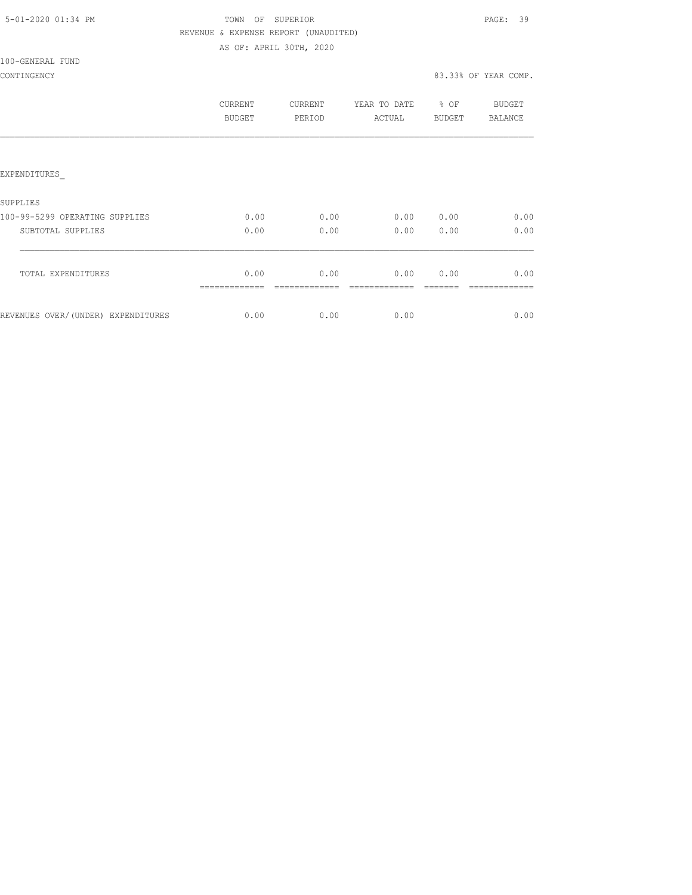TOWN OF SUPERIOR
REVENUE & EXPENSE REPORT (UNAUDITED)
AS OF: APRIL 30TH, 2020

100-GENERAL FUND
CONTINGENCY

83.33% OF YEAR COMP.

| | CURRENT BUDGET | CURRENT PERIOD | YEAR TO DATE ACTUAL | % OF BUDGET | BUDGET BALANCE |
|---|---|---|---|---|---|
| EXPENDITURES_ | | | | | |
| SUPPLIES | | | | | |
| 100-99-5299 OPERATING SUPPLIES | 0.00 | 0.00 | 0.00 | 0.00 | 0.00 |
| SUBTOTAL SUPPLIES | 0.00 | 0.00 | 0.00 | 0.00 | 0.00 |
| TOTAL EXPENDITURES | 0.00 | 0.00 | 0.00 | 0.00 | 0.00 |
| REVENUES OVER/(UNDER) EXPENDITURES | 0.00 | 0.00 | 0.00 | | 0.00 |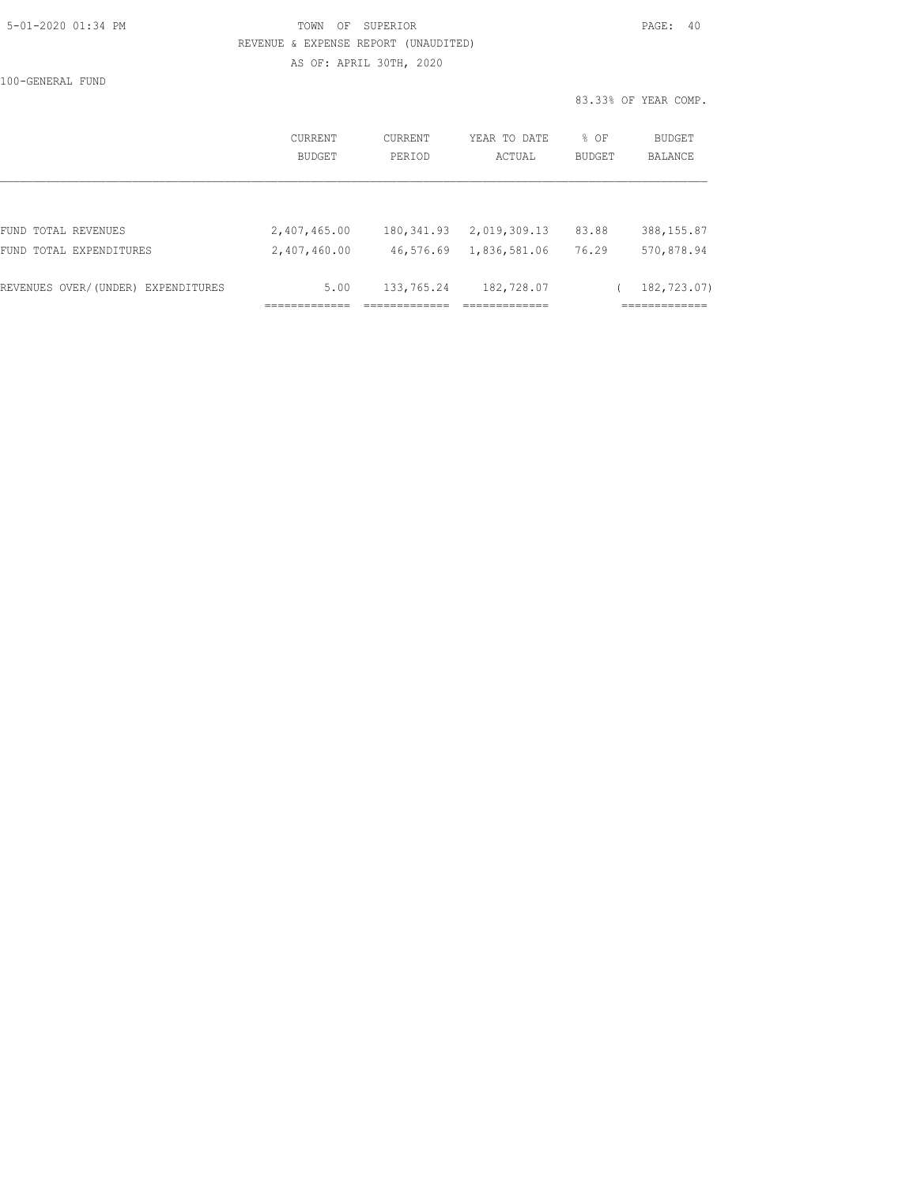TOWN OF SUPERIOR

REVENUE & EXPENSE REPORT (UNAUDITED)

AS OF: APRIL 30TH, 2020

100-GENERAL FUND

83.33% OF YEAR COMP.

| | CURRENT BUDGET | CURRENT PERIOD | YEAR TO DATE ACTUAL | % OF BUDGET | BUDGET BALANCE |
|---|---|---|---|---|---|
| FUND TOTAL REVENUES | 2,407,465.00 | 180,341.93 | 2,019,309.13 | 83.88 | 388,155.87 |
| FUND TOTAL EXPENDITURES | 2,407,460.00 | 46,576.69 | 1,836,581.06 | 76.29 | 570,878.94 |
| REVENUES OVER/(UNDER) EXPENDITURES | 5.00 | 133,765.24 | 182,728.07 | | ( 182,723.07) |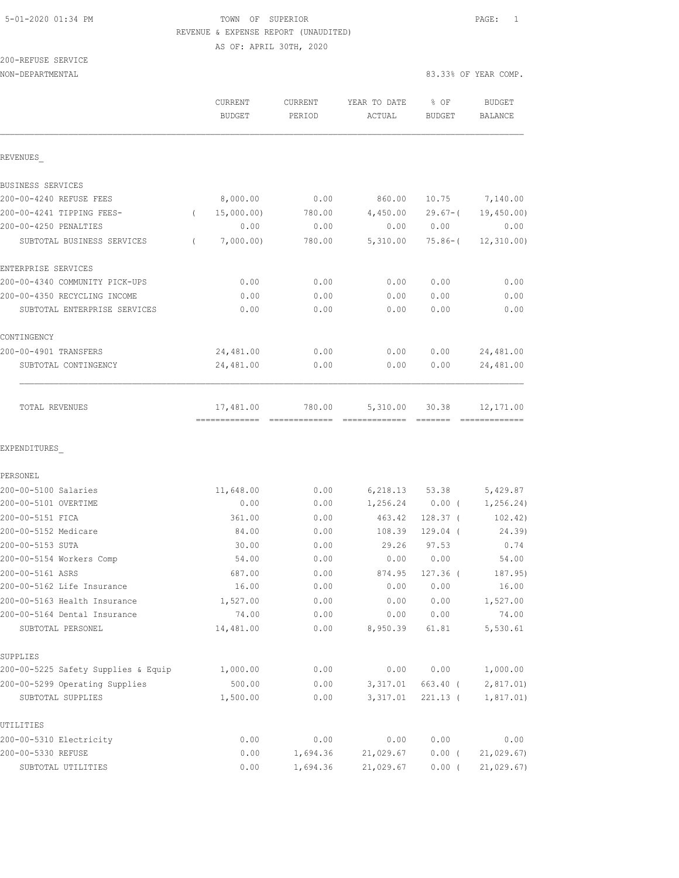5-01-2020 01:34 PM

# TOWN OF SUPERIOR

REVENUE & EXPENSE REPORT (UNAUDITED)

AS OF: APRIL 30TH, 2020

200-REFUSE SERVICE

NON-DEPARTMENTAL — 83.33% OF YEAR COMP.

| | CURRENT BUDGET | CURRENT PERIOD | YEAR TO DATE ACTUAL | % OF BUDGET | BUDGET BALANCE |
|---|---|---|---|---|---|
| **REVENUES** | | | | | |
| BUSINESS SERVICES | | | | | |
| 200-00-4240 REFUSE FEES | 8,000.00 | 0.00 | 860.00 | 10.75 | 7,140.00 |
| 200-00-4241 TIPPING FEES- | ( 15,000.00) | 780.00 | 4,450.00 | 29.67-( | 19,450.00) |
| 200-00-4250 PENALTIES | 0.00 | 0.00 | 0.00 | 0.00 | 0.00 |
| SUBTOTAL BUSINESS SERVICES | ( 7,000.00) | 780.00 | 5,310.00 | 75.86-( | 12,310.00) |
| ENTERPRISE SERVICES | | | | | |
| 200-00-4340 COMMUNITY PICK-UPS | 0.00 | 0.00 | 0.00 | 0.00 | 0.00 |
| 200-00-4350 RECYCLING INCOME | 0.00 | 0.00 | 0.00 | 0.00 | 0.00 |
| SUBTOTAL ENTERPRISE SERVICES | 0.00 | 0.00 | 0.00 | 0.00 | 0.00 |
| CONTINGENCY | | | | | |
| 200-00-4901 TRANSFERS | 24,481.00 | 0.00 | 0.00 | 0.00 | 24,481.00 |
| SUBTOTAL CONTINGENCY | 24,481.00 | 0.00 | 0.00 | 0.00 | 24,481.00 |
| TOTAL REVENUES | 17,481.00 | 780.00 | 5,310.00 | 30.38 | 12,171.00 |
| **EXPENDITURES** | | | | | |
| PERSONEL | | | | | |
| 200-00-5100 Salaries | 11,648.00 | 0.00 | 6,218.13 | 53.38 | 5,429.87 |
| 200-00-5101 OVERTIME | 0.00 | 0.00 | 1,256.24 | 0.00 ( | 1,256.24) |
| 200-00-5151 FICA | 361.00 | 0.00 | 463.42 | 128.37 ( | 102.42) |
| 200-00-5152 Medicare | 84.00 | 0.00 | 108.39 | 129.04 ( | 24.39) |
| 200-00-5153 SUTA | 30.00 | 0.00 | 29.26 | 97.53 | 0.74 |
| 200-00-5154 Workers Comp | 54.00 | 0.00 | 0.00 | 0.00 | 54.00 |
| 200-00-5161 ASRS | 687.00 | 0.00 | 874.95 | 127.36 ( | 187.95) |
| 200-00-5162 Life Insurance | 16.00 | 0.00 | 0.00 | 0.00 | 16.00 |
| 200-00-5163 Health Insurance | 1,527.00 | 0.00 | 0.00 | 0.00 | 1,527.00 |
| 200-00-5164 Dental Insurance | 74.00 | 0.00 | 0.00 | 0.00 | 74.00 |
| SUBTOTAL PERSONEL | 14,481.00 | 0.00 | 8,950.39 | 61.81 | 5,530.61 |
| SUPPLIES | | | | | |
| 200-00-5225 Safety Supplies & Equip | 1,000.00 | 0.00 | 0.00 | 0.00 | 1,000.00 |
| 200-00-5299 Operating Supplies | 500.00 | 0.00 | 3,317.01 | 663.40 ( | 2,817.01) |
| SUBTOTAL SUPPLIES | 1,500.00 | 0.00 | 3,317.01 | 221.13 ( | 1,817.01) |
| UTILITIES | | | | | |
| 200-00-5310 Electricity | 0.00 | 0.00 | 0.00 | 0.00 | 0.00 |
| 200-00-5330 REFUSE | 0.00 | 1,694.36 | 21,029.67 | 0.00 ( | 21,029.67) |
| SUBTOTAL UTILITIES | 0.00 | 1,694.36 | 21,029.67 | 0.00 ( | 21,029.67) |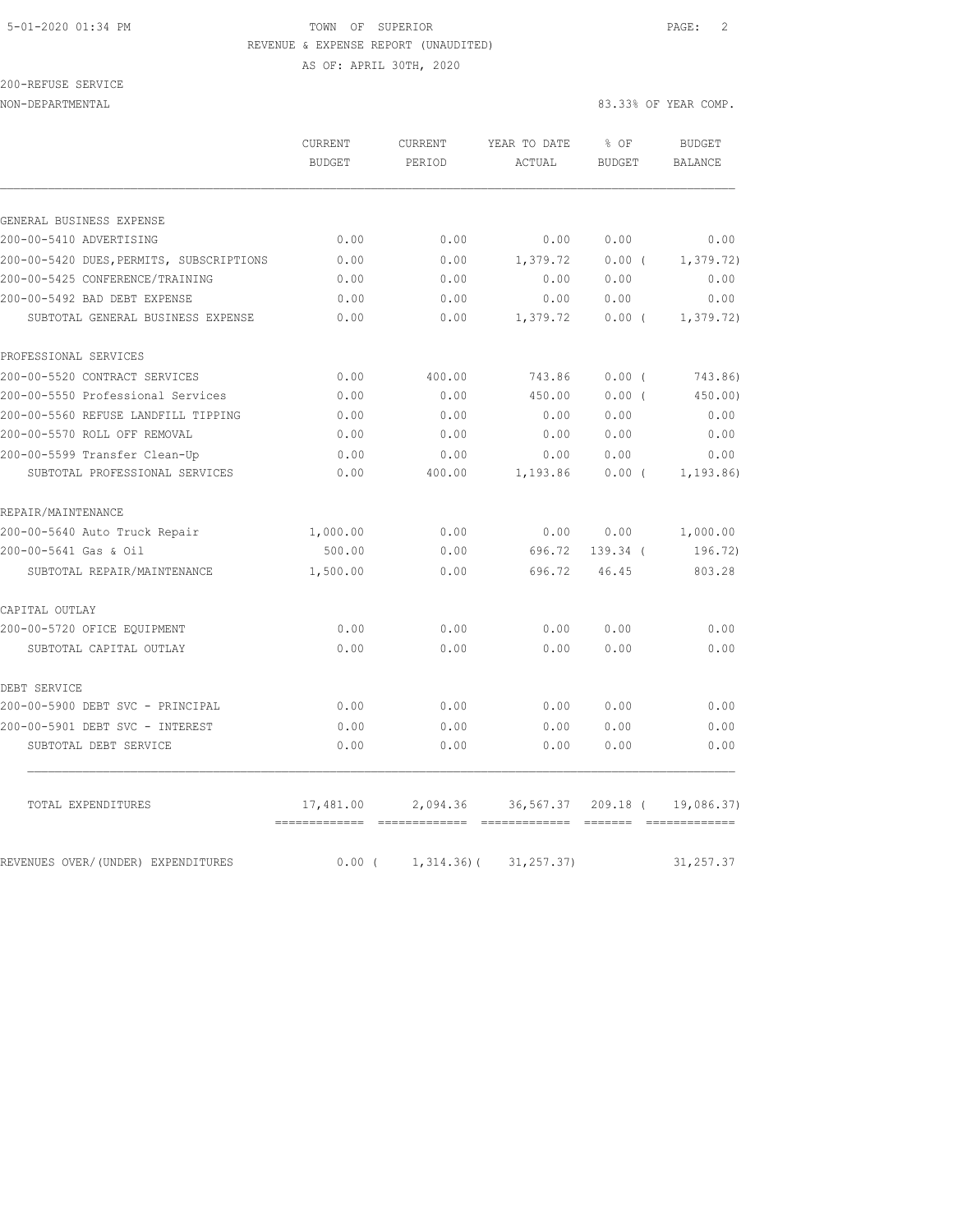TOWN OF SUPERIOR
REVENUE & EXPENSE REPORT (UNAUDITED)
AS OF: APRIL 30TH, 2020

200-REFUSE SERVICE
NON-DEPARTMENTAL — 83.33% OF YEAR COMP.

| | CURRENT BUDGET | CURRENT PERIOD | YEAR TO DATE ACTUAL | % OF BUDGET | BUDGET BALANCE |
|---|---|---|---|---|---|
| **GENERAL BUSINESS EXPENSE** | | | | | |
| 200-00-5410 ADVERTISING | 0.00 | 0.00 | 0.00 | 0.00 | 0.00 |
| 200-00-5420 DUES,PERMITS, SUBSCRIPTIONS | 0.00 | 0.00 | 1,379.72 | 0.00 ( | 1,379.72) |
| 200-00-5425 CONFERENCE/TRAINING | 0.00 | 0.00 | 0.00 | 0.00 | 0.00 |
| 200-00-5492 BAD DEBT EXPENSE | 0.00 | 0.00 | 0.00 | 0.00 | 0.00 |
| SUBTOTAL GENERAL BUSINESS EXPENSE | 0.00 | 0.00 | 1,379.72 | 0.00 ( | 1,379.72) |
| **PROFESSIONAL SERVICES** | | | | | |
| 200-00-5520 CONTRACT SERVICES | 0.00 | 400.00 | 743.86 | 0.00 ( | 743.86) |
| 200-00-5550 Professional Services | 0.00 | 0.00 | 450.00 | 0.00 ( | 450.00) |
| 200-00-5560 REFUSE LANDFILL TIPPING | 0.00 | 0.00 | 0.00 | 0.00 | 0.00 |
| 200-00-5570 ROLL OFF REMOVAL | 0.00 | 0.00 | 0.00 | 0.00 | 0.00 |
| 200-00-5599 Transfer Clean-Up | 0.00 | 0.00 | 0.00 | 0.00 | 0.00 |
| SUBTOTAL PROFESSIONAL SERVICES | 0.00 | 400.00 | 1,193.86 | 0.00 ( | 1,193.86) |
| **REPAIR/MAINTENANCE** | | | | | |
| 200-00-5640 Auto Truck Repair | 1,000.00 | 0.00 | 0.00 | 0.00 | 1,000.00 |
| 200-00-5641 Gas & Oil | 500.00 | 0.00 | 696.72 | 139.34 ( | 196.72) |
| SUBTOTAL REPAIR/MAINTENANCE | 1,500.00 | 0.00 | 696.72 | 46.45 | 803.28 |
| **CAPITAL OUTLAY** | | | | | |
| 200-00-5720 OFICE EQUIPMENT | 0.00 | 0.00 | 0.00 | 0.00 | 0.00 |
| SUBTOTAL CAPITAL OUTLAY | 0.00 | 0.00 | 0.00 | 0.00 | 0.00 |
| **DEBT SERVICE** | | | | | |
| 200-00-5900 DEBT SVC - PRINCIPAL | 0.00 | 0.00 | 0.00 | 0.00 | 0.00 |
| 200-00-5901 DEBT SVC - INTEREST | 0.00 | 0.00 | 0.00 | 0.00 | 0.00 |
| SUBTOTAL DEBT SERVICE | 0.00 | 0.00 | 0.00 | 0.00 | 0.00 |
| TOTAL EXPENDITURES | 17,481.00 | 2,094.36 | 36,567.37 | 209.18 ( | 19,086.37) |
| REVENUES OVER/(UNDER) EXPENDITURES | 0.00 ( | 1,314.36)( | 31,257.37) | | 31,257.37 |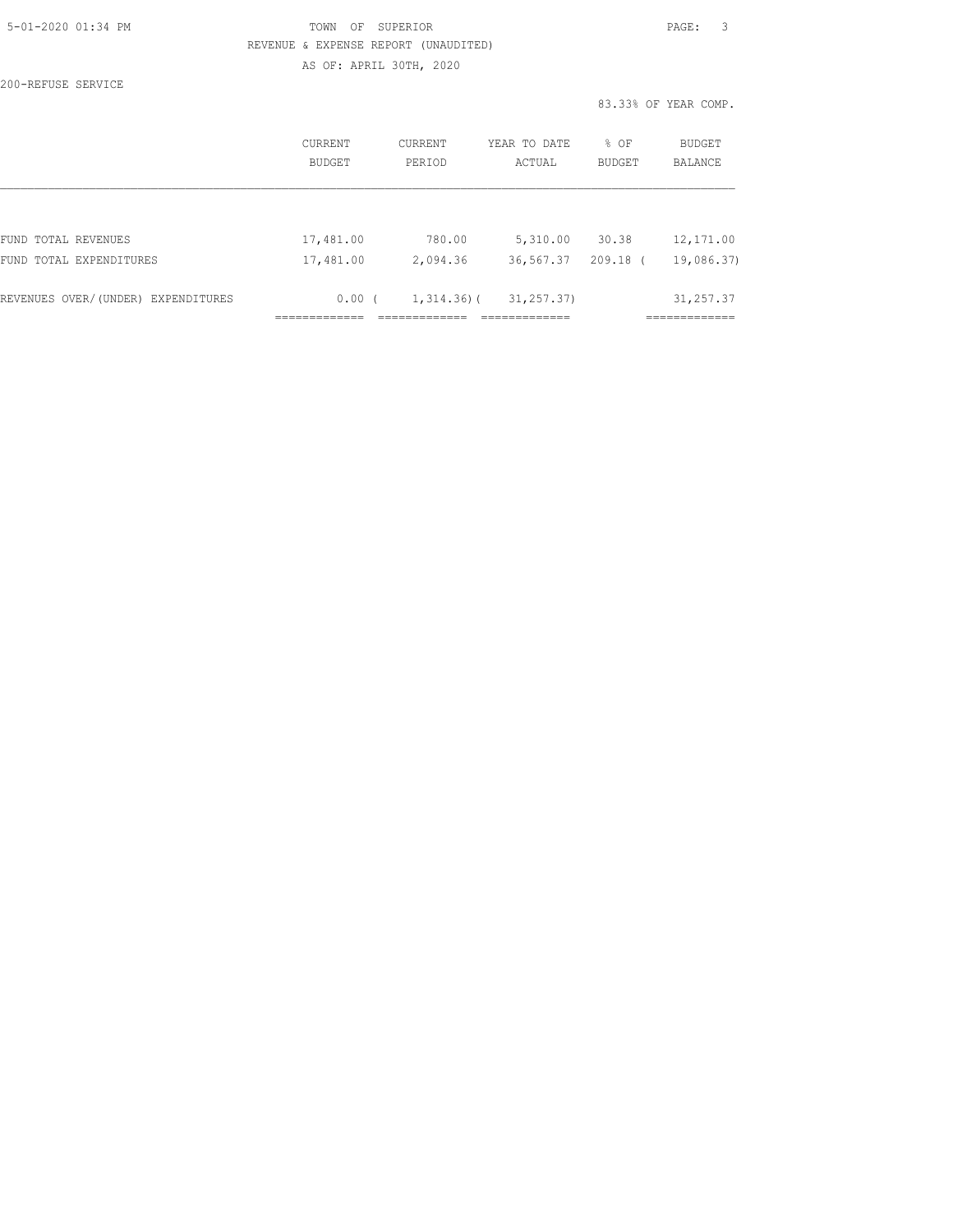TOWN OF SUPERIOR

REVENUE & EXPENSE REPORT (UNAUDITED)

AS OF: APRIL 30TH, 2020

200-REFUSE SERVICE

83.33% OF YEAR COMP.

| | CURRENT BUDGET | CURRENT PERIOD | YEAR TO DATE ACTUAL | % OF BUDGET | BUDGET BALANCE |
|---|---|---|---|---|---|
| FUND TOTAL REVENUES | 17,481.00 | 780.00 | 5,310.00 | 30.38 | 12,171.00 |
| FUND TOTAL EXPENDITURES | 17,481.00 | 2,094.36 | 36,567.37 | 209.18 | ( 19,086.37) |
| REVENUES OVER/(UNDER) EXPENDITURES | 0.00 | ( 1,314.36) | ( 31,257.37) | | 31,257.37 |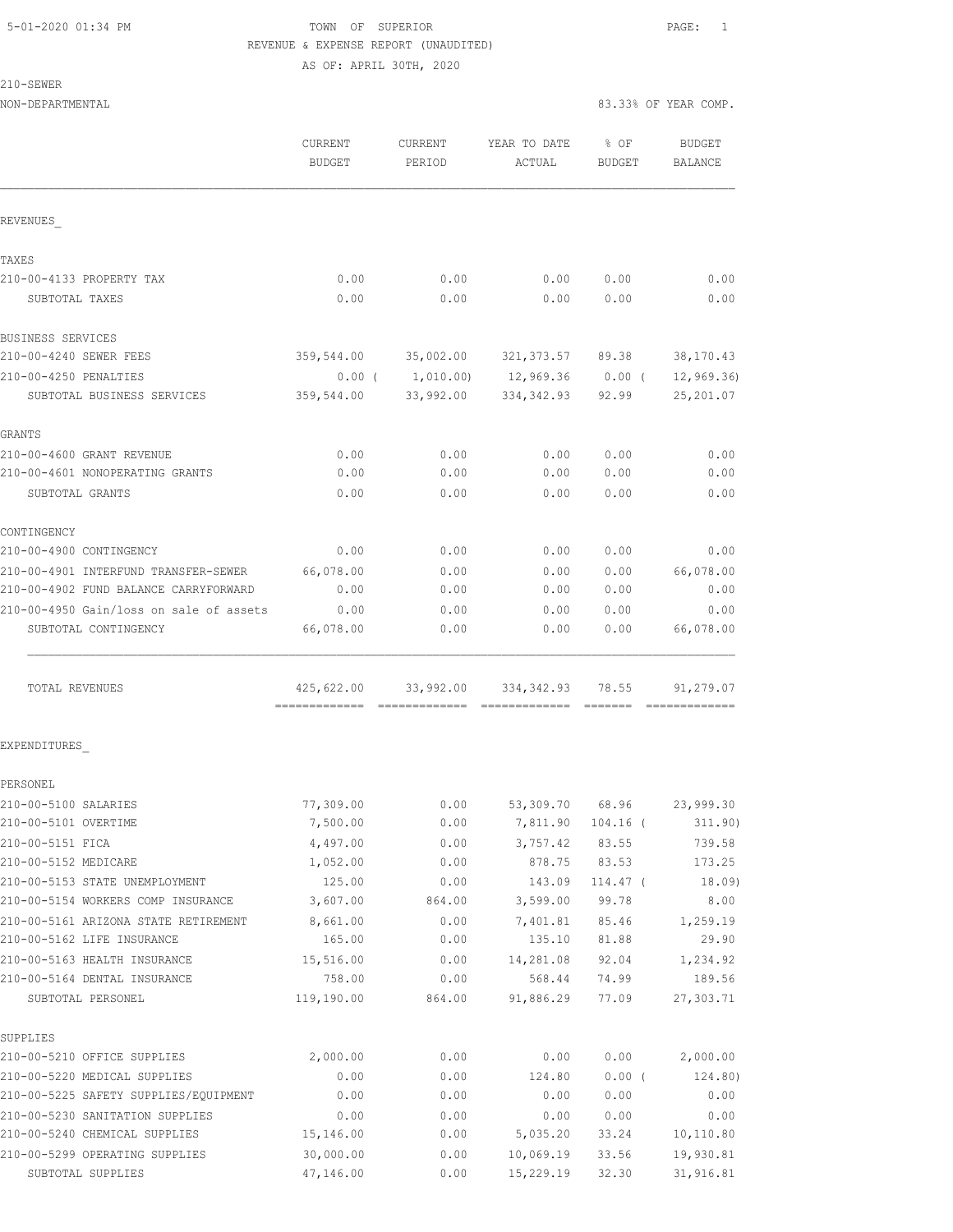5-01-2020 01:34 PM

TOWN OF SUPERIOR

REVENUE & EXPENSE REPORT (UNAUDITED)

AS OF: APRIL 30TH, 2020

210-SEWER

NON-DEPARTMENTAL

83.33% OF YEAR COMP.

| | CURRENT BUDGET | CURRENT PERIOD | YEAR TO DATE ACTUAL | % OF BUDGET | BUDGET BALANCE |
|---|---|---|---|---|---|
| REVENUES_ | | | | | |
| TAXES | | | | | |
| 210-00-4133 PROPERTY TAX | 0.00 | 0.00 | 0.00 | 0.00 | 0.00 |
| SUBTOTAL TAXES | 0.00 | 0.00 | 0.00 | 0.00 | 0.00 |
| BUSINESS SERVICES | | | | | |
| 210-00-4240 SEWER FEES | 359,544.00 | 35,002.00 | 321,373.57 | 89.38 | 38,170.43 |
| 210-00-4250 PENALTIES | 0.00 | ( 1,010.00) | 12,969.36 | 0.00 | ( 12,969.36) |
| SUBTOTAL BUSINESS SERVICES | 359,544.00 | 33,992.00 | 334,342.93 | 92.99 | 25,201.07 |
| GRANTS | | | | | |
| 210-00-4600 GRANT REVENUE | 0.00 | 0.00 | 0.00 | 0.00 | 0.00 |
| 210-00-4601 NONOPERATING GRANTS | 0.00 | 0.00 | 0.00 | 0.00 | 0.00 |
| SUBTOTAL GRANTS | 0.00 | 0.00 | 0.00 | 0.00 | 0.00 |
| CONTINGENCY | | | | | |
| 210-00-4900 CONTINGENCY | 0.00 | 0.00 | 0.00 | 0.00 | 0.00 |
| 210-00-4901 INTERFUND TRANSFER-SEWER | 66,078.00 | 0.00 | 0.00 | 0.00 | 66,078.00 |
| 210-00-4902 FUND BALANCE CARRYFORWARD | 0.00 | 0.00 | 0.00 | 0.00 | 0.00 |
| 210-00-4950 Gain/loss on sale of assets | 0.00 | 0.00 | 0.00 | 0.00 | 0.00 |
| SUBTOTAL CONTINGENCY | 66,078.00 | 0.00 | 0.00 | 0.00 | 66,078.00 |
| TOTAL REVENUES | 425,622.00 | 33,992.00 | 334,342.93 | 78.55 | 91,279.07 |
| EXPENDITURES_ | | | | | |
| PERSONEL | | | | | |
| 210-00-5100 SALARIES | 77,309.00 | 0.00 | 53,309.70 | 68.96 | 23,999.30 |
| 210-00-5101 OVERTIME | 7,500.00 | 0.00 | 7,811.90 | 104.16 | ( 311.90) |
| 210-00-5151 FICA | 4,497.00 | 0.00 | 3,757.42 | 83.55 | 739.58 |
| 210-00-5152 MEDICARE | 1,052.00 | 0.00 | 878.75 | 83.53 | 173.25 |
| 210-00-5153 STATE UNEMPLOYMENT | 125.00 | 0.00 | 143.09 | 114.47 | ( 18.09) |
| 210-00-5154 WORKERS COMP INSURANCE | 3,607.00 | 864.00 | 3,599.00 | 99.78 | 8.00 |
| 210-00-5161 ARIZONA STATE RETIREMENT | 8,661.00 | 0.00 | 7,401.81 | 85.46 | 1,259.19 |
| 210-00-5162 LIFE INSURANCE | 165.00 | 0.00 | 135.10 | 81.88 | 29.90 |
| 210-00-5163 HEALTH INSURANCE | 15,516.00 | 0.00 | 14,281.08 | 92.04 | 1,234.92 |
| 210-00-5164 DENTAL INSURANCE | 758.00 | 0.00 | 568.44 | 74.99 | 189.56 |
| SUBTOTAL PERSONEL | 119,190.00 | 864.00 | 91,886.29 | 77.09 | 27,303.71 |
| SUPPLIES | | | | | |
| 210-00-5210 OFFICE SUPPLIES | 2,000.00 | 0.00 | 0.00 | 0.00 | 2,000.00 |
| 210-00-5220 MEDICAL SUPPLIES | 0.00 | 0.00 | 124.80 | 0.00 | ( 124.80) |
| 210-00-5225 SAFETY SUPPLIES/EQUIPMENT | 0.00 | 0.00 | 0.00 | 0.00 | 0.00 |
| 210-00-5230 SANITATION SUPPLIES | 0.00 | 0.00 | 0.00 | 0.00 | 0.00 |
| 210-00-5240 CHEMICAL SUPPLIES | 15,146.00 | 0.00 | 5,035.20 | 33.24 | 10,110.80 |
| 210-00-5299 OPERATING SUPPLIES | 30,000.00 | 0.00 | 10,069.19 | 33.56 | 19,930.81 |
| SUBTOTAL SUPPLIES | 47,146.00 | 0.00 | 15,229.19 | 32.30 | 31,916.81 |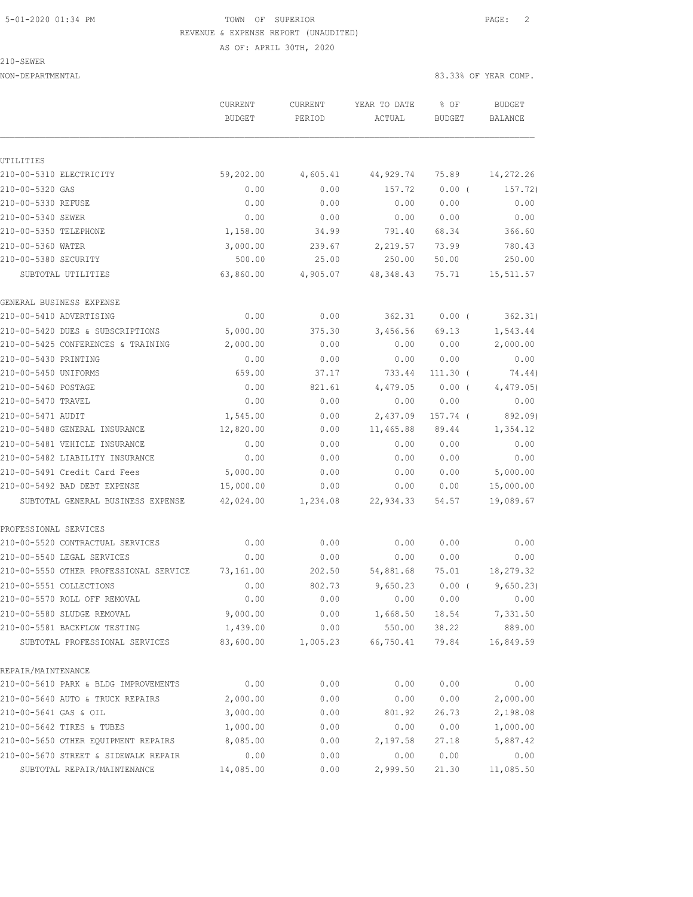TOWN OF SUPERIOR

REVENUE & EXPENSE REPORT (UNAUDITED)

AS OF: APRIL 30TH, 2020

210-SEWER

NON-DEPARTMENTAL

83.33% OF YEAR COMP.

| | CURRENT BUDGET | CURRENT PERIOD | YEAR TO DATE ACTUAL | % OF BUDGET | BUDGET BALANCE |
|---|---|---|---|---|---|
| **UTILITIES** | | | | | |
| 210-00-5310 ELECTRICITY | 59,202.00 | 4,605.41 | 44,929.74 | 75.89 | 14,272.26 |
| 210-00-5320 GAS | 0.00 | 0.00 | 157.72 | 0.00 ( | 157.72) |
| 210-00-5330 REFUSE | 0.00 | 0.00 | 0.00 | 0.00 | 0.00 |
| 210-00-5340 SEWER | 0.00 | 0.00 | 0.00 | 0.00 | 0.00 |
| 210-00-5350 TELEPHONE | 1,158.00 | 34.99 | 791.40 | 68.34 | 366.60 |
| 210-00-5360 WATER | 3,000.00 | 239.67 | 2,219.57 | 73.99 | 780.43 |
| 210-00-5380 SECURITY | 500.00 | 25.00 | 250.00 | 50.00 | 250.00 |
| SUBTOTAL UTILITIES | 63,860.00 | 4,905.07 | 48,348.43 | 75.71 | 15,511.57 |
| **GENERAL BUSINESS EXPENSE** | | | | | |
| 210-00-5410 ADVERTISING | 0.00 | 0.00 | 362.31 | 0.00 ( | 362.31) |
| 210-00-5420 DUES & SUBSCRIPTIONS | 5,000.00 | 375.30 | 3,456.56 | 69.13 | 1,543.44 |
| 210-00-5425 CONFERENCES & TRAINING | 2,000.00 | 0.00 | 0.00 | 0.00 | 2,000.00 |
| 210-00-5430 PRINTING | 0.00 | 0.00 | 0.00 | 0.00 | 0.00 |
| 210-00-5450 UNIFORMS | 659.00 | 37.17 | 733.44 | 111.30 ( | 74.44) |
| 210-00-5460 POSTAGE | 0.00 | 821.61 | 4,479.05 | 0.00 ( | 4,479.05) |
| 210-00-5470 TRAVEL | 0.00 | 0.00 | 0.00 | 0.00 | 0.00 |
| 210-00-5471 AUDIT | 1,545.00 | 0.00 | 2,437.09 | 157.74 ( | 892.09) |
| 210-00-5480 GENERAL INSURANCE | 12,820.00 | 0.00 | 11,465.88 | 89.44 | 1,354.12 |
| 210-00-5481 VEHICLE INSURANCE | 0.00 | 0.00 | 0.00 | 0.00 | 0.00 |
| 210-00-5482 LIABILITY INSURANCE | 0.00 | 0.00 | 0.00 | 0.00 | 0.00 |
| 210-00-5491 Credit Card Fees | 5,000.00 | 0.00 | 0.00 | 0.00 | 5,000.00 |
| 210-00-5492 BAD DEBT EXPENSE | 15,000.00 | 0.00 | 0.00 | 0.00 | 15,000.00 |
| SUBTOTAL GENERAL BUSINESS EXPENSE | 42,024.00 | 1,234.08 | 22,934.33 | 54.57 | 19,089.67 |
| **PROFESSIONAL SERVICES** | | | | | |
| 210-00-5520 CONTRACTUAL SERVICES | 0.00 | 0.00 | 0.00 | 0.00 | 0.00 |
| 210-00-5540 LEGAL SERVICES | 0.00 | 0.00 | 0.00 | 0.00 | 0.00 |
| 210-00-5550 OTHER PROFESSIONAL SERVICE | 73,161.00 | 202.50 | 54,881.68 | 75.01 | 18,279.32 |
| 210-00-5551 COLLECTIONS | 0.00 | 802.73 | 9,650.23 | 0.00 ( | 9,650.23) |
| 210-00-5570 ROLL OFF REMOVAL | 0.00 | 0.00 | 0.00 | 0.00 | 0.00 |
| 210-00-5580 SLUDGE REMOVAL | 9,000.00 | 0.00 | 1,668.50 | 18.54 | 7,331.50 |
| 210-00-5581 BACKFLOW TESTING | 1,439.00 | 0.00 | 550.00 | 38.22 | 889.00 |
| SUBTOTAL PROFESSIONAL SERVICES | 83,600.00 | 1,005.23 | 66,750.41 | 79.84 | 16,849.59 |
| **REPAIR/MAINTENANCE** | | | | | |
| 210-00-5610 PARK & BLDG IMPROVEMENTS | 0.00 | 0.00 | 0.00 | 0.00 | 0.00 |
| 210-00-5640 AUTO & TRUCK REPAIRS | 2,000.00 | 0.00 | 0.00 | 0.00 | 2,000.00 |
| 210-00-5641 GAS & OIL | 3,000.00 | 0.00 | 801.92 | 26.73 | 2,198.08 |
| 210-00-5642 TIRES & TUBES | 1,000.00 | 0.00 | 0.00 | 0.00 | 1,000.00 |
| 210-00-5650 OTHER EQUIPMENT REPAIRS | 8,085.00 | 0.00 | 2,197.58 | 27.18 | 5,887.42 |
| 210-00-5670 STREET & SIDEWALK REPAIR | 0.00 | 0.00 | 0.00 | 0.00 | 0.00 |
| SUBTOTAL REPAIR/MAINTENANCE | 14,085.00 | 0.00 | 2,999.50 | 21.30 | 11,085.50 |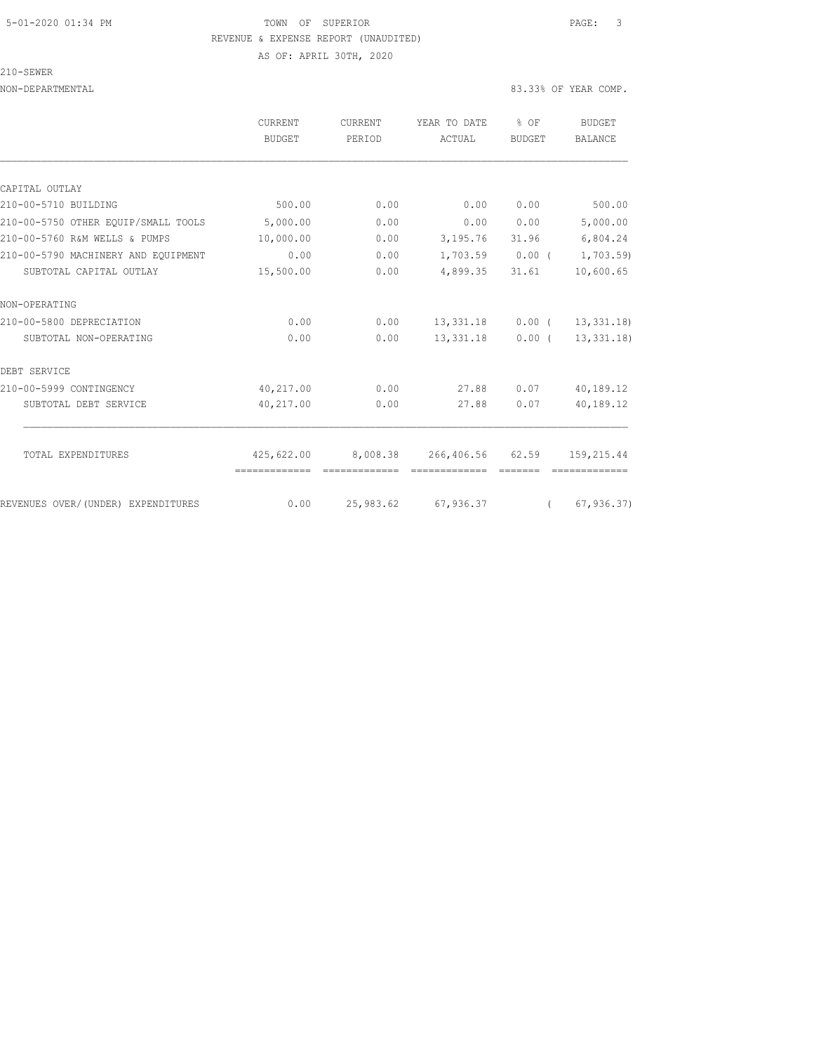TOWN OF SUPERIOR
REVENUE & EXPENSE REPORT (UNAUDITED)
AS OF: APRIL 30TH, 2020

210-SEWER

NON-DEPARTMENTAL — 83.33% OF YEAR COMP.

| | CURRENT BUDGET | CURRENT PERIOD | YEAR TO DATE ACTUAL | % OF BUDGET | BUDGET BALANCE |
|---|---|---|---|---|---|
| CAPITAL OUTLAY | | | | | |
| 210-00-5710 BUILDING | 500.00 | 0.00 | 0.00 | 0.00 | 500.00 |
| 210-00-5750 OTHER EQUIP/SMALL TOOLS | 5,000.00 | 0.00 | 0.00 | 0.00 | 5,000.00 |
| 210-00-5760 R&M WELLS & PUMPS | 10,000.00 | 0.00 | 3,195.76 | 31.96 | 6,804.24 |
| 210-00-5790 MACHINERY AND EQUIPMENT | 0.00 | 0.00 | 1,703.59 | 0.00 | ( 1,703.59) |
| SUBTOTAL CAPITAL OUTLAY | 15,500.00 | 0.00 | 4,899.35 | 31.61 | 10,600.65 |
| NON-OPERATING | | | | | |
| 210-00-5800 DEPRECIATION | 0.00 | 0.00 | 13,331.18 | 0.00 | ( 13,331.18) |
| SUBTOTAL NON-OPERATING | 0.00 | 0.00 | 13,331.18 | 0.00 | ( 13,331.18) |
| DEBT SERVICE | | | | | |
| 210-00-5999 CONTINGENCY | 40,217.00 | 0.00 | 27.88 | 0.07 | 40,189.12 |
| SUBTOTAL DEBT SERVICE | 40,217.00 | 0.00 | 27.88 | 0.07 | 40,189.12 |
| TOTAL EXPENDITURES | 425,622.00 | 8,008.38 | 266,406.56 | 62.59 | 159,215.44 |
| REVENUES OVER/(UNDER) EXPENDITURES | 0.00 | 25,983.62 | 67,936.37 | | ( 67,936.37) |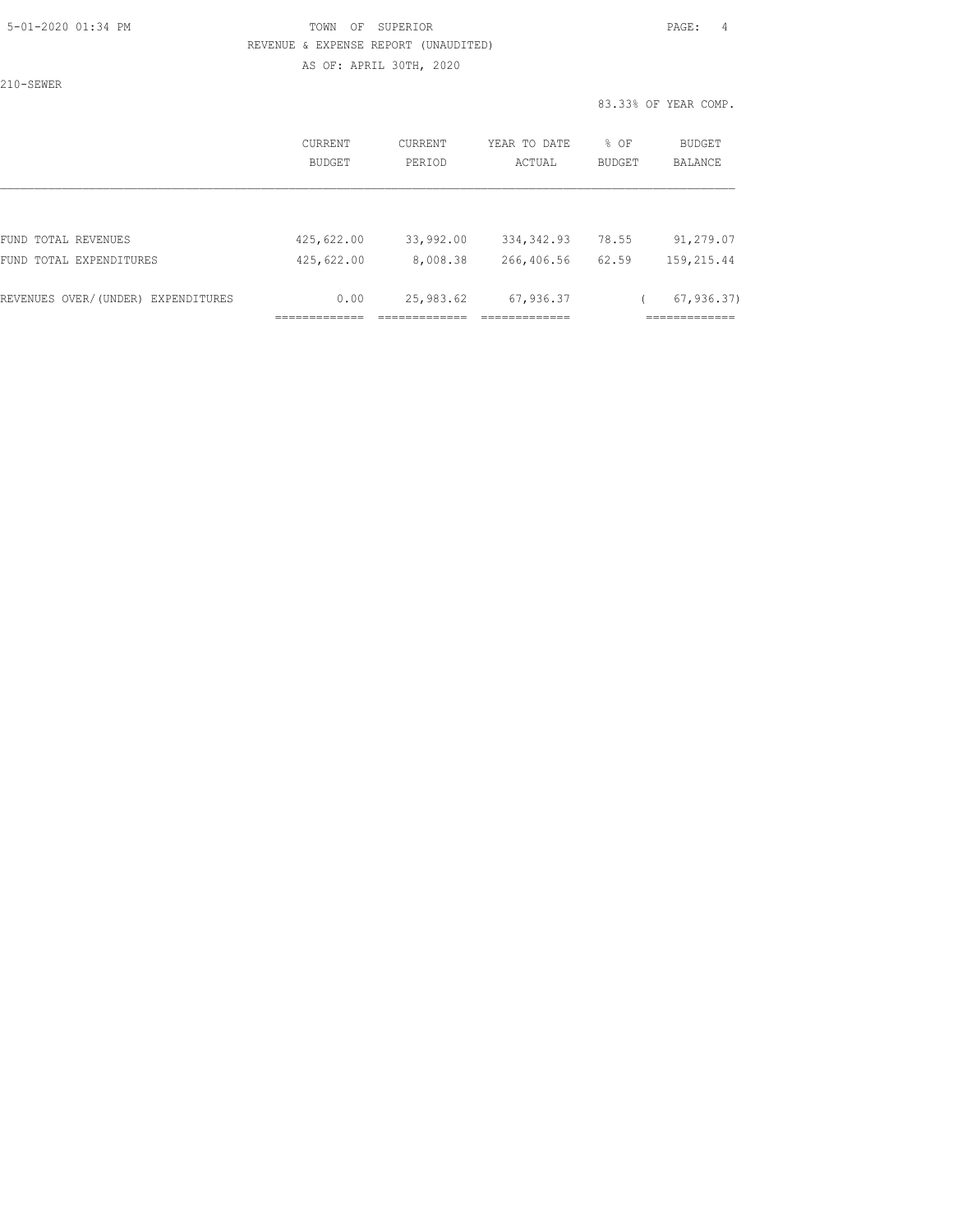TOWN OF SUPERIOR

REVENUE & EXPENSE REPORT (UNAUDITED)

AS OF: APRIL 30TH, 2020

210-SEWER

83.33% OF YEAR COMP.

| | CURRENT BUDGET | CURRENT PERIOD | YEAR TO DATE ACTUAL | % OF BUDGET | BUDGET BALANCE |
|---|---|---|---|---|---|
| FUND TOTAL REVENUES | 425,622.00 | 33,992.00 | 334,342.93 | 78.55 | 91,279.07 |
| FUND TOTAL EXPENDITURES | 425,622.00 | 8,008.38 | 266,406.56 | 62.59 | 159,215.44 |
| REVENUES OVER/(UNDER) EXPENDITURES | 0.00 | 25,983.62 | 67,936.37 | | ( 67,936.37) |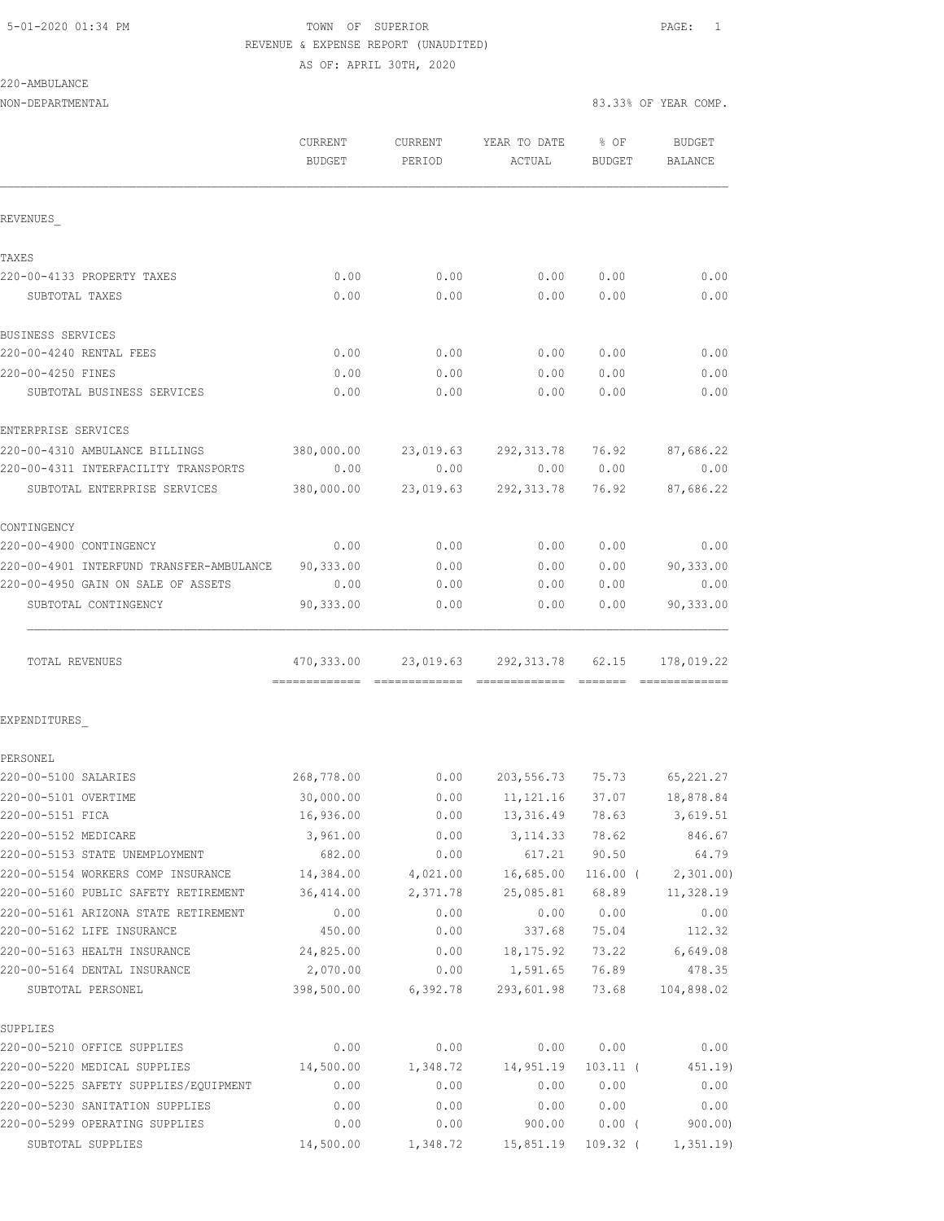5-01-2020 01:34 PM

TOWN OF SUPERIOR

REVENUE & EXPENSE REPORT (UNAUDITED)

AS OF: APRIL 30TH, 2020

220-AMBULANCE

NON-DEPARTMENTAL

83.33% OF YEAR COMP.

| | CURRENT BUDGET | CURRENT PERIOD | YEAR TO DATE ACTUAL | % OF BUDGET | BUDGET BALANCE |
|---|---|---|---|---|---|
| **REVENUES** | | | | | |
| **TAXES** | | | | | |
| 220-00-4133 PROPERTY TAXES | 0.00 | 0.00 | 0.00 | 0.00 | 0.00 |
| SUBTOTAL TAXES | 0.00 | 0.00 | 0.00 | 0.00 | 0.00 |
| **BUSINESS SERVICES** | | | | | |
| 220-00-4240 RENTAL FEES | 0.00 | 0.00 | 0.00 | 0.00 | 0.00 |
| 220-00-4250 FINES | 0.00 | 0.00 | 0.00 | 0.00 | 0.00 |
| SUBTOTAL BUSINESS SERVICES | 0.00 | 0.00 | 0.00 | 0.00 | 0.00 |
| **ENTERPRISE SERVICES** | | | | | |
| 220-00-4310 AMBULANCE BILLINGS | 380,000.00 | 23,019.63 | 292,313.78 | 76.92 | 87,686.22 |
| 220-00-4311 INTERFACILITY TRANSPORTS | 0.00 | 0.00 | 0.00 | 0.00 | 0.00 |
| SUBTOTAL ENTERPRISE SERVICES | 380,000.00 | 23,019.63 | 292,313.78 | 76.92 | 87,686.22 |
| **CONTINGENCY** | | | | | |
| 220-00-4900 CONTINGENCY | 0.00 | 0.00 | 0.00 | 0.00 | 0.00 |
| 220-00-4901 INTERFUND TRANSFER-AMBULANCE | 90,333.00 | 0.00 | 0.00 | 0.00 | 90,333.00 |
| 220-00-4950 GAIN ON SALE OF ASSETS | 0.00 | 0.00 | 0.00 | 0.00 | 0.00 |
| SUBTOTAL CONTINGENCY | 90,333.00 | 0.00 | 0.00 | 0.00 | 90,333.00 |
| TOTAL REVENUES | 470,333.00 | 23,019.63 | 292,313.78 | 62.15 | 178,019.22 |
| **EXPENDITURES** | | | | | |
| **PERSONEL** | | | | | |
| 220-00-5100 SALARIES | 268,778.00 | 0.00 | 203,556.73 | 75.73 | 65,221.27 |
| 220-00-5101 OVERTIME | 30,000.00 | 0.00 | 11,121.16 | 37.07 | 18,878.84 |
| 220-00-5151 FICA | 16,936.00 | 0.00 | 13,316.49 | 78.63 | 3,619.51 |
| 220-00-5152 MEDICARE | 3,961.00 | 0.00 | 3,114.33 | 78.62 | 846.67 |
| 220-00-5153 STATE UNEMPLOYMENT | 682.00 | 0.00 | 617.21 | 90.50 | 64.79 |
| 220-00-5154 WORKERS COMP INSURANCE | 14,384.00 | 4,021.00 | 16,685.00 | 116.00 | ( 2,301.00) |
| 220-00-5160 PUBLIC SAFETY RETIREMENT | 36,414.00 | 2,371.78 | 25,085.81 | 68.89 | 11,328.19 |
| 220-00-5161 ARIZONA STATE RETIREMENT | 0.00 | 0.00 | 0.00 | 0.00 | 0.00 |
| 220-00-5162 LIFE INSURANCE | 450.00 | 0.00 | 337.68 | 75.04 | 112.32 |
| 220-00-5163 HEALTH INSURANCE | 24,825.00 | 0.00 | 18,175.92 | 73.22 | 6,649.08 |
| 220-00-5164 DENTAL INSURANCE | 2,070.00 | 0.00 | 1,591.65 | 76.89 | 478.35 |
| SUBTOTAL PERSONEL | 398,500.00 | 6,392.78 | 293,601.98 | 73.68 | 104,898.02 |
| **SUPPLIES** | | | | | |
| 220-00-5210 OFFICE SUPPLIES | 0.00 | 0.00 | 0.00 | 0.00 | 0.00 |
| 220-00-5220 MEDICAL SUPPLIES | 14,500.00 | 1,348.72 | 14,951.19 | 103.11 | ( 451.19) |
| 220-00-5225 SAFETY SUPPLIES/EQUIPMENT | 0.00 | 0.00 | 0.00 | 0.00 | 0.00 |
| 220-00-5230 SANITATION SUPPLIES | 0.00 | 0.00 | 0.00 | 0.00 | 0.00 |
| 220-00-5299 OPERATING SUPPLIES | 0.00 | 0.00 | 900.00 | 0.00 | ( 900.00) |
| SUBTOTAL SUPPLIES | 14,500.00 | 1,348.72 | 15,851.19 | 109.32 | ( 1,351.19) |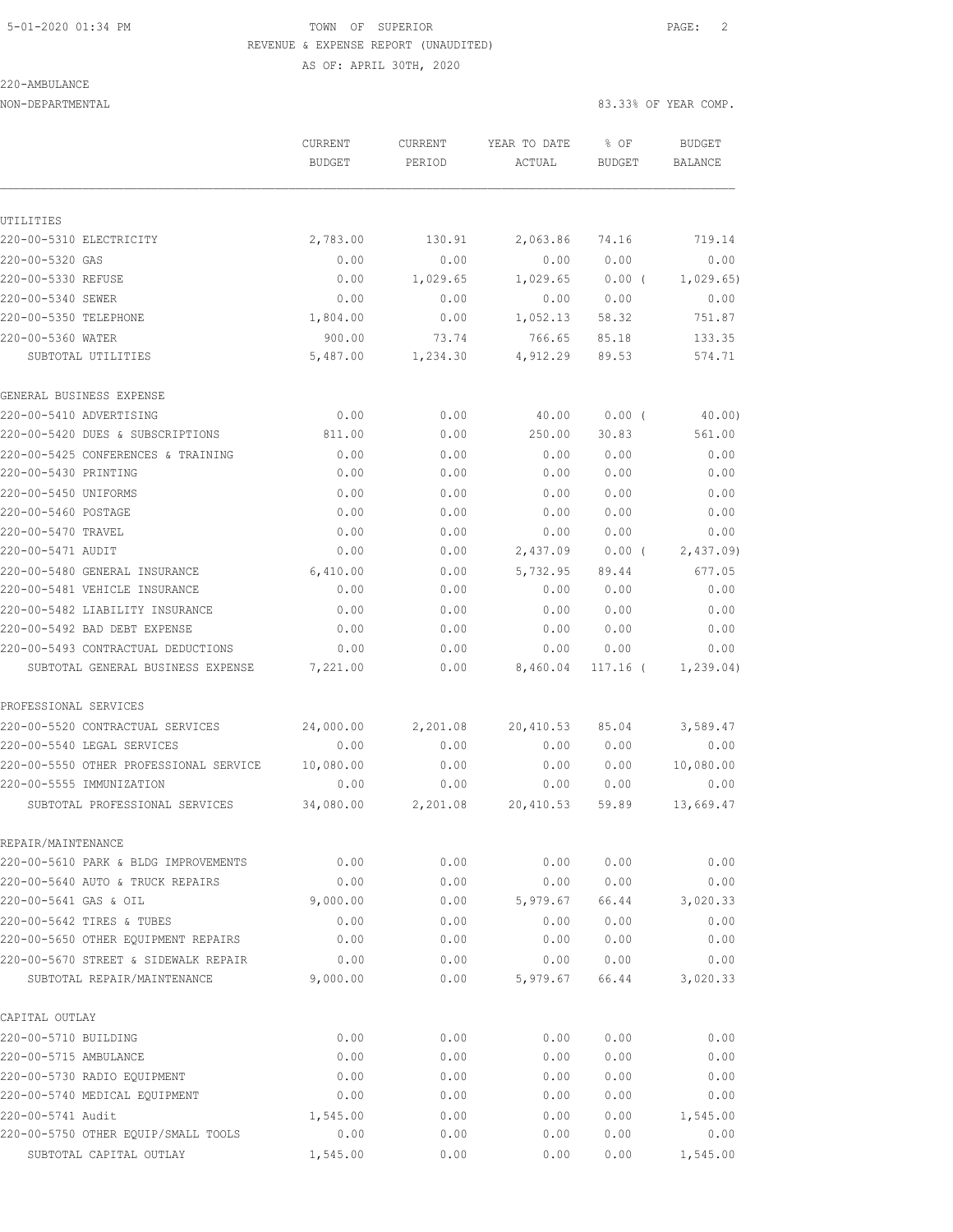TOWN OF SUPERIOR
REVENUE & EXPENSE REPORT (UNAUDITED)
AS OF: APRIL 30TH, 2020

220-AMBULANCE
NON-DEPARTMENTAL

83.33% OF YEAR COMP.

| | CURRENT BUDGET | CURRENT PERIOD | YEAR TO DATE ACTUAL | % OF BUDGET | BUDGET BALANCE |
|---|---|---|---|---|---|
| **UTILITIES** | | | | | |
| 220-00-5310 ELECTRICITY | 2,783.00 | 130.91 | 2,063.86 | 74.16 | 719.14 |
| 220-00-5320 GAS | 0.00 | 0.00 | 0.00 | 0.00 | 0.00 |
| 220-00-5330 REFUSE | 0.00 | 1,029.65 | 1,029.65 | 0.00 ( | 1,029.65) |
| 220-00-5340 SEWER | 0.00 | 0.00 | 0.00 | 0.00 | 0.00 |
| 220-00-5350 TELEPHONE | 1,804.00 | 0.00 | 1,052.13 | 58.32 | 751.87 |
| 220-00-5360 WATER | 900.00 | 73.74 | 766.65 | 85.18 | 133.35 |
| SUBTOTAL UTILITIES | 5,487.00 | 1,234.30 | 4,912.29 | 89.53 | 574.71 |
| **GENERAL BUSINESS EXPENSE** | | | | | |
| 220-00-5410 ADVERTISING | 0.00 | 0.00 | 40.00 | 0.00 ( | 40.00) |
| 220-00-5420 DUES & SUBSCRIPTIONS | 811.00 | 0.00 | 250.00 | 30.83 | 561.00 |
| 220-00-5425 CONFERENCES & TRAINING | 0.00 | 0.00 | 0.00 | 0.00 | 0.00 |
| 220-00-5430 PRINTING | 0.00 | 0.00 | 0.00 | 0.00 | 0.00 |
| 220-00-5450 UNIFORMS | 0.00 | 0.00 | 0.00 | 0.00 | 0.00 |
| 220-00-5460 POSTAGE | 0.00 | 0.00 | 0.00 | 0.00 | 0.00 |
| 220-00-5470 TRAVEL | 0.00 | 0.00 | 0.00 | 0.00 | 0.00 |
| 220-00-5471 AUDIT | 0.00 | 0.00 | 2,437.09 | 0.00 ( | 2,437.09) |
| 220-00-5480 GENERAL INSURANCE | 6,410.00 | 0.00 | 5,732.95 | 89.44 | 677.05 |
| 220-00-5481 VEHICLE INSURANCE | 0.00 | 0.00 | 0.00 | 0.00 | 0.00 |
| 220-00-5482 LIABILITY INSURANCE | 0.00 | 0.00 | 0.00 | 0.00 | 0.00 |
| 220-00-5492 BAD DEBT EXPENSE | 0.00 | 0.00 | 0.00 | 0.00 | 0.00 |
| 220-00-5493 CONTRACTUAL DEDUCTIONS | 0.00 | 0.00 | 0.00 | 0.00 | 0.00 |
| SUBTOTAL GENERAL BUSINESS EXPENSE | 7,221.00 | 0.00 | 8,460.04 | 117.16 ( | 1,239.04) |
| **PROFESSIONAL SERVICES** | | | | | |
| 220-00-5520 CONTRACTUAL SERVICES | 24,000.00 | 2,201.08 | 20,410.53 | 85.04 | 3,589.47 |
| 220-00-5540 LEGAL SERVICES | 0.00 | 0.00 | 0.00 | 0.00 | 0.00 |
| 220-00-5550 OTHER PROFESSIONAL SERVICE | 10,080.00 | 0.00 | 0.00 | 0.00 | 10,080.00 |
| 220-00-5555 IMMUNIZATION | 0.00 | 0.00 | 0.00 | 0.00 | 0.00 |
| SUBTOTAL PROFESSIONAL SERVICES | 34,080.00 | 2,201.08 | 20,410.53 | 59.89 | 13,669.47 |
| **REPAIR/MAINTENANCE** | | | | | |
| 220-00-5610 PARK & BLDG IMPROVEMENTS | 0.00 | 0.00 | 0.00 | 0.00 | 0.00 |
| 220-00-5640 AUTO & TRUCK REPAIRS | 0.00 | 0.00 | 0.00 | 0.00 | 0.00 |
| 220-00-5641 GAS & OIL | 9,000.00 | 0.00 | 5,979.67 | 66.44 | 3,020.33 |
| 220-00-5642 TIRES & TUBES | 0.00 | 0.00 | 0.00 | 0.00 | 0.00 |
| 220-00-5650 OTHER EQUIPMENT REPAIRS | 0.00 | 0.00 | 0.00 | 0.00 | 0.00 |
| 220-00-5670 STREET & SIDEWALK REPAIR | 0.00 | 0.00 | 0.00 | 0.00 | 0.00 |
| SUBTOTAL REPAIR/MAINTENANCE | 9,000.00 | 0.00 | 5,979.67 | 66.44 | 3,020.33 |
| **CAPITAL OUTLAY** | | | | | |
| 220-00-5710 BUILDING | 0.00 | 0.00 | 0.00 | 0.00 | 0.00 |
| 220-00-5715 AMBULANCE | 0.00 | 0.00 | 0.00 | 0.00 | 0.00 |
| 220-00-5730 RADIO EQUIPMENT | 0.00 | 0.00 | 0.00 | 0.00 | 0.00 |
| 220-00-5740 MEDICAL EQUIPMENT | 0.00 | 0.00 | 0.00 | 0.00 | 0.00 |
| 220-00-5741 Audit | 1,545.00 | 0.00 | 0.00 | 0.00 | 1,545.00 |
| 220-00-5750 OTHER EQUIP/SMALL TOOLS | 0.00 | 0.00 | 0.00 | 0.00 | 0.00 |
| SUBTOTAL CAPITAL OUTLAY | 1,545.00 | 0.00 | 0.00 | 0.00 | 1,545.00 |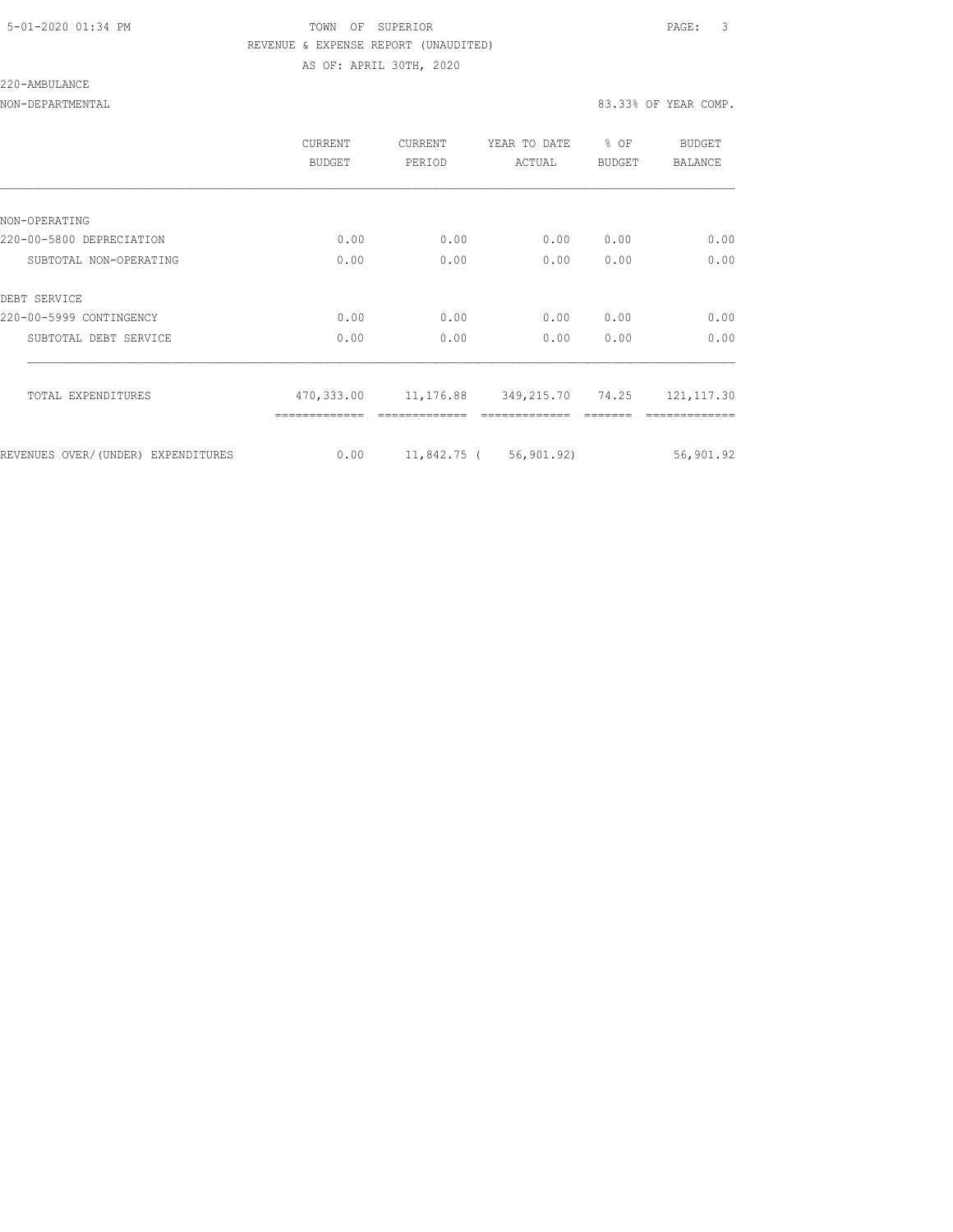TOWN OF SUPERIOR

REVENUE & EXPENSE REPORT (UNAUDITED)

AS OF: APRIL 30TH, 2020

220-AMBULANCE

NON-DEPARTMENTAL — 83.33% OF YEAR COMP.

| | CURRENT BUDGET | CURRENT PERIOD | YEAR TO DATE ACTUAL | % OF BUDGET | BUDGET BALANCE |
|---|---|---|---|---|---|
| NON-OPERATING | | | | | |
| 220-00-5800 DEPRECIATION | 0.00 | 0.00 | 0.00 | 0.00 | 0.00 |
| SUBTOTAL NON-OPERATING | 0.00 | 0.00 | 0.00 | 0.00 | 0.00 |
| DEBT SERVICE | | | | | |
| 220-00-5999 CONTINGENCY | 0.00 | 0.00 | 0.00 | 0.00 | 0.00 |
| SUBTOTAL DEBT SERVICE | 0.00 | 0.00 | 0.00 | 0.00 | 0.00 |
| TOTAL EXPENDITURES | 470,333.00 | 11,176.88 | 349,215.70 | 74.25 | 121,117.30 |
| REVENUES OVER/(UNDER) EXPENDITURES | 0.00 | 11,842.75 | ( 56,901.92) | | 56,901.92 |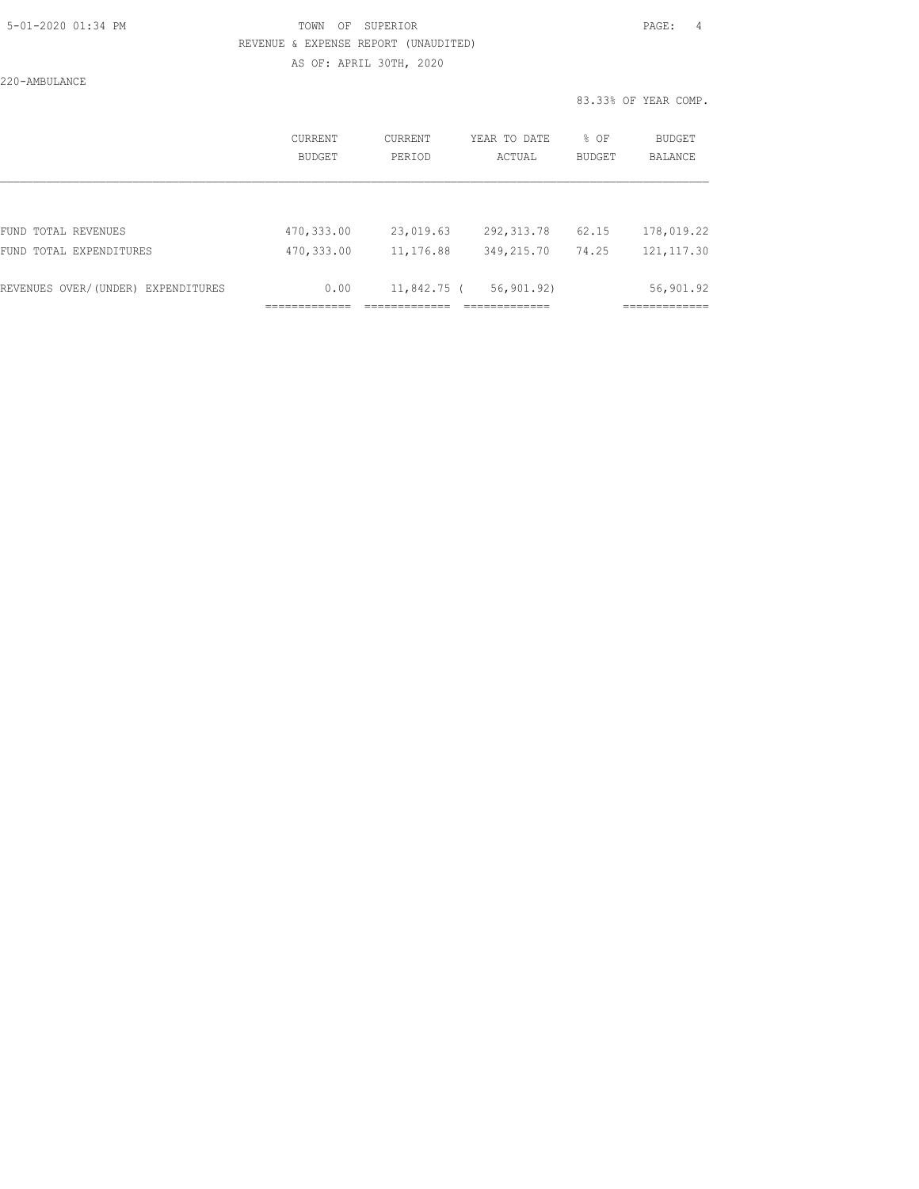TOWN OF SUPERIOR

REVENUE & EXPENSE REPORT (UNAUDITED)

AS OF: APRIL 30TH, 2020

220-AMBULANCE

83.33% OF YEAR COMP.

| | CURRENT BUDGET | CURRENT PERIOD | YEAR TO DATE ACTUAL | % OF BUDGET | BUDGET BALANCE |
|---|---|---|---|---|---|
| FUND TOTAL REVENUES | 470,333.00 | 23,019.63 | 292,313.78 | 62.15 | 178,019.22 |
| FUND TOTAL EXPENDITURES | 470,333.00 | 11,176.88 | 349,215.70 | 74.25 | 121,117.30 |
| REVENUES OVER/(UNDER) EXPENDITURES | 0.00 | 11,842.75 | ( 56,901.92) | | 56,901.92 |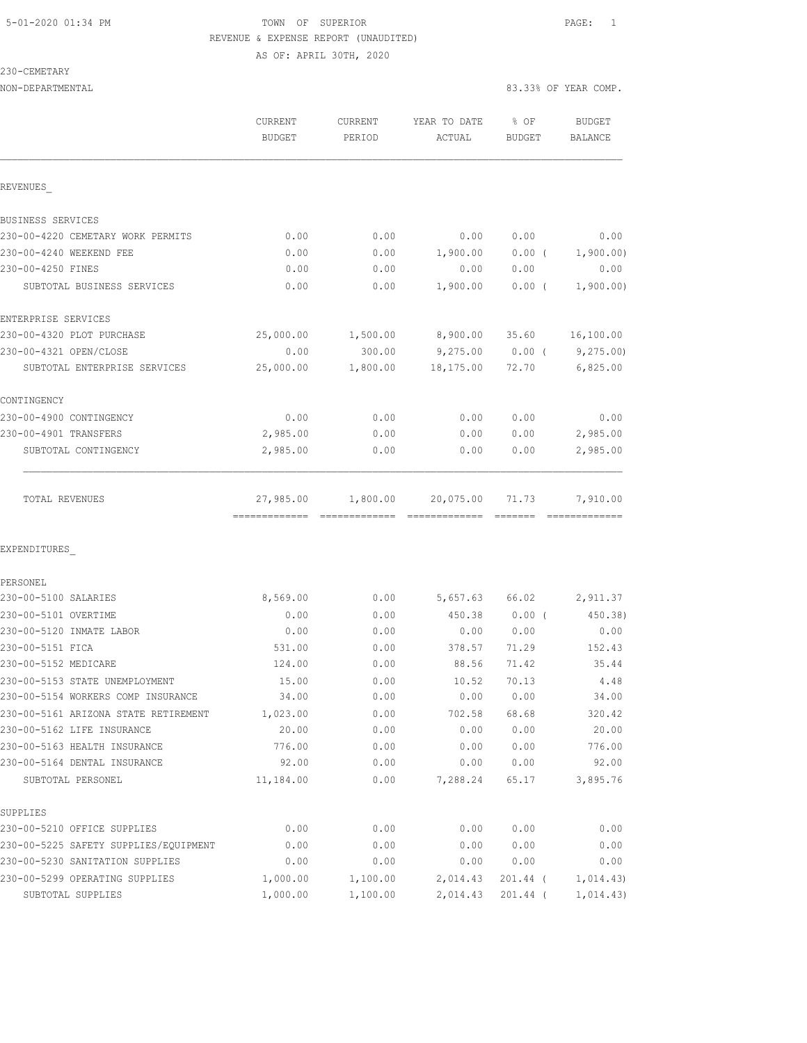5-01-2020 01:34 PM

TOWN OF SUPERIOR

REVENUE & EXPENSE REPORT (UNAUDITED)

AS OF: APRIL 30TH, 2020

230-CEMETARY

NON-DEPARTMENTAL

83.33% OF YEAR COMP.

| | CURRENT BUDGET | CURRENT PERIOD | YEAR TO DATE ACTUAL | % OF BUDGET | BUDGET BALANCE |
|---|---|---|---|---|---|
| REVENUES_ | | | | | |
| BUSINESS SERVICES | | | | | |
| 230-00-4220 CEMETARY WORK PERMITS | 0.00 | 0.00 | 0.00 | 0.00 | 0.00 |
| 230-00-4240 WEEKEND FEE | 0.00 | 0.00 | 1,900.00 | 0.00 ( | 1,900.00) |
| 230-00-4250 FINES | 0.00 | 0.00 | 0.00 | 0.00 | 0.00 |
| SUBTOTAL BUSINESS SERVICES | 0.00 | 0.00 | 1,900.00 | 0.00 ( | 1,900.00) |
| ENTERPRISE SERVICES | | | | | |
| 230-00-4320 PLOT PURCHASE | 25,000.00 | 1,500.00 | 8,900.00 | 35.60 | 16,100.00 |
| 230-00-4321 OPEN/CLOSE | 0.00 | 300.00 | 9,275.00 | 0.00 ( | 9,275.00) |
| SUBTOTAL ENTERPRISE SERVICES | 25,000.00 | 1,800.00 | 18,175.00 | 72.70 | 6,825.00 |
| CONTINGENCY | | | | | |
| 230-00-4900 CONTINGENCY | 0.00 | 0.00 | 0.00 | 0.00 | 0.00 |
| 230-00-4901 TRANSFERS | 2,985.00 | 0.00 | 0.00 | 0.00 | 2,985.00 |
| SUBTOTAL CONTINGENCY | 2,985.00 | 0.00 | 0.00 | 0.00 | 2,985.00 |
| TOTAL REVENUES | 27,985.00 | 1,800.00 | 20,075.00 | 71.73 | 7,910.00 |
| EXPENDITURES_ | | | | | |
| PERSONEL | | | | | |
| 230-00-5100 SALARIES | 8,569.00 | 0.00 | 5,657.63 | 66.02 | 2,911.37 |
| 230-00-5101 OVERTIME | 0.00 | 0.00 | 450.38 | 0.00 ( | 450.38) |
| 230-00-5120 INMATE LABOR | 0.00 | 0.00 | 0.00 | 0.00 | 0.00 |
| 230-00-5151 FICA | 531.00 | 0.00 | 378.57 | 71.29 | 152.43 |
| 230-00-5152 MEDICARE | 124.00 | 0.00 | 88.56 | 71.42 | 35.44 |
| 230-00-5153 STATE UNEMPLOYMENT | 15.00 | 0.00 | 10.52 | 70.13 | 4.48 |
| 230-00-5154 WORKERS COMP INSURANCE | 34.00 | 0.00 | 0.00 | 0.00 | 34.00 |
| 230-00-5161 ARIZONA STATE RETIREMENT | 1,023.00 | 0.00 | 702.58 | 68.68 | 320.42 |
| 230-00-5162 LIFE INSURANCE | 20.00 | 0.00 | 0.00 | 0.00 | 20.00 |
| 230-00-5163 HEALTH INSURANCE | 776.00 | 0.00 | 0.00 | 0.00 | 776.00 |
| 230-00-5164 DENTAL INSURANCE | 92.00 | 0.00 | 0.00 | 0.00 | 92.00 |
| SUBTOTAL PERSONEL | 11,184.00 | 0.00 | 7,288.24 | 65.17 | 3,895.76 |
| SUPPLIES | | | | | |
| 230-00-5210 OFFICE SUPPLIES | 0.00 | 0.00 | 0.00 | 0.00 | 0.00 |
| 230-00-5225 SAFETY SUPPLIES/EQUIPMENT | 0.00 | 0.00 | 0.00 | 0.00 | 0.00 |
| 230-00-5230 SANITATION SUPPLIES | 0.00 | 0.00 | 0.00 | 0.00 | 0.00 |
| 230-00-5299 OPERATING SUPPLIES | 1,000.00 | 1,100.00 | 2,014.43 | 201.44 ( | 1,014.43) |
| SUBTOTAL SUPPLIES | 1,000.00 | 1,100.00 | 2,014.43 | 201.44 ( | 1,014.43) |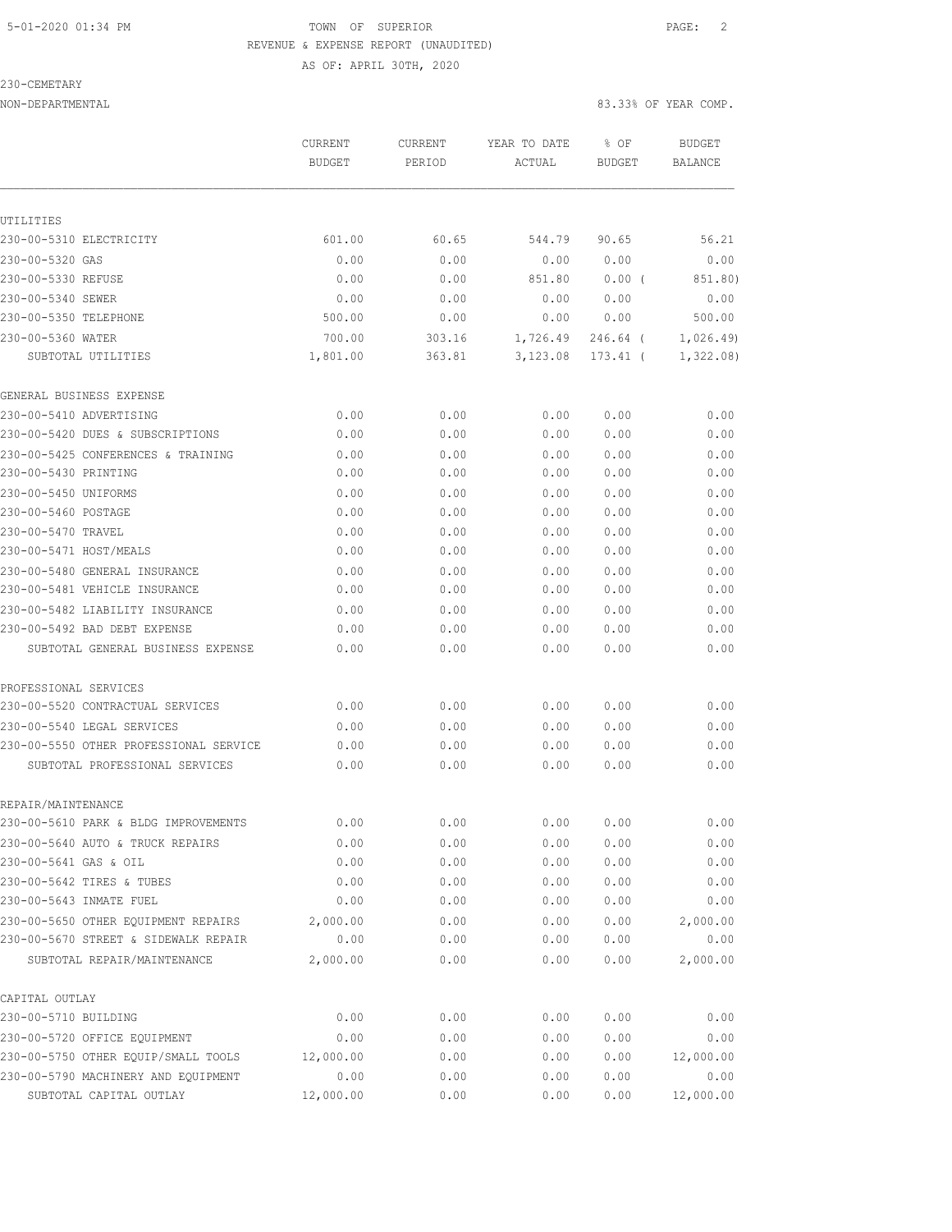5-01-2020 01:34 PM TOWN OF SUPERIOR

REVENUE & EXPENSE REPORT (UNAUDITED)

AS OF: APRIL 30TH, 2020

230-CEMETARY

NON-DEPARTMENTAL 83.33% OF YEAR COMP.

| | CURRENT BUDGET | CURRENT PERIOD | YEAR TO DATE ACTUAL | % OF BUDGET | BUDGET BALANCE |
|---|---|---|---|---|---|
| **UTILITIES** | | | | | |
| 230-00-5310 ELECTRICITY | 601.00 | 60.65 | 544.79 | 90.65 | 56.21 |
| 230-00-5320 GAS | 0.00 | 0.00 | 0.00 | 0.00 | 0.00 |
| 230-00-5330 REFUSE | 0.00 | 0.00 | 851.80 | 0.00 ( | 851.80) |
| 230-00-5340 SEWER | 0.00 | 0.00 | 0.00 | 0.00 | 0.00 |
| 230-00-5350 TELEPHONE | 500.00 | 0.00 | 0.00 | 0.00 | 500.00 |
| 230-00-5360 WATER | 700.00 | 303.16 | 1,726.49 | 246.64 ( | 1,026.49) |
| SUBTOTAL UTILITIES | 1,801.00 | 363.81 | 3,123.08 | 173.41 ( | 1,322.08) |
| **GENERAL BUSINESS EXPENSE** | | | | | |
| 230-00-5410 ADVERTISING | 0.00 | 0.00 | 0.00 | 0.00 | 0.00 |
| 230-00-5420 DUES & SUBSCRIPTIONS | 0.00 | 0.00 | 0.00 | 0.00 | 0.00 |
| 230-00-5425 CONFERENCES & TRAINING | 0.00 | 0.00 | 0.00 | 0.00 | 0.00 |
| 230-00-5430 PRINTING | 0.00 | 0.00 | 0.00 | 0.00 | 0.00 |
| 230-00-5450 UNIFORMS | 0.00 | 0.00 | 0.00 | 0.00 | 0.00 |
| 230-00-5460 POSTAGE | 0.00 | 0.00 | 0.00 | 0.00 | 0.00 |
| 230-00-5470 TRAVEL | 0.00 | 0.00 | 0.00 | 0.00 | 0.00 |
| 230-00-5471 HOST/MEALS | 0.00 | 0.00 | 0.00 | 0.00 | 0.00 |
| 230-00-5480 GENERAL INSURANCE | 0.00 | 0.00 | 0.00 | 0.00 | 0.00 |
| 230-00-5481 VEHICLE INSURANCE | 0.00 | 0.00 | 0.00 | 0.00 | 0.00 |
| 230-00-5482 LIABILITY INSURANCE | 0.00 | 0.00 | 0.00 | 0.00 | 0.00 |
| 230-00-5492 BAD DEBT EXPENSE | 0.00 | 0.00 | 0.00 | 0.00 | 0.00 |
| SUBTOTAL GENERAL BUSINESS EXPENSE | 0.00 | 0.00 | 0.00 | 0.00 | 0.00 |
| **PROFESSIONAL SERVICES** | | | | | |
| 230-00-5520 CONTRACTUAL SERVICES | 0.00 | 0.00 | 0.00 | 0.00 | 0.00 |
| 230-00-5540 LEGAL SERVICES | 0.00 | 0.00 | 0.00 | 0.00 | 0.00 |
| 230-00-5550 OTHER PROFESSIONAL SERVICE | 0.00 | 0.00 | 0.00 | 0.00 | 0.00 |
| SUBTOTAL PROFESSIONAL SERVICES | 0.00 | 0.00 | 0.00 | 0.00 | 0.00 |
| **REPAIR/MAINTENANCE** | | | | | |
| 230-00-5610 PARK & BLDG IMPROVEMENTS | 0.00 | 0.00 | 0.00 | 0.00 | 0.00 |
| 230-00-5640 AUTO & TRUCK REPAIRS | 0.00 | 0.00 | 0.00 | 0.00 | 0.00 |
| 230-00-5641 GAS & OIL | 0.00 | 0.00 | 0.00 | 0.00 | 0.00 |
| 230-00-5642 TIRES & TUBES | 0.00 | 0.00 | 0.00 | 0.00 | 0.00 |
| 230-00-5643 INMATE FUEL | 0.00 | 0.00 | 0.00 | 0.00 | 0.00 |
| 230-00-5650 OTHER EQUIPMENT REPAIRS | 2,000.00 | 0.00 | 0.00 | 0.00 | 2,000.00 |
| 230-00-5670 STREET & SIDEWALK REPAIR | 0.00 | 0.00 | 0.00 | 0.00 | 0.00 |
| SUBTOTAL REPAIR/MAINTENANCE | 2,000.00 | 0.00 | 0.00 | 0.00 | 2,000.00 |
| **CAPITAL OUTLAY** | | | | | |
| 230-00-5710 BUILDING | 0.00 | 0.00 | 0.00 | 0.00 | 0.00 |
| 230-00-5720 OFFICE EQUIPMENT | 0.00 | 0.00 | 0.00 | 0.00 | 0.00 |
| 230-00-5750 OTHER EQUIP/SMALL TOOLS | 12,000.00 | 0.00 | 0.00 | 0.00 | 12,000.00 |
| 230-00-5790 MACHINERY AND EQUIPMENT | 0.00 | 0.00 | 0.00 | 0.00 | 0.00 |
| SUBTOTAL CAPITAL OUTLAY | 12,000.00 | 0.00 | 0.00 | 0.00 | 12,000.00 |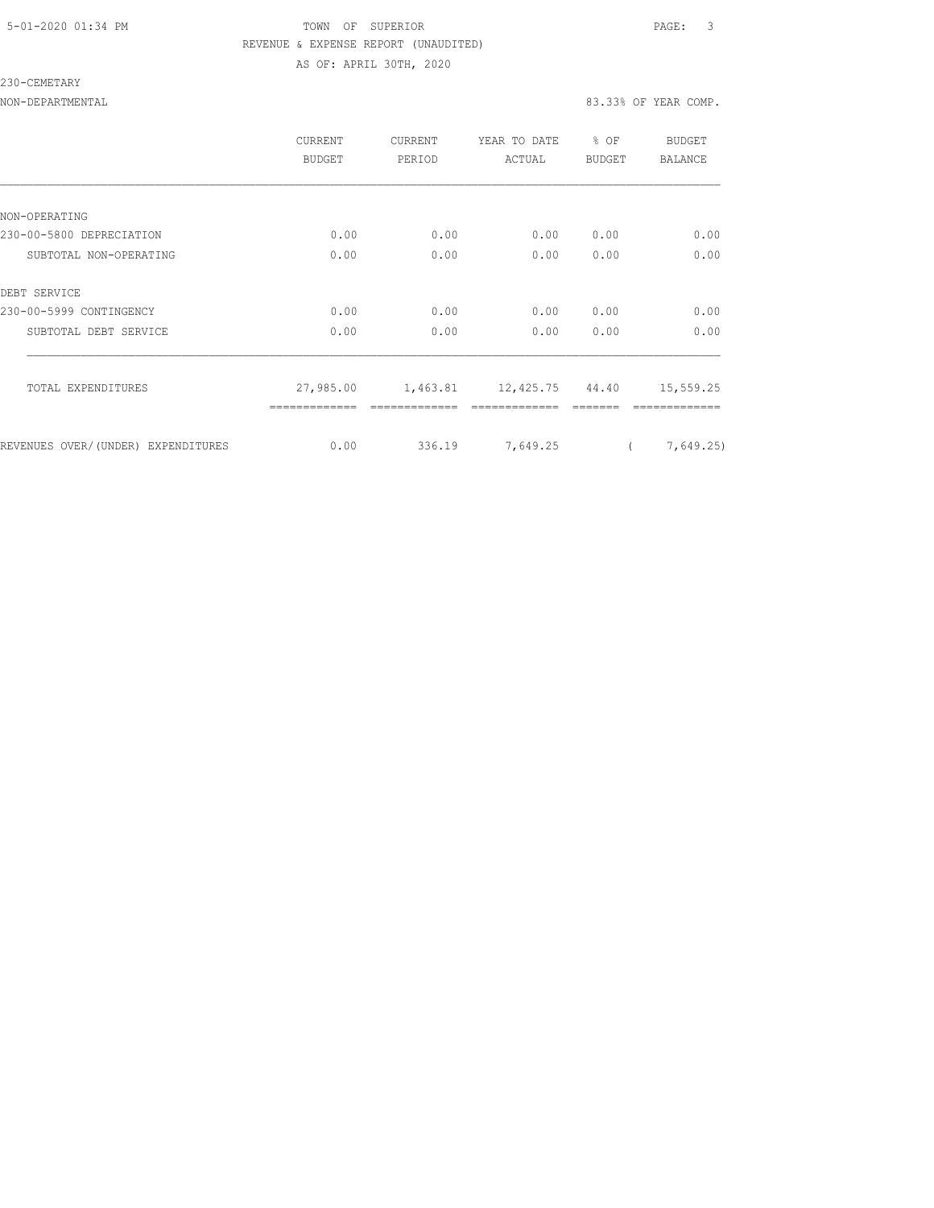5-01-2020 01:34 PM TOWN OF SUPERIOR

REVENUE & EXPENSE REPORT (UNAUDITED)

AS OF: APRIL 30TH, 2020

230-CEMETARY

NON-DEPARTMENTAL 83.33% OF YEAR COMP.

| | CURRENT BUDGET | CURRENT PERIOD | YEAR TO DATE ACTUAL | % OF BUDGET | BUDGET BALANCE |
|---|---|---|---|---|---|
| NON-OPERATING | | | | | |
| 230-00-5800 DEPRECIATION | 0.00 | 0.00 | 0.00 | 0.00 | 0.00 |
| SUBTOTAL NON-OPERATING | 0.00 | 0.00 | 0.00 | 0.00 | 0.00 |
| DEBT SERVICE | | | | | |
| 230-00-5999 CONTINGENCY | 0.00 | 0.00 | 0.00 | 0.00 | 0.00 |
| SUBTOTAL DEBT SERVICE | 0.00 | 0.00 | 0.00 | 0.00 | 0.00 |
| TOTAL EXPENDITURES | 27,985.00 | 1,463.81 | 12,425.75 | 44.40 | 15,559.25 |
| REVENUES OVER/(UNDER) EXPENDITURES | 0.00 | 336.19 | 7,649.25 | | ( 7,649.25) |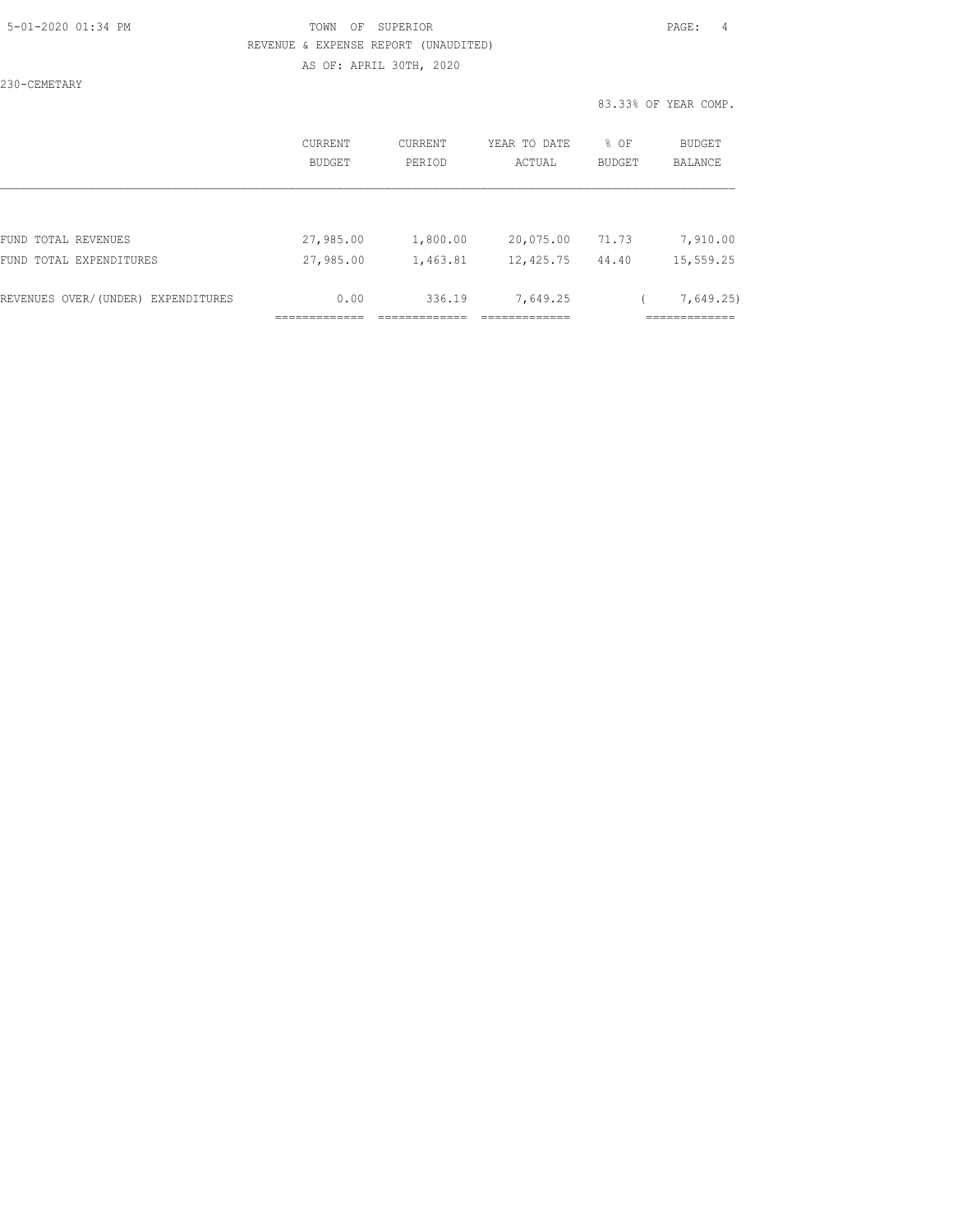TOWN OF SUPERIOR

REVENUE & EXPENSE REPORT (UNAUDITED)

AS OF: APRIL 30TH, 2020

230-CEMETARY

83.33% OF YEAR COMP.

| | CURRENT BUDGET | CURRENT PERIOD | YEAR TO DATE ACTUAL | % OF BUDGET | BUDGET BALANCE |
|---|---|---|---|---|---|
| FUND TOTAL REVENUES | 27,985.00 | 1,800.00 | 20,075.00 | 71.73 | 7,910.00 |
| FUND TOTAL EXPENDITURES | 27,985.00 | 1,463.81 | 12,425.75 | 44.40 | 15,559.25 |
| REVENUES OVER/(UNDER) EXPENDITURES | 0.00 | 336.19 | 7,649.25 | | ( 7,649.25) |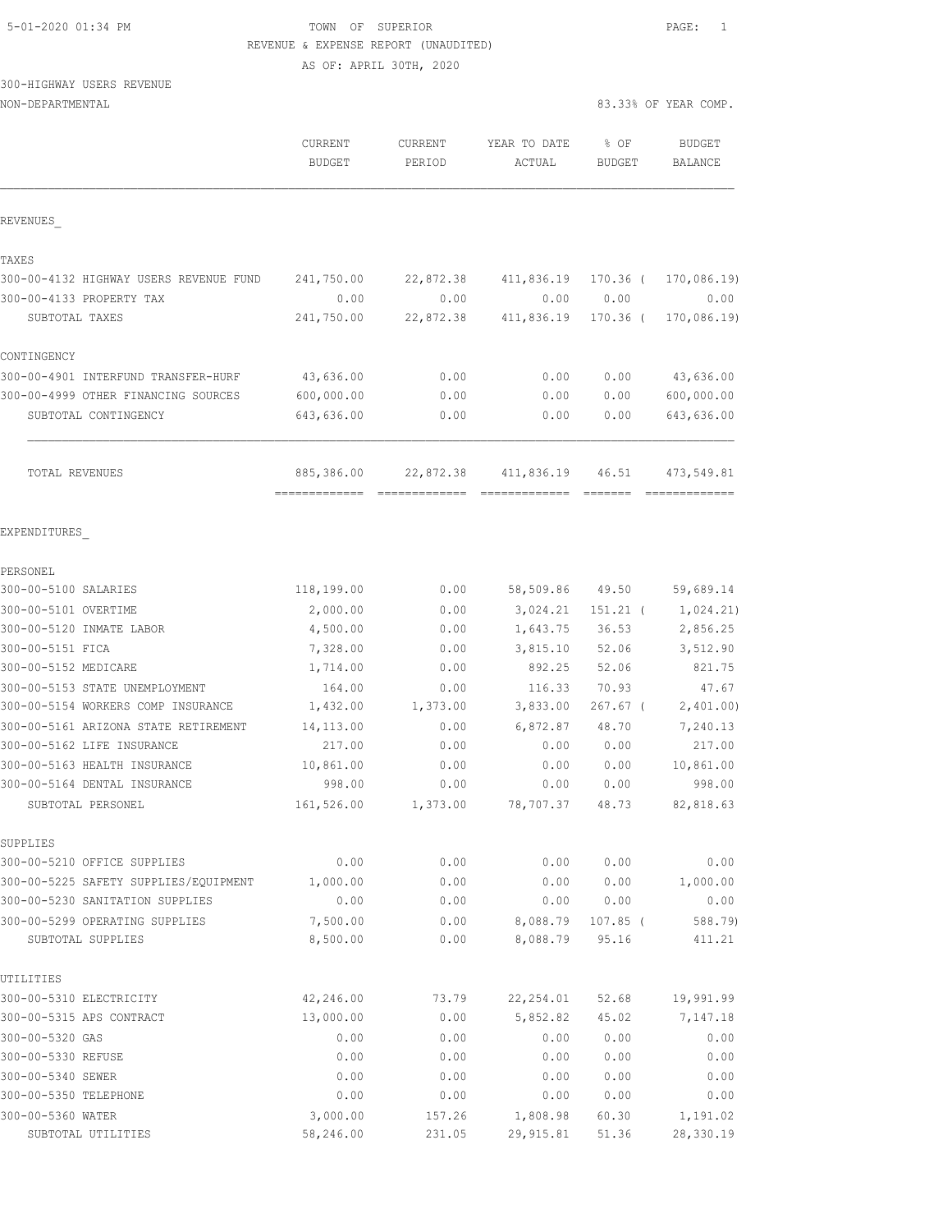5-01-2020 01:34 PM

TOWN OF SUPERIOR

REVENUE & EXPENSE REPORT (UNAUDITED)

AS OF: APRIL 30TH, 2020

300-HIGHWAY USERS REVENUE

NON-DEPARTMENTAL — 83.33% OF YEAR COMP.

| | CURRENT BUDGET | CURRENT PERIOD | YEAR TO DATE ACTUAL | % OF BUDGET | BUDGET BALANCE |
|---|---|---|---|---|---|
| **REVENUES_** | | | | | |
| **TAXES** | | | | | |
| 300-00-4132 HIGHWAY USERS REVENUE FUND | 241,750.00 | 22,872.38 | 411,836.19 | 170.36 ( | 170,086.19) |
| 300-00-4133 PROPERTY TAX | 0.00 | 0.00 | 0.00 | 0.00 | 0.00 |
| SUBTOTAL TAXES | 241,750.00 | 22,872.38 | 411,836.19 | 170.36 ( | 170,086.19) |
| **CONTINGENCY** | | | | | |
| 300-00-4901 INTERFUND TRANSFER-HURF | 43,636.00 | 0.00 | 0.00 | 0.00 | 43,636.00 |
| 300-00-4999 OTHER FINANCING SOURCES | 600,000.00 | 0.00 | 0.00 | 0.00 | 600,000.00 |
| SUBTOTAL CONTINGENCY | 643,636.00 | 0.00 | 0.00 | 0.00 | 643,636.00 |
| TOTAL REVENUES | 885,386.00 | 22,872.38 | 411,836.19 | 46.51 | 473,549.81 |
| **EXPENDITURES_** | | | | | |
| **PERSONEL** | | | | | |
| 300-00-5100 SALARIES | 118,199.00 | 0.00 | 58,509.86 | 49.50 | 59,689.14 |
| 300-00-5101 OVERTIME | 2,000.00 | 0.00 | 3,024.21 | 151.21 ( | 1,024.21) |
| 300-00-5120 INMATE LABOR | 4,500.00 | 0.00 | 1,643.75 | 36.53 | 2,856.25 |
| 300-00-5151 FICA | 7,328.00 | 0.00 | 3,815.10 | 52.06 | 3,512.90 |
| 300-00-5152 MEDICARE | 1,714.00 | 0.00 | 892.25 | 52.06 | 821.75 |
| 300-00-5153 STATE UNEMPLOYMENT | 164.00 | 0.00 | 116.33 | 70.93 | 47.67 |
| 300-00-5154 WORKERS COMP INSURANCE | 1,432.00 | 1,373.00 | 3,833.00 | 267.67 ( | 2,401.00) |
| 300-00-5161 ARIZONA STATE RETIREMENT | 14,113.00 | 0.00 | 6,872.87 | 48.70 | 7,240.13 |
| 300-00-5162 LIFE INSURANCE | 217.00 | 0.00 | 0.00 | 0.00 | 217.00 |
| 300-00-5163 HEALTH INSURANCE | 10,861.00 | 0.00 | 0.00 | 0.00 | 10,861.00 |
| 300-00-5164 DENTAL INSURANCE | 998.00 | 0.00 | 0.00 | 0.00 | 998.00 |
| SUBTOTAL PERSONEL | 161,526.00 | 1,373.00 | 78,707.37 | 48.73 | 82,818.63 |
| **SUPPLIES** | | | | | |
| 300-00-5210 OFFICE SUPPLIES | 0.00 | 0.00 | 0.00 | 0.00 | 0.00 |
| 300-00-5225 SAFETY SUPPLIES/EQUIPMENT | 1,000.00 | 0.00 | 0.00 | 0.00 | 1,000.00 |
| 300-00-5230 SANITATION SUPPLIES | 0.00 | 0.00 | 0.00 | 0.00 | 0.00 |
| 300-00-5299 OPERATING SUPPLIES | 7,500.00 | 0.00 | 8,088.79 | 107.85 ( | 588.79) |
| SUBTOTAL SUPPLIES | 8,500.00 | 0.00 | 8,088.79 | 95.16 | 411.21 |
| **UTILITIES** | | | | | |
| 300-00-5310 ELECTRICITY | 42,246.00 | 73.79 | 22,254.01 | 52.68 | 19,991.99 |
| 300-00-5315 APS CONTRACT | 13,000.00 | 0.00 | 5,852.82 | 45.02 | 7,147.18 |
| 300-00-5320 GAS | 0.00 | 0.00 | 0.00 | 0.00 | 0.00 |
| 300-00-5330 REFUSE | 0.00 | 0.00 | 0.00 | 0.00 | 0.00 |
| 300-00-5340 SEWER | 0.00 | 0.00 | 0.00 | 0.00 | 0.00 |
| 300-00-5350 TELEPHONE | 0.00 | 0.00 | 0.00 | 0.00 | 0.00 |
| 300-00-5360 WATER | 3,000.00 | 157.26 | 1,808.98 | 60.30 | 1,191.02 |
| SUBTOTAL UTILITIES | 58,246.00 | 231.05 | 29,915.81 | 51.36 | 28,330.19 |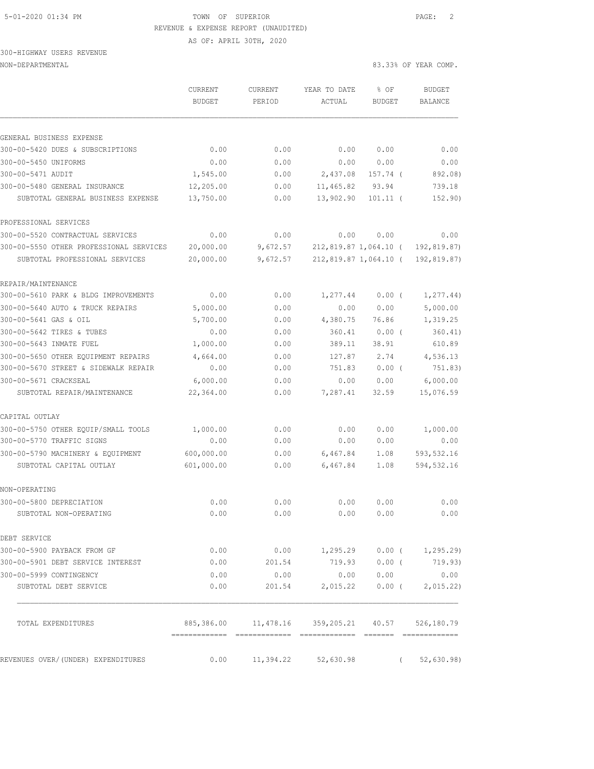5-01-2020 01:34 PM TOWN OF SUPERIOR

REVENUE & EXPENSE REPORT (UNAUDITED)

AS OF: APRIL 30TH, 2020

300-HIGHWAY USERS REVENUE

NON-DEPARTMENTAL 83.33% OF YEAR COMP.

| | CURRENT BUDGET | CURRENT PERIOD | YEAR TO DATE ACTUAL | % OF BUDGET | BUDGET BALANCE |
|---|---|---|---|---|---|
| GENERAL BUSINESS EXPENSE | | | | | |
| 300-00-5420 DUES & SUBSCRIPTIONS | 0.00 | 0.00 | 0.00 | 0.00 | 0.00 |
| 300-00-5450 UNIFORMS | 0.00 | 0.00 | 0.00 | 0.00 | 0.00 |
| 300-00-5471 AUDIT | 1,545.00 | 0.00 | 2,437.08 | 157.74 ( | 892.08) |
| 300-00-5480 GENERAL INSURANCE | 12,205.00 | 0.00 | 11,465.82 | 93.94 | 739.18 |
| SUBTOTAL GENERAL BUSINESS EXPENSE | 13,750.00 | 0.00 | 13,902.90 | 101.11 ( | 152.90) |
| PROFESSIONAL SERVICES | | | | | |
| 300-00-5520 CONTRACTUAL SERVICES | 0.00 | 0.00 | 0.00 | 0.00 | 0.00 |
| 300-00-5550 OTHER PROFESSIONAL SERVICES | 20,000.00 | 9,672.57 | 212,819.87 | 1,064.10 ( | 192,819.87) |
| SUBTOTAL PROFESSIONAL SERVICES | 20,000.00 | 9,672.57 | 212,819.87 | 1,064.10 ( | 192,819.87) |
| REPAIR/MAINTENANCE | | | | | |
| 300-00-5610 PARK & BLDG IMPROVEMENTS | 0.00 | 0.00 | 1,277.44 | 0.00 ( | 1,277.44) |
| 300-00-5640 AUTO & TRUCK REPAIRS | 5,000.00 | 0.00 | 0.00 | 0.00 | 5,000.00 |
| 300-00-5641 GAS & OIL | 5,700.00 | 0.00 | 4,380.75 | 76.86 | 1,319.25 |
| 300-00-5642 TIRES & TUBES | 0.00 | 0.00 | 360.41 | 0.00 ( | 360.41) |
| 300-00-5643 INMATE FUEL | 1,000.00 | 0.00 | 389.11 | 38.91 | 610.89 |
| 300-00-5650 OTHER EQUIPMENT REPAIRS | 4,664.00 | 0.00 | 127.87 | 2.74 | 4,536.13 |
| 300-00-5670 STREET & SIDEWALK REPAIR | 0.00 | 0.00 | 751.83 | 0.00 ( | 751.83) |
| 300-00-5671 CRACKSEAL | 6,000.00 | 0.00 | 0.00 | 0.00 | 6,000.00 |
| SUBTOTAL REPAIR/MAINTENANCE | 22,364.00 | 0.00 | 7,287.41 | 32.59 | 15,076.59 |
| CAPITAL OUTLAY | | | | | |
| 300-00-5750 OTHER EQUIP/SMALL TOOLS | 1,000.00 | 0.00 | 0.00 | 0.00 | 1,000.00 |
| 300-00-5770 TRAFFIC SIGNS | 0.00 | 0.00 | 0.00 | 0.00 | 0.00 |
| 300-00-5790 MACHINERY & EQUIPMENT | 600,000.00 | 0.00 | 6,467.84 | 1.08 | 593,532.16 |
| SUBTOTAL CAPITAL OUTLAY | 601,000.00 | 0.00 | 6,467.84 | 1.08 | 594,532.16 |
| NON-OPERATING | | | | | |
| 300-00-5800 DEPRECIATION | 0.00 | 0.00 | 0.00 | 0.00 | 0.00 |
| SUBTOTAL NON-OPERATING | 0.00 | 0.00 | 0.00 | 0.00 | 0.00 |
| DEBT SERVICE | | | | | |
| 300-00-5900 PAYBACK FROM GF | 0.00 | 0.00 | 1,295.29 | 0.00 ( | 1,295.29) |
| 300-00-5901 DEBT SERVICE INTEREST | 0.00 | 201.54 | 719.93 | 0.00 ( | 719.93) |
| 300-00-5999 CONTINGENCY | 0.00 | 0.00 | 0.00 | 0.00 | 0.00 |
| SUBTOTAL DEBT SERVICE | 0.00 | 201.54 | 2,015.22 | 0.00 ( | 2,015.22) |
| TOTAL EXPENDITURES | 885,386.00 | 11,478.16 | 359,205.21 | 40.57 | 526,180.79 |
| REVENUES OVER/(UNDER) EXPENDITURES | 0.00 | 11,394.22 | 52,630.98 | ( | 52,630.98) |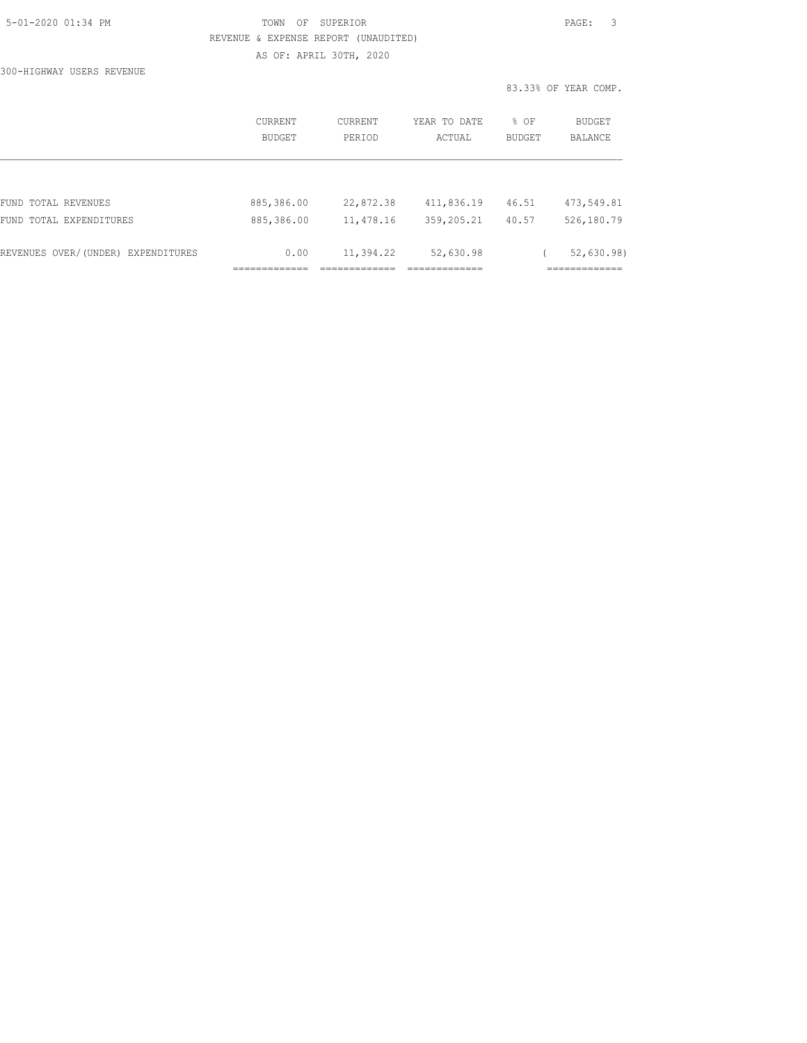TOWN OF SUPERIOR

REVENUE & EXPENSE REPORT (UNAUDITED)

AS OF: APRIL 30TH, 2020

300-HIGHWAY USERS REVENUE

83.33% OF YEAR COMP.

| | CURRENT BUDGET | CURRENT PERIOD | YEAR TO DATE ACTUAL | % OF BUDGET | BUDGET BALANCE |
|---|---|---|---|---|---|
| FUND TOTAL REVENUES | 885,386.00 | 22,872.38 | 411,836.19 | 46.51 | 473,549.81 |
| FUND TOTAL EXPENDITURES | 885,386.00 | 11,478.16 | 359,205.21 | 40.57 | 526,180.79 |
| REVENUES OVER/(UNDER) EXPENDITURES | 0.00 | 11,394.22 | 52,630.98 | | ( 52,630.98) |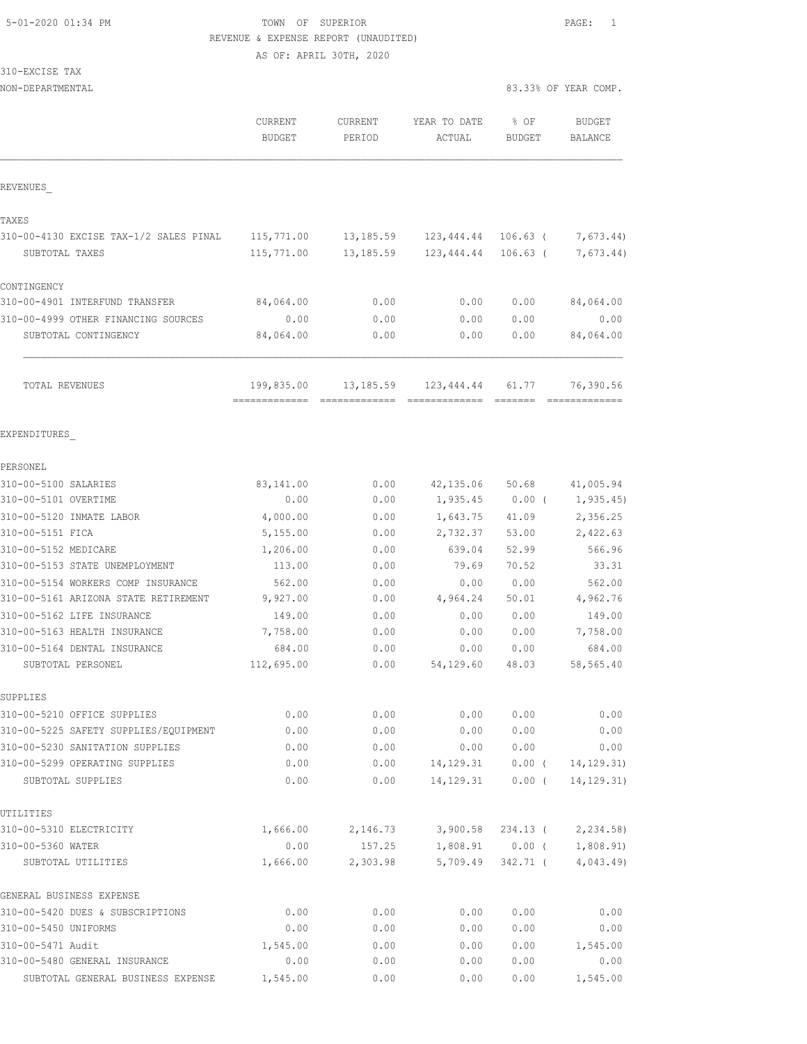5-01-2020 01:34 PM TOWN OF SUPERIOR

REVENUE & EXPENSE REPORT (UNAUDITED)

AS OF: APRIL 30TH, 2020

310-EXCISE TAX

NON-DEPARTMENTAL 83.33% OF YEAR COMP.

| | CURRENT BUDGET | CURRENT PERIOD | YEAR TO DATE ACTUAL | % OF BUDGET | BUDGET BALANCE |
|---|---|---|---|---|---|
| **REVENUES** | | | | | |
| **TAXES** | | | | | |
| 310-00-4130 EXCISE TAX-1/2 SALES PINAL | 115,771.00 | 13,185.59 | 123,444.44 | 106.63 ( | 7,673.44) |
| SUBTOTAL TAXES | 115,771.00 | 13,185.59 | 123,444.44 | 106.63 ( | 7,673.44) |
| **CONTINGENCY** | | | | | |
| 310-00-4901 INTERFUND TRANSFER | 84,064.00 | 0.00 | 0.00 | 0.00 | 84,064.00 |
| 310-00-4999 OTHER FINANCING SOURCES | 0.00 | 0.00 | 0.00 | 0.00 | 0.00 |
| SUBTOTAL CONTINGENCY | 84,064.00 | 0.00 | 0.00 | 0.00 | 84,064.00 |
| TOTAL REVENUES | 199,835.00 | 13,185.59 | 123,444.44 | 61.77 | 76,390.56 |
| **EXPENDITURES** | | | | | |
| **PERSONEL** | | | | | |
| 310-00-5100 SALARIES | 83,141.00 | 0.00 | 42,135.06 | 50.68 | 41,005.94 |
| 310-00-5101 OVERTIME | 0.00 | 0.00 | 1,935.45 | 0.00 ( | 1,935.45) |
| 310-00-5120 INMATE LABOR | 4,000.00 | 0.00 | 1,643.75 | 41.09 | 2,356.25 |
| 310-00-5151 FICA | 5,155.00 | 0.00 | 2,732.37 | 53.00 | 2,422.63 |
| 310-00-5152 MEDICARE | 1,206.00 | 0.00 | 639.04 | 52.99 | 566.96 |
| 310-00-5153 STATE UNEMPLOYMENT | 113.00 | 0.00 | 79.69 | 70.52 | 33.31 |
| 310-00-5154 WORKERS COMP INSURANCE | 562.00 | 0.00 | 0.00 | 0.00 | 562.00 |
| 310-00-5161 ARIZONA STATE RETIREMENT | 9,927.00 | 0.00 | 4,964.24 | 50.01 | 4,962.76 |
| 310-00-5162 LIFE INSURANCE | 149.00 | 0.00 | 0.00 | 0.00 | 149.00 |
| 310-00-5163 HEALTH INSURANCE | 7,758.00 | 0.00 | 0.00 | 0.00 | 7,758.00 |
| 310-00-5164 DENTAL INSURANCE | 684.00 | 0.00 | 0.00 | 0.00 | 684.00 |
| SUBTOTAL PERSONEL | 112,695.00 | 0.00 | 54,129.60 | 48.03 | 58,565.40 |
| **SUPPLIES** | | | | | |
| 310-00-5210 OFFICE SUPPLIES | 0.00 | 0.00 | 0.00 | 0.00 | 0.00 |
| 310-00-5225 SAFETY SUPPLIES/EQUIPMENT | 0.00 | 0.00 | 0.00 | 0.00 | 0.00 |
| 310-00-5230 SANITATION SUPPLIES | 0.00 | 0.00 | 0.00 | 0.00 | 0.00 |
| 310-00-5299 OPERATING SUPPLIES | 0.00 | 0.00 | 14,129.31 | 0.00 ( | 14,129.31) |
| SUBTOTAL SUPPLIES | 0.00 | 0.00 | 14,129.31 | 0.00 ( | 14,129.31) |
| **UTILITIES** | | | | | |
| 310-00-5310 ELECTRICITY | 1,666.00 | 2,146.73 | 3,900.58 | 234.13 ( | 2,234.58) |
| 310-00-5360 WATER | 0.00 | 157.25 | 1,808.91 | 0.00 ( | 1,808.91) |
| SUBTOTAL UTILITIES | 1,666.00 | 2,303.98 | 5,709.49 | 342.71 ( | 4,043.49) |
| **GENERAL BUSINESS EXPENSE** | | | | | |
| 310-00-5420 DUES & SUBSCRIPTIONS | 0.00 | 0.00 | 0.00 | 0.00 | 0.00 |
| 310-00-5450 UNIFORMS | 0.00 | 0.00 | 0.00 | 0.00 | 0.00 |
| 310-00-5471 Audit | 1,545.00 | 0.00 | 0.00 | 0.00 | 1,545.00 |
| 310-00-5480 GENERAL INSURANCE | 0.00 | 0.00 | 0.00 | 0.00 | 0.00 |
| SUBTOTAL GENERAL BUSINESS EXPENSE | 1,545.00 | 0.00 | 0.00 | 0.00 | 1,545.00 |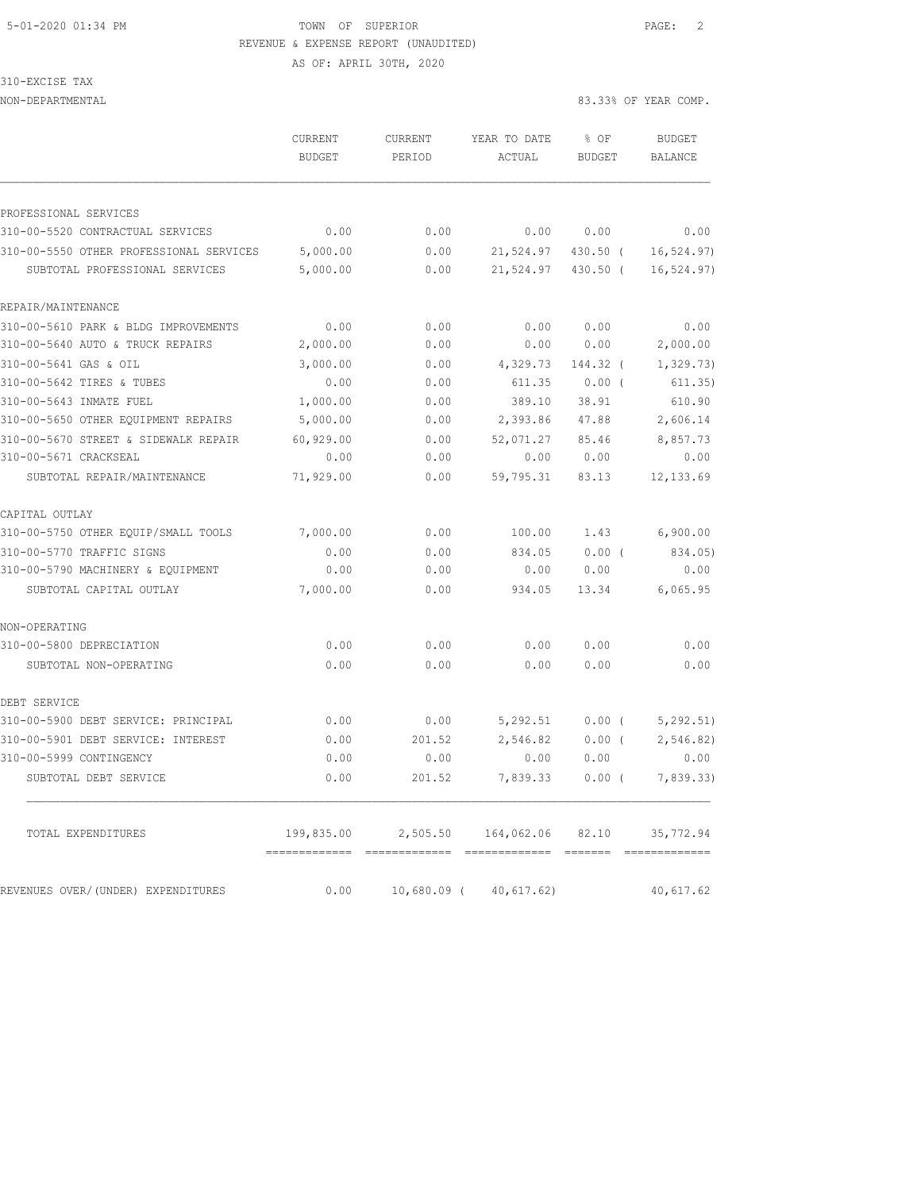TOWN OF SUPERIOR
REVENUE & EXPENSE REPORT (UNAUDITED)
AS OF: APRIL 30TH, 2020

310-EXCISE TAX
NON-DEPARTMENTAL

83.33% OF YEAR COMP.

| | CURRENT BUDGET | CURRENT PERIOD | YEAR TO DATE ACTUAL | % OF BUDGET | BUDGET BALANCE |
|---|---|---|---|---|---|
| PROFESSIONAL SERVICES | | | | | |
| 310-00-5520 CONTRACTUAL SERVICES | 0.00 | 0.00 | 0.00 | 0.00 | 0.00 |
| 310-00-5550 OTHER PROFESSIONAL SERVICES | 5,000.00 | 0.00 | 21,524.97 | 430.50 ( | 16,524.97) |
| SUBTOTAL PROFESSIONAL SERVICES | 5,000.00 | 0.00 | 21,524.97 | 430.50 ( | 16,524.97) |
| REPAIR/MAINTENANCE | | | | | |
| 310-00-5610 PARK & BLDG IMPROVEMENTS | 0.00 | 0.00 | 0.00 | 0.00 | 0.00 |
| 310-00-5640 AUTO & TRUCK REPAIRS | 2,000.00 | 0.00 | 0.00 | 0.00 | 2,000.00 |
| 310-00-5641 GAS & OIL | 3,000.00 | 0.00 | 4,329.73 | 144.32 ( | 1,329.73) |
| 310-00-5642 TIRES & TUBES | 0.00 | 0.00 | 611.35 | 0.00 ( | 611.35) |
| 310-00-5643 INMATE FUEL | 1,000.00 | 0.00 | 389.10 | 38.91 | 610.90 |
| 310-00-5650 OTHER EQUIPMENT REPAIRS | 5,000.00 | 0.00 | 2,393.86 | 47.88 | 2,606.14 |
| 310-00-5670 STREET & SIDEWALK REPAIR | 60,929.00 | 0.00 | 52,071.27 | 85.46 | 8,857.73 |
| 310-00-5671 CRACKSEAL | 0.00 | 0.00 | 0.00 | 0.00 | 0.00 |
| SUBTOTAL REPAIR/MAINTENANCE | 71,929.00 | 0.00 | 59,795.31 | 83.13 | 12,133.69 |
| CAPITAL OUTLAY | | | | | |
| 310-00-5750 OTHER EQUIP/SMALL TOOLS | 7,000.00 | 0.00 | 100.00 | 1.43 | 6,900.00 |
| 310-00-5770 TRAFFIC SIGNS | 0.00 | 0.00 | 834.05 | 0.00 ( | 834.05) |
| 310-00-5790 MACHINERY & EQUIPMENT | 0.00 | 0.00 | 0.00 | 0.00 | 0.00 |
| SUBTOTAL CAPITAL OUTLAY | 7,000.00 | 0.00 | 934.05 | 13.34 | 6,065.95 |
| NON-OPERATING | | | | | |
| 310-00-5800 DEPRECIATION | 0.00 | 0.00 | 0.00 | 0.00 | 0.00 |
| SUBTOTAL NON-OPERATING | 0.00 | 0.00 | 0.00 | 0.00 | 0.00 |
| DEBT SERVICE | | | | | |
| 310-00-5900 DEBT SERVICE: PRINCIPAL | 0.00 | 0.00 | 5,292.51 | 0.00 ( | 5,292.51) |
| 310-00-5901 DEBT SERVICE: INTEREST | 0.00 | 201.52 | 2,546.82 | 0.00 ( | 2,546.82) |
| 310-00-5999 CONTINGENCY | 0.00 | 0.00 | 0.00 | 0.00 | 0.00 |
| SUBTOTAL DEBT SERVICE | 0.00 | 201.52 | 7,839.33 | 0.00 ( | 7,839.33) |
| TOTAL EXPENDITURES | 199,835.00 | 2,505.50 | 164,062.06 | 82.10 | 35,772.94 |
| REVENUES OVER/(UNDER) EXPENDITURES | 0.00 | 10,680.09 ( | 40,617.62) | | 40,617.62 |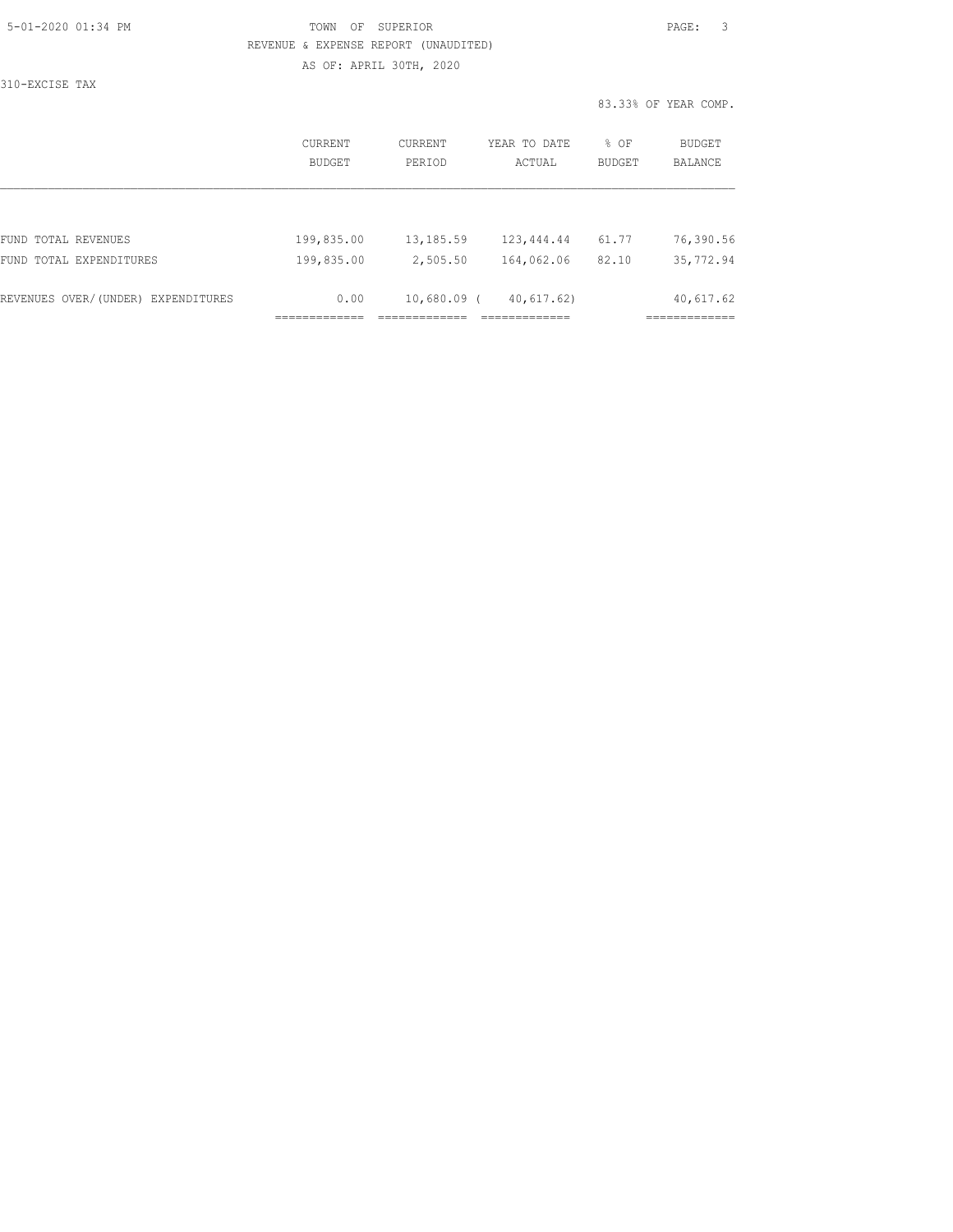TOWN OF SUPERIOR

REVENUE & EXPENSE REPORT (UNAUDITED)

AS OF: APRIL 30TH, 2020

310-EXCISE TAX

83.33% OF YEAR COMP.

| | CURRENT BUDGET | CURRENT PERIOD | YEAR TO DATE ACTUAL | % OF BUDGET | BUDGET BALANCE |
|---|---|---|---|---|---|
| FUND TOTAL REVENUES | 199,835.00 | 13,185.59 | 123,444.44 | 61.77 | 76,390.56 |
| FUND TOTAL EXPENDITURES | 199,835.00 | 2,505.50 | 164,062.06 | 82.10 | 35,772.94 |
| REVENUES OVER/(UNDER) EXPENDITURES | 0.00 | 10,680.09 | ( 40,617.62) | | 40,617.62 |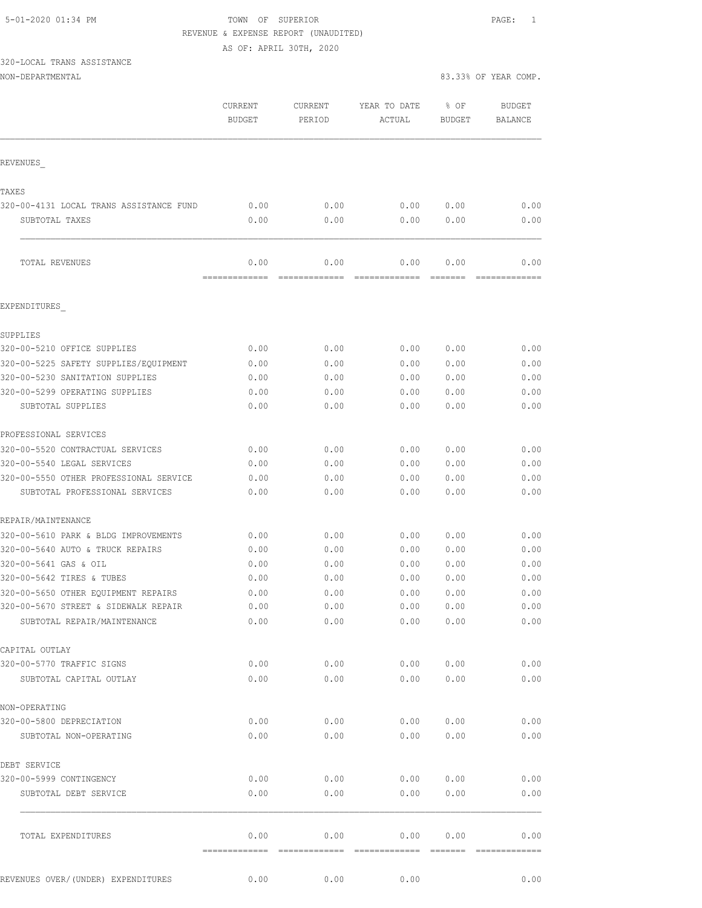5-01-2020 01:34 PM

TOWN OF SUPERIOR

REVENUE & EXPENSE REPORT (UNAUDITED)

AS OF: APRIL 30TH, 2020

320-LOCAL TRANS ASSISTANCE

NON-DEPARTMENTAL

83.33% OF YEAR COMP.

| | CURRENT BUDGET | CURRENT PERIOD | YEAR TO DATE ACTUAL | % OF BUDGET | BUDGET BALANCE |
|---|---|---|---|---|---|
| **REVENUES_** | | | | | |
| **TAXES** | | | | | |
| 320-00-4131 LOCAL TRANS ASSISTANCE FUND | 0.00 | 0.00 | 0.00 | 0.00 | 0.00 |
| SUBTOTAL TAXES | 0.00 | 0.00 | 0.00 | 0.00 | 0.00 |
| TOTAL REVENUES | 0.00 | 0.00 | 0.00 | 0.00 | 0.00 |
| **EXPENDITURES_** | | | | | |
| **SUPPLIES** | | | | | |
| 320-00-5210 OFFICE SUPPLIES | 0.00 | 0.00 | 0.00 | 0.00 | 0.00 |
| 320-00-5225 SAFETY SUPPLIES/EQUIPMENT | 0.00 | 0.00 | 0.00 | 0.00 | 0.00 |
| 320-00-5230 SANITATION SUPPLIES | 0.00 | 0.00 | 0.00 | 0.00 | 0.00 |
| 320-00-5299 OPERATING SUPPLIES | 0.00 | 0.00 | 0.00 | 0.00 | 0.00 |
| SUBTOTAL SUPPLIES | 0.00 | 0.00 | 0.00 | 0.00 | 0.00 |
| **PROFESSIONAL SERVICES** | | | | | |
| 320-00-5520 CONTRACTUAL SERVICES | 0.00 | 0.00 | 0.00 | 0.00 | 0.00 |
| 320-00-5540 LEGAL SERVICES | 0.00 | 0.00 | 0.00 | 0.00 | 0.00 |
| 320-00-5550 OTHER PROFESSIONAL SERVICE | 0.00 | 0.00 | 0.00 | 0.00 | 0.00 |
| SUBTOTAL PROFESSIONAL SERVICES | 0.00 | 0.00 | 0.00 | 0.00 | 0.00 |
| **REPAIR/MAINTENANCE** | | | | | |
| 320-00-5610 PARK & BLDG IMPROVEMENTS | 0.00 | 0.00 | 0.00 | 0.00 | 0.00 |
| 320-00-5640 AUTO & TRUCK REPAIRS | 0.00 | 0.00 | 0.00 | 0.00 | 0.00 |
| 320-00-5641 GAS & OIL | 0.00 | 0.00 | 0.00 | 0.00 | 0.00 |
| 320-00-5642 TIRES & TUBES | 0.00 | 0.00 | 0.00 | 0.00 | 0.00 |
| 320-00-5650 OTHER EQUIPMENT REPAIRS | 0.00 | 0.00 | 0.00 | 0.00 | 0.00 |
| 320-00-5670 STREET & SIDEWALK REPAIR | 0.00 | 0.00 | 0.00 | 0.00 | 0.00 |
| SUBTOTAL REPAIR/MAINTENANCE | 0.00 | 0.00 | 0.00 | 0.00 | 0.00 |
| **CAPITAL OUTLAY** | | | | | |
| 320-00-5770 TRAFFIC SIGNS | 0.00 | 0.00 | 0.00 | 0.00 | 0.00 |
| SUBTOTAL CAPITAL OUTLAY | 0.00 | 0.00 | 0.00 | 0.00 | 0.00 |
| **NON-OPERATING** | | | | | |
| 320-00-5800 DEPRECIATION | 0.00 | 0.00 | 0.00 | 0.00 | 0.00 |
| SUBTOTAL NON-OPERATING | 0.00 | 0.00 | 0.00 | 0.00 | 0.00 |
| **DEBT SERVICE** | | | | | |
| 320-00-5999 CONTINGENCY | 0.00 | 0.00 | 0.00 | 0.00 | 0.00 |
| SUBTOTAL DEBT SERVICE | 0.00 | 0.00 | 0.00 | 0.00 | 0.00 |
| TOTAL EXPENDITURES | 0.00 | 0.00 | 0.00 | 0.00 | 0.00 |
| REVENUES OVER/(UNDER) EXPENDITURES | 0.00 | 0.00 | 0.00 | | 0.00 |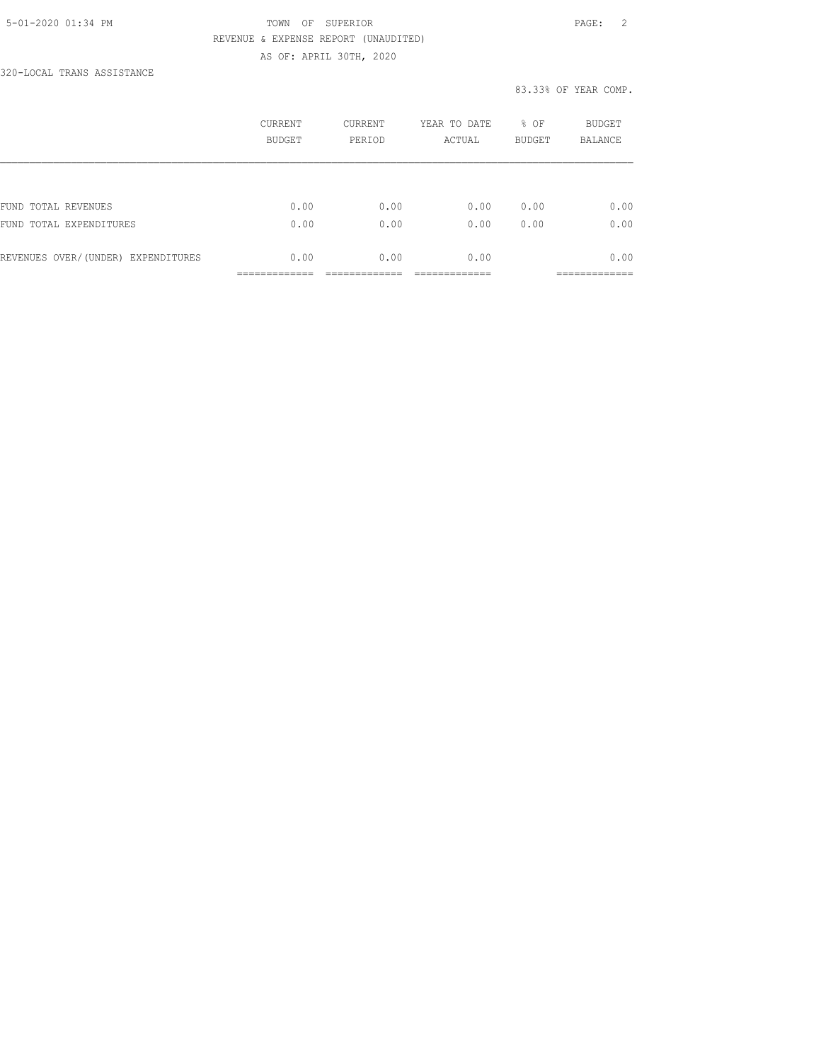TOWN OF SUPERIOR

REVENUE & EXPENSE REPORT (UNAUDITED)

AS OF: APRIL 30TH, 2020

320-LOCAL TRANS ASSISTANCE

83.33% OF YEAR COMP.

| | CURRENT BUDGET | CURRENT PERIOD | YEAR TO DATE ACTUAL | % OF BUDGET | BUDGET BALANCE |
|---|---|---|---|---|---|
| FUND TOTAL REVENUES | 0.00 | 0.00 | 0.00 | 0.00 | 0.00 |
| FUND TOTAL EXPENDITURES | 0.00 | 0.00 | 0.00 | 0.00 | 0.00 |
| REVENUES OVER/(UNDER) EXPENDITURES | 0.00 | 0.00 | 0.00 | | 0.00 |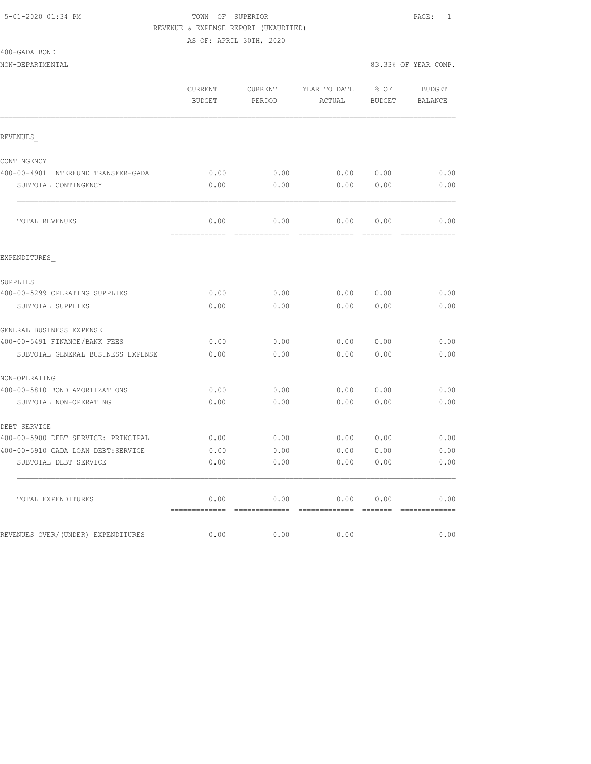5-01-2020 01:34 PM

# TOWN OF SUPERIOR

REVENUE & EXPENSE REPORT (UNAUDITED)

AS OF: APRIL 30TH, 2020

400-GADA BOND

NON-DEPARTMENTAL

83.33% OF YEAR COMP.

| | CURRENT BUDGET | CURRENT PERIOD | YEAR TO DATE ACTUAL | % OF BUDGET | BUDGET BALANCE |
|---|---|---|---|---|---|
| **REVENUES_** | | | | | |
| CONTINGENCY | | | | | |
| 400-00-4901 INTERFUND TRANSFER-GADA | 0.00 | 0.00 | 0.00 | 0.00 | 0.00 |
| SUBTOTAL CONTINGENCY | 0.00 | 0.00 | 0.00 | 0.00 | 0.00 |
| TOTAL REVENUES | 0.00 | 0.00 | 0.00 | 0.00 | 0.00 |
| **EXPENDITURES_** | | | | | |
| SUPPLIES | | | | | |
| 400-00-5299 OPERATING SUPPLIES | 0.00 | 0.00 | 0.00 | 0.00 | 0.00 |
| SUBTOTAL SUPPLIES | 0.00 | 0.00 | 0.00 | 0.00 | 0.00 |
| GENERAL BUSINESS EXPENSE | | | | | |
| 400-00-5491 FINANCE/BANK FEES | 0.00 | 0.00 | 0.00 | 0.00 | 0.00 |
| SUBTOTAL GENERAL BUSINESS EXPENSE | 0.00 | 0.00 | 0.00 | 0.00 | 0.00 |
| NON-OPERATING | | | | | |
| 400-00-5810 BOND AMORTIZATIONS | 0.00 | 0.00 | 0.00 | 0.00 | 0.00 |
| SUBTOTAL NON-OPERATING | 0.00 | 0.00 | 0.00 | 0.00 | 0.00 |
| DEBT SERVICE | | | | | |
| 400-00-5900 DEBT SERVICE: PRINCIPAL | 0.00 | 0.00 | 0.00 | 0.00 | 0.00 |
| 400-00-5910 GADA LOAN DEBT:SERVICE | 0.00 | 0.00 | 0.00 | 0.00 | 0.00 |
| SUBTOTAL DEBT SERVICE | 0.00 | 0.00 | 0.00 | 0.00 | 0.00 |
| TOTAL EXPENDITURES | 0.00 | 0.00 | 0.00 | 0.00 | 0.00 |
| REVENUES OVER/(UNDER) EXPENDITURES | 0.00 | 0.00 | 0.00 | | 0.00 |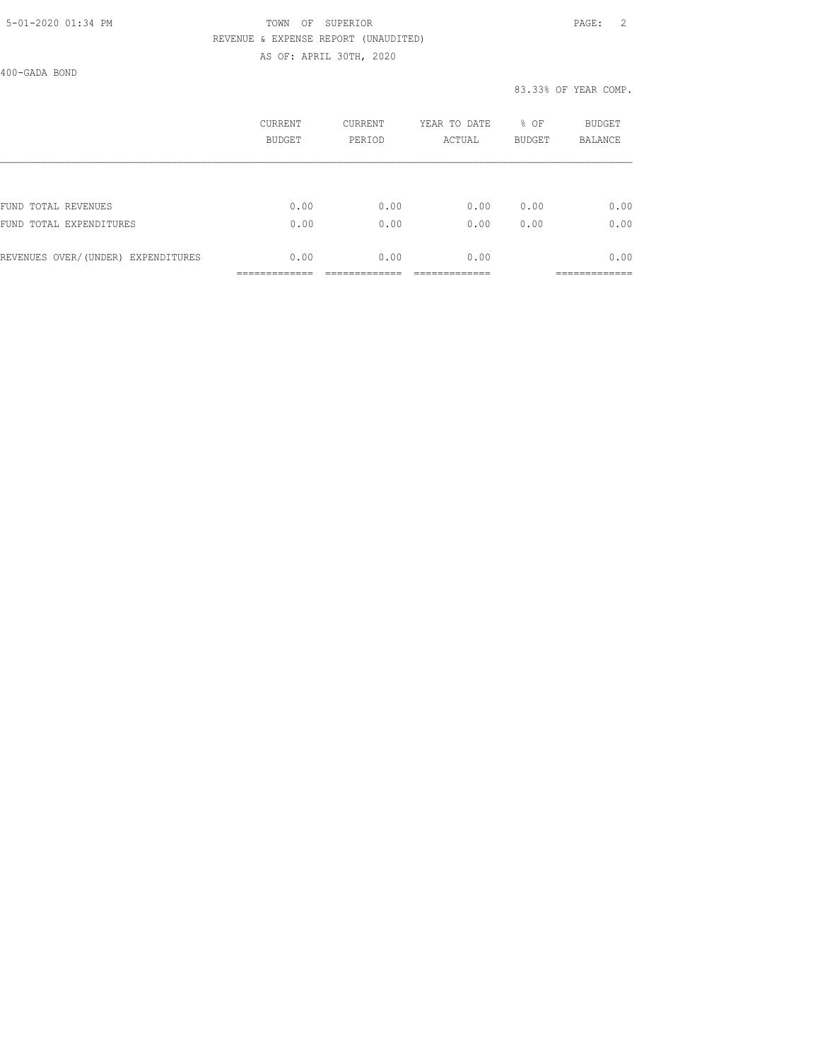TOWN OF SUPERIOR

REVENUE & EXPENSE REPORT (UNAUDITED)

AS OF: APRIL 30TH, 2020

400-GADA BOND

83.33% OF YEAR COMP.

| | CURRENT BUDGET | CURRENT PERIOD | YEAR TO DATE ACTUAL | % OF BUDGET | BUDGET BALANCE |
|---|---|---|---|---|---|
| FUND TOTAL REVENUES | 0.00 | 0.00 | 0.00 | 0.00 | 0.00 |
| FUND TOTAL EXPENDITURES | 0.00 | 0.00 | 0.00 | 0.00 | 0.00 |
| REVENUES OVER/(UNDER) EXPENDITURES | 0.00 | 0.00 | 0.00 | | 0.00 |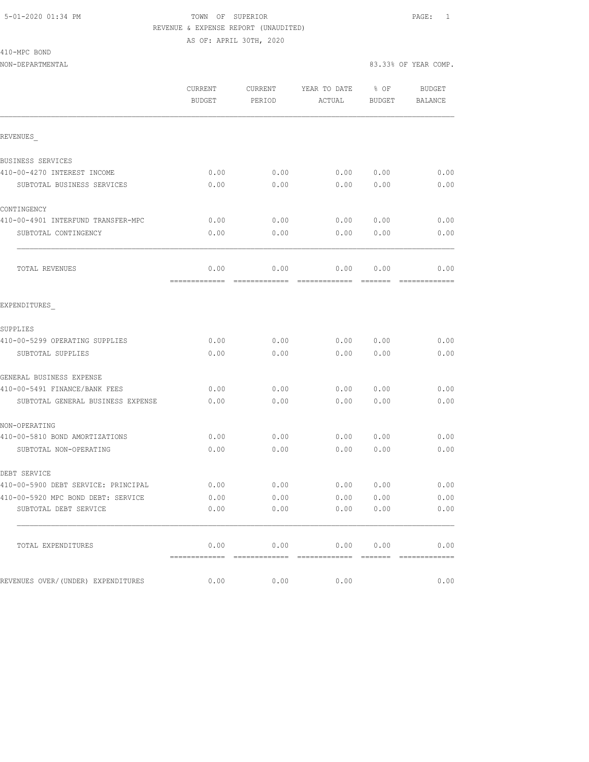5-01-2020 01:34 PM TOWN OF SUPERIOR PAGE: 1

REVENUE & EXPENSE REPORT (UNAUDITED)

AS OF: APRIL 30TH, 2020

410-MPC BOND

NON-DEPARTMENTAL 83.33% OF YEAR COMP.

| | CURRENT BUDGET | CURRENT PERIOD | YEAR TO DATE ACTUAL | % OF BUDGET | BUDGET BALANCE |
|---|---|---|---|---|---|
| REVENUES_ | | | | | |
| BUSINESS SERVICES | | | | | |
| 410-00-4270 INTEREST INCOME | 0.00 | 0.00 | 0.00 | 0.00 | 0.00 |
| SUBTOTAL BUSINESS SERVICES | 0.00 | 0.00 | 0.00 | 0.00 | 0.00 |
| CONTINGENCY | | | | | |
| 410-00-4901 INTERFUND TRANSFER-MPC | 0.00 | 0.00 | 0.00 | 0.00 | 0.00 |
| SUBTOTAL CONTINGENCY | 0.00 | 0.00 | 0.00 | 0.00 | 0.00 |
| TOTAL REVENUES | 0.00 | 0.00 | 0.00 | 0.00 | 0.00 |
| EXPENDITURES_ | | | | | |
| SUPPLIES | | | | | |
| 410-00-5299 OPERATING SUPPLIES | 0.00 | 0.00 | 0.00 | 0.00 | 0.00 |
| SUBTOTAL SUPPLIES | 0.00 | 0.00 | 0.00 | 0.00 | 0.00 |
| GENERAL BUSINESS EXPENSE | | | | | |
| 410-00-5491 FINANCE/BANK FEES | 0.00 | 0.00 | 0.00 | 0.00 | 0.00 |
| SUBTOTAL GENERAL BUSINESS EXPENSE | 0.00 | 0.00 | 0.00 | 0.00 | 0.00 |
| NON-OPERATING | | | | | |
| 410-00-5810 BOND AMORTIZATIONS | 0.00 | 0.00 | 0.00 | 0.00 | 0.00 |
| SUBTOTAL NON-OPERATING | 0.00 | 0.00 | 0.00 | 0.00 | 0.00 |
| DEBT SERVICE | | | | | |
| 410-00-5900 DEBT SERVICE: PRINCIPAL | 0.00 | 0.00 | 0.00 | 0.00 | 0.00 |
| 410-00-5920 MPC BOND DEBT: SERVICE | 0.00 | 0.00 | 0.00 | 0.00 | 0.00 |
| SUBTOTAL DEBT SERVICE | 0.00 | 0.00 | 0.00 | 0.00 | 0.00 |
| TOTAL EXPENDITURES | 0.00 | 0.00 | 0.00 | 0.00 | 0.00 |
| REVENUES OVER/(UNDER) EXPENDITURES | 0.00 | 0.00 | 0.00 | | 0.00 |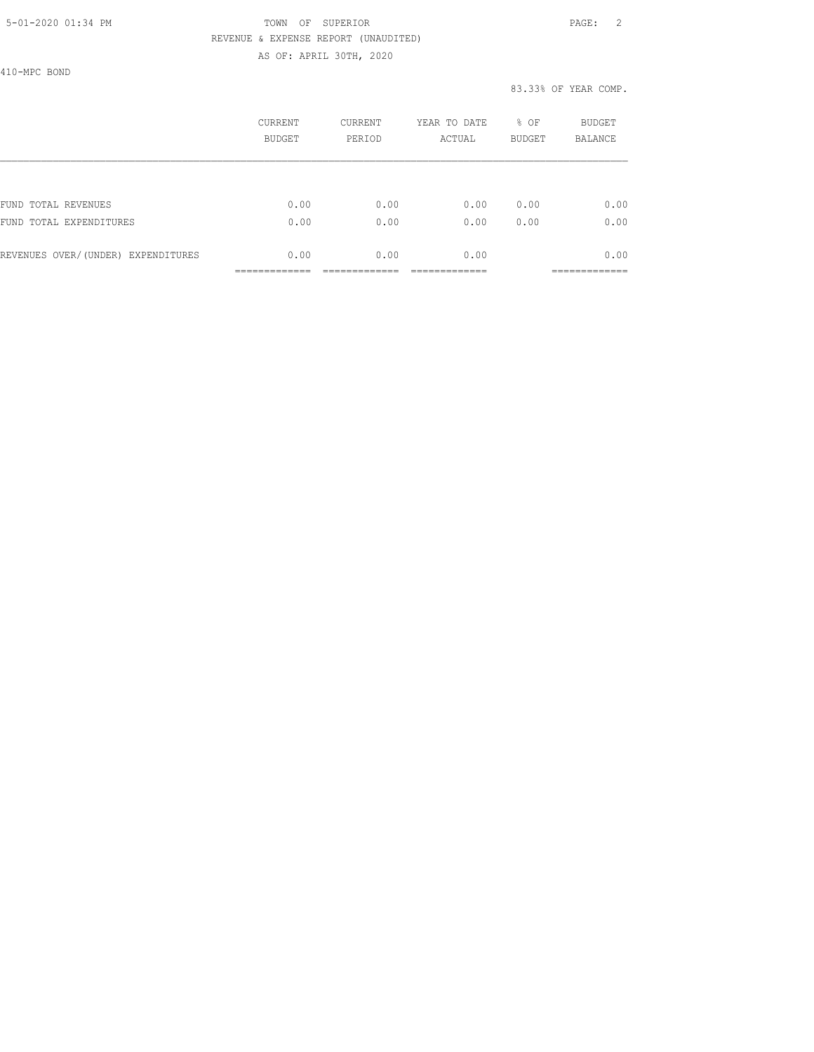TOWN OF SUPERIOR

REVENUE & EXPENSE REPORT (UNAUDITED)

AS OF: APRIL 30TH, 2020

410-MPC BOND

83.33% OF YEAR COMP.

| | CURRENT BUDGET | CURRENT PERIOD | YEAR TO DATE ACTUAL | % OF BUDGET | BUDGET BALANCE |
|---|---|---|---|---|---|
| FUND TOTAL REVENUES | 0.00 | 0.00 | 0.00 | 0.00 | 0.00 |
| FUND TOTAL EXPENDITURES | 0.00 | 0.00 | 0.00 | 0.00 | 0.00 |
| REVENUES OVER/(UNDER) EXPENDITURES | 0.00 | 0.00 | 0.00 | | 0.00 |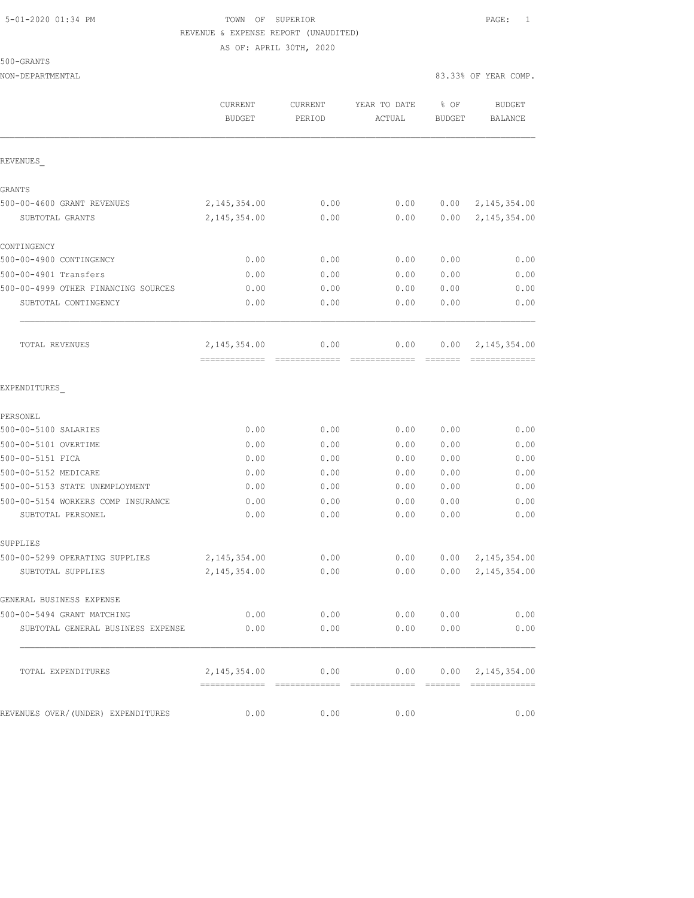5-01-2020 01:34 PM

TOWN OF SUPERIOR

REVENUE & EXPENSE REPORT (UNAUDITED)

AS OF: APRIL 30TH, 2020

500-GRANTS

NON-DEPARTMENTAL — 83.33% OF YEAR COMP.

| | CURRENT BUDGET | CURRENT PERIOD | YEAR TO DATE ACTUAL | % OF BUDGET | BUDGET BALANCE |
|---|---|---|---|---|---|
| **REVENUES_** | | | | | |
| GRANTS | | | | | |
| 500-00-4600 GRANT REVENUES | 2,145,354.00 | 0.00 | 0.00 | 0.00 | 2,145,354.00 |
| SUBTOTAL GRANTS | 2,145,354.00 | 0.00 | 0.00 | 0.00 | 2,145,354.00 |
| CONTINGENCY | | | | | |
| 500-00-4900 CONTINGENCY | 0.00 | 0.00 | 0.00 | 0.00 | 0.00 |
| 500-00-4901 Transfers | 0.00 | 0.00 | 0.00 | 0.00 | 0.00 |
| 500-00-4999 OTHER FINANCING SOURCES | 0.00 | 0.00 | 0.00 | 0.00 | 0.00 |
| SUBTOTAL CONTINGENCY | 0.00 | 0.00 | 0.00 | 0.00 | 0.00 |
| TOTAL REVENUES | 2,145,354.00 | 0.00 | 0.00 | 0.00 | 2,145,354.00 |
| **EXPENDITURES_** | | | | | |
| PERSONEL | | | | | |
| 500-00-5100 SALARIES | 0.00 | 0.00 | 0.00 | 0.00 | 0.00 |
| 500-00-5101 OVERTIME | 0.00 | 0.00 | 0.00 | 0.00 | 0.00 |
| 500-00-5151 FICA | 0.00 | 0.00 | 0.00 | 0.00 | 0.00 |
| 500-00-5152 MEDICARE | 0.00 | 0.00 | 0.00 | 0.00 | 0.00 |
| 500-00-5153 STATE UNEMPLOYMENT | 0.00 | 0.00 | 0.00 | 0.00 | 0.00 |
| 500-00-5154 WORKERS COMP INSURANCE | 0.00 | 0.00 | 0.00 | 0.00 | 0.00 |
| SUBTOTAL PERSONEL | 0.00 | 0.00 | 0.00 | 0.00 | 0.00 |
| SUPPLIES | | | | | |
| 500-00-5299 OPERATING SUPPLIES | 2,145,354.00 | 0.00 | 0.00 | 0.00 | 2,145,354.00 |
| SUBTOTAL SUPPLIES | 2,145,354.00 | 0.00 | 0.00 | 0.00 | 2,145,354.00 |
| GENERAL BUSINESS EXPENSE | | | | | |
| 500-00-5494 GRANT MATCHING | 0.00 | 0.00 | 0.00 | 0.00 | 0.00 |
| SUBTOTAL GENERAL BUSINESS EXPENSE | 0.00 | 0.00 | 0.00 | 0.00 | 0.00 |
| TOTAL EXPENDITURES | 2,145,354.00 | 0.00 | 0.00 | 0.00 | 2,145,354.00 |
| REVENUES OVER/(UNDER) EXPENDITURES | 0.00 | 0.00 | 0.00 | | 0.00 |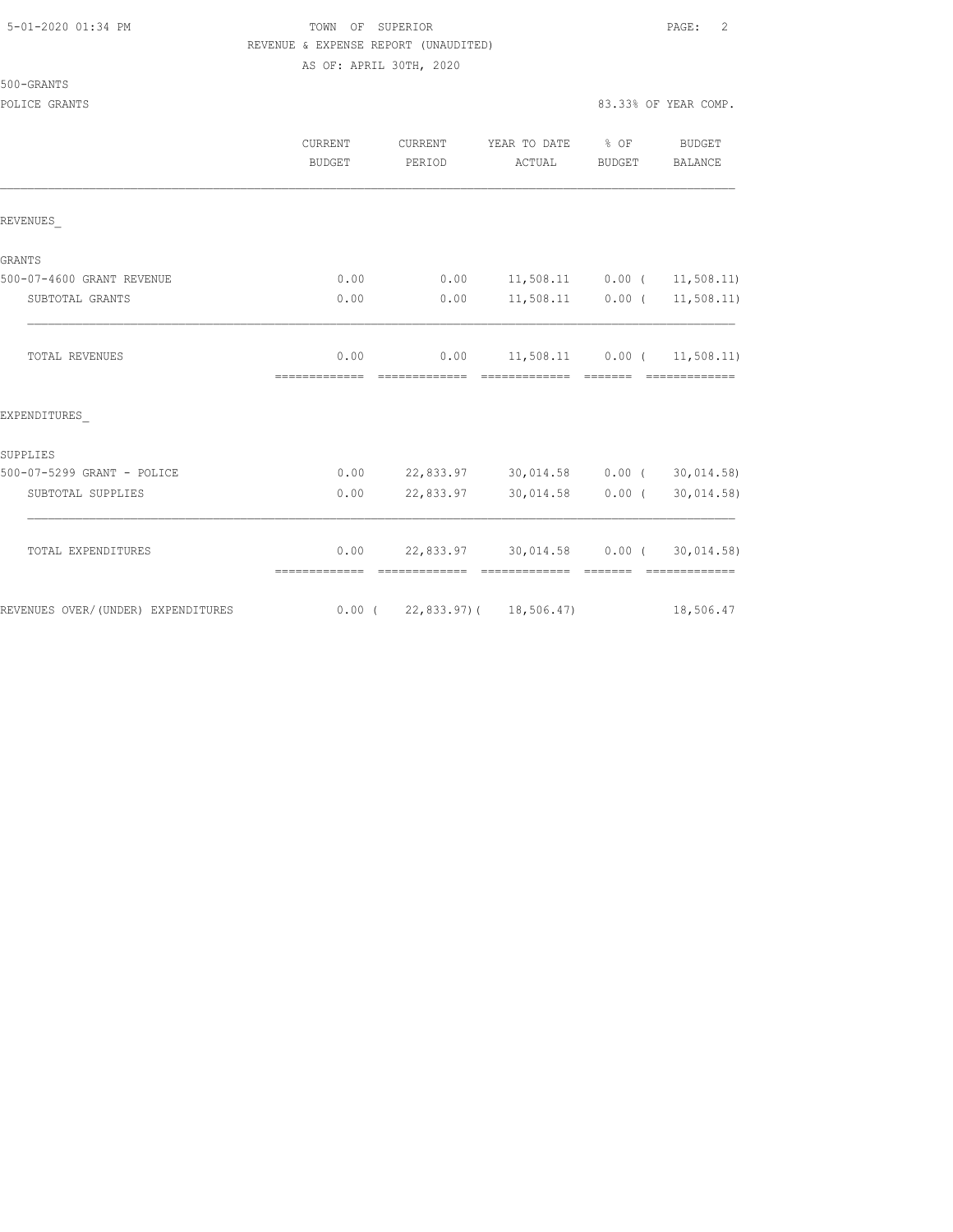TOWN OF SUPERIOR

REVENUE & EXPENSE REPORT (UNAUDITED)

AS OF: APRIL 30TH, 2020

500-GRANTS

POLICE GRANTS — 83.33% OF YEAR COMP.

| | CURRENT BUDGET | CURRENT PERIOD | YEAR TO DATE ACTUAL | % OF BUDGET | BUDGET BALANCE |
|---|---|---|---|---|---|
| REVENUES_ | | | | | |
| GRANTS | | | | | |
| 500-07-4600 GRANT REVENUE | 0.00 | 0.00 | 11,508.11 | 0.00 | ( 11,508.11) |
| SUBTOTAL GRANTS | 0.00 | 0.00 | 11,508.11 | 0.00 | ( 11,508.11) |
| TOTAL REVENUES | 0.00 | 0.00 | 11,508.11 | 0.00 | ( 11,508.11) |
| EXPENDITURES_ | | | | | |
| SUPPLIES | | | | | |
| 500-07-5299 GRANT - POLICE | 0.00 | 22,833.97 | 30,014.58 | 0.00 | ( 30,014.58) |
| SUBTOTAL SUPPLIES | 0.00 | 22,833.97 | 30,014.58 | 0.00 | ( 30,014.58) |
| TOTAL EXPENDITURES | 0.00 | 22,833.97 | 30,014.58 | 0.00 | ( 30,014.58) |
| REVENUES OVER/(UNDER) EXPENDITURES | 0.00 | ( 22,833.97) | ( 18,506.47) | | 18,506.47 |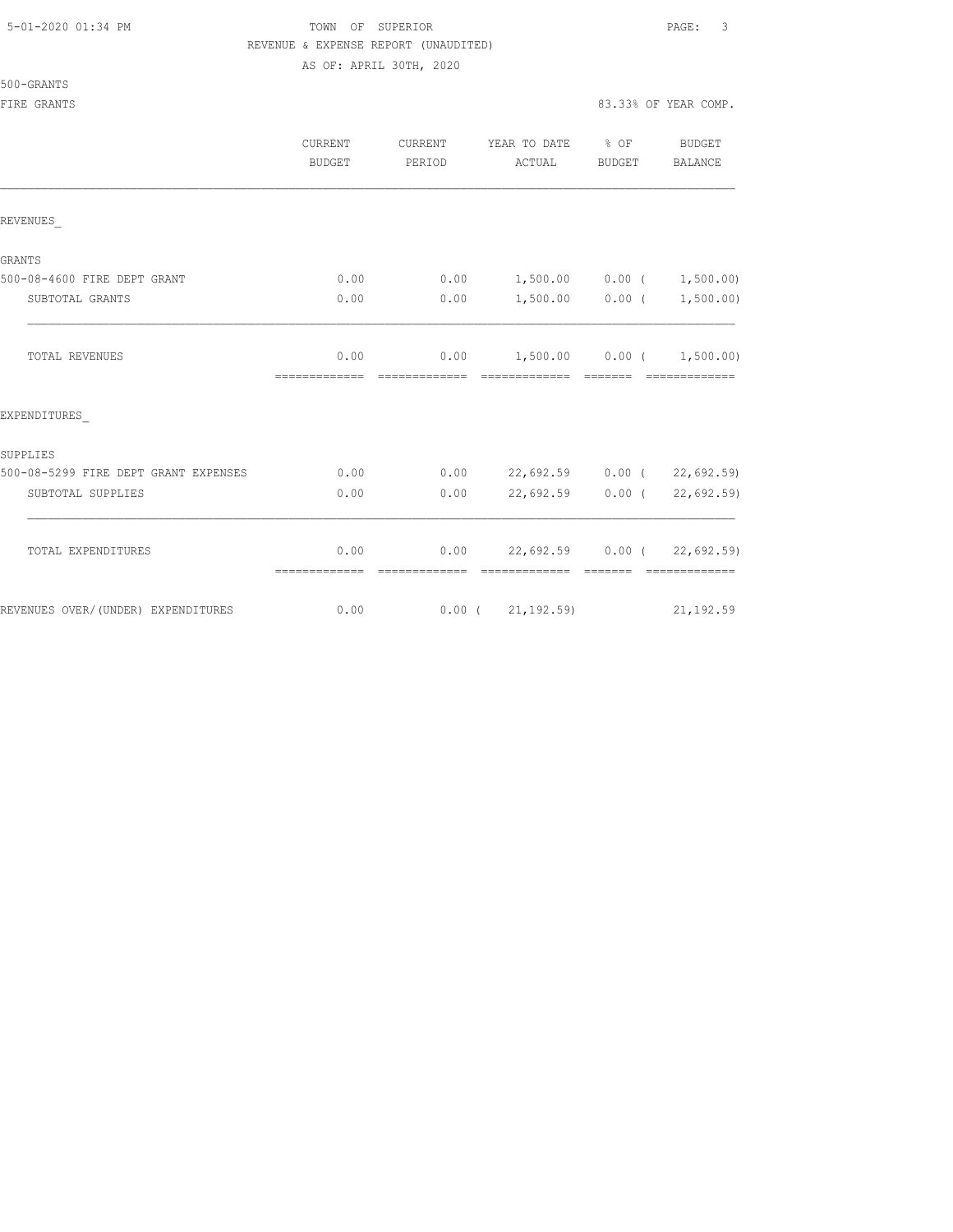TOWN OF SUPERIOR
REVENUE & EXPENSE REPORT (UNAUDITED)
AS OF: APRIL 30TH, 2020

500-GRANTS
FIRE GRANTS

83.33% OF YEAR COMP.

| | CURRENT BUDGET | CURRENT PERIOD | YEAR TO DATE ACTUAL | % OF BUDGET | BUDGET BALANCE |
|---|---|---|---|---|---|
| REVENUES_ | | | | | |
| GRANTS | | | | | |
| 500-08-4600 FIRE DEPT GRANT | 0.00 | 0.00 | 1,500.00 | 0.00 | ( 1,500.00) |
| SUBTOTAL GRANTS | 0.00 | 0.00 | 1,500.00 | 0.00 | ( 1,500.00) |
| TOTAL REVENUES | 0.00 | 0.00 | 1,500.00 | 0.00 | ( 1,500.00) |
| EXPENDITURES_ | | | | | |
| SUPPLIES | | | | | |
| 500-08-5299 FIRE DEPT GRANT EXPENSES | 0.00 | 0.00 | 22,692.59 | 0.00 | ( 22,692.59) |
| SUBTOTAL SUPPLIES | 0.00 | 0.00 | 22,692.59 | 0.00 | ( 22,692.59) |
| TOTAL EXPENDITURES | 0.00 | 0.00 | 22,692.59 | 0.00 | ( 22,692.59) |
| REVENUES OVER/(UNDER) EXPENDITURES | 0.00 | 0.00 | ( 21,192.59) | | 21,192.59 |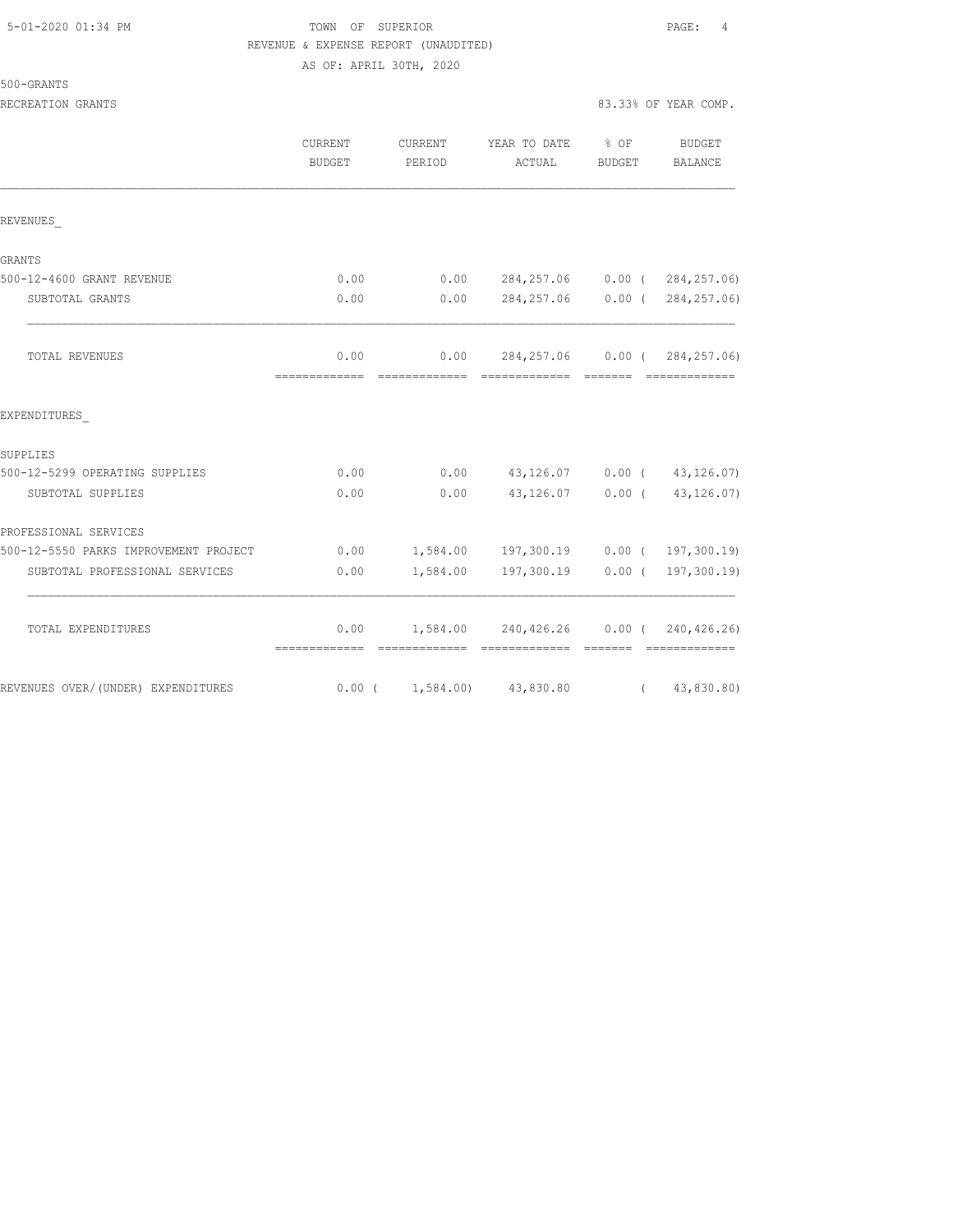5-01-2020 01:34 PM

TOWN OF SUPERIOR

REVENUE & EXPENSE REPORT (UNAUDITED)

AS OF: APRIL 30TH, 2020

500-GRANTS

RECREATION GRANTS

83.33% OF YEAR COMP.

| | CURRENT BUDGET | CURRENT PERIOD | YEAR TO DATE ACTUAL | % OF BUDGET | BUDGET BALANCE |
|---|---|---|---|---|---|
| REVENUES_ | | | | | |
| GRANTS | | | | | |
| 500-12-4600 GRANT REVENUE | 0.00 | 0.00 | 284,257.06 | 0.00 | ( 284,257.06) |
| SUBTOTAL GRANTS | 0.00 | 0.00 | 284,257.06 | 0.00 | ( 284,257.06) |
| TOTAL REVENUES | 0.00 | 0.00 | 284,257.06 | 0.00 | ( 284,257.06) |
| EXPENDITURES_ | | | | | |
| SUPPLIES | | | | | |
| 500-12-5299 OPERATING SUPPLIES | 0.00 | 0.00 | 43,126.07 | 0.00 | ( 43,126.07) |
| SUBTOTAL SUPPLIES | 0.00 | 0.00 | 43,126.07 | 0.00 | ( 43,126.07) |
| PROFESSIONAL SERVICES | | | | | |
| 500-12-5550 PARKS IMPROVEMENT PROJECT | 0.00 | 1,584.00 | 197,300.19 | 0.00 | ( 197,300.19) |
| SUBTOTAL PROFESSIONAL SERVICES | 0.00 | 1,584.00 | 197,300.19 | 0.00 | ( 197,300.19) |
| TOTAL EXPENDITURES | 0.00 | 1,584.00 | 240,426.26 | 0.00 | ( 240,426.26) |
| REVENUES OVER/(UNDER) EXPENDITURES | 0.00 | ( 1,584.00) | 43,830.80 | | ( 43,830.80) |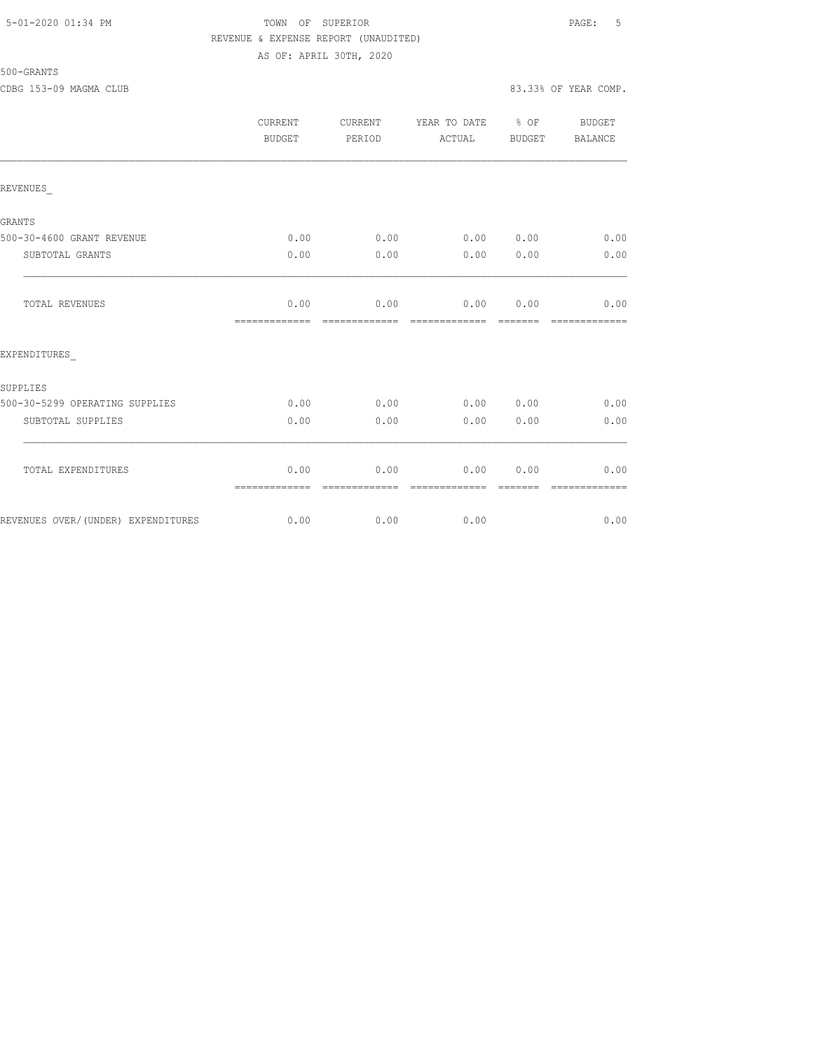TOWN OF SUPERIOR
REVENUE & EXPENSE REPORT (UNAUDITED)
AS OF: APRIL 30TH, 2020

500-GRANTS

CDBG 153-09 MAGMA CLUB

83.33% OF YEAR COMP.

| | CURRENT BUDGET | CURRENT PERIOD | YEAR TO DATE ACTUAL | % OF BUDGET | BUDGET BALANCE |
|---|---|---|---|---|---|
| REVENUES_ | | | | | |
| GRANTS | | | | | |
| 500-30-4600 GRANT REVENUE | 0.00 | 0.00 | 0.00 | 0.00 | 0.00 |
| SUBTOTAL GRANTS | 0.00 | 0.00 | 0.00 | 0.00 | 0.00 |
| TOTAL REVENUES | 0.00 | 0.00 | 0.00 | 0.00 | 0.00 |
| EXPENDITURES_ | | | | | |
| SUPPLIES | | | | | |
| 500-30-5299 OPERATING SUPPLIES | 0.00 | 0.00 | 0.00 | 0.00 | 0.00 |
| SUBTOTAL SUPPLIES | 0.00 | 0.00 | 0.00 | 0.00 | 0.00 |
| TOTAL EXPENDITURES | 0.00 | 0.00 | 0.00 | 0.00 | 0.00 |
| REVENUES OVER/(UNDER) EXPENDITURES | 0.00 | 0.00 | 0.00 | | 0.00 |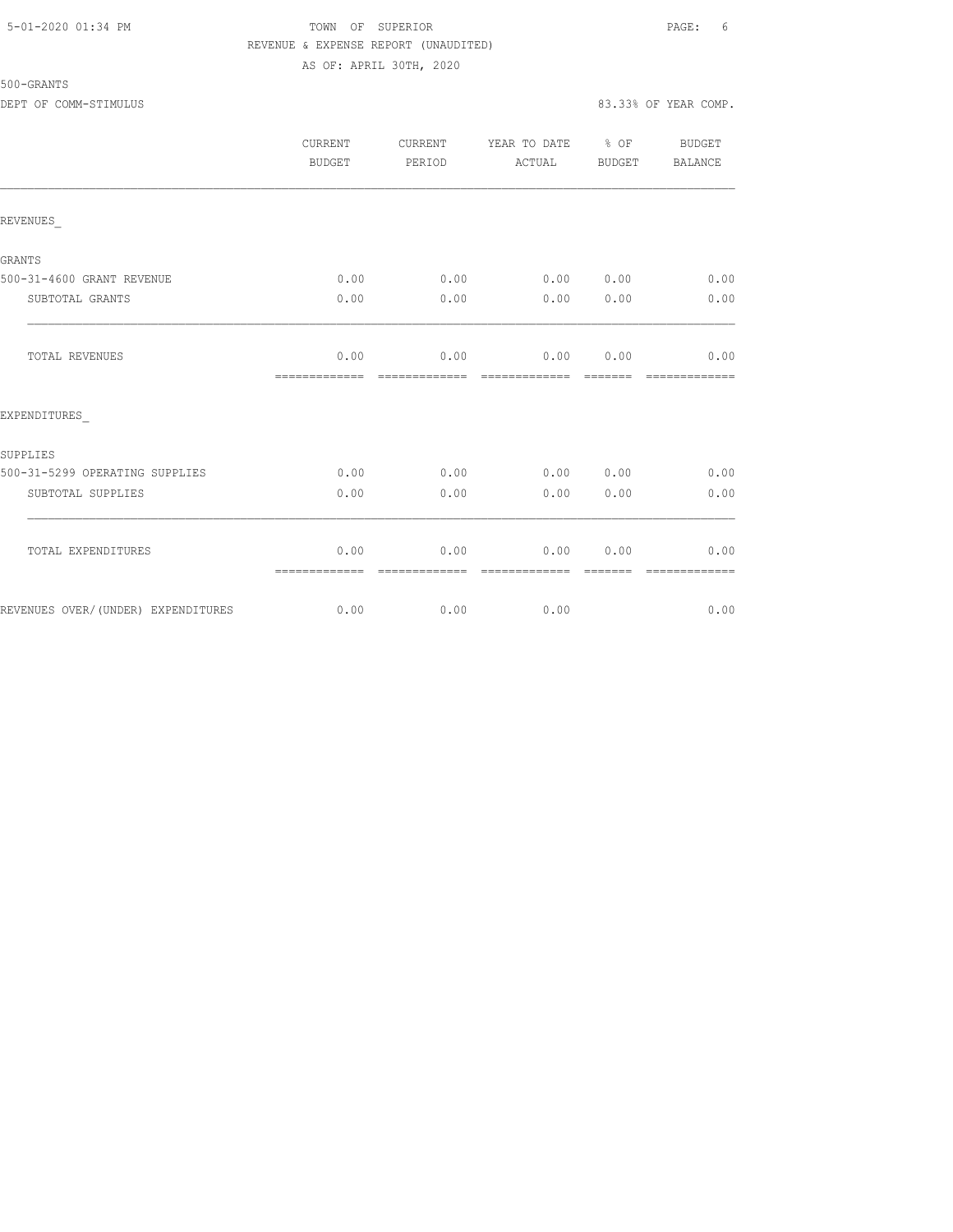5-01-2020 01:34 PM TOWN OF SUPERIOR

REVENUE & EXPENSE REPORT (UNAUDITED)

AS OF: APRIL 30TH, 2020

500-GRANTS

DEPT OF COMM-STIMULUS 83.33% OF YEAR COMP.

| | CURRENT BUDGET | CURRENT PERIOD | YEAR TO DATE ACTUAL | % OF BUDGET | BUDGET BALANCE |
|---|---|---|---|---|---|
| REVENUES_ | | | | | |
| GRANTS | | | | | |
| 500-31-4600 GRANT REVENUE | 0.00 | 0.00 | 0.00 | 0.00 | 0.00 |
| SUBTOTAL GRANTS | 0.00 | 0.00 | 0.00 | 0.00 | 0.00 |
| TOTAL REVENUES | 0.00 | 0.00 | 0.00 | 0.00 | 0.00 |
| EXPENDITURES_ | | | | | |
| SUPPLIES | | | | | |
| 500-31-5299 OPERATING SUPPLIES | 0.00 | 0.00 | 0.00 | 0.00 | 0.00 |
| SUBTOTAL SUPPLIES | 0.00 | 0.00 | 0.00 | 0.00 | 0.00 |
| TOTAL EXPENDITURES | 0.00 | 0.00 | 0.00 | 0.00 | 0.00 |
| REVENUES OVER/(UNDER) EXPENDITURES | 0.00 | 0.00 | 0.00 | | 0.00 |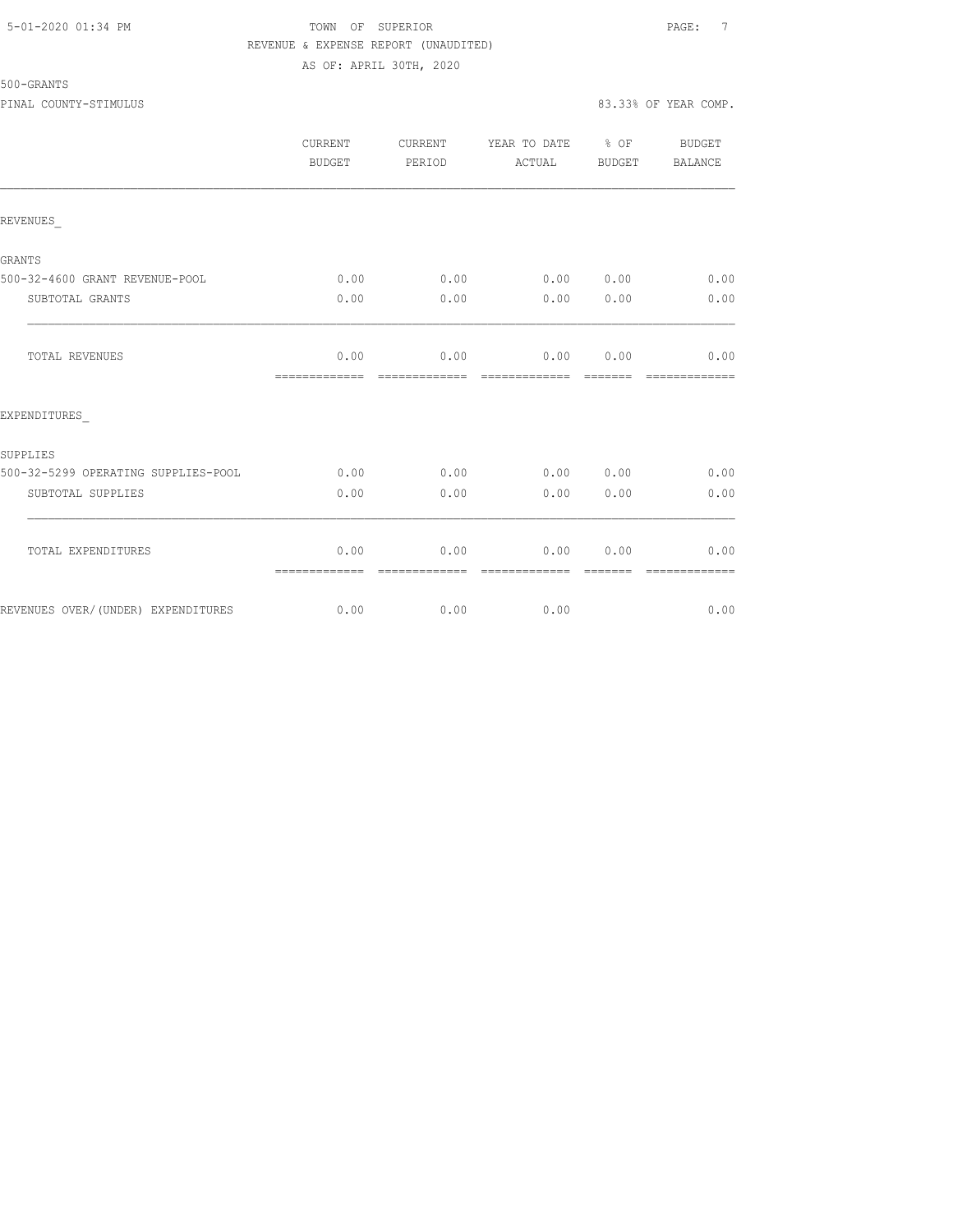5-01-2020 01:34 PM

TOWN OF SUPERIOR

REVENUE & EXPENSE REPORT (UNAUDITED)

AS OF: APRIL 30TH, 2020

500-GRANTS

PINAL COUNTY-STIMULUS

83.33% OF YEAR COMP.

| | CURRENT BUDGET | CURRENT PERIOD | YEAR TO DATE ACTUAL | % OF BUDGET | BUDGET BALANCE |
|---|---|---|---|---|---|
| REVENUES_ | | | | | |
| GRANTS | | | | | |
| 500-32-4600 GRANT REVENUE-POOL | 0.00 | 0.00 | 0.00 | 0.00 | 0.00 |
| SUBTOTAL GRANTS | 0.00 | 0.00 | 0.00 | 0.00 | 0.00 |
| TOTAL REVENUES | 0.00 | 0.00 | 0.00 | 0.00 | 0.00 |
| EXPENDITURES_ | | | | | |
| SUPPLIES | | | | | |
| 500-32-5299 OPERATING SUPPLIES-POOL | 0.00 | 0.00 | 0.00 | 0.00 | 0.00 |
| SUBTOTAL SUPPLIES | 0.00 | 0.00 | 0.00 | 0.00 | 0.00 |
| TOTAL EXPENDITURES | 0.00 | 0.00 | 0.00 | 0.00 | 0.00 |
| REVENUES OVER/(UNDER) EXPENDITURES | 0.00 | 0.00 | 0.00 | | 0.00 |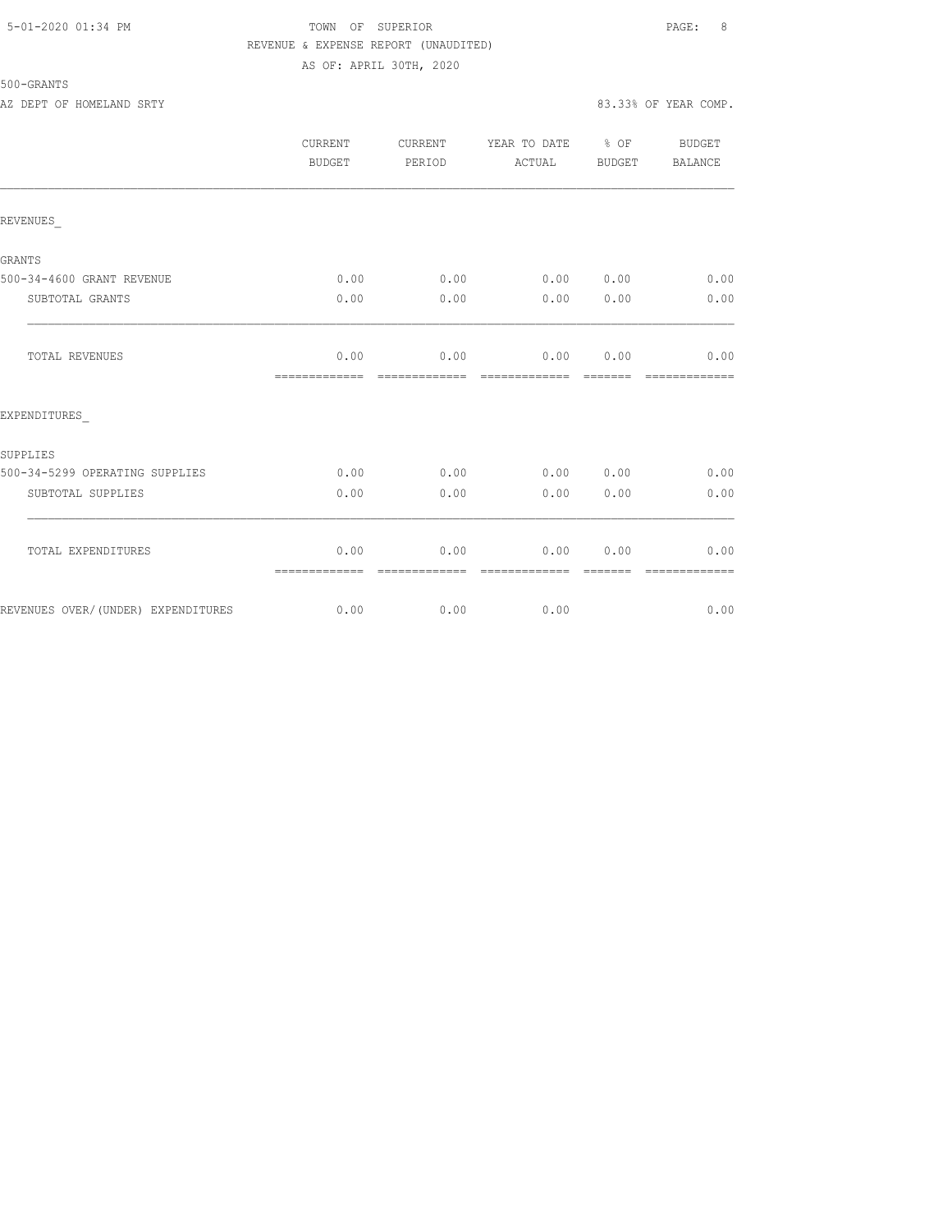TOWN OF SUPERIOR
REVENUE & EXPENSE REPORT (UNAUDITED)
AS OF: APRIL 30TH, 2020

500-GRANTS

AZ DEPT OF HOMELAND SRTY — 83.33% OF YEAR COMP.

| | CURRENT BUDGET | CURRENT PERIOD | YEAR TO DATE ACTUAL | % OF BUDGET | BUDGET BALANCE |
|---|---|---|---|---|---|
| REVENUES_ | | | | | |
| GRANTS | | | | | |
| 500-34-4600 GRANT REVENUE | 0.00 | 0.00 | 0.00 | 0.00 | 0.00 |
| SUBTOTAL GRANTS | 0.00 | 0.00 | 0.00 | 0.00 | 0.00 |
| TOTAL REVENUES | 0.00 | 0.00 | 0.00 | 0.00 | 0.00 |
| EXPENDITURES_ | | | | | |
| SUPPLIES | | | | | |
| 500-34-5299 OPERATING SUPPLIES | 0.00 | 0.00 | 0.00 | 0.00 | 0.00 |
| SUBTOTAL SUPPLIES | 0.00 | 0.00 | 0.00 | 0.00 | 0.00 |
| TOTAL EXPENDITURES | 0.00 | 0.00 | 0.00 | 0.00 | 0.00 |
| REVENUES OVER/(UNDER) EXPENDITURES | 0.00 | 0.00 | 0.00 | | 0.00 |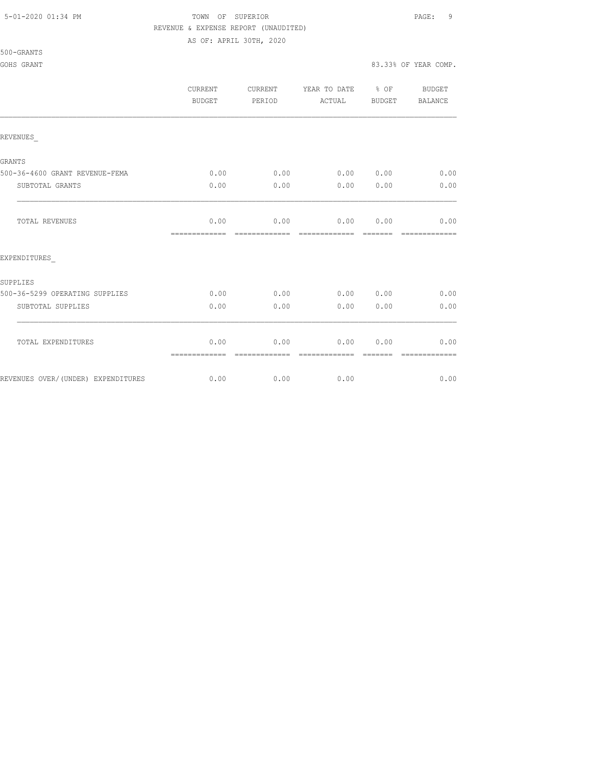TOWN OF SUPERIOR

REVENUE & EXPENSE REPORT (UNAUDITED)

AS OF: APRIL 30TH, 2020

5-01-2020 01:34 PM

500-GRANTS

GOHS GRANT

83.33% OF YEAR COMP.

| | CURRENT BUDGET | CURRENT PERIOD | YEAR TO DATE ACTUAL | % OF BUDGET | BUDGET BALANCE |
|---|---|---|---|---|---|
| REVENUES_ | | | | | |
| GRANTS | | | | | |
| 500-36-4600 GRANT REVENUE-FEMA | 0.00 | 0.00 | 0.00 | 0.00 | 0.00 |
| SUBTOTAL GRANTS | 0.00 | 0.00 | 0.00 | 0.00 | 0.00 |
| TOTAL REVENUES | 0.00 | 0.00 | 0.00 | 0.00 | 0.00 |
| EXPENDITURES_ | | | | | |
| SUPPLIES | | | | | |
| 500-36-5299 OPERATING SUPPLIES | 0.00 | 0.00 | 0.00 | 0.00 | 0.00 |
| SUBTOTAL SUPPLIES | 0.00 | 0.00 | 0.00 | 0.00 | 0.00 |
| TOTAL EXPENDITURES | 0.00 | 0.00 | 0.00 | 0.00 | 0.00 |
| REVENUES OVER/(UNDER) EXPENDITURES | 0.00 | 0.00 | 0.00 | | 0.00 |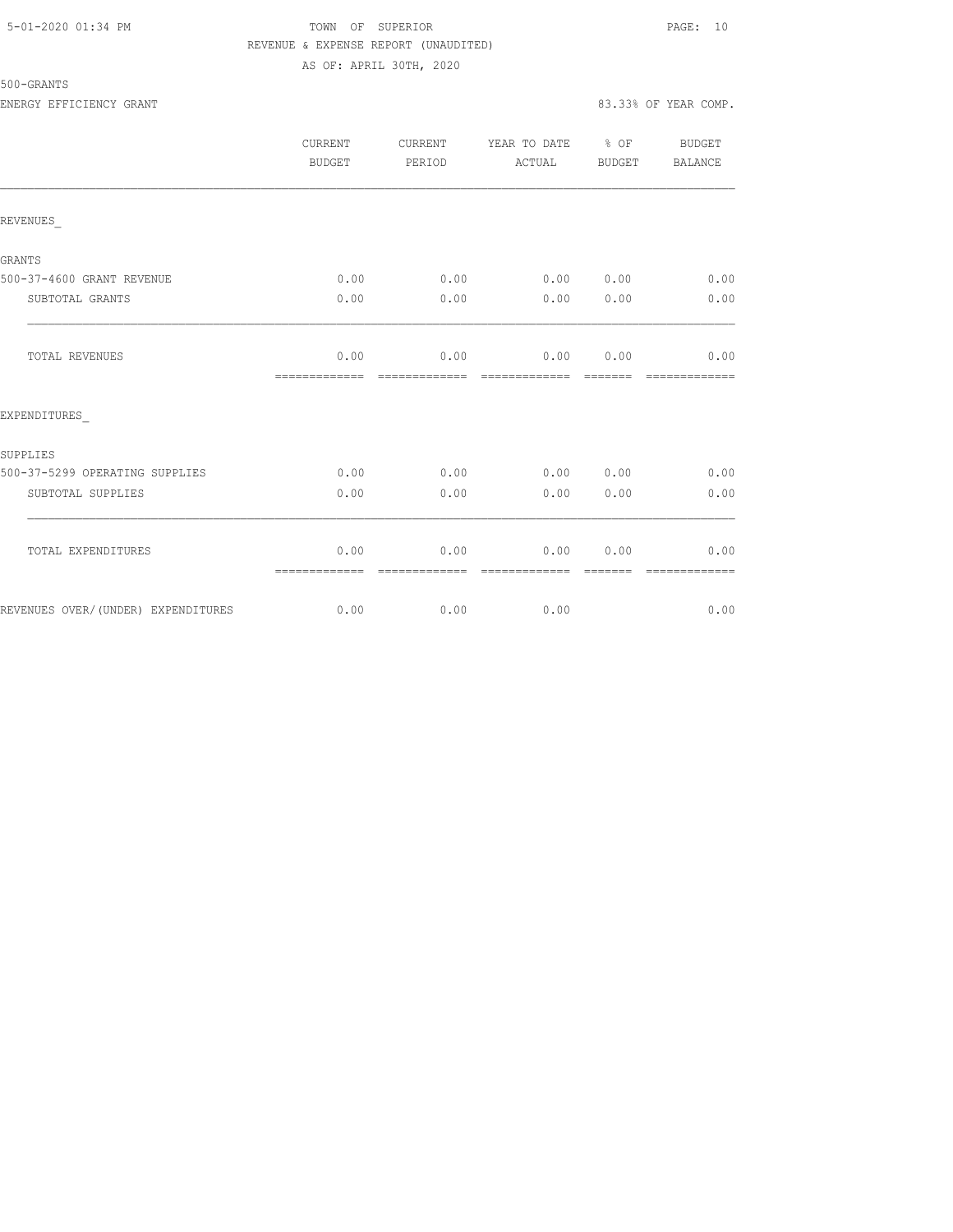TOWN OF SUPERIOR

REVENUE & EXPENSE REPORT (UNAUDITED)

AS OF: APRIL 30TH, 2020

500-GRANTS

ENERGY EFFICIENCY GRANT

83.33% OF YEAR COMP.

| | CURRENT BUDGET | CURRENT PERIOD | YEAR TO DATE ACTUAL | % OF BUDGET | BUDGET BALANCE |
|---|---|---|---|---|---|
| REVENUES_ | | | | | |
| GRANTS | | | | | |
| 500-37-4600 GRANT REVENUE | 0.00 | 0.00 | 0.00 | 0.00 | 0.00 |
| SUBTOTAL GRANTS | 0.00 | 0.00 | 0.00 | 0.00 | 0.00 |
| TOTAL REVENUES | 0.00 | 0.00 | 0.00 | 0.00 | 0.00 |
| EXPENDITURES_ | | | | | |
| SUPPLIES | | | | | |
| 500-37-5299 OPERATING SUPPLIES | 0.00 | 0.00 | 0.00 | 0.00 | 0.00 |
| SUBTOTAL SUPPLIES | 0.00 | 0.00 | 0.00 | 0.00 | 0.00 |
| TOTAL EXPENDITURES | 0.00 | 0.00 | 0.00 | 0.00 | 0.00 |
| REVENUES OVER/(UNDER) EXPENDITURES | 0.00 | 0.00 | 0.00 | | 0.00 |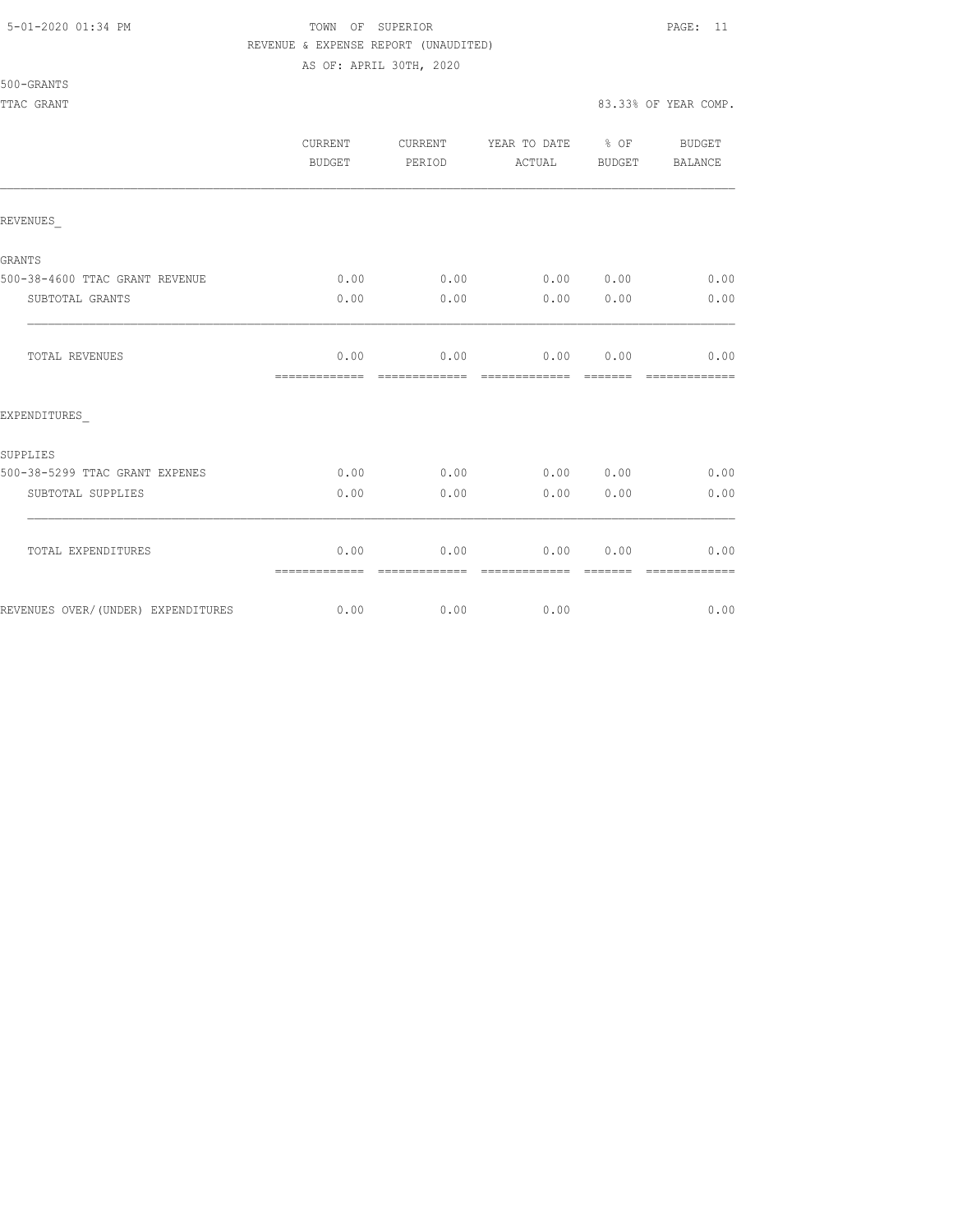5-01-2020 01:34 PM

TOWN OF SUPERIOR

REVENUE & EXPENSE REPORT (UNAUDITED)

AS OF: APRIL 30TH, 2020

500-GRANTS

TTAC GRANT

83.33% OF YEAR COMP.

| | CURRENT BUDGET | CURRENT PERIOD | YEAR TO DATE ACTUAL | % OF BUDGET | BUDGET BALANCE |
|---|---|---|---|---|---|
| REVENUES_ | | | | | |
| GRANTS | | | | | |
| 500-38-4600 TTAC GRANT REVENUE | 0.00 | 0.00 | 0.00 | 0.00 | 0.00 |
| SUBTOTAL GRANTS | 0.00 | 0.00 | 0.00 | 0.00 | 0.00 |
| TOTAL REVENUES | 0.00 | 0.00 | 0.00 | 0.00 | 0.00 |
| EXPENDITURES_ | | | | | |
| SUPPLIES | | | | | |
| 500-38-5299 TTAC GRANT EXPENES | 0.00 | 0.00 | 0.00 | 0.00 | 0.00 |
| SUBTOTAL SUPPLIES | 0.00 | 0.00 | 0.00 | 0.00 | 0.00 |
| TOTAL EXPENDITURES | 0.00 | 0.00 | 0.00 | 0.00 | 0.00 |
| REVENUES OVER/(UNDER) EXPENDITURES | 0.00 | 0.00 | 0.00 | | 0.00 |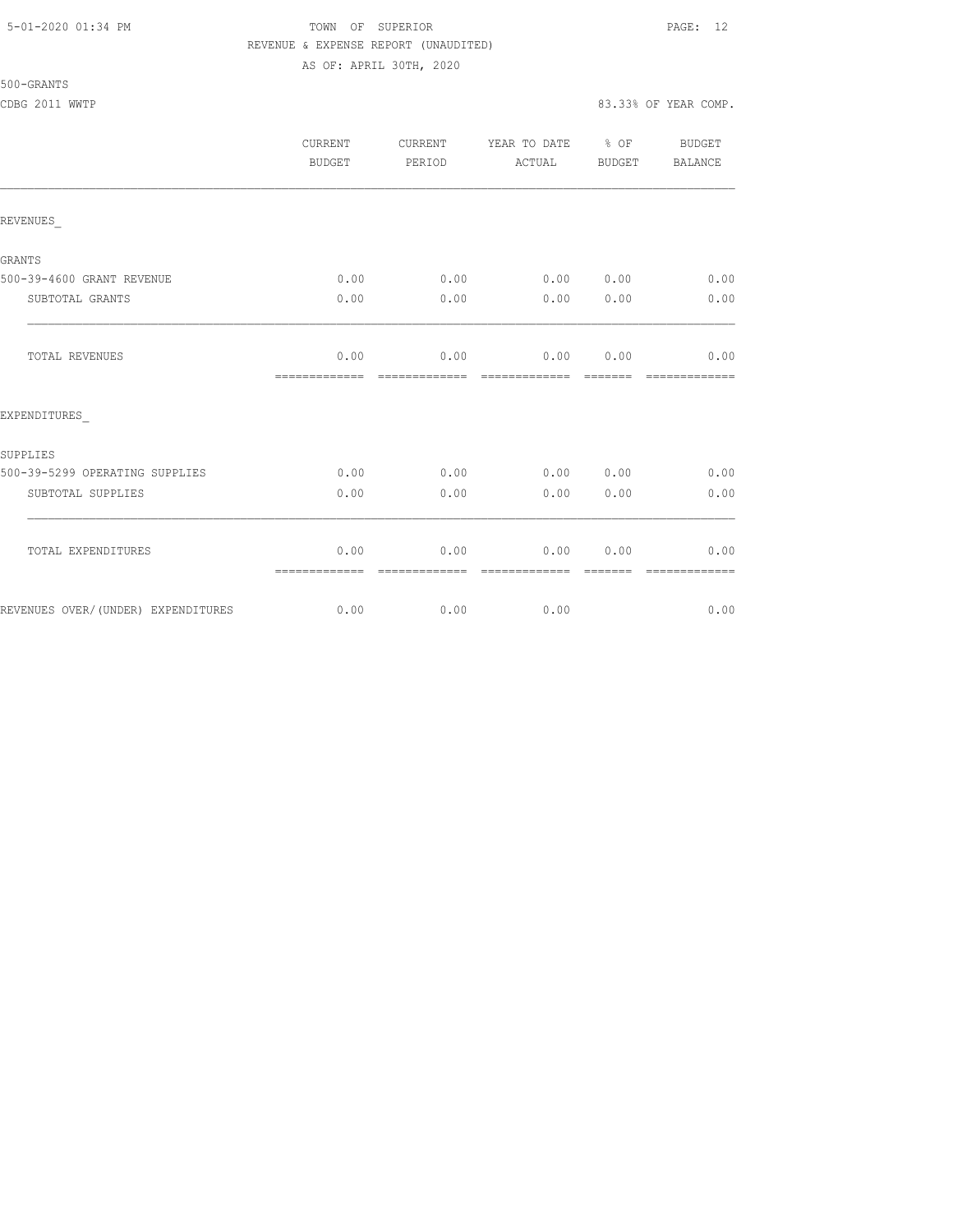5-01-2020 01:34 PM

TOWN OF SUPERIOR

REVENUE & EXPENSE REPORT (UNAUDITED)

AS OF: APRIL 30TH, 2020

500-GRANTS

CDBG 2011 WWTP

83.33% OF YEAR COMP.

| | CURRENT BUDGET | CURRENT PERIOD | YEAR TO DATE ACTUAL | % OF BUDGET | BUDGET BALANCE |
|---|---|---|---|---|---|
| REVENUES_ | | | | | |
| GRANTS | | | | | |
| 500-39-4600 GRANT REVENUE | 0.00 | 0.00 | 0.00 | 0.00 | 0.00 |
| SUBTOTAL GRANTS | 0.00 | 0.00 | 0.00 | 0.00 | 0.00 |
| TOTAL REVENUES | 0.00 | 0.00 | 0.00 | 0.00 | 0.00 |
| EXPENDITURES_ | | | | | |
| SUPPLIES | | | | | |
| 500-39-5299 OPERATING SUPPLIES | 0.00 | 0.00 | 0.00 | 0.00 | 0.00 |
| SUBTOTAL SUPPLIES | 0.00 | 0.00 | 0.00 | 0.00 | 0.00 |
| TOTAL EXPENDITURES | 0.00 | 0.00 | 0.00 | 0.00 | 0.00 |
| REVENUES OVER/(UNDER) EXPENDITURES | 0.00 | 0.00 | 0.00 | | 0.00 |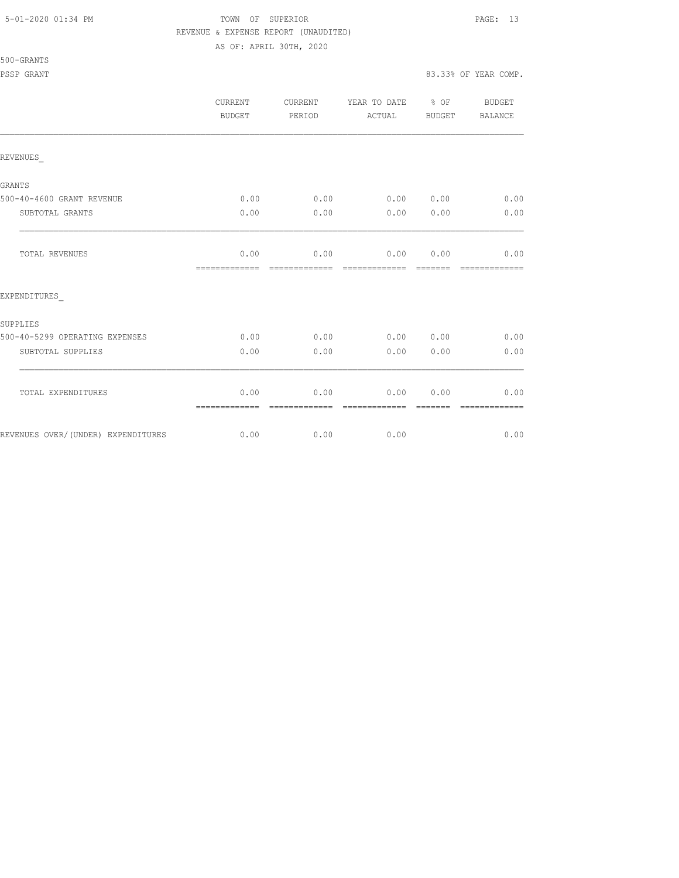TOWN OF SUPERIOR

REVENUE & EXPENSE REPORT (UNAUDITED)

AS OF: APRIL 30TH, 2020

500-GRANTS

PSSP GRANT — 83.33% OF YEAR COMP.

| | CURRENT BUDGET | CURRENT PERIOD | YEAR TO DATE ACTUAL | % OF BUDGET | BUDGET BALANCE |
|---|---|---|---|---|---|
| REVENUES_ | | | | | |
| GRANTS | | | | | |
| 500-40-4600 GRANT REVENUE | 0.00 | 0.00 | 0.00 | 0.00 | 0.00 |
| SUBTOTAL GRANTS | 0.00 | 0.00 | 0.00 | 0.00 | 0.00 |
| TOTAL REVENUES | 0.00 | 0.00 | 0.00 | 0.00 | 0.00 |
| EXPENDITURES_ | | | | | |
| SUPPLIES | | | | | |
| 500-40-5299 OPERATING EXPENSES | 0.00 | 0.00 | 0.00 | 0.00 | 0.00 |
| SUBTOTAL SUPPLIES | 0.00 | 0.00 | 0.00 | 0.00 | 0.00 |
| TOTAL EXPENDITURES | 0.00 | 0.00 | 0.00 | 0.00 | 0.00 |
| REVENUES OVER/(UNDER) EXPENDITURES | 0.00 | 0.00 | 0.00 | | 0.00 |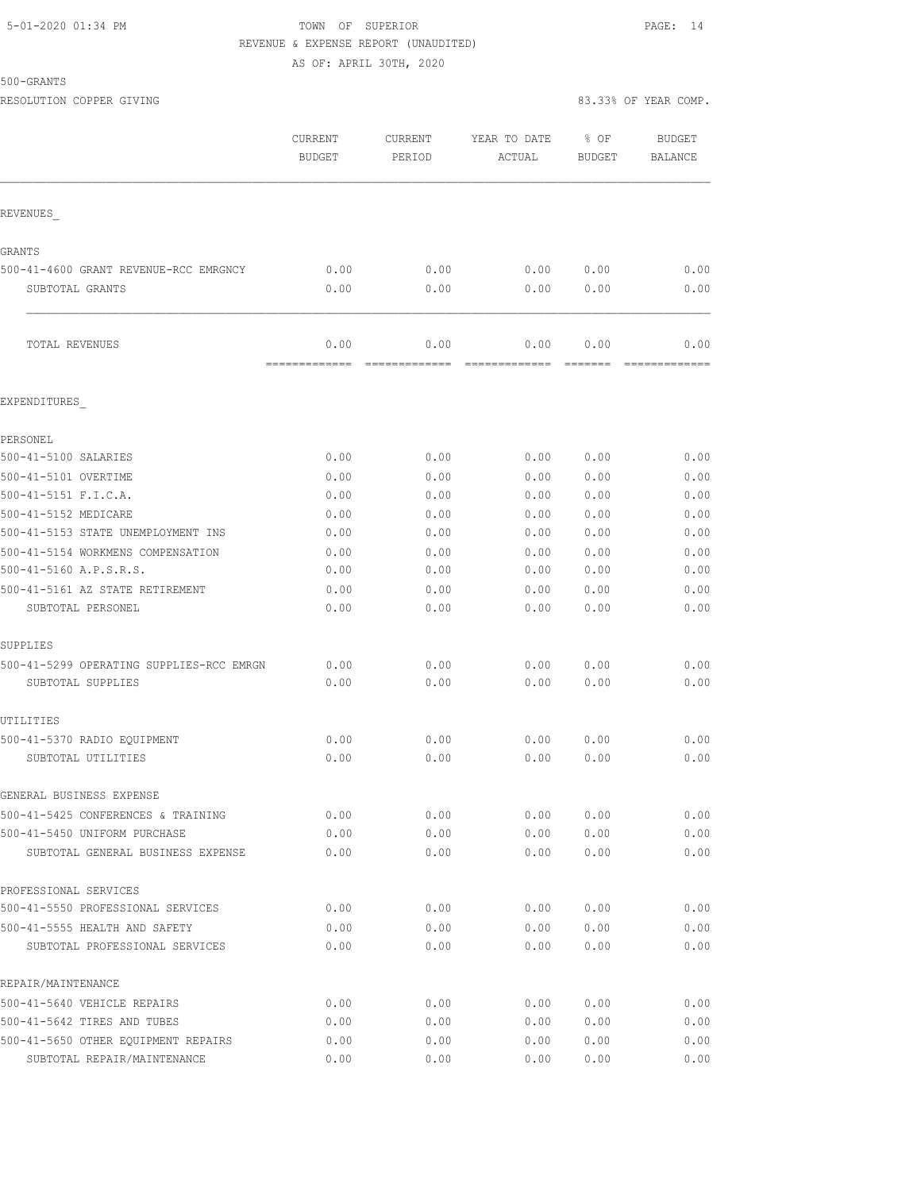5-01-2020 01:34 PM TOWN OF SUPERIOR PAGE: 14

REVENUE & EXPENSE REPORT (UNAUDITED)

AS OF: APRIL 30TH, 2020

500-GRANTS

RESOLUTION COPPER GIVING 83.33% OF YEAR COMP.

| | CURRENT BUDGET | CURRENT PERIOD | YEAR TO DATE ACTUAL | % OF BUDGET | BUDGET BALANCE |
|---|---|---|---|---|---|
| REVENUES_ | | | | | |
| GRANTS | | | | | |
| 500-41-4600 GRANT REVENUE-RCC EMRGNCY | 0.00 | 0.00 | 0.00 | 0.00 | 0.00 |
| SUBTOTAL GRANTS | 0.00 | 0.00 | 0.00 | 0.00 | 0.00 |
| TOTAL REVENUES | 0.00 | 0.00 | 0.00 | 0.00 | 0.00 |
| EXPENDITURES_ | | | | | |
| PERSONEL | | | | | |
| 500-41-5100 SALARIES | 0.00 | 0.00 | 0.00 | 0.00 | 0.00 |
| 500-41-5101 OVERTIME | 0.00 | 0.00 | 0.00 | 0.00 | 0.00 |
| 500-41-5151 F.I.C.A. | 0.00 | 0.00 | 0.00 | 0.00 | 0.00 |
| 500-41-5152 MEDICARE | 0.00 | 0.00 | 0.00 | 0.00 | 0.00 |
| 500-41-5153 STATE UNEMPLOYMENT INS | 0.00 | 0.00 | 0.00 | 0.00 | 0.00 |
| 500-41-5154 WORKMENS COMPENSATION | 0.00 | 0.00 | 0.00 | 0.00 | 0.00 |
| 500-41-5160 A.P.S.R.S. | 0.00 | 0.00 | 0.00 | 0.00 | 0.00 |
| 500-41-5161 AZ STATE RETIREMENT | 0.00 | 0.00 | 0.00 | 0.00 | 0.00 |
| SUBTOTAL PERSONEL | 0.00 | 0.00 | 0.00 | 0.00 | 0.00 |
| SUPPLIES | | | | | |
| 500-41-5299 OPERATING SUPPLIES-RCC EMRGN | 0.00 | 0.00 | 0.00 | 0.00 | 0.00 |
| SUBTOTAL SUPPLIES | 0.00 | 0.00 | 0.00 | 0.00 | 0.00 |
| UTILITIES | | | | | |
| 500-41-5370 RADIO EQUIPMENT | 0.00 | 0.00 | 0.00 | 0.00 | 0.00 |
| SUBTOTAL UTILITIES | 0.00 | 0.00 | 0.00 | 0.00 | 0.00 |
| GENERAL BUSINESS EXPENSE | | | | | |
| 500-41-5425 CONFERENCES & TRAINING | 0.00 | 0.00 | 0.00 | 0.00 | 0.00 |
| 500-41-5450 UNIFORM PURCHASE | 0.00 | 0.00 | 0.00 | 0.00 | 0.00 |
| SUBTOTAL GENERAL BUSINESS EXPENSE | 0.00 | 0.00 | 0.00 | 0.00 | 0.00 |
| PROFESSIONAL SERVICES | | | | | |
| 500-41-5550 PROFESSIONAL SERVICES | 0.00 | 0.00 | 0.00 | 0.00 | 0.00 |
| 500-41-5555 HEALTH AND SAFETY | 0.00 | 0.00 | 0.00 | 0.00 | 0.00 |
| SUBTOTAL PROFESSIONAL SERVICES | 0.00 | 0.00 | 0.00 | 0.00 | 0.00 |
| REPAIR/MAINTENANCE | | | | | |
| 500-41-5640 VEHICLE REPAIRS | 0.00 | 0.00 | 0.00 | 0.00 | 0.00 |
| 500-41-5642 TIRES AND TUBES | 0.00 | 0.00 | 0.00 | 0.00 | 0.00 |
| 500-41-5650 OTHER EQUIPMENT REPAIRS | 0.00 | 0.00 | 0.00 | 0.00 | 0.00 |
| SUBTOTAL REPAIR/MAINTENANCE | 0.00 | 0.00 | 0.00 | 0.00 | 0.00 |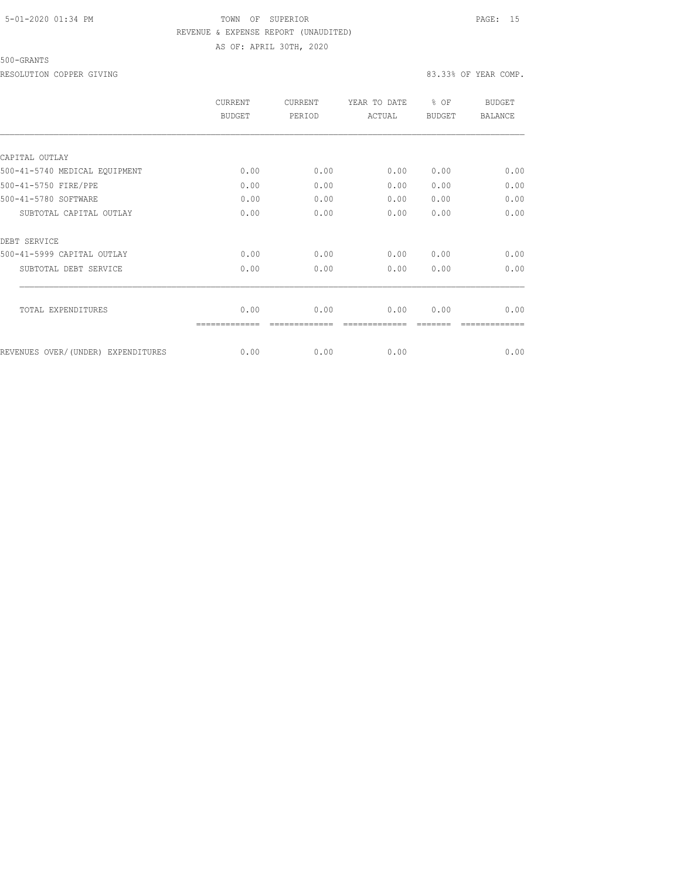TOWN OF SUPERIOR

REVENUE & EXPENSE REPORT (UNAUDITED)

AS OF: APRIL 30TH, 2020

500-GRANTS

RESOLUTION COPPER GIVING — 83.33% OF YEAR COMP.

| | CURRENT BUDGET | CURRENT PERIOD | YEAR TO DATE ACTUAL | % OF BUDGET | BUDGET BALANCE |
|---|---|---|---|---|---|
| CAPITAL OUTLAY | | | | | |
| 500-41-5740 MEDICAL EQUIPMENT | 0.00 | 0.00 | 0.00 | 0.00 | 0.00 |
| 500-41-5750 FIRE/PPE | 0.00 | 0.00 | 0.00 | 0.00 | 0.00 |
| 500-41-5780 SOFTWARE | 0.00 | 0.00 | 0.00 | 0.00 | 0.00 |
| SUBTOTAL CAPITAL OUTLAY | 0.00 | 0.00 | 0.00 | 0.00 | 0.00 |
| DEBT SERVICE | | | | | |
| 500-41-5999 CAPITAL OUTLAY | 0.00 | 0.00 | 0.00 | 0.00 | 0.00 |
| SUBTOTAL DEBT SERVICE | 0.00 | 0.00 | 0.00 | 0.00 | 0.00 |
| TOTAL EXPENDITURES | 0.00 | 0.00 | 0.00 | 0.00 | 0.00 |
| REVENUES OVER/(UNDER) EXPENDITURES | 0.00 | 0.00 | 0.00 | | 0.00 |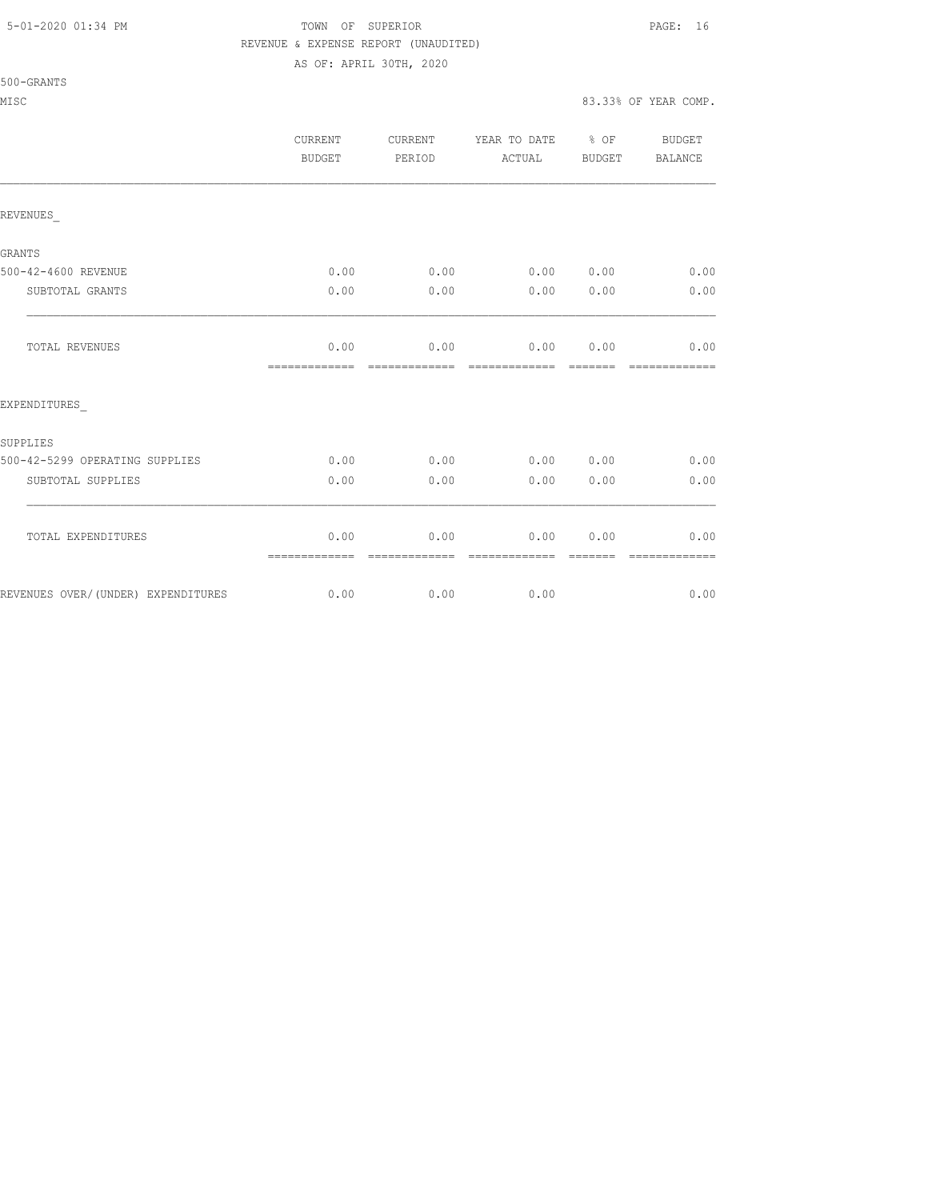TOWN OF SUPERIOR
REVENUE & EXPENSE REPORT (UNAUDITED)
AS OF: APRIL 30TH, 2020

500-GRANTS
MISC

83.33% OF YEAR COMP.

| | CURRENT BUDGET | CURRENT PERIOD | YEAR TO DATE ACTUAL | % OF BUDGET | BUDGET BALANCE |
|---|---|---|---|---|---|
| REVENUES_ | | | | | |
| GRANTS | | | | | |
| 500-42-4600 REVENUE | 0.00 | 0.00 | 0.00 | 0.00 | 0.00 |
| SUBTOTAL GRANTS | 0.00 | 0.00 | 0.00 | 0.00 | 0.00 |
| TOTAL REVENUES | 0.00 | 0.00 | 0.00 | 0.00 | 0.00 |
| EXPENDITURES_ | | | | | |
| SUPPLIES | | | | | |
| 500-42-5299 OPERATING SUPPLIES | 0.00 | 0.00 | 0.00 | 0.00 | 0.00 |
| SUBTOTAL SUPPLIES | 0.00 | 0.00 | 0.00 | 0.00 | 0.00 |
| TOTAL EXPENDITURES | 0.00 | 0.00 | 0.00 | 0.00 | 0.00 |
| REVENUES OVER/(UNDER) EXPENDITURES | 0.00 | 0.00 | 0.00 | | 0.00 |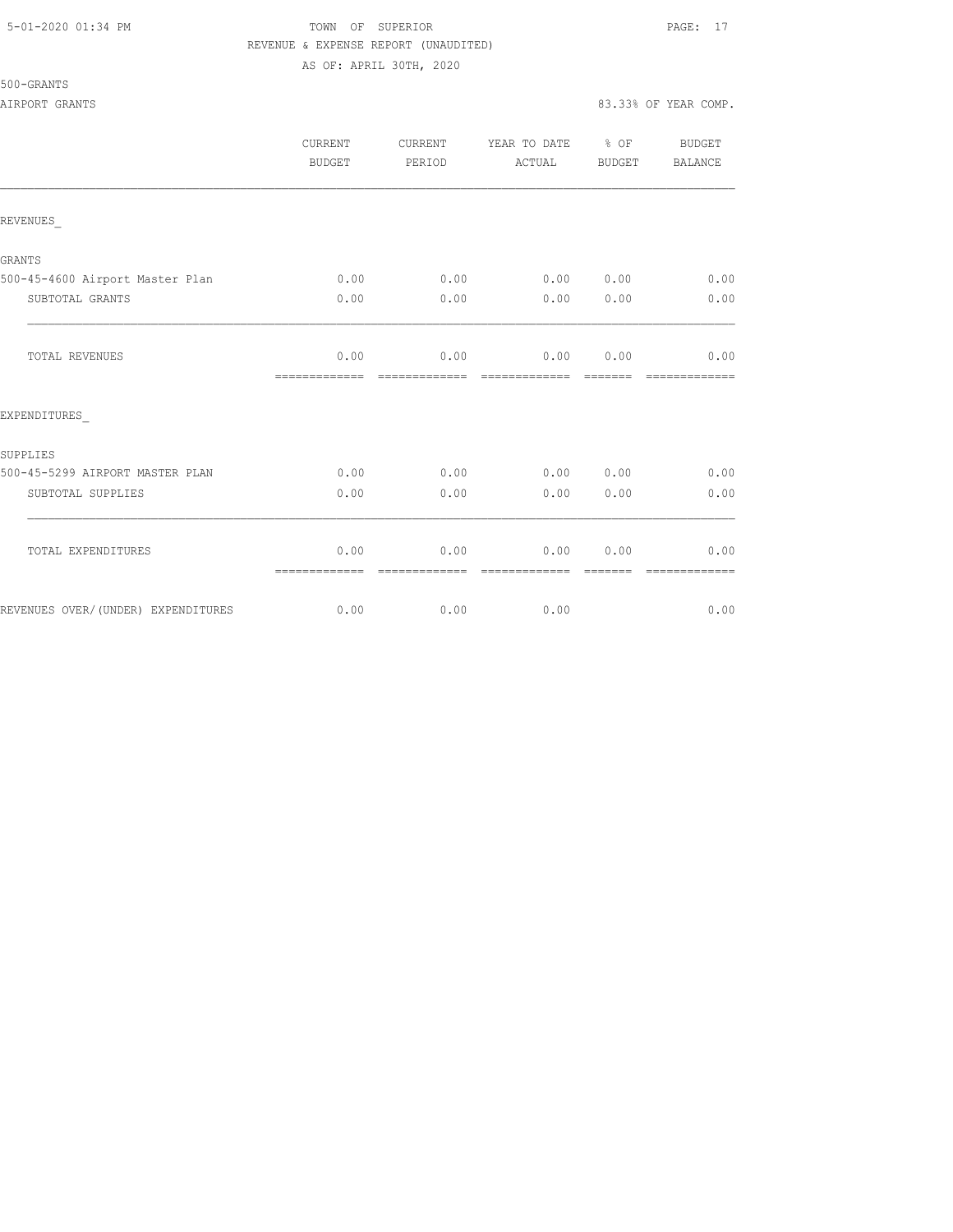TOWN OF SUPERIOR

REVENUE & EXPENSE REPORT (UNAUDITED)

AS OF: APRIL 30TH, 2020

500-GRANTS

AIRPORT GRANTS

83.33% OF YEAR COMP.

| | CURRENT BUDGET | CURRENT PERIOD | YEAR TO DATE ACTUAL | % OF BUDGET | BUDGET BALANCE |
|---|---|---|---|---|---|
| REVENUES_ | | | | | |
| GRANTS | | | | | |
| 500-45-4600 Airport Master Plan | 0.00 | 0.00 | 0.00 | 0.00 | 0.00 |
| SUBTOTAL GRANTS | 0.00 | 0.00 | 0.00 | 0.00 | 0.00 |
| TOTAL REVENUES | 0.00 | 0.00 | 0.00 | 0.00 | 0.00 |
| EXPENDITURES_ | | | | | |
| SUPPLIES | | | | | |
| 500-45-5299 AIRPORT MASTER PLAN | 0.00 | 0.00 | 0.00 | 0.00 | 0.00 |
| SUBTOTAL SUPPLIES | 0.00 | 0.00 | 0.00 | 0.00 | 0.00 |
| TOTAL EXPENDITURES | 0.00 | 0.00 | 0.00 | 0.00 | 0.00 |
| REVENUES OVER/(UNDER) EXPENDITURES | 0.00 | 0.00 | 0.00 | | 0.00 |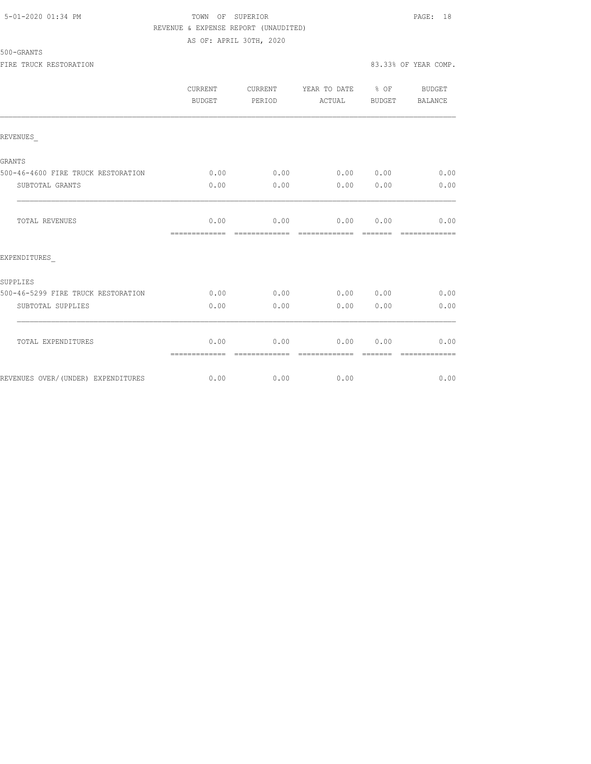TOWN OF SUPERIOR
REVENUE & EXPENSE REPORT (UNAUDITED)
AS OF: APRIL 30TH, 2020

500-GRANTS

FIRE TRUCK RESTORATION

83.33% OF YEAR COMP.

| | CURRENT BUDGET | CURRENT PERIOD | YEAR TO DATE ACTUAL | % OF BUDGET | BUDGET BALANCE |
|---|---|---|---|---|---|
| REVENUES_ | | | | | |
| GRANTS | | | | | |
| 500-46-4600 FIRE TRUCK RESTORATION | 0.00 | 0.00 | 0.00 | 0.00 | 0.00 |
| SUBTOTAL GRANTS | 0.00 | 0.00 | 0.00 | 0.00 | 0.00 |
| TOTAL REVENUES | 0.00 | 0.00 | 0.00 | 0.00 | 0.00 |
| EXPENDITURES_ | | | | | |
| SUPPLIES | | | | | |
| 500-46-5299 FIRE TRUCK RESTORATION | 0.00 | 0.00 | 0.00 | 0.00 | 0.00 |
| SUBTOTAL SUPPLIES | 0.00 | 0.00 | 0.00 | 0.00 | 0.00 |
| TOTAL EXPENDITURES | 0.00 | 0.00 | 0.00 | 0.00 | 0.00 |
| REVENUES OVER/(UNDER) EXPENDITURES | 0.00 | 0.00 | 0.00 | | 0.00 |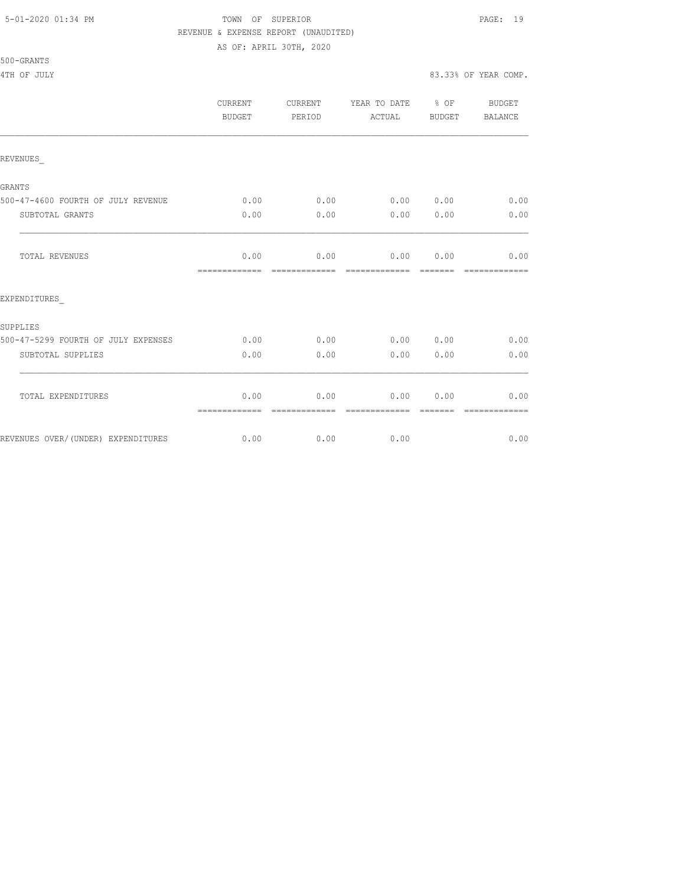TOWN OF SUPERIOR
REVENUE & EXPENSE REPORT (UNAUDITED)
AS OF: APRIL 30TH, 2020

500-GRANTS
4TH OF JULY — 83.33% OF YEAR COMP.

| | CURRENT BUDGET | CURRENT PERIOD | YEAR TO DATE ACTUAL | % OF BUDGET | BUDGET BALANCE |
|---|---|---|---|---|---|
| REVENUES_ | | | | | |
| GRANTS | | | | | |
| 500-47-4600 FOURTH OF JULY REVENUE | 0.00 | 0.00 | 0.00 | 0.00 | 0.00 |
| SUBTOTAL GRANTS | 0.00 | 0.00 | 0.00 | 0.00 | 0.00 |
| TOTAL REVENUES | 0.00 | 0.00 | 0.00 | 0.00 | 0.00 |
| EXPENDITURES_ | | | | | |
| SUPPLIES | | | | | |
| 500-47-5299 FOURTH OF JULY EXPENSES | 0.00 | 0.00 | 0.00 | 0.00 | 0.00 |
| SUBTOTAL SUPPLIES | 0.00 | 0.00 | 0.00 | 0.00 | 0.00 |
| TOTAL EXPENDITURES | 0.00 | 0.00 | 0.00 | 0.00 | 0.00 |
| REVENUES OVER/(UNDER) EXPENDITURES | 0.00 | 0.00 | 0.00 | | 0.00 |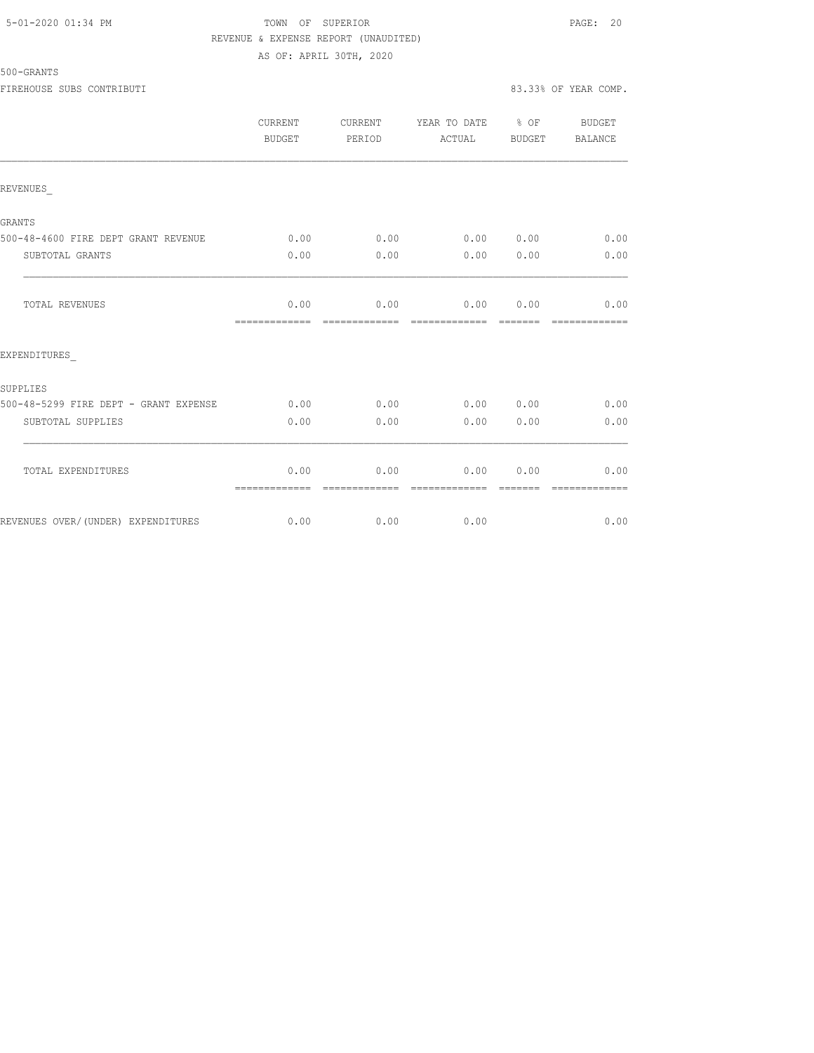5-01-2020 01:34 PM TOWN OF SUPERIOR PAGE: 20

REVENUE & EXPENSE REPORT (UNAUDITED)

AS OF: APRIL 30TH, 2020

500-GRANTS

FIREHOUSE SUBS CONTRIBUTI 83.33% OF YEAR COMP.

| | CURRENT BUDGET | CURRENT PERIOD | YEAR TO DATE ACTUAL | % OF BUDGET | BUDGET BALANCE |
|---|---|---|---|---|---|
| REVENUES_ | | | | | |
| GRANTS | | | | | |
| 500-48-4600 FIRE DEPT GRANT REVENUE | 0.00 | 0.00 | 0.00 | 0.00 | 0.00 |
| SUBTOTAL GRANTS | 0.00 | 0.00 | 0.00 | 0.00 | 0.00 |
| TOTAL REVENUES | 0.00 | 0.00 | 0.00 | 0.00 | 0.00 |
| EXPENDITURES_ | | | | | |
| SUPPLIES | | | | | |
| 500-48-5299 FIRE DEPT - GRANT EXPENSE | 0.00 | 0.00 | 0.00 | 0.00 | 0.00 |
| SUBTOTAL SUPPLIES | 0.00 | 0.00 | 0.00 | 0.00 | 0.00 |
| TOTAL EXPENDITURES | 0.00 | 0.00 | 0.00 | 0.00 | 0.00 |
| REVENUES OVER/(UNDER) EXPENDITURES | 0.00 | 0.00 | 0.00 | | 0.00 |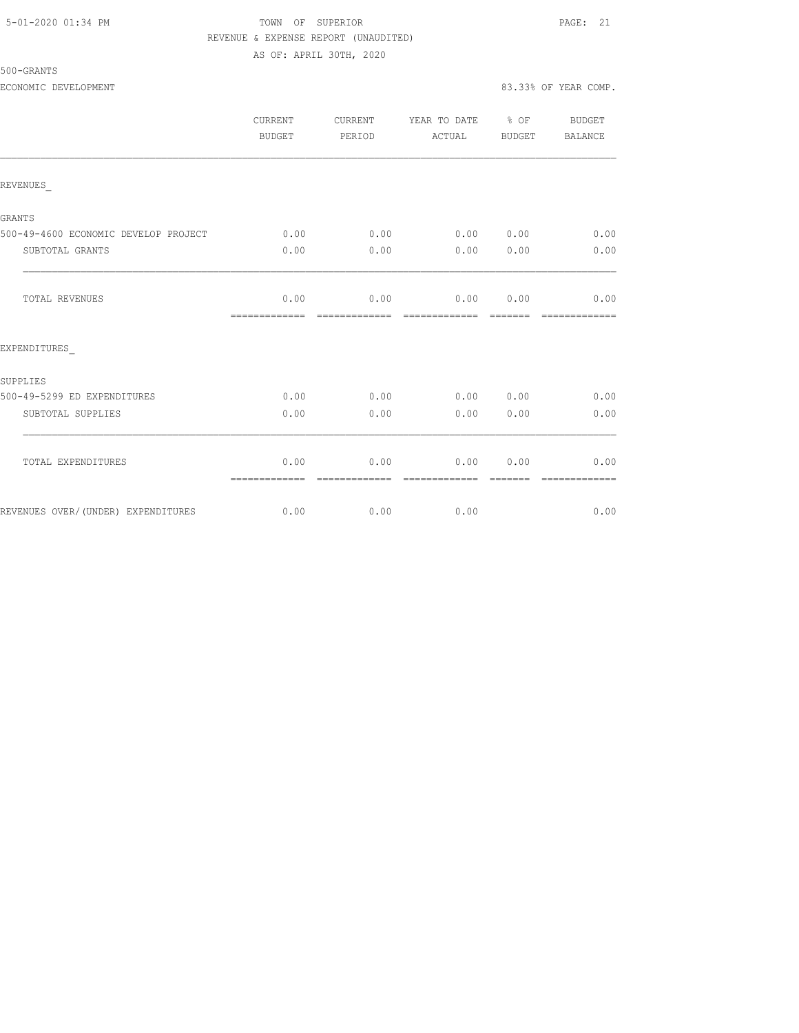TOWN OF SUPERIOR

REVENUE & EXPENSE REPORT (UNAUDITED)

AS OF: APRIL 30TH, 2020

500-GRANTS

ECONOMIC DEVELOPMENT — 83.33% OF YEAR COMP.

| | CURRENT BUDGET | CURRENT PERIOD | YEAR TO DATE ACTUAL | % OF BUDGET | BUDGET BALANCE |
|---|---|---|---|---|---|
| REVENUES_ | | | | | |
| GRANTS | | | | | |
| 500-49-4600 ECONOMIC DEVELOP PROJECT | 0.00 | 0.00 | 0.00 | 0.00 | 0.00 |
| SUBTOTAL GRANTS | 0.00 | 0.00 | 0.00 | 0.00 | 0.00 |
| TOTAL REVENUES | 0.00 | 0.00 | 0.00 | 0.00 | 0.00 |
| EXPENDITURES_ | | | | | |
| SUPPLIES | | | | | |
| 500-49-5299 ED EXPENDITURES | 0.00 | 0.00 | 0.00 | 0.00 | 0.00 |
| SUBTOTAL SUPPLIES | 0.00 | 0.00 | 0.00 | 0.00 | 0.00 |
| TOTAL EXPENDITURES | 0.00 | 0.00 | 0.00 | 0.00 | 0.00 |
| REVENUES OVER/(UNDER) EXPENDITURES | 0.00 | 0.00 | 0.00 | | 0.00 |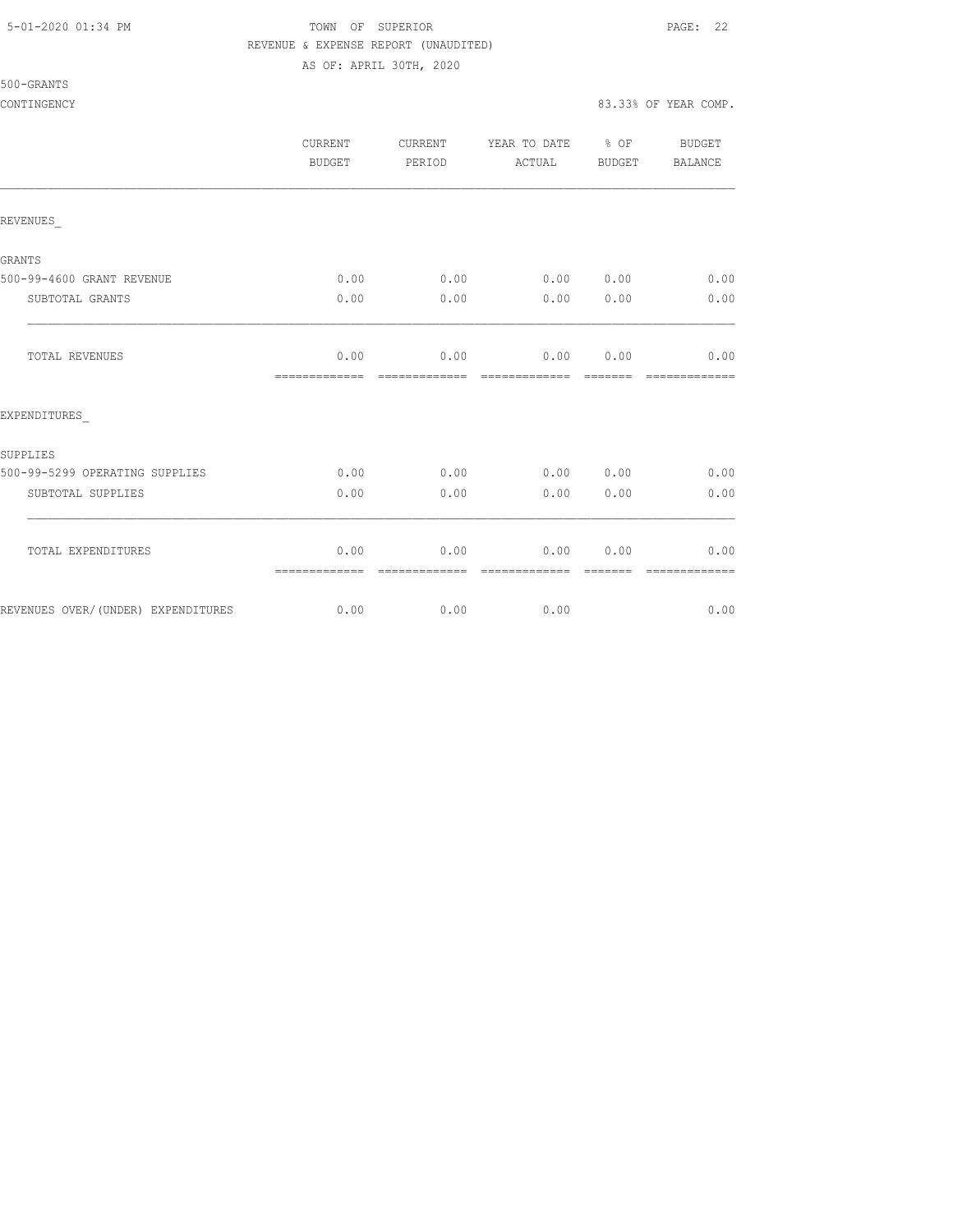TOWN OF SUPERIOR

REVENUE & EXPENSE REPORT (UNAUDITED)

AS OF: APRIL 30TH, 2020

500-GRANTS

CONTINGENCY — 83.33% OF YEAR COMP.

| | CURRENT BUDGET | CURRENT PERIOD | YEAR TO DATE ACTUAL | % OF BUDGET | BUDGET BALANCE |
|---|---|---|---|---|---|
| REVENUES_ | | | | | |
| GRANTS | | | | | |
| 500-99-4600 GRANT REVENUE | 0.00 | 0.00 | 0.00 | 0.00 | 0.00 |
| SUBTOTAL GRANTS | 0.00 | 0.00 | 0.00 | 0.00 | 0.00 |
| TOTAL REVENUES | 0.00 | 0.00 | 0.00 | 0.00 | 0.00 |
| EXPENDITURES_ | | | | | |
| SUPPLIES | | | | | |
| 500-99-5299 OPERATING SUPPLIES | 0.00 | 0.00 | 0.00 | 0.00 | 0.00 |
| SUBTOTAL SUPPLIES | 0.00 | 0.00 | 0.00 | 0.00 | 0.00 |
| TOTAL EXPENDITURES | 0.00 | 0.00 | 0.00 | 0.00 | 0.00 |
| REVENUES OVER/(UNDER) EXPENDITURES | 0.00 | 0.00 | 0.00 | | 0.00 |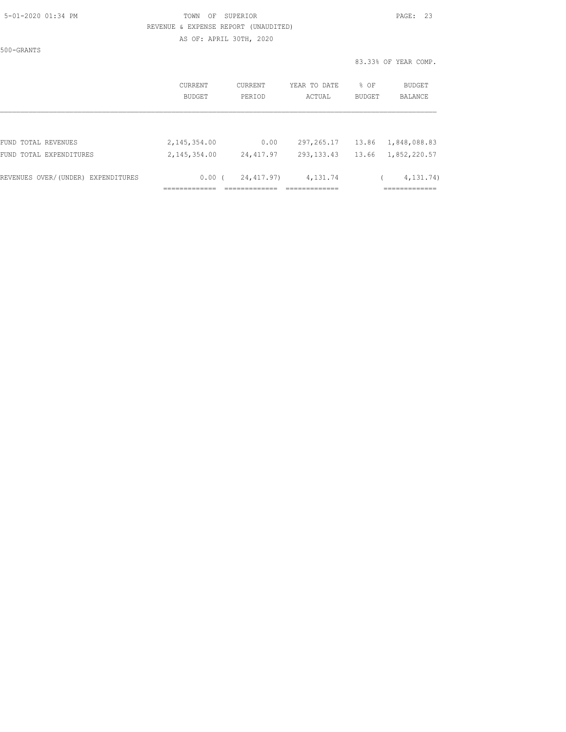TOWN OF SUPERIOR

REVENUE & EXPENSE REPORT (UNAUDITED)

AS OF: APRIL 30TH, 2020

500-GRANTS

83.33% OF YEAR COMP.

| | CURRENT BUDGET | CURRENT PERIOD | YEAR TO DATE ACTUAL | % OF BUDGET | BUDGET BALANCE |
|---|---|---|---|---|---|
| FUND TOTAL REVENUES | 2,145,354.00 | 0.00 | 297,265.17 | 13.86 | 1,848,088.83 |
| FUND TOTAL EXPENDITURES | 2,145,354.00 | 24,417.97 | 293,133.43 | 13.66 | 1,852,220.57 |
| REVENUES OVER/(UNDER) EXPENDITURES | 0.00 | ( 24,417.97) | 4,131.74 | | ( 4,131.74) |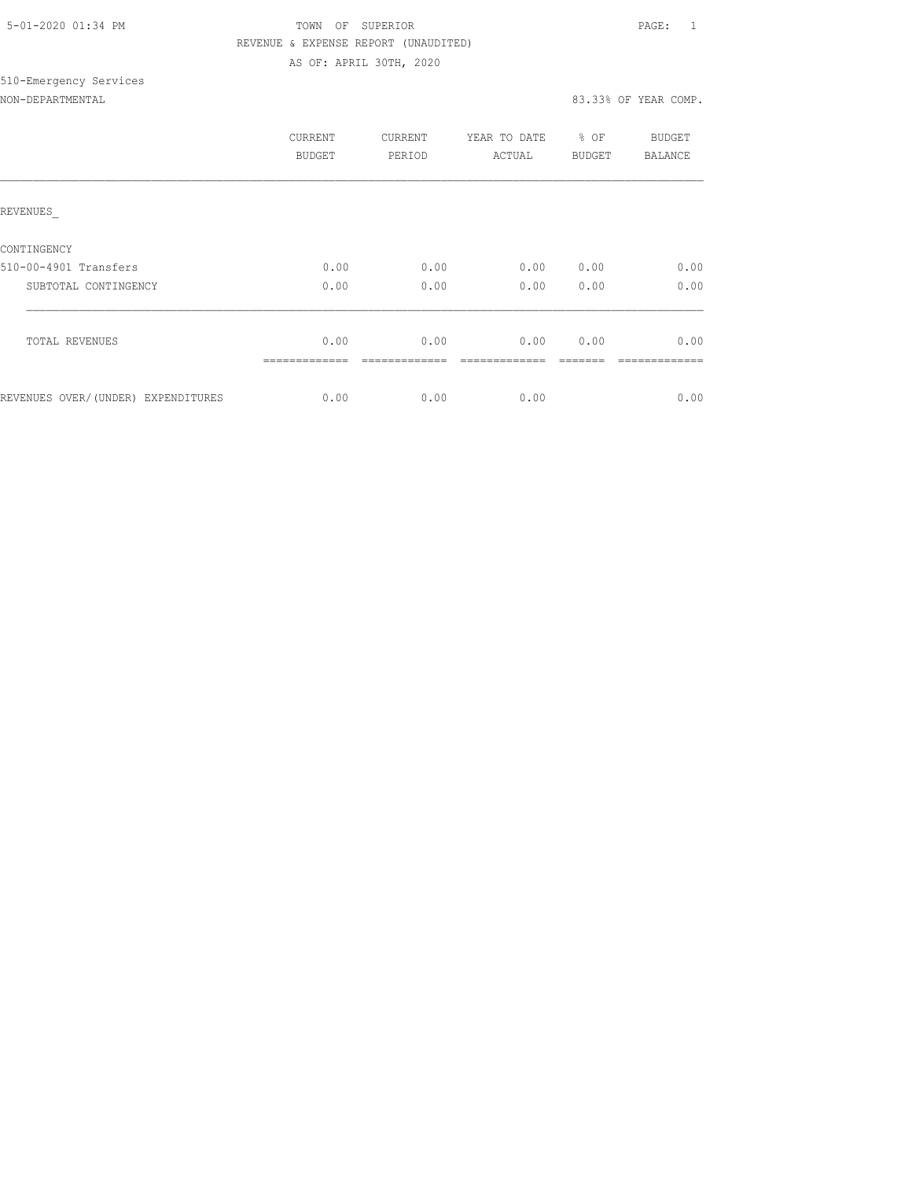5-01-2020 01:34 PM

TOWN OF SUPERIOR

REVENUE & EXPENSE REPORT (UNAUDITED)

AS OF: APRIL 30TH, 2020

510-Emergency Services

NON-DEPARTMENTAL

83.33% OF YEAR COMP.

| | CURRENT BUDGET | CURRENT PERIOD | YEAR TO DATE ACTUAL | % OF BUDGET | BUDGET BALANCE |
|---|---|---|---|---|---|
| REVENUES_ | | | | | |
| CONTINGENCY | | | | | |
| 510-00-4901 Transfers | 0.00 | 0.00 | 0.00 | 0.00 | 0.00 |
| SUBTOTAL CONTINGENCY | 0.00 | 0.00 | 0.00 | 0.00 | 0.00 |
| TOTAL REVENUES | 0.00 | 0.00 | 0.00 | 0.00 | 0.00 |
| REVENUES OVER/(UNDER) EXPENDITURES | 0.00 | 0.00 | 0.00 | | 0.00 |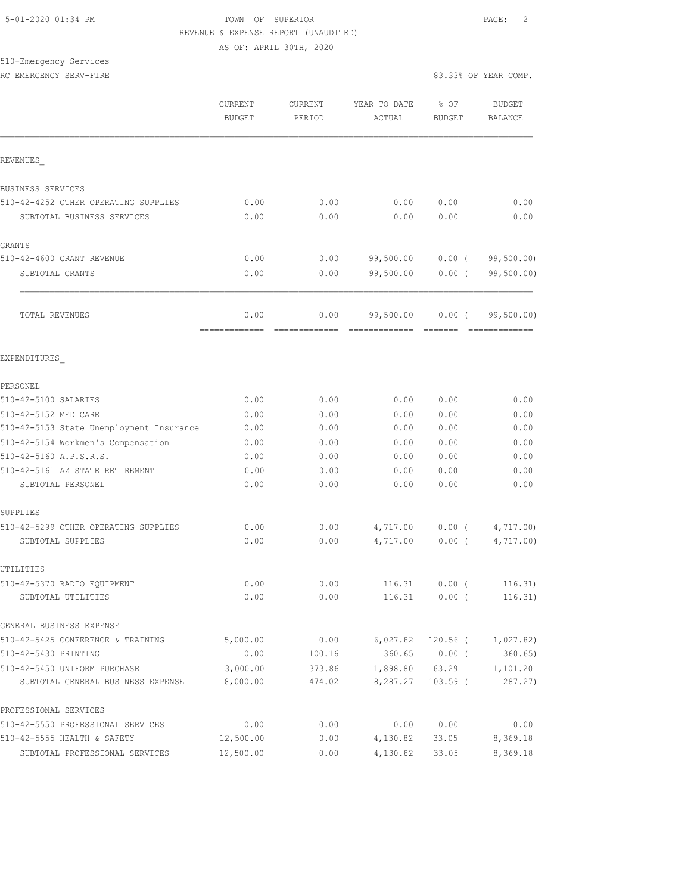TOWN OF SUPERIOR
REVENUE & EXPENSE REPORT (UNAUDITED)
AS OF: APRIL 30TH, 2020

510-Emergency Services
RC EMERGENCY SERV-FIRE

83.33% OF YEAR COMP.

| | CURRENT BUDGET | CURRENT PERIOD | YEAR TO DATE ACTUAL | % OF BUDGET | BUDGET BALANCE |
|---|---|---|---|---|---|
| **REVENUES** | | | | | |
| BUSINESS SERVICES | | | | | |
| 510-42-4252 OTHER OPERATING SUPPLIES | 0.00 | 0.00 | 0.00 | 0.00 | 0.00 |
| SUBTOTAL BUSINESS SERVICES | 0.00 | 0.00 | 0.00 | 0.00 | 0.00 |
| GRANTS | | | | | |
| 510-42-4600 GRANT REVENUE | 0.00 | 0.00 | 99,500.00 | 0.00 ( | 99,500.00) |
| SUBTOTAL GRANTS | 0.00 | 0.00 | 99,500.00 | 0.00 ( | 99,500.00) |
| TOTAL REVENUES | 0.00 | 0.00 | 99,500.00 | 0.00 ( | 99,500.00) |
| **EXPENDITURES** | | | | | |
| PERSONEL | | | | | |
| 510-42-5100 SALARIES | 0.00 | 0.00 | 0.00 | 0.00 | 0.00 |
| 510-42-5152 MEDICARE | 0.00 | 0.00 | 0.00 | 0.00 | 0.00 |
| 510-42-5153 State Unemployment Insurance | 0.00 | 0.00 | 0.00 | 0.00 | 0.00 |
| 510-42-5154 Workmen's Compensation | 0.00 | 0.00 | 0.00 | 0.00 | 0.00 |
| 510-42-5160 A.P.S.R.S. | 0.00 | 0.00 | 0.00 | 0.00 | 0.00 |
| 510-42-5161 AZ STATE RETIREMENT | 0.00 | 0.00 | 0.00 | 0.00 | 0.00 |
| SUBTOTAL PERSONEL | 0.00 | 0.00 | 0.00 | 0.00 | 0.00 |
| SUPPLIES | | | | | |
| 510-42-5299 OTHER OPERATING SUPPLIES | 0.00 | 0.00 | 4,717.00 | 0.00 ( | 4,717.00) |
| SUBTOTAL SUPPLIES | 0.00 | 0.00 | 4,717.00 | 0.00 ( | 4,717.00) |
| UTILITIES | | | | | |
| 510-42-5370 RADIO EQUIPMENT | 0.00 | 0.00 | 116.31 | 0.00 ( | 116.31) |
| SUBTOTAL UTILITIES | 0.00 | 0.00 | 116.31 | 0.00 ( | 116.31) |
| GENERAL BUSINESS EXPENSE | | | | | |
| 510-42-5425 CONFERENCE & TRAINING | 5,000.00 | 0.00 | 6,027.82 | 120.56 ( | 1,027.82) |
| 510-42-5430 PRINTING | 0.00 | 100.16 | 360.65 | 0.00 ( | 360.65) |
| 510-42-5450 UNIFORM PURCHASE | 3,000.00 | 373.86 | 1,898.80 | 63.29 | 1,101.20 |
| SUBTOTAL GENERAL BUSINESS EXPENSE | 8,000.00 | 474.02 | 8,287.27 | 103.59 ( | 287.27) |
| PROFESSIONAL SERVICES | | | | | |
| 510-42-5550 PROFESSIONAL SERVICES | 0.00 | 0.00 | 0.00 | 0.00 | 0.00 |
| 510-42-5555 HEALTH & SAFETY | 12,500.00 | 0.00 | 4,130.82 | 33.05 | 8,369.18 |
| SUBTOTAL PROFESSIONAL SERVICES | 12,500.00 | 0.00 | 4,130.82 | 33.05 | 8,369.18 |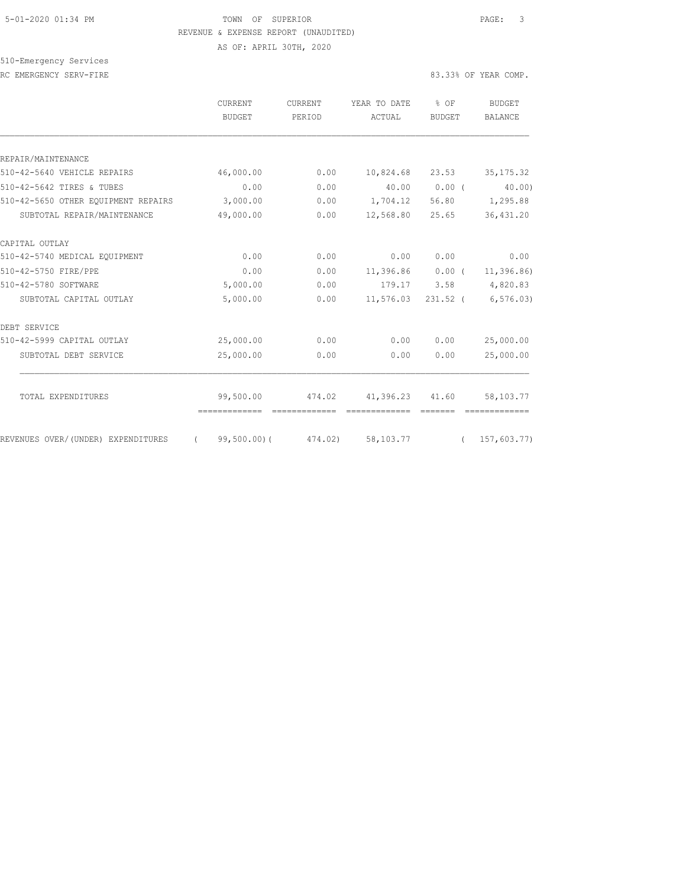TOWN OF SUPERIOR
REVENUE & EXPENSE REPORT (UNAUDITED)
AS OF: APRIL 30TH, 2020

510-Emergency Services
RC EMERGENCY SERV-FIRE

83.33% OF YEAR COMP.

| | CURRENT BUDGET | CURRENT PERIOD | YEAR TO DATE ACTUAL | % OF BUDGET | BUDGET BALANCE |
|---|---|---|---|---|---|
| REPAIR/MAINTENANCE | | | | | |
| 510-42-5640 VEHICLE REPAIRS | 46,000.00 | 0.00 | 10,824.68 | 23.53 | 35,175.32 |
| 510-42-5642 TIRES & TUBES | 0.00 | 0.00 | 40.00 | 0.00 ( | 40.00) |
| 510-42-5650 OTHER EQUIPMENT REPAIRS | 3,000.00 | 0.00 | 1,704.12 | 56.80 | 1,295.88 |
| SUBTOTAL REPAIR/MAINTENANCE | 49,000.00 | 0.00 | 12,568.80 | 25.65 | 36,431.20 |
| CAPITAL OUTLAY | | | | | |
| 510-42-5740 MEDICAL EQUIPMENT | 0.00 | 0.00 | 0.00 | 0.00 | 0.00 |
| 510-42-5750 FIRE/PPE | 0.00 | 0.00 | 11,396.86 | 0.00 ( | 11,396.86) |
| 510-42-5780 SOFTWARE | 5,000.00 | 0.00 | 179.17 | 3.58 | 4,820.83 |
| SUBTOTAL CAPITAL OUTLAY | 5,000.00 | 0.00 | 11,576.03 | 231.52 ( | 6,576.03) |
| DEBT SERVICE | | | | | |
| 510-42-5999 CAPITAL OUTLAY | 25,000.00 | 0.00 | 0.00 | 0.00 | 25,000.00 |
| SUBTOTAL DEBT SERVICE | 25,000.00 | 0.00 | 0.00 | 0.00 | 25,000.00 |
| TOTAL EXPENDITURES | 99,500.00 | 474.02 | 41,396.23 | 41.60 | 58,103.77 |
| REVENUES OVER/(UNDER) EXPENDITURES | ( 99,500.00)( | 474.02) | 58,103.77 | | ( 157,603.77) |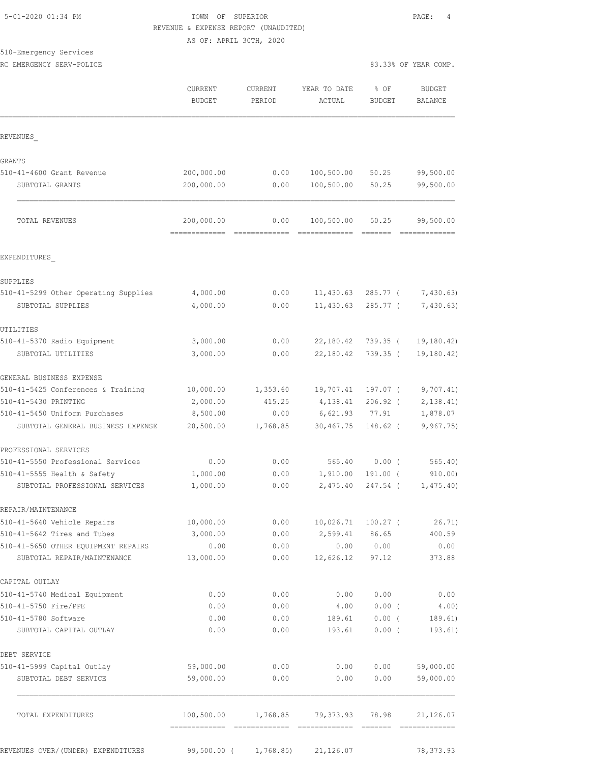TOWN OF SUPERIOR
REVENUE & EXPENSE REPORT (UNAUDITED)
AS OF: APRIL 30TH, 2020

5-01-2020 01:34 PM

510-Emergency Services
RC EMERGENCY SERV-POLICE

83.33% OF YEAR COMP.

| | CURRENT BUDGET | CURRENT PERIOD | YEAR TO DATE ACTUAL | % OF BUDGET | BUDGET BALANCE |
|---|---|---|---|---|---|
| **REVENUES** | | | | | |
| GRANTS | | | | | |
| 510-41-4600 Grant Revenue | 200,000.00 | 0.00 | 100,500.00 | 50.25 | 99,500.00 |
| SUBTOTAL GRANTS | 200,000.00 | 0.00 | 100,500.00 | 50.25 | 99,500.00 |
| TOTAL REVENUES | 200,000.00 | 0.00 | 100,500.00 | 50.25 | 99,500.00 |
| **EXPENDITURES** | | | | | |
| SUPPLIES | | | | | |
| 510-41-5299 Other Operating Supplies | 4,000.00 | 0.00 | 11,430.63 | 285.77 | ( 7,430.63) |
| SUBTOTAL SUPPLIES | 4,000.00 | 0.00 | 11,430.63 | 285.77 | ( 7,430.63) |
| UTILITIES | | | | | |
| 510-41-5370 Radio Equipment | 3,000.00 | 0.00 | 22,180.42 | 739.35 | ( 19,180.42) |
| SUBTOTAL UTILITIES | 3,000.00 | 0.00 | 22,180.42 | 739.35 | ( 19,180.42) |
| GENERAL BUSINESS EXPENSE | | | | | |
| 510-41-5425 Conferences & Training | 10,000.00 | 1,353.60 | 19,707.41 | 197.07 | ( 9,707.41) |
| 510-41-5430 PRINTING | 2,000.00 | 415.25 | 4,138.41 | 206.92 | ( 2,138.41) |
| 510-41-5450 Uniform Purchases | 8,500.00 | 0.00 | 6,621.93 | 77.91 | 1,878.07 |
| SUBTOTAL GENERAL BUSINESS EXPENSE | 20,500.00 | 1,768.85 | 30,467.75 | 148.62 | ( 9,967.75) |
| PROFESSIONAL SERVICES | | | | | |
| 510-41-5550 Professional Services | 0.00 | 0.00 | 565.40 | 0.00 | ( 565.40) |
| 510-41-5555 Health & Safety | 1,000.00 | 0.00 | 1,910.00 | 191.00 | ( 910.00) |
| SUBTOTAL PROFESSIONAL SERVICES | 1,000.00 | 0.00 | 2,475.40 | 247.54 | ( 1,475.40) |
| REPAIR/MAINTENANCE | | | | | |
| 510-41-5640 Vehicle Repairs | 10,000.00 | 0.00 | 10,026.71 | 100.27 | ( 26.71) |
| 510-41-5642 Tires and Tubes | 3,000.00 | 0.00 | 2,599.41 | 86.65 | 400.59 |
| 510-41-5650 OTHER EQUIPMENT REPAIRS | 0.00 | 0.00 | 0.00 | 0.00 | 0.00 |
| SUBTOTAL REPAIR/MAINTENANCE | 13,000.00 | 0.00 | 12,626.12 | 97.12 | 373.88 |
| CAPITAL OUTLAY | | | | | |
| 510-41-5740 Medical Equipment | 0.00 | 0.00 | 0.00 | 0.00 | 0.00 |
| 510-41-5750 Fire/PPE | 0.00 | 0.00 | 4.00 | 0.00 | ( 4.00) |
| 510-41-5780 Software | 0.00 | 0.00 | 189.61 | 0.00 | ( 189.61) |
| SUBTOTAL CAPITAL OUTLAY | 0.00 | 0.00 | 193.61 | 0.00 | ( 193.61) |
| DEBT SERVICE | | | | | |
| 510-41-5999 Capital Outlay | 59,000.00 | 0.00 | 0.00 | 0.00 | 59,000.00 |
| SUBTOTAL DEBT SERVICE | 59,000.00 | 0.00 | 0.00 | 0.00 | 59,000.00 |
| TOTAL EXPENDITURES | 100,500.00 | 1,768.85 | 79,373.93 | 78.98 | 21,126.07 |
| REVENUES OVER/(UNDER) EXPENDITURES | 99,500.00 | ( 1,768.85) | 21,126.07 | | 78,373.93 |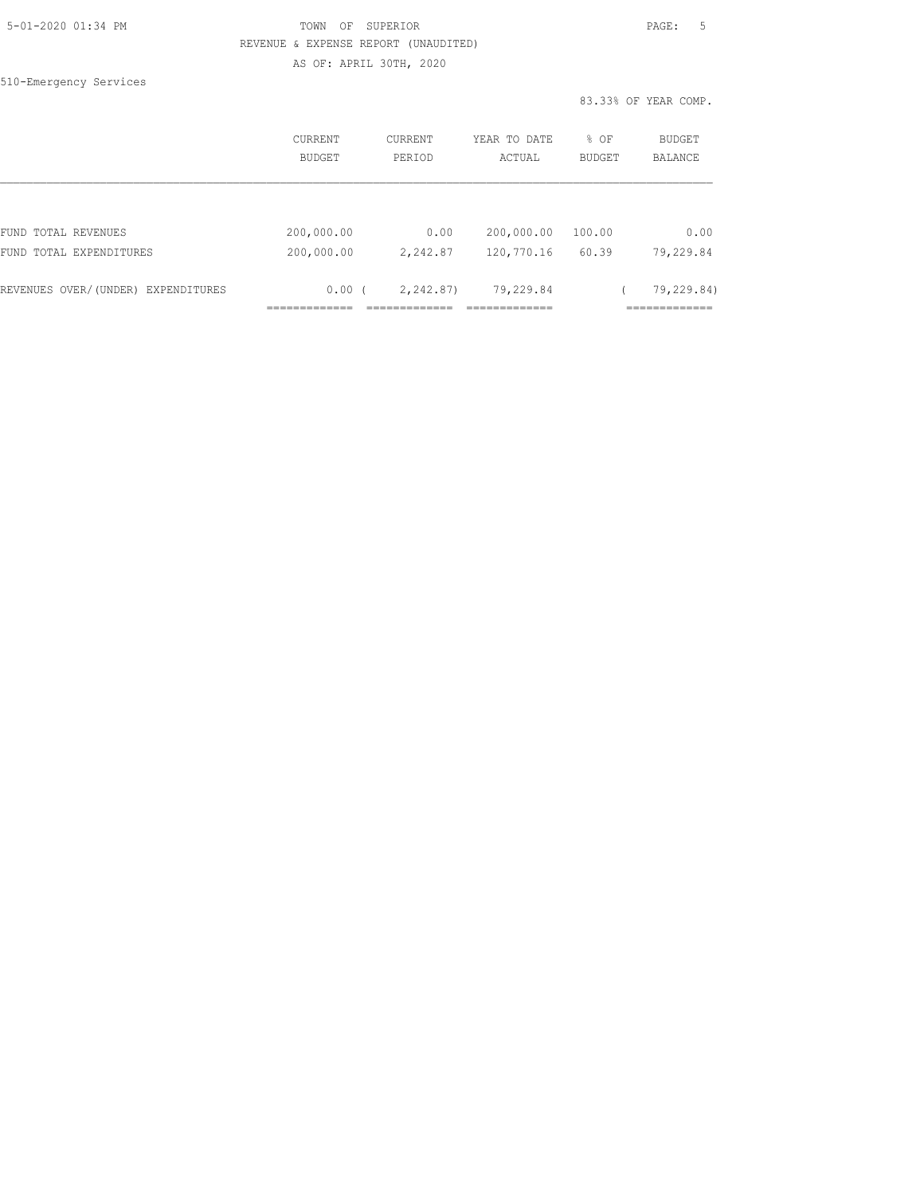TOWN OF SUPERIOR

REVENUE & EXPENSE REPORT (UNAUDITED)

AS OF: APRIL 30TH, 2020

510-Emergency Services

83.33% OF YEAR COMP.

| | CURRENT BUDGET | CURRENT PERIOD | YEAR TO DATE ACTUAL | % OF BUDGET | BUDGET BALANCE |
|---|---|---|---|---|---|
| FUND TOTAL REVENUES | 200,000.00 | 0.00 | 200,000.00 | 100.00 | 0.00 |
| FUND TOTAL EXPENDITURES | 200,000.00 | 2,242.87 | 120,770.16 | 60.39 | 79,229.84 |
| REVENUES OVER/(UNDER) EXPENDITURES | 0.00 | ( 2,242.87) | 79,229.84 | | ( 79,229.84) |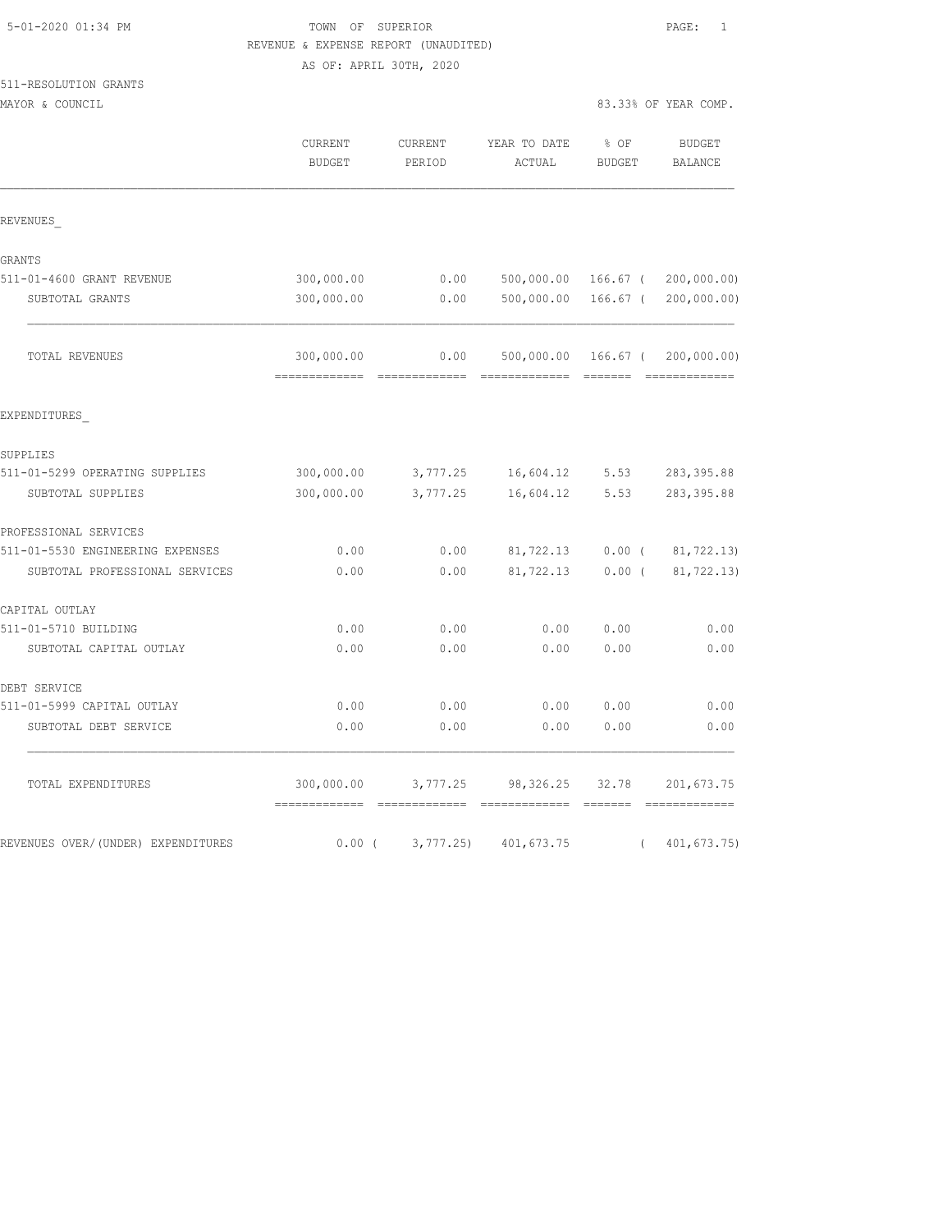TOWN OF SUPERIOR
REVENUE & EXPENSE REPORT (UNAUDITED)
AS OF: APRIL 30TH, 2020

511-RESOLUTION GRANTS
MAYOR & COUNCIL

83.33% OF YEAR COMP.

| | CURRENT BUDGET | CURRENT PERIOD | YEAR TO DATE ACTUAL | % OF BUDGET | BUDGET BALANCE |
|---|---|---|---|---|---|
| REVENUES_ | | | | | |
| GRANTS | | | | | |
| 511-01-4600 GRANT REVENUE | 300,000.00 | 0.00 | 500,000.00 | 166.67 | ( 200,000.00) |
| SUBTOTAL GRANTS | 300,000.00 | 0.00 | 500,000.00 | 166.67 | ( 200,000.00) |
| TOTAL REVENUES | 300,000.00 | 0.00 | 500,000.00 | 166.67 | ( 200,000.00) |
| EXPENDITURES_ | | | | | |
| SUPPLIES | | | | | |
| 511-01-5299 OPERATING SUPPLIES | 300,000.00 | 3,777.25 | 16,604.12 | 5.53 | 283,395.88 |
| SUBTOTAL SUPPLIES | 300,000.00 | 3,777.25 | 16,604.12 | 5.53 | 283,395.88 |
| PROFESSIONAL SERVICES | | | | | |
| 511-01-5530 ENGINEERING EXPENSES | 0.00 | 0.00 | 81,722.13 | 0.00 | ( 81,722.13) |
| SUBTOTAL PROFESSIONAL SERVICES | 0.00 | 0.00 | 81,722.13 | 0.00 | ( 81,722.13) |
| CAPITAL OUTLAY | | | | | |
| 511-01-5710 BUILDING | 0.00 | 0.00 | 0.00 | 0.00 | 0.00 |
| SUBTOTAL CAPITAL OUTLAY | 0.00 | 0.00 | 0.00 | 0.00 | 0.00 |
| DEBT SERVICE | | | | | |
| 511-01-5999 CAPITAL OUTLAY | 0.00 | 0.00 | 0.00 | 0.00 | 0.00 |
| SUBTOTAL DEBT SERVICE | 0.00 | 0.00 | 0.00 | 0.00 | 0.00 |
| TOTAL EXPENDITURES | 300,000.00 | 3,777.25 | 98,326.25 | 32.78 | 201,673.75 |
| REVENUES OVER/(UNDER) EXPENDITURES | 0.00 | ( 3,777.25) | 401,673.75 | | ( 401,673.75) |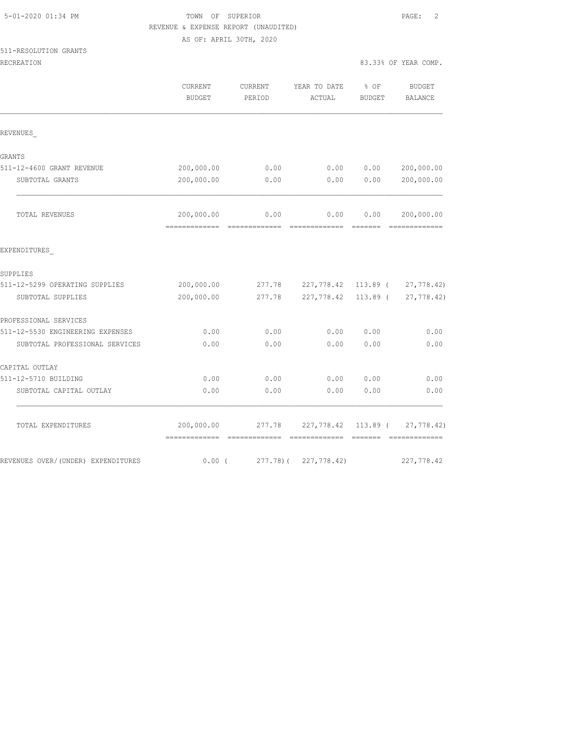5-01-2020 01:34 PM

TOWN OF SUPERIOR

REVENUE & EXPENSE REPORT (UNAUDITED)

AS OF: APRIL 30TH, 2020

511-RESOLUTION GRANTS

RECREATION

83.33% OF YEAR COMP.

| | CURRENT BUDGET | CURRENT PERIOD | YEAR TO DATE ACTUAL | % OF BUDGET | BUDGET BALANCE |
|---|---|---|---|---|---|
| REVENUES_ | | | | | |
| GRANTS | | | | | |
| 511-12-4600 GRANT REVENUE | 200,000.00 | 0.00 | 0.00 | 0.00 | 200,000.00 |
| SUBTOTAL GRANTS | 200,000.00 | 0.00 | 0.00 | 0.00 | 200,000.00 |
| TOTAL REVENUES | 200,000.00 | 0.00 | 0.00 | 0.00 | 200,000.00 |
| EXPENDITURES_ | | | | | |
| SUPPLIES | | | | | |
| 511-12-5299 OPERATING SUPPLIES | 200,000.00 | 277.78 | 227,778.42 | 113.89 | ( 27,778.42) |
| SUBTOTAL SUPPLIES | 200,000.00 | 277.78 | 227,778.42 | 113.89 | ( 27,778.42) |
| PROFESSIONAL SERVICES | | | | | |
| 511-12-5530 ENGINEERING EXPENSES | 0.00 | 0.00 | 0.00 | 0.00 | 0.00 |
| SUBTOTAL PROFESSIONAL SERVICES | 0.00 | 0.00 | 0.00 | 0.00 | 0.00 |
| CAPITAL OUTLAY | | | | | |
| 511-12-5710 BUILDING | 0.00 | 0.00 | 0.00 | 0.00 | 0.00 |
| SUBTOTAL CAPITAL OUTLAY | 0.00 | 0.00 | 0.00 | 0.00 | 0.00 |
| TOTAL EXPENDITURES | 200,000.00 | 277.78 | 227,778.42 | 113.89 | ( 27,778.42) |
| REVENUES OVER/(UNDER) EXPENDITURES | 0.00 | ( 277.78) | ( 227,778.42) | | 227,778.42 |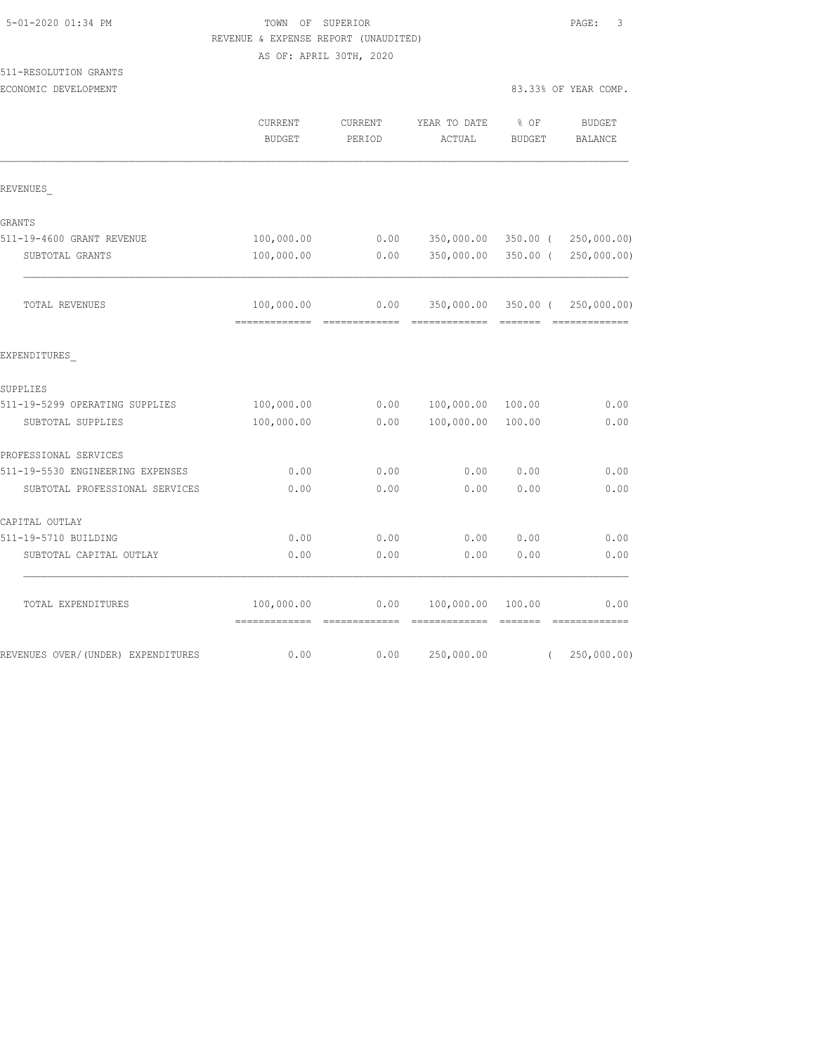TOWN OF SUPERIOR
REVENUE & EXPENSE REPORT (UNAUDITED)
AS OF: APRIL 30TH, 2020

511-RESOLUTION GRANTS
ECONOMIC DEVELOPMENT

83.33% OF YEAR COMP.

| | CURRENT BUDGET | CURRENT PERIOD | YEAR TO DATE ACTUAL | % OF BUDGET | BUDGET BALANCE |
|---|---|---|---|---|---|
| REVENUES_ | | | | | |
| GRANTS | | | | | |
| 511-19-4600 GRANT REVENUE | 100,000.00 | 0.00 | 350,000.00 | 350.00 | ( 250,000.00) |
| SUBTOTAL GRANTS | 100,000.00 | 0.00 | 350,000.00 | 350.00 | ( 250,000.00) |
| TOTAL REVENUES | 100,000.00 | 0.00 | 350,000.00 | 350.00 | ( 250,000.00) |
| EXPENDITURES_ | | | | | |
| SUPPLIES | | | | | |
| 511-19-5299 OPERATING SUPPLIES | 100,000.00 | 0.00 | 100,000.00 | 100.00 | 0.00 |
| SUBTOTAL SUPPLIES | 100,000.00 | 0.00 | 100,000.00 | 100.00 | 0.00 |
| PROFESSIONAL SERVICES | | | | | |
| 511-19-5530 ENGINEERING EXPENSES | 0.00 | 0.00 | 0.00 | 0.00 | 0.00 |
| SUBTOTAL PROFESSIONAL SERVICES | 0.00 | 0.00 | 0.00 | 0.00 | 0.00 |
| CAPITAL OUTLAY | | | | | |
| 511-19-5710 BUILDING | 0.00 | 0.00 | 0.00 | 0.00 | 0.00 |
| SUBTOTAL CAPITAL OUTLAY | 0.00 | 0.00 | 0.00 | 0.00 | 0.00 |
| TOTAL EXPENDITURES | 100,000.00 | 0.00 | 100,000.00 | 100.00 | 0.00 |
| REVENUES OVER/(UNDER) EXPENDITURES | 0.00 | 0.00 | 250,000.00 | | ( 250,000.00) |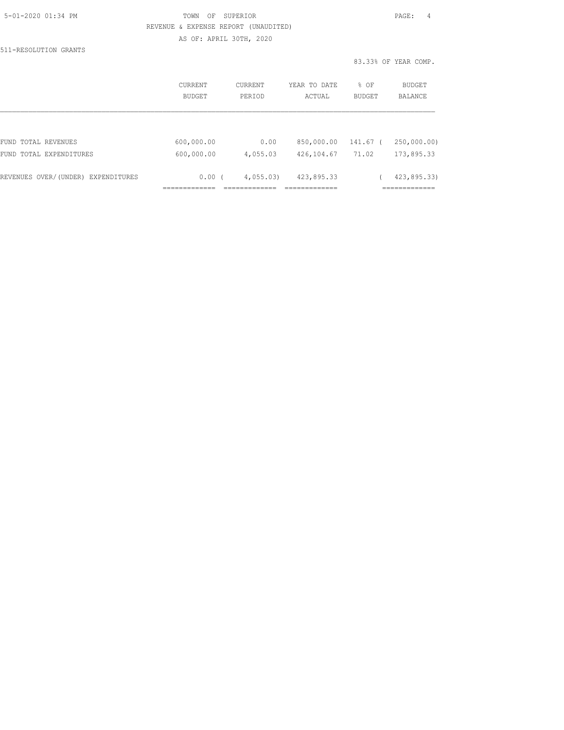TOWN OF SUPERIOR

REVENUE & EXPENSE REPORT (UNAUDITED)

AS OF: APRIL 30TH, 2020

511-RESOLUTION GRANTS

83.33% OF YEAR COMP.

| | CURRENT BUDGET | CURRENT PERIOD | YEAR TO DATE ACTUAL | % OF BUDGET | BUDGET BALANCE |
|---|---|---|---|---|---|
| FUND TOTAL REVENUES | 600,000.00 | 0.00 | 850,000.00 | 141.67 | ( 250,000.00) |
| FUND TOTAL EXPENDITURES | 600,000.00 | 4,055.03 | 426,104.67 | 71.02 | 173,895.33 |
| REVENUES OVER/(UNDER) EXPENDITURES | 0.00 | ( 4,055.03) | 423,895.33 | | ( 423,895.33) |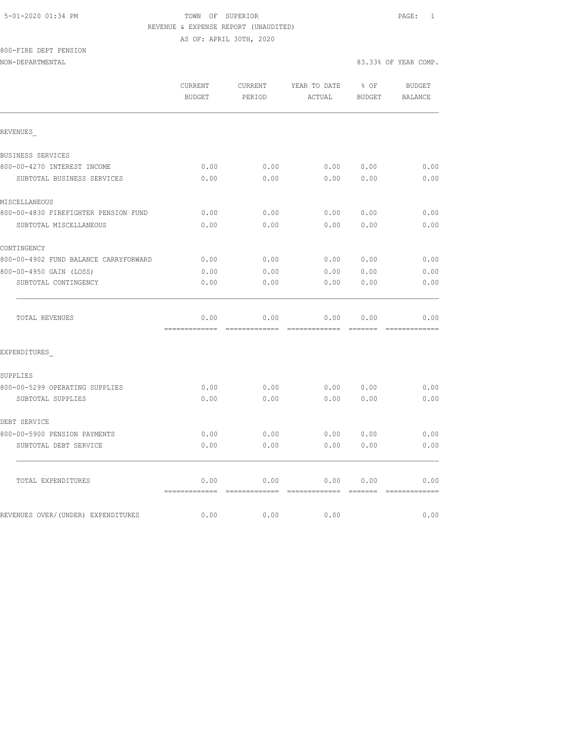TOWN OF SUPERIOR
REVENUE & EXPENSE REPORT (UNAUDITED)
AS OF: APRIL 30TH, 2020

800-FIRE DEPT PENSION
NON-DEPARTMENTAL

83.33% OF YEAR COMP.

| | CURRENT BUDGET | CURRENT PERIOD | YEAR TO DATE ACTUAL | % OF BUDGET | BUDGET BALANCE |
|---|---|---|---|---|---|
| REVENUES_ | | | | | |
| BUSINESS SERVICES | | | | | |
| 800-00-4270 INTEREST INCOME | 0.00 | 0.00 | 0.00 | 0.00 | 0.00 |
| SUBTOTAL BUSINESS SERVICES | 0.00 | 0.00 | 0.00 | 0.00 | 0.00 |
| MISCELLANEOUS | | | | | |
| 800-00-4830 FIREFIGHTER PENSION FUND | 0.00 | 0.00 | 0.00 | 0.00 | 0.00 |
| SUBTOTAL MISCELLANEOUS | 0.00 | 0.00 | 0.00 | 0.00 | 0.00 |
| CONTINGENCY | | | | | |
| 800-00-4902 FUND BALANCE CARRYFORWARD | 0.00 | 0.00 | 0.00 | 0.00 | 0.00 |
| 800-00-4950 GAIN (LOSS) | 0.00 | 0.00 | 0.00 | 0.00 | 0.00 |
| SUBTOTAL CONTINGENCY | 0.00 | 0.00 | 0.00 | 0.00 | 0.00 |
| TOTAL REVENUES | 0.00 | 0.00 | 0.00 | 0.00 | 0.00 |
| EXPENDITURES_ | | | | | |
| SUPPLIES | | | | | |
| 800-00-5299 OPERATING SUPPLIES | 0.00 | 0.00 | 0.00 | 0.00 | 0.00 |
| SUBTOTAL SUPPLIES | 0.00 | 0.00 | 0.00 | 0.00 | 0.00 |
| DEBT SERVICE | | | | | |
| 800-00-5900 PENSION PAYMENTS | 0.00 | 0.00 | 0.00 | 0.00 | 0.00 |
| SUBTOTAL DEBT SERVICE | 0.00 | 0.00 | 0.00 | 0.00 | 0.00 |
| TOTAL EXPENDITURES | 0.00 | 0.00 | 0.00 | 0.00 | 0.00 |
| REVENUES OVER/(UNDER) EXPENDITURES | 0.00 | 0.00 | 0.00 | | 0.00 |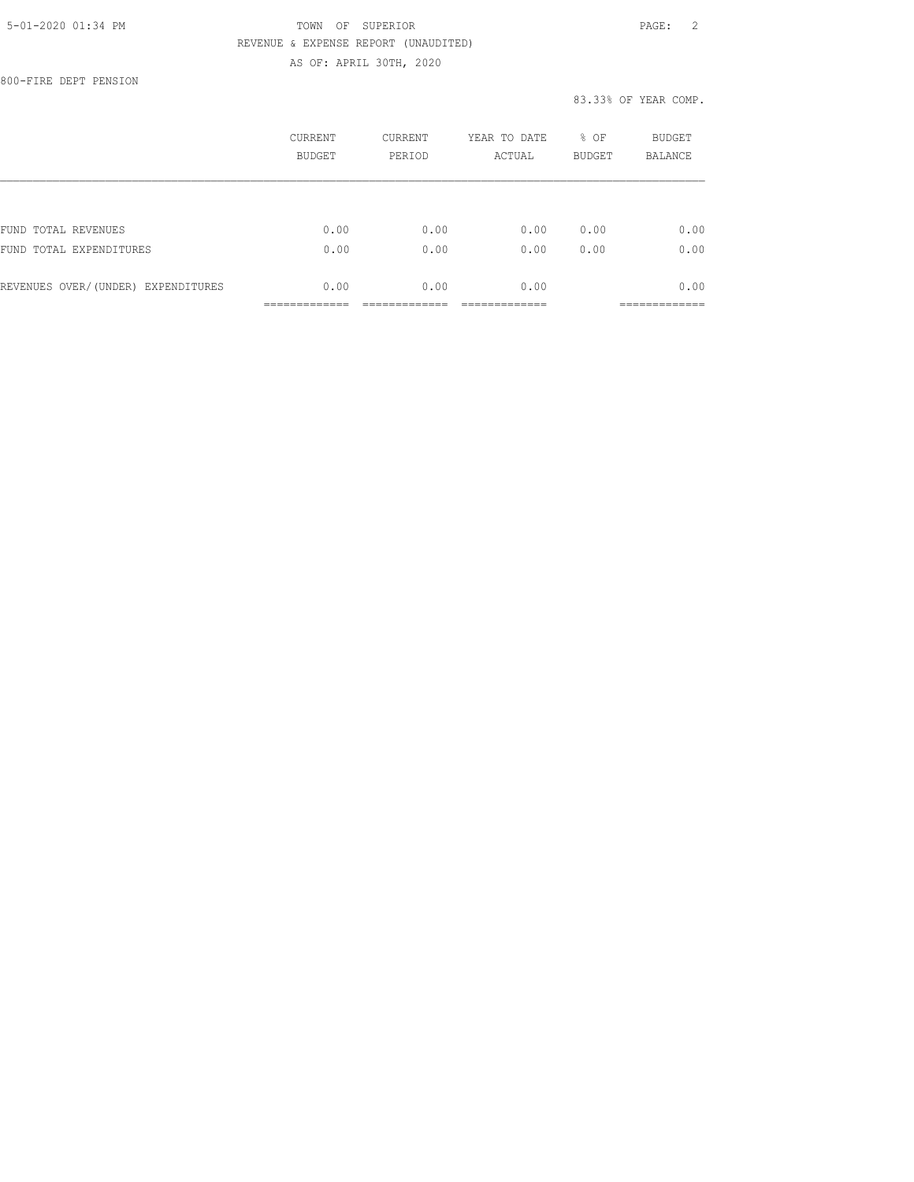TOWN OF SUPERIOR
REVENUE & EXPENSE REPORT (UNAUDITED)
AS OF: APRIL 30TH, 2020

800-FIRE DEPT PENSION

83.33% OF YEAR COMP.

| | CURRENT BUDGET | CURRENT PERIOD | YEAR TO DATE ACTUAL | % OF BUDGET | BUDGET BALANCE |
|---|---|---|---|---|---|
| FUND TOTAL REVENUES | 0.00 | 0.00 | 0.00 | 0.00 | 0.00 |
| FUND TOTAL EXPENDITURES | 0.00 | 0.00 | 0.00 | 0.00 | 0.00 |
| REVENUES OVER/(UNDER) EXPENDITURES | 0.00 | 0.00 | 0.00 | | 0.00 |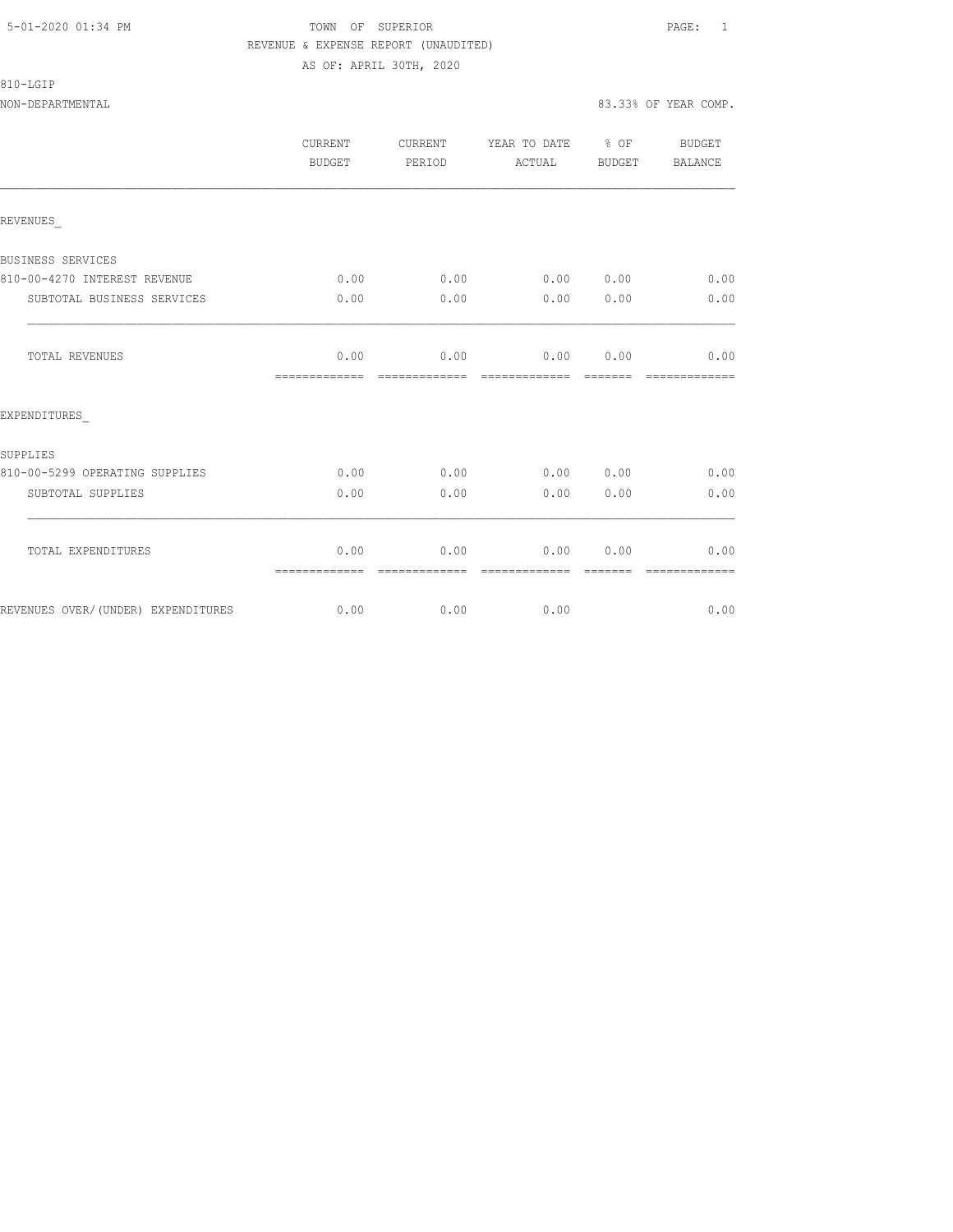TOWN OF SUPERIOR
REVENUE & EXPENSE REPORT (UNAUDITED)
AS OF: APRIL 30TH, 2020

810-LGIP
NON-DEPARTMENTAL — 83.33% OF YEAR COMP.

| | CURRENT BUDGET | CURRENT PERIOD | YEAR TO DATE ACTUAL | % OF BUDGET | BUDGET BALANCE |
|---|---|---|---|---|---|
| REVENUES_ | | | | | |
| BUSINESS SERVICES | | | | | |
| 810-00-4270 INTEREST REVENUE | 0.00 | 0.00 | 0.00 | 0.00 | 0.00 |
| SUBTOTAL BUSINESS SERVICES | 0.00 | 0.00 | 0.00 | 0.00 | 0.00 |
| TOTAL REVENUES | 0.00 | 0.00 | 0.00 | 0.00 | 0.00 |
| EXPENDITURES_ | | | | | |
| SUPPLIES | | | | | |
| 810-00-5299 OPERATING SUPPLIES | 0.00 | 0.00 | 0.00 | 0.00 | 0.00 |
| SUBTOTAL SUPPLIES | 0.00 | 0.00 | 0.00 | 0.00 | 0.00 |
| TOTAL EXPENDITURES | 0.00 | 0.00 | 0.00 | 0.00 | 0.00 |
| REVENUES OVER/(UNDER) EXPENDITURES | 0.00 | 0.00 | 0.00 | | 0.00 |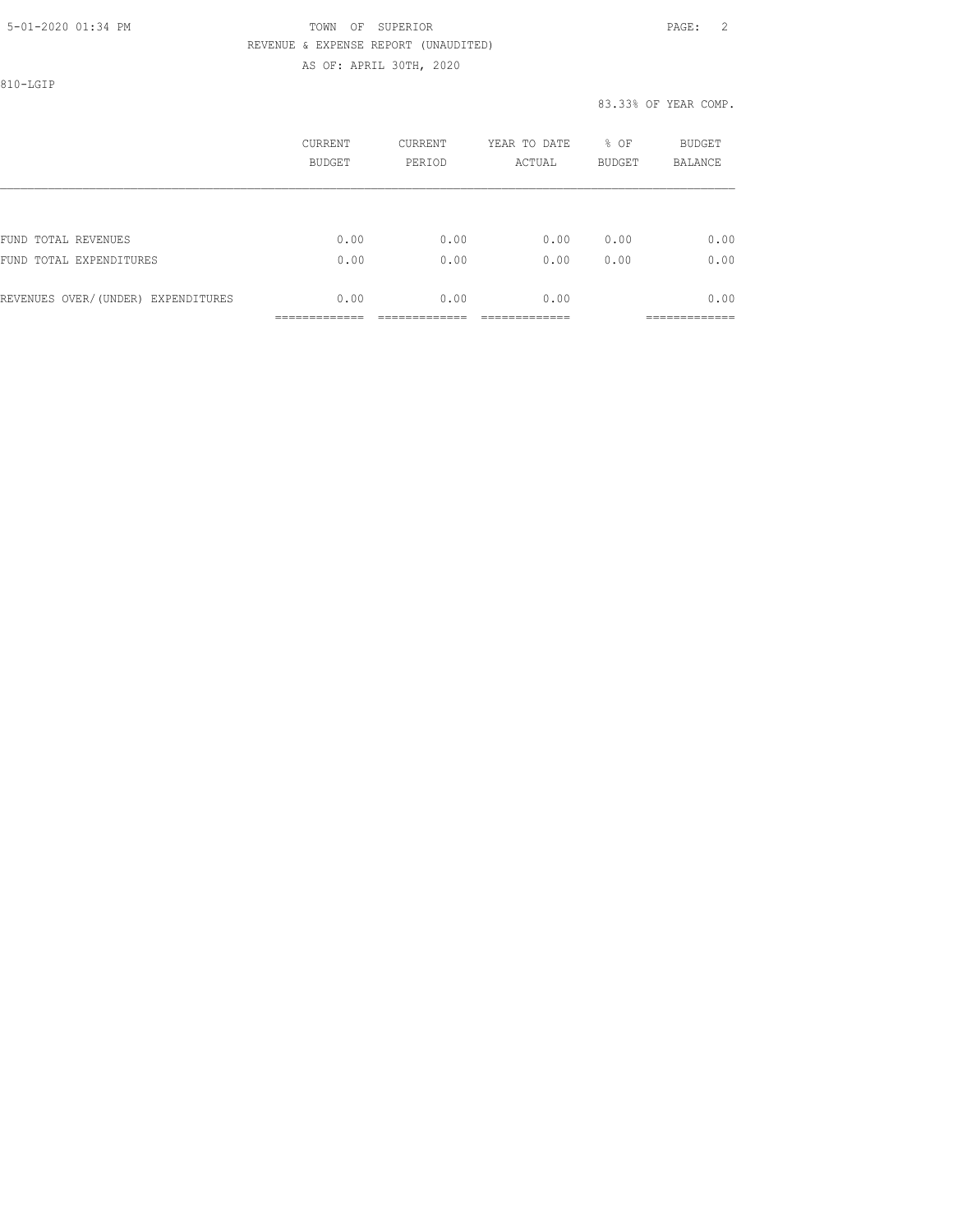TOWN OF SUPERIOR

REVENUE & EXPENSE REPORT (UNAUDITED)

AS OF: APRIL 30TH, 2020

810-LGIP

83.33% OF YEAR COMP.

| | CURRENT BUDGET | CURRENT PERIOD | YEAR TO DATE ACTUAL | % OF BUDGET | BUDGET BALANCE |
|---|---|---|---|---|---|
| FUND TOTAL REVENUES | 0.00 | 0.00 | 0.00 | 0.00 | 0.00 |
| FUND TOTAL EXPENDITURES | 0.00 | 0.00 | 0.00 | 0.00 | 0.00 |
| REVENUES OVER/(UNDER) EXPENDITURES | 0.00 | 0.00 | 0.00 | | 0.00 |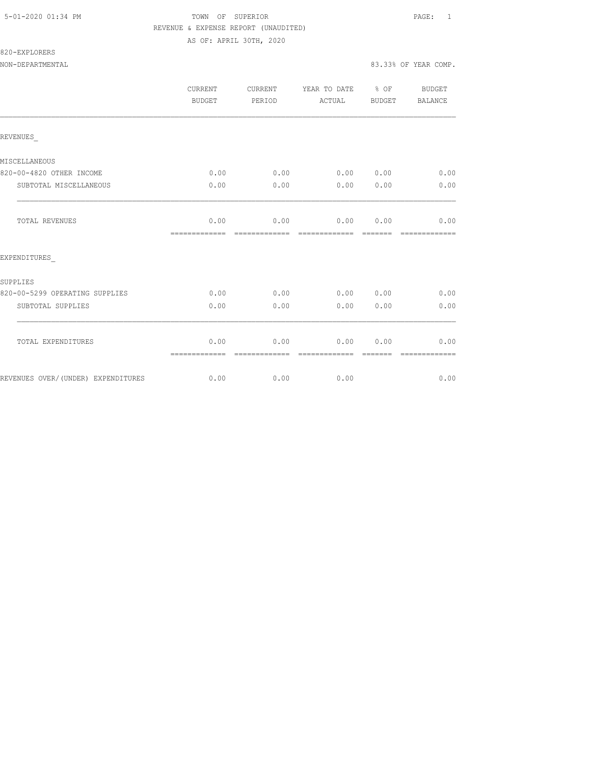TOWN OF SUPERIOR

REVENUE & EXPENSE REPORT (UNAUDITED)

AS OF: APRIL 30TH, 2020

820-EXPLORERS

NON-DEPARTMENTAL — 83.33% OF YEAR COMP.

| | CURRENT BUDGET | CURRENT PERIOD | YEAR TO DATE ACTUAL | % OF BUDGET | BUDGET BALANCE |
|---|---|---|---|---|---|
| REVENUES_ | | | | | |
| MISCELLANEOUS | | | | | |
| 820-00-4820 OTHER INCOME | 0.00 | 0.00 | 0.00 | 0.00 | 0.00 |
| SUBTOTAL MISCELLANEOUS | 0.00 | 0.00 | 0.00 | 0.00 | 0.00 |
| TOTAL REVENUES | 0.00 | 0.00 | 0.00 | 0.00 | 0.00 |
| EXPENDITURES_ | | | | | |
| SUPPLIES | | | | | |
| 820-00-5299 OPERATING SUPPLIES | 0.00 | 0.00 | 0.00 | 0.00 | 0.00 |
| SUBTOTAL SUPPLIES | 0.00 | 0.00 | 0.00 | 0.00 | 0.00 |
| TOTAL EXPENDITURES | 0.00 | 0.00 | 0.00 | 0.00 | 0.00 |
| REVENUES OVER/(UNDER) EXPENDITURES | 0.00 | 0.00 | 0.00 | | 0.00 |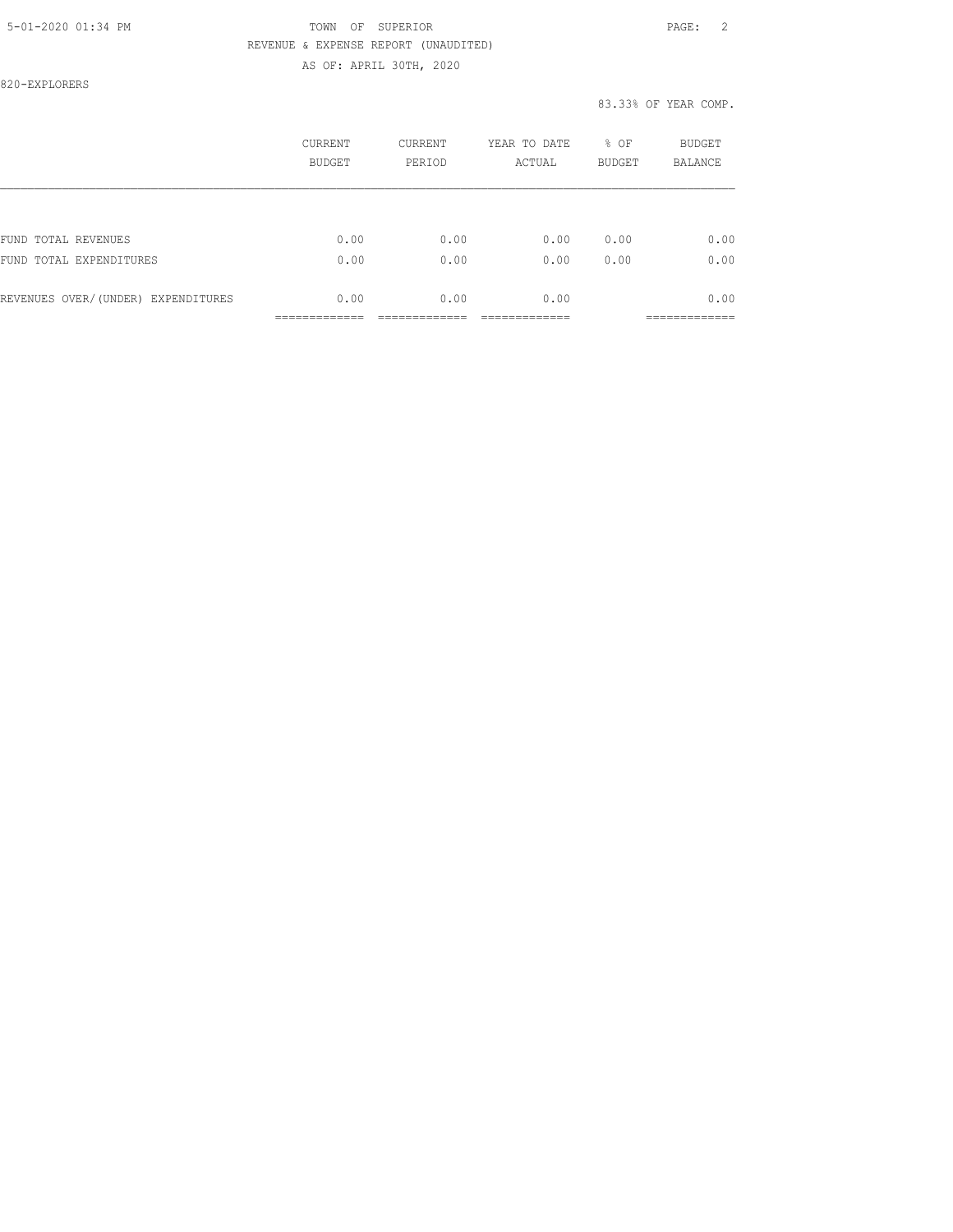5-01-2020 01:34 PM

TOWN OF SUPERIOR

REVENUE & EXPENSE REPORT (UNAUDITED)

AS OF: APRIL 30TH, 2020

820-EXPLORERS

83.33% OF YEAR COMP.

| | CURRENT BUDGET | CURRENT PERIOD | YEAR TO DATE ACTUAL | % OF BUDGET | BUDGET BALANCE |
|---|---|---|---|---|---|
| FUND TOTAL REVENUES | 0.00 | 0.00 | 0.00 | 0.00 | 0.00 |
| FUND TOTAL EXPENDITURES | 0.00 | 0.00 | 0.00 | 0.00 | 0.00 |
| REVENUES OVER/(UNDER) EXPENDITURES | 0.00 | 0.00 | 0.00 | | 0.00 |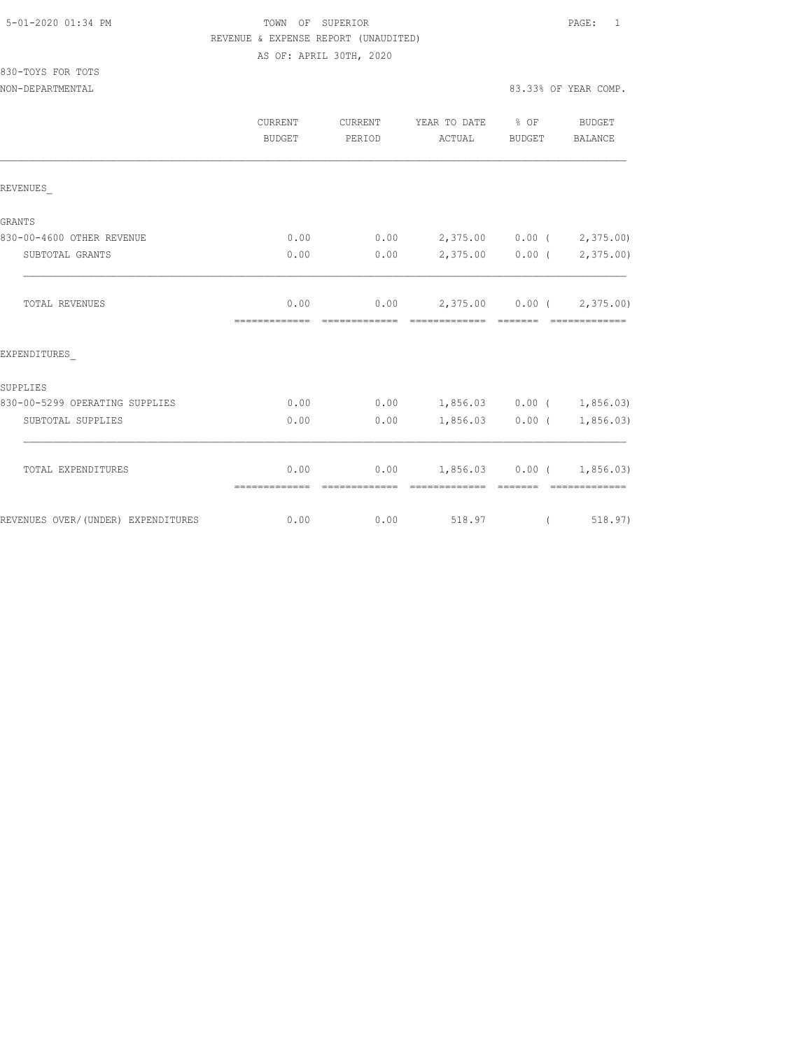TOWN OF SUPERIOR
REVENUE & EXPENSE REPORT (UNAUDITED)
AS OF: APRIL 30TH, 2020

830-TOYS FOR TOTS
NON-DEPARTMENTAL

83.33% OF YEAR COMP.

| | CURRENT BUDGET | CURRENT PERIOD | YEAR TO DATE ACTUAL | % OF BUDGET | BUDGET BALANCE |
|---|---|---|---|---|---|
| REVENUES_ | | | | | |
| GRANTS | | | | | |
| 830-00-4600 OTHER REVENUE | 0.00 | 0.00 | 2,375.00 | 0.00 | ( 2,375.00) |
| SUBTOTAL GRANTS | 0.00 | 0.00 | 2,375.00 | 0.00 | ( 2,375.00) |
| TOTAL REVENUES | 0.00 | 0.00 | 2,375.00 | 0.00 | ( 2,375.00) |
| EXPENDITURES_ | | | | | |
| SUPPLIES | | | | | |
| 830-00-5299 OPERATING SUPPLIES | 0.00 | 0.00 | 1,856.03 | 0.00 | ( 1,856.03) |
| SUBTOTAL SUPPLIES | 0.00 | 0.00 | 1,856.03 | 0.00 | ( 1,856.03) |
| TOTAL EXPENDITURES | 0.00 | 0.00 | 1,856.03 | 0.00 | ( 1,856.03) |
| REVENUES OVER/(UNDER) EXPENDITURES | 0.00 | 0.00 | 518.97 | | ( 518.97) |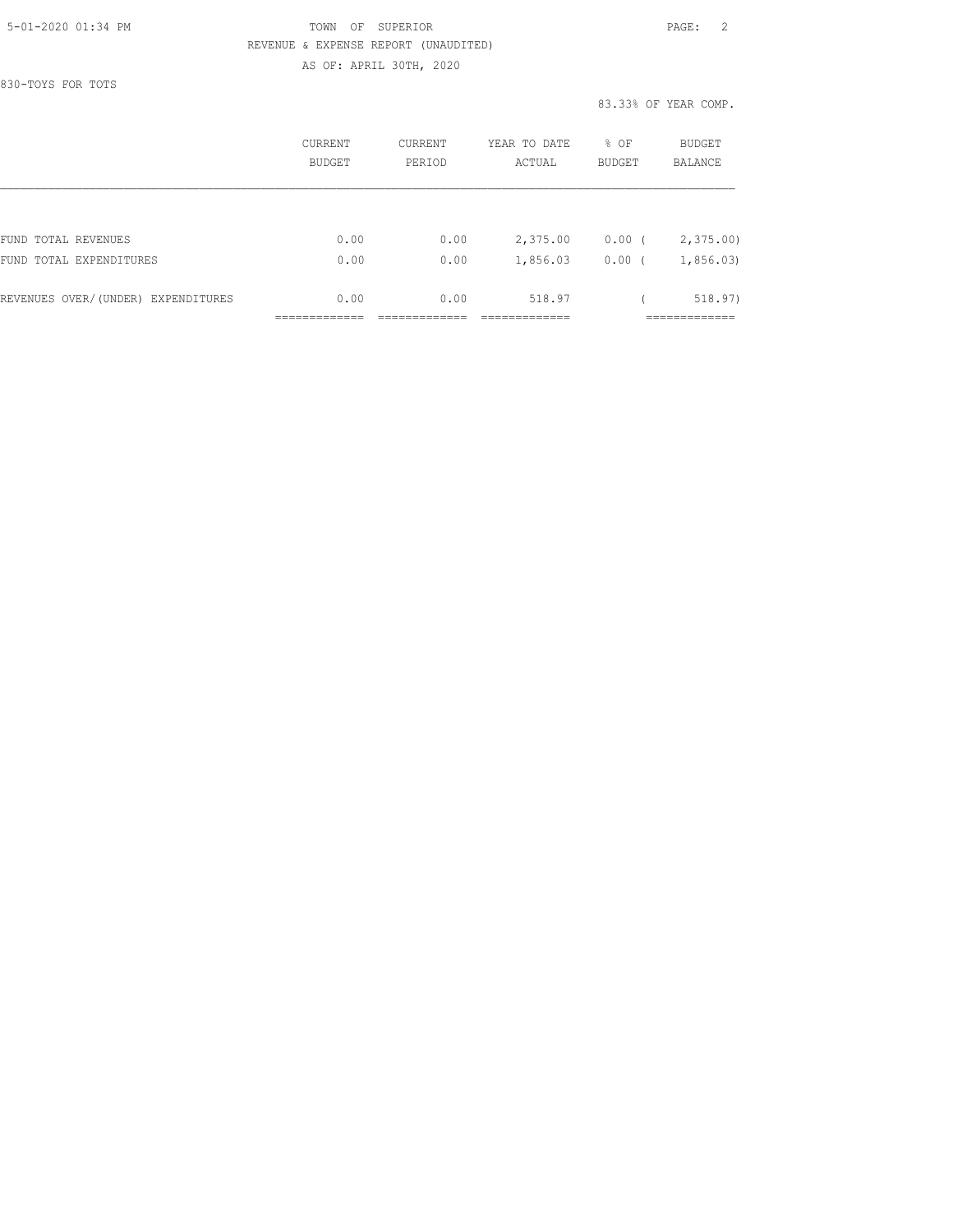TOWN OF SUPERIOR
REVENUE & EXPENSE REPORT (UNAUDITED)
AS OF: APRIL 30TH, 2020

830-TOYS FOR TOTS

83.33% OF YEAR COMP.

| | CURRENT BUDGET | CURRENT PERIOD | YEAR TO DATE ACTUAL | % OF BUDGET | BUDGET BALANCE |
|---|---|---|---|---|---|
| FUND TOTAL REVENUES | 0.00 | 0.00 | 2,375.00 | 0.00 | ( 2,375.00) |
| FUND TOTAL EXPENDITURES | 0.00 | 0.00 | 1,856.03 | 0.00 | ( 1,856.03) |
| REVENUES OVER/(UNDER) EXPENDITURES | 0.00 | 0.00 | 518.97 | | ( 518.97) |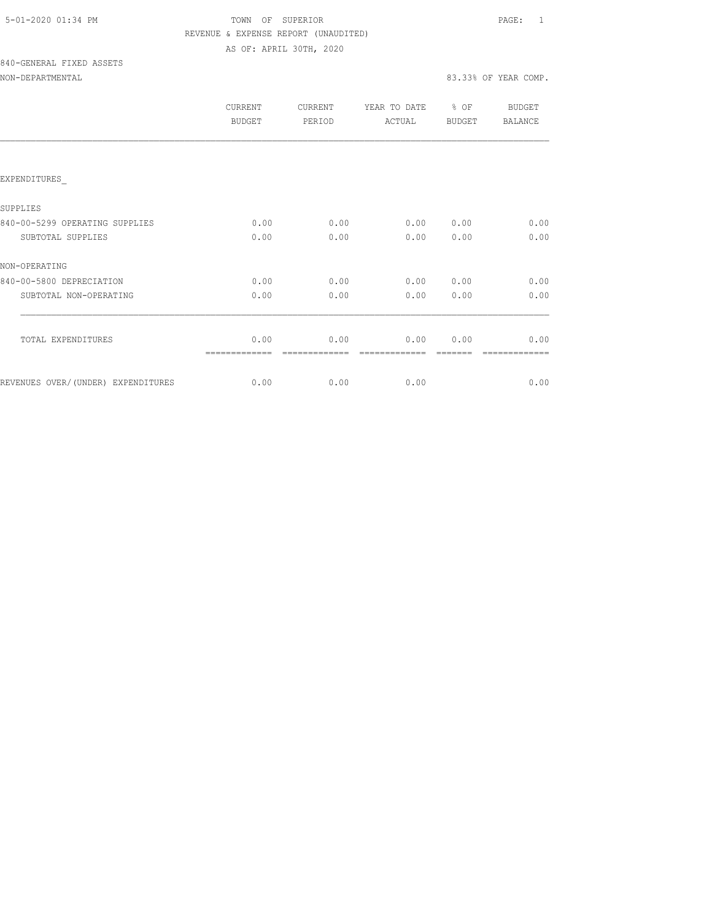5-01-2020 01:34 PM

TOWN OF SUPERIOR

REVENUE & EXPENSE REPORT (UNAUDITED)

AS OF: APRIL 30TH, 2020

840-GENERAL FIXED ASSETS

NON-DEPARTMENTAL

83.33% OF YEAR COMP.

| | CURRENT BUDGET | CURRENT PERIOD | YEAR TO DATE ACTUAL | % OF BUDGET | BUDGET BALANCE |
|---|---|---|---|---|---|
| EXPENDITURES_ | | | | | |
| SUPPLIES | | | | | |
| 840-00-5299 OPERATING SUPPLIES | 0.00 | 0.00 | 0.00 | 0.00 | 0.00 |
| SUBTOTAL SUPPLIES | 0.00 | 0.00 | 0.00 | 0.00 | 0.00 |
| NON-OPERATING | | | | | |
| 840-00-5800 DEPRECIATION | 0.00 | 0.00 | 0.00 | 0.00 | 0.00 |
| SUBTOTAL NON-OPERATING | 0.00 | 0.00 | 0.00 | 0.00 | 0.00 |
| TOTAL EXPENDITURES | 0.00 | 0.00 | 0.00 | 0.00 | 0.00 |
| REVENUES OVER/(UNDER) EXPENDITURES | 0.00 | 0.00 | 0.00 | | 0.00 |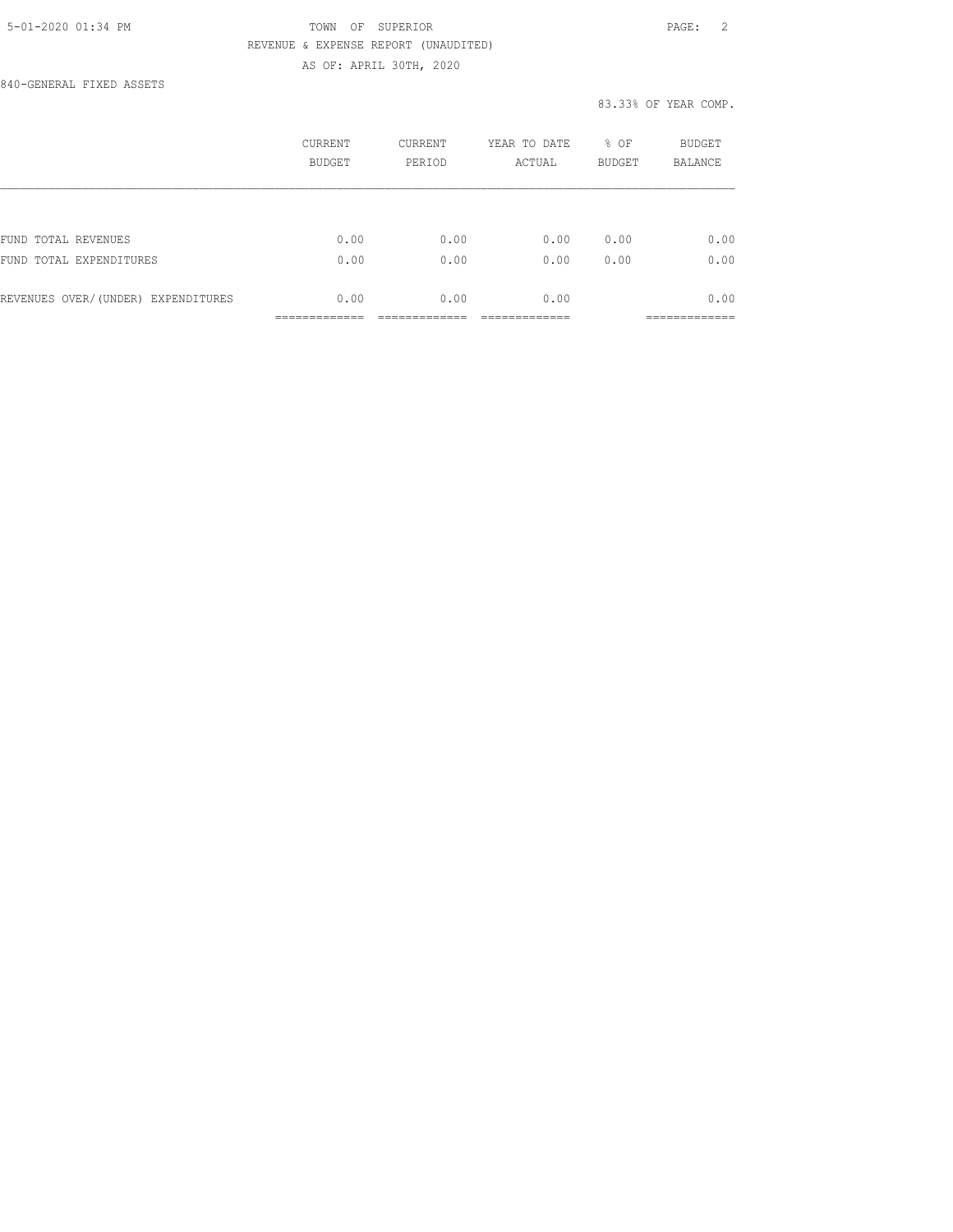TOWN OF SUPERIOR
REVENUE & EXPENSE REPORT (UNAUDITED)
AS OF: APRIL 30TH, 2020

840-GENERAL FIXED ASSETS

83.33% OF YEAR COMP.

| | CURRENT BUDGET | CURRENT PERIOD | YEAR TO DATE ACTUAL | % OF BUDGET | BUDGET BALANCE |
|---|---|---|---|---|---|
| FUND TOTAL REVENUES | 0.00 | 0.00 | 0.00 | 0.00 | 0.00 |
| FUND TOTAL EXPENDITURES | 0.00 | 0.00 | 0.00 | 0.00 | 0.00 |
| REVENUES OVER/(UNDER) EXPENDITURES | 0.00 | 0.00 | 0.00 | | 0.00 |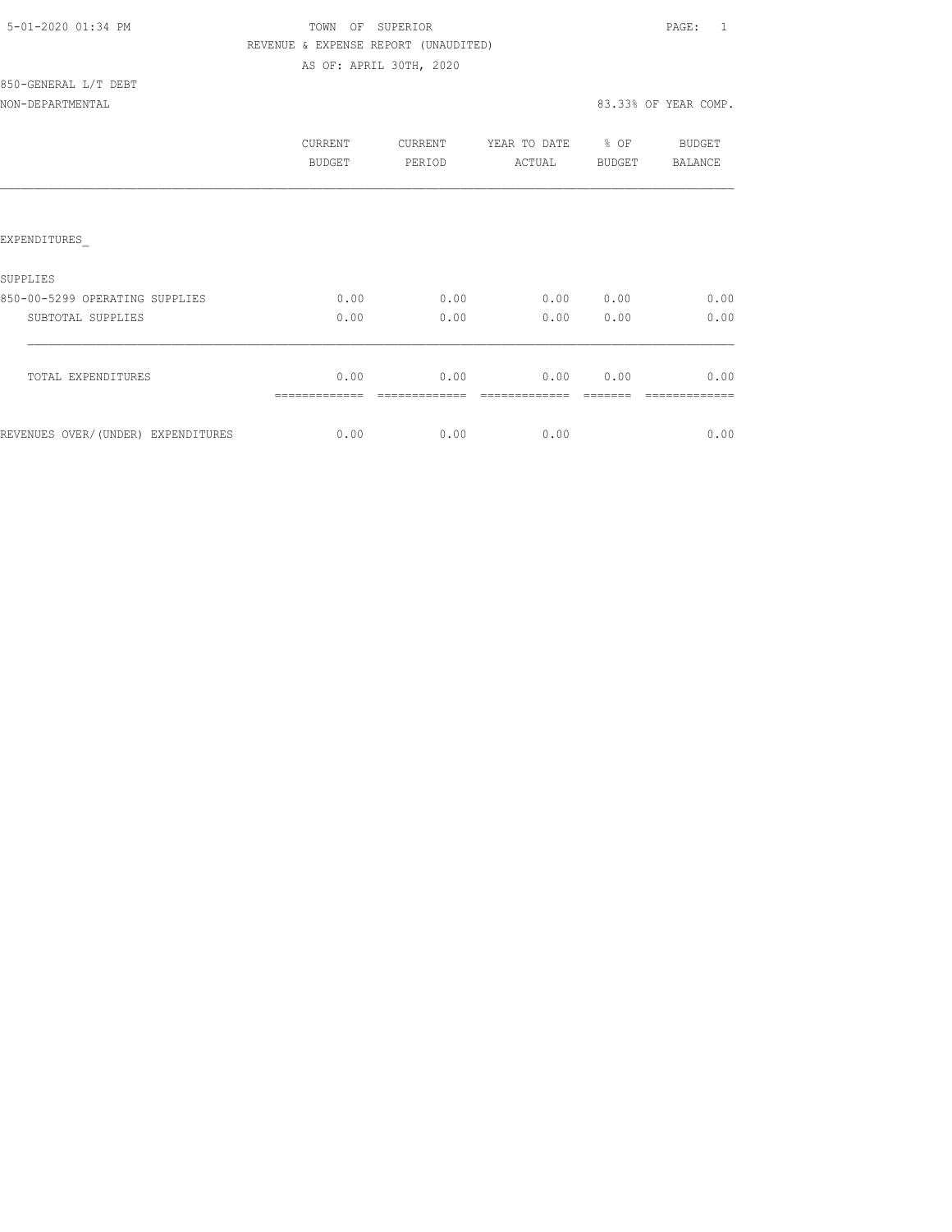TOWN OF SUPERIOR

REVENUE & EXPENSE REPORT (UNAUDITED)

AS OF: APRIL 30TH, 2020

850-GENERAL L/T DEBT

NON-DEPARTMENTAL — 83.33% OF YEAR COMP.

| | CURRENT BUDGET | CURRENT PERIOD | YEAR TO DATE ACTUAL | % OF BUDGET | BUDGET BALANCE |
|---|---|---|---|---|---|
| EXPENDITURES_ | | | | | |
| SUPPLIES | | | | | |
| 850-00-5299 OPERATING SUPPLIES | 0.00 | 0.00 | 0.00 | 0.00 | 0.00 |
| SUBTOTAL SUPPLIES | 0.00 | 0.00 | 0.00 | 0.00 | 0.00 |
| TOTAL EXPENDITURES | 0.00 | 0.00 | 0.00 | 0.00 | 0.00 |
| REVENUES OVER/(UNDER) EXPENDITURES | 0.00 | 0.00 | 0.00 | | 0.00 |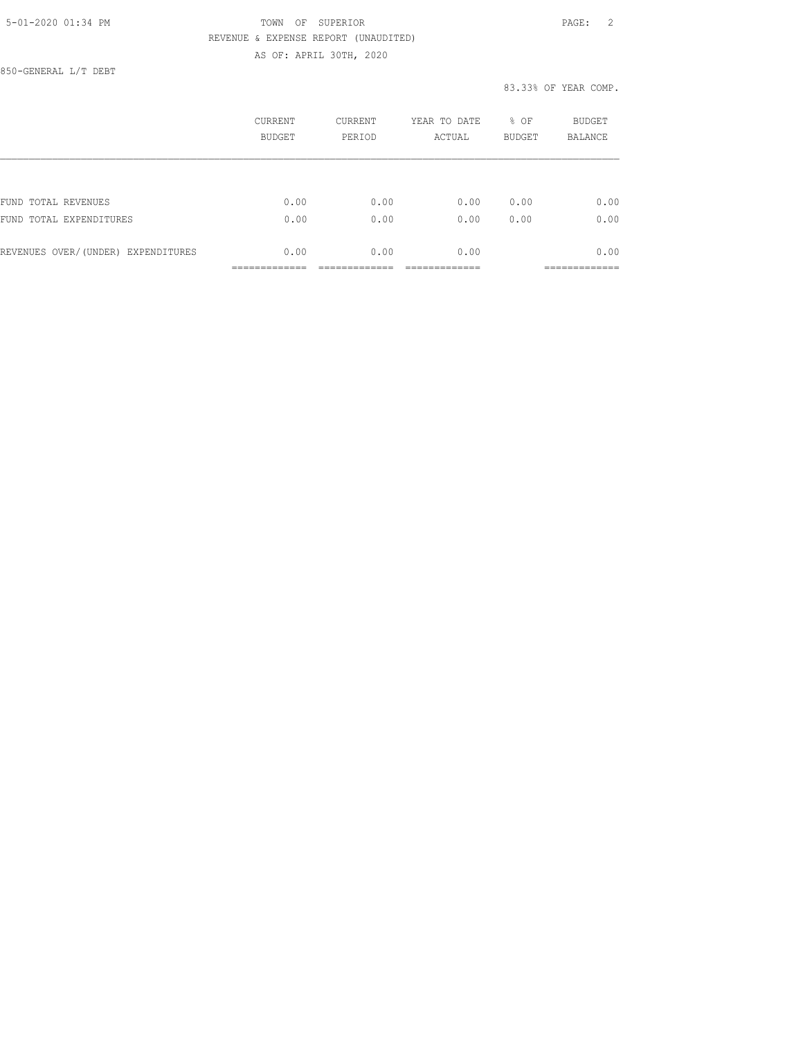5-01-2020 01:34 PM TOWN OF SUPERIOR

REVENUE & EXPENSE REPORT (UNAUDITED)

AS OF: APRIL 30TH, 2020

850-GENERAL L/T DEBT

83.33% OF YEAR COMP.

| | CURRENT BUDGET | CURRENT PERIOD | YEAR TO DATE ACTUAL | % OF BUDGET | BUDGET BALANCE |
|---|---|---|---|---|---|
| FUND TOTAL REVENUES | 0.00 | 0.00 | 0.00 | 0.00 | 0.00 |
| FUND TOTAL EXPENDITURES | 0.00 | 0.00 | 0.00 | 0.00 | 0.00 |
| REVENUES OVER/(UNDER) EXPENDITURES | 0.00 | 0.00 | 0.00 | | 0.00 |